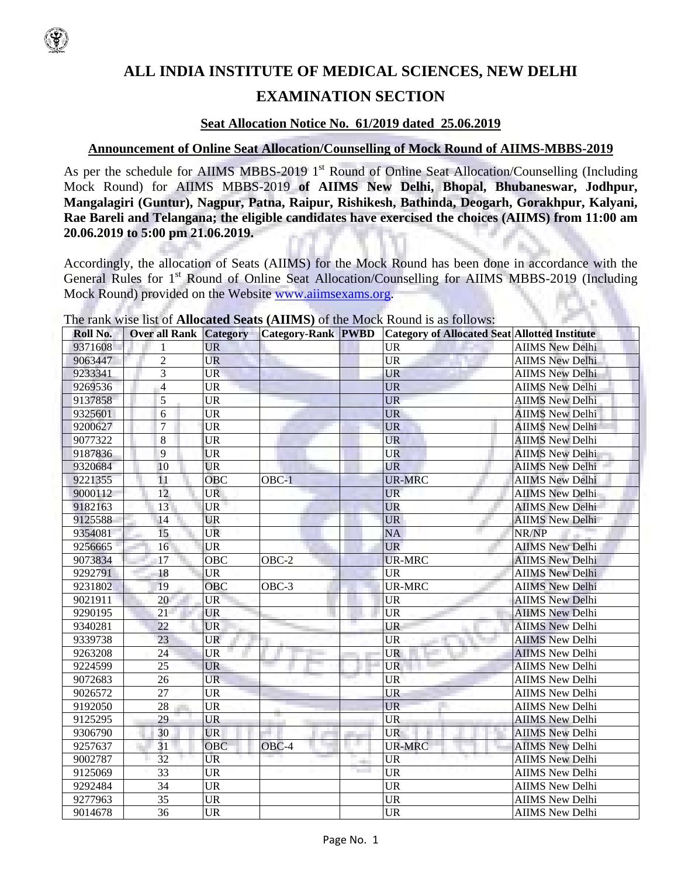# ALL INDIA INSTITUTE OF MEDICAL SCIENCES, NEW DELHI

# EXAMINATION SECTION

**Seat Allocation Notice No. 61/2019 dated 25.06.2019**

**Announcement of Online Seat Allocation/Counselling of Mock Round of AIIMS-MBBS-2019**

As per the schedule for AIIMS MBBS-2019 1st Round of Online Seat Allocation/Counselling (Including Mock Round) for AIIMS MBBS-2019 **of AIIMS New Delhi, Bhopal, Bhubaneswar, Jodhpur, Mangalagiri (Guntur), Nagpur, Patna, Raipur, Rishikesh, Bathinda, Deogarh, Gorakhpur, Kalyani, Rae Bareli and Telangana; the eligible candidates have exercised the choices (AIIMS) from 11:00 am 20.06.2019 to 5:00 pm 21.06.2019.**

Accordingly, the allocation of Seats (AIIMS) for the Mock Round has been done in accordance with the General Rules for 1st Round of Online Seat Allocation/Counselling for AIIMS MBBS-2019 (Including Mock Round) provided on the Website www.aiimsexams.org.

The rank wise list of **Allocated Seats (AIIMS)** of the Mock Round is as follows:

| Roll No. | Over all Rank | Category | Category-Rank | PWBD | Category of Allocated Seat | Allotted Institute |
|---|---|---|---|---|---|---|
| 9371608 | 1 | UR | | | UR | AIIMS New Delhi |
| 9063447 | 2 | UR | | | UR | AIIMS New Delhi |
| 9233341 | 3 | UR | | | UR | AIIMS New Delhi |
| 9269536 | 4 | UR | | | UR | AIIMS New Delhi |
| 9137858 | 5 | UR | | | UR | AIIMS New Delhi |
| 9325601 | 6 | UR | | | UR | AIIMS New Delhi |
| 9200627 | 7 | UR | | | UR | AIIMS New Delhi |
| 9077322 | 8 | UR | | | UR | AIIMS New Delhi |
| 9187836 | 9 | UR | | | UR | AIIMS New Delhi |
| 9320684 | 10 | UR | | | UR | AIIMS New Delhi |
| 9221355 | 11 | OBC | OBC-1 | | UR-MRC | AIIMS New Delhi |
| 9000112 | 12 | UR | | | UR | AIIMS New Delhi |
| 9182163 | 13 | UR | | | UR | AIIMS New Delhi |
| 9125588 | 14 | UR | | | UR | AIIMS New Delhi |
| 9354081 | 15 | UR | | | NA | NR/NP |
| 9256665 | 16 | UR | | | UR | AIIMS New Delhi |
| 9073834 | 17 | OBC | OBC-2 | | UR-MRC | AIIMS New Delhi |
| 9292791 | 18 | UR | | | UR | AIIMS New Delhi |
| 9231802 | 19 | OBC | OBC-3 | | UR-MRC | AIIMS New Delhi |
| 9021911 | 20 | UR | | | UR | AIIMS New Delhi |
| 9290195 | 21 | UR | | | UR | AIIMS New Delhi |
| 9340281 | 22 | UR | | | UR | AIIMS New Delhi |
| 9339738 | 23 | UR | | | UR | AIIMS New Delhi |
| 9263208 | 24 | UR | | | UR | AIIMS New Delhi |
| 9224599 | 25 | UR | | | UR | AIIMS New Delhi |
| 9072683 | 26 | UR | | | UR | AIIMS New Delhi |
| 9026572 | 27 | UR | | | UR | AIIMS New Delhi |
| 9192050 | 28 | UR | | | UR | AIIMS New Delhi |
| 9125295 | 29 | UR | | | UR | AIIMS New Delhi |
| 9306790 | 30 | UR | | | UR | AIIMS New Delhi |
| 9257637 | 31 | OBC | OBC-4 | | UR-MRC | AIIMS New Delhi |
| 9002787 | 32 | UR | | | UR | AIIMS New Delhi |
| 9125069 | 33 | UR | | | UR | AIIMS New Delhi |
| 9292484 | 34 | UR | | | UR | AIIMS New Delhi |
| 9277963 | 35 | UR | | | UR | AIIMS New Delhi |
| 9014678 | 36 | UR | | | UR | AIIMS New Delhi |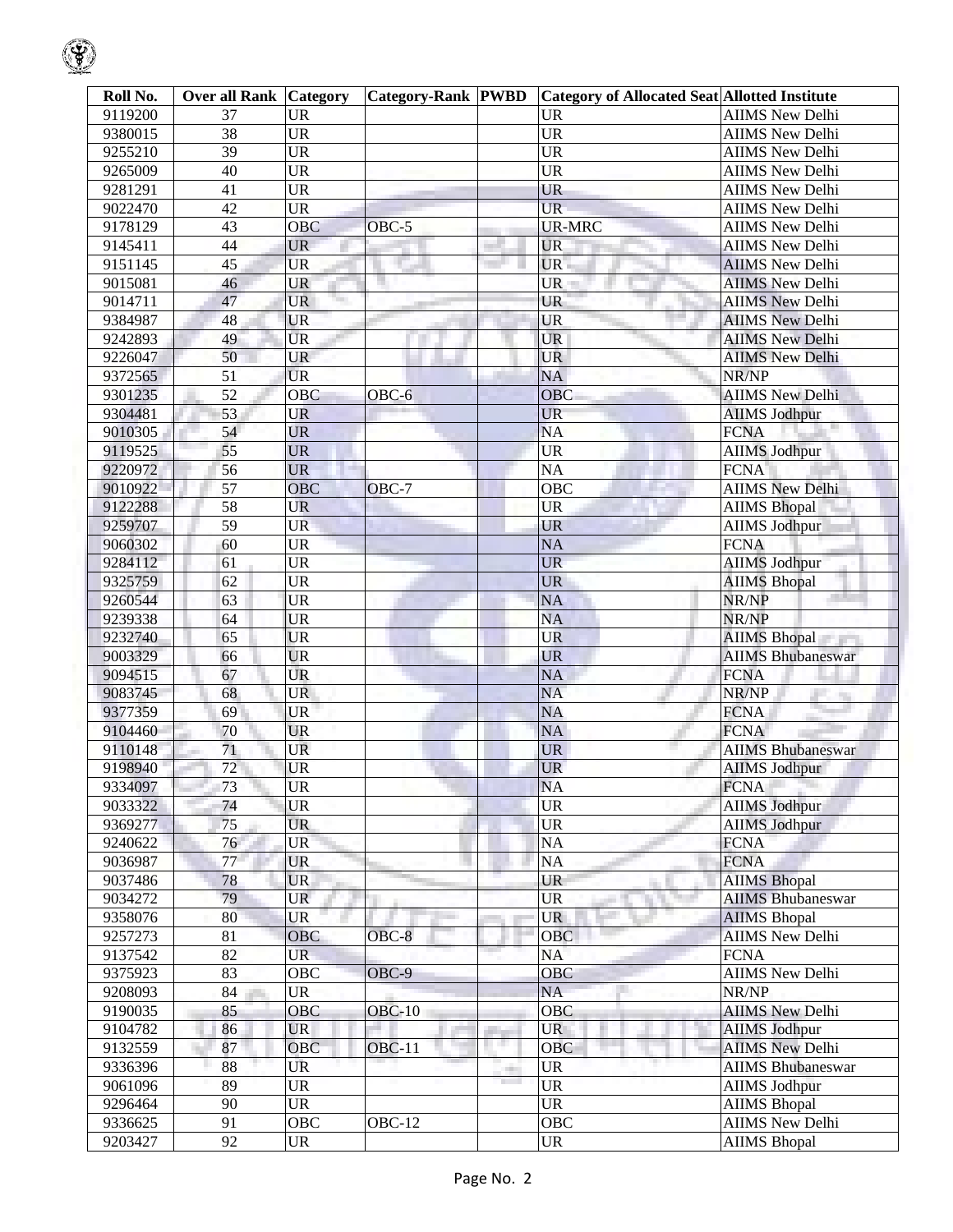| Roll No. | Over all Rank | Category | Category-Rank | PWBD | Category of Allocated Seat | Allotted Institute |
|---|---|---|---|---|---|---|
| 9119200 | 37 | UR | | | UR | AIIMS New Delhi |
| 9380015 | 38 | UR | | | UR | AIIMS New Delhi |
| 9255210 | 39 | UR | | | UR | AIIMS New Delhi |
| 9265009 | 40 | UR | | | UR | AIIMS New Delhi |
| 9281291 | 41 | UR | | | UR | AIIMS New Delhi |
| 9022470 | 42 | UR | | | UR | AIIMS New Delhi |
| 9178129 | 43 | OBC | OBC-5 | | UR-MRC | AIIMS New Delhi |
| 9145411 | 44 | UR | | | UR | AIIMS New Delhi |
| 9151145 | 45 | UR | | | UR | AIIMS New Delhi |
| 9015081 | 46 | UR | | | UR | AIIMS New Delhi |
| 9014711 | 47 | UR | | | UR | AIIMS New Delhi |
| 9384987 | 48 | UR | | | UR | AIIMS New Delhi |
| 9242893 | 49 | UR | | | UR | AIIMS New Delhi |
| 9226047 | 50 | UR | | | UR | AIIMS New Delhi |
| 9372565 | 51 | UR | | | NA | NR/NP |
| 9301235 | 52 | OBC | OBC-6 | | OBC | AIIMS New Delhi |
| 9304481 | 53 | UR | | | UR | AIIMS Jodhpur |
| 9010305 | 54 | UR | | | NA | FCNA |
| 9119525 | 55 | UR | | | UR | AIIMS Jodhpur |
| 9220972 | 56 | UR | | | NA | FCNA |
| 9010922 | 57 | OBC | OBC-7 | | OBC | AIIMS New Delhi |
| 9122288 | 58 | UR | | | UR | AIIMS Bhopal |
| 9259707 | 59 | UR | | | UR | AIIMS Jodhpur |
| 9060302 | 60 | UR | | | NA | FCNA |
| 9284112 | 61 | UR | | | UR | AIIMS Jodhpur |
| 9325759 | 62 | UR | | | UR | AIIMS Bhopal |
| 9260544 | 63 | UR | | | NA | NR/NP |
| 9239338 | 64 | UR | | | NA | NR/NP |
| 9232740 | 65 | UR | | | UR | AIIMS Bhopal |
| 9003329 | 66 | UR | | | UR | AIIMS Bhubaneswar |
| 9094515 | 67 | UR | | | NA | FCNA |
| 9083745 | 68 | UR | | | NA | NR/NP |
| 9377359 | 69 | UR | | | NA | FCNA |
| 9104460 | 70 | UR | | | NA | FCNA |
| 9110148 | 71 | UR | | | UR | AIIMS Bhubaneswar |
| 9198940 | 72 | UR | | | UR | AIIMS Jodhpur |
| 9334097 | 73 | UR | | | NA | FCNA |
| 9033322 | 74 | UR | | | UR | AIIMS Jodhpur |
| 9369277 | 75 | UR | | | UR | AIIMS Jodhpur |
| 9240622 | 76 | UR | | | NA | FCNA |
| 9036987 | 77 | UR | | | NA | FCNA |
| 9037486 | 78 | UR | | | UR | AIIMS Bhopal |
| 9034272 | 79 | UR | | | UR | AIIMS Bhubaneswar |
| 9358076 | 80 | UR | | | UR | AIIMS Bhopal |
| 9257273 | 81 | OBC | OBC-8 | | OBC | AIIMS New Delhi |
| 9137542 | 82 | UR | | | NA | FCNA |
| 9375923 | 83 | OBC | OBC-9 | | OBC | AIIMS New Delhi |
| 9208093 | 84 | UR | | | NA | NR/NP |
| 9190035 | 85 | OBC | OBC-10 | | OBC | AIIMS New Delhi |
| 9104782 | 86 | UR | | | UR | AIIMS Jodhpur |
| 9132559 | 87 | OBC | OBC-11 | | OBC | AIIMS New Delhi |
| 9336396 | 88 | UR | | | UR | AIIMS Bhubaneswar |
| 9061096 | 89 | UR | | | UR | AIIMS Jodhpur |
| 9296464 | 90 | UR | | | UR | AIIMS Bhopal |
| 9336625 | 91 | OBC | OBC-12 | | OBC | AIIMS New Delhi |
| 9203427 | 92 | UR | | | UR | AIIMS Bhopal |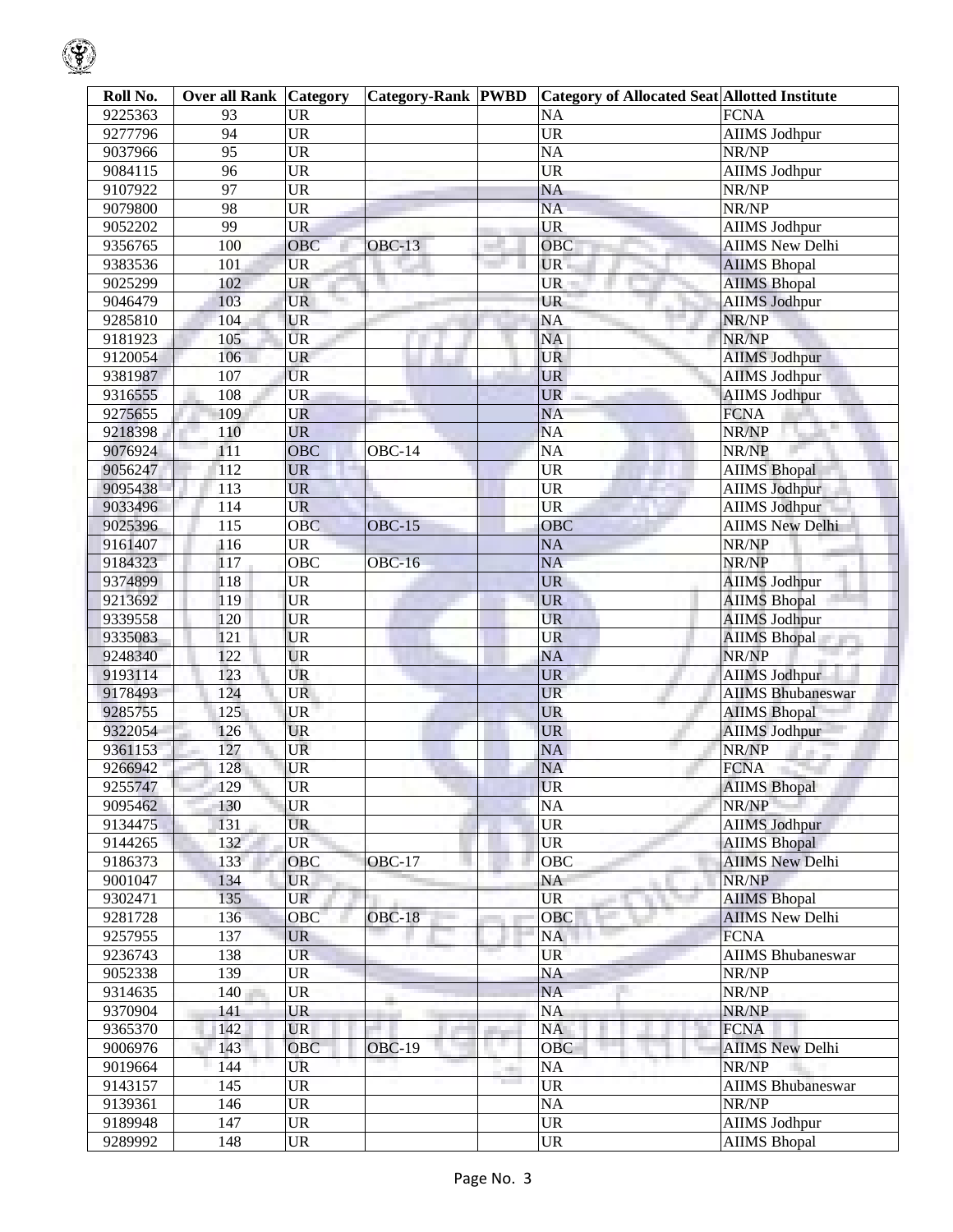| Roll No. | Over all Rank | Category | Category-Rank | PWBD | Category of Allocated Seat | Allotted Institute |
|---|---|---|---|---|---|---|
| 9225363 | 93 | UR | | | NA | FCNA |
| 9277796 | 94 | UR | | | UR | AIIMS Jodhpur |
| 9037966 | 95 | UR | | | NA | NR/NP |
| 9084115 | 96 | UR | | | UR | AIIMS Jodhpur |
| 9107922 | 97 | UR | | | NA | NR/NP |
| 9079800 | 98 | UR | | | NA | NR/NP |
| 9052202 | 99 | UR | | | UR | AIIMS Jodhpur |
| 9356765 | 100 | OBC | OBC-13 | | OBC | AIIMS New Delhi |
| 9383536 | 101 | UR | | | UR | AIIMS Bhopal |
| 9025299 | 102 | UR | | | UR | AIIMS Bhopal |
| 9046479 | 103 | UR | | | UR | AIIMS Jodhpur |
| 9285810 | 104 | UR | | | NA | NR/NP |
| 9181923 | 105 | UR | | | NA | NR/NP |
| 9120054 | 106 | UR | | | UR | AIIMS Jodhpur |
| 9381987 | 107 | UR | | | UR | AIIMS Jodhpur |
| 9316555 | 108 | UR | | | UR | AIIMS Jodhpur |
| 9275655 | 109 | UR | | | NA | FCNA |
| 9218398 | 110 | UR | | | NA | NR/NP |
| 9076924 | 111 | OBC | OBC-14 | | NA | NR/NP |
| 9056247 | 112 | UR | | | UR | AIIMS Bhopal |
| 9095438 | 113 | UR | | | UR | AIIMS Jodhpur |
| 9033496 | 114 | UR | | | UR | AIIMS Jodhpur |
| 9025396 | 115 | OBC | OBC-15 | | OBC | AIIMS New Delhi |
| 9161407 | 116 | UR | | | NA | NR/NP |
| 9184323 | 117 | OBC | OBC-16 | | NA | NR/NP |
| 9374899 | 118 | UR | | | UR | AIIMS Jodhpur |
| 9213692 | 119 | UR | | | UR | AIIMS Bhopal |
| 9339558 | 120 | UR | | | UR | AIIMS Jodhpur |
| 9335083 | 121 | UR | | | UR | AIIMS Bhopal |
| 9248340 | 122 | UR | | | NA | NR/NP |
| 9193114 | 123 | UR | | | UR | AIIMS Jodhpur |
| 9178493 | 124 | UR | | | UR | AIIMS Bhubaneswar |
| 9285755 | 125 | UR | | | UR | AIIMS Bhopal |
| 9322054 | 126 | UR | | | UR | AIIMS Jodhpur |
| 9361153 | 127 | UR | | | NA | NR/NP |
| 9266942 | 128 | UR | | | NA | FCNA |
| 9255747 | 129 | UR | | | UR | AIIMS Bhopal |
| 9095462 | 130 | UR | | | NA | NR/NP |
| 9134475 | 131 | UR | | | UR | AIIMS Jodhpur |
| 9144265 | 132 | UR | | | UR | AIIMS Bhopal |
| 9186373 | 133 | OBC | OBC-17 | | OBC | AIIMS New Delhi |
| 9001047 | 134 | UR | | | NA | NR/NP |
| 9302471 | 135 | UR | | | UR | AIIMS Bhopal |
| 9281728 | 136 | OBC | OBC-18 | | OBC | AIIMS New Delhi |
| 9257955 | 137 | UR | | | NA | FCNA |
| 9236743 | 138 | UR | | | UR | AIIMS Bhubaneswar |
| 9052338 | 139 | UR | | | NA | NR/NP |
| 9314635 | 140 | UR | | | NA | NR/NP |
| 9370904 | 141 | UR | | | NA | NR/NP |
| 9365370 | 142 | UR | | | NA | FCNA |
| 9006976 | 143 | OBC | OBC-19 | | OBC | AIIMS New Delhi |
| 9019664 | 144 | UR | | | NA | NR/NP |
| 9143157 | 145 | UR | | | UR | AIIMS Bhubaneswar |
| 9139361 | 146 | UR | | | NA | NR/NP |
| 9189948 | 147 | UR | | | UR | AIIMS Jodhpur |
| 9289992 | 148 | UR | | | UR | AIIMS Bhopal |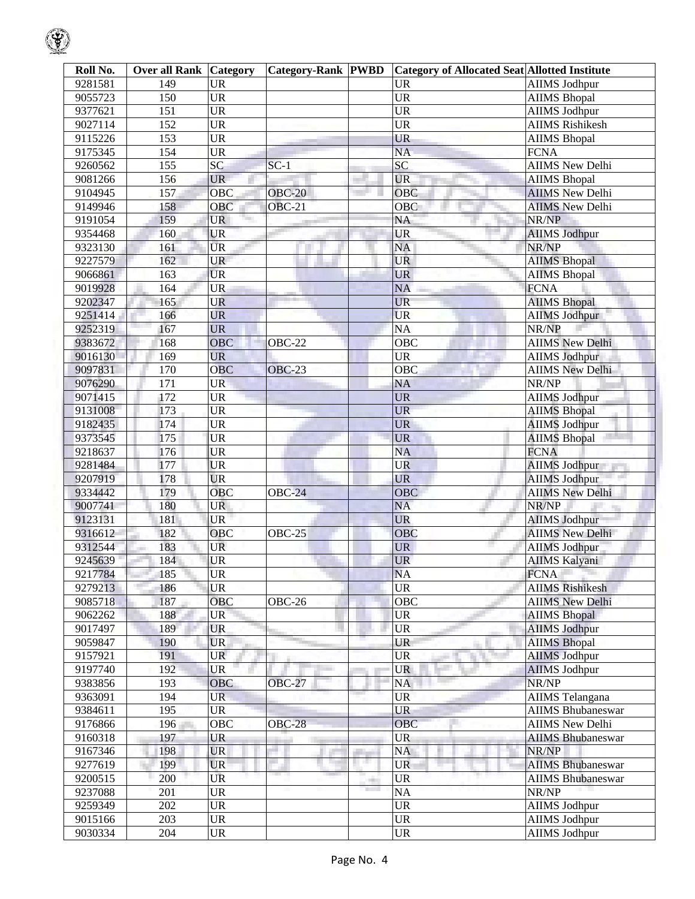| Roll No. | Over all Rank | Category | Category-Rank | PWBD | Category of Allocated Seat | Allotted Institute |
|---|---|---|---|---|---|---|
| 9281581 | 149 | UR | | | UR | AIIMS Jodhpur |
| 9055723 | 150 | UR | | | UR | AIIMS Bhopal |
| 9377621 | 151 | UR | | | UR | AIIMS Jodhpur |
| 9027114 | 152 | UR | | | UR | AIIMS Rishikesh |
| 9115226 | 153 | UR | | | UR | AIIMS Bhopal |
| 9175345 | 154 | UR | | | NA | FCNA |
| 9260562 | 155 | SC | SC-1 | | SC | AIIMS New Delhi |
| 9081266 | 156 | UR | | | UR | AIIMS Bhopal |
| 9104945 | 157 | OBC | OBC-20 | | OBC | AIIMS New Delhi |
| 9149946 | 158 | OBC | OBC-21 | | OBC | AIIMS New Delhi |
| 9191054 | 159 | UR | | | NA | NR/NP |
| 9354468 | 160 | UR | | | UR | AIIMS Jodhpur |
| 9323130 | 161 | UR | | | NA | NR/NP |
| 9227579 | 162 | UR | | | UR | AIIMS Bhopal |
| 9066861 | 163 | UR | | | UR | AIIMS Bhopal |
| 9019928 | 164 | UR | | | NA | FCNA |
| 9202347 | 165 | UR | | | UR | AIIMS Bhopal |
| 9251414 | 166 | UR | | | UR | AIIMS Jodhpur |
| 9252319 | 167 | UR | | | NA | NR/NP |
| 9383672 | 168 | OBC | OBC-22 | | OBC | AIIMS New Delhi |
| 9016130 | 169 | UR | | | UR | AIIMS Jodhpur |
| 9097831 | 170 | OBC | OBC-23 | | OBC | AIIMS New Delhi |
| 9076290 | 171 | UR | | | NA | NR/NP |
| 9071415 | 172 | UR | | | UR | AIIMS Jodhpur |
| 9131008 | 173 | UR | | | UR | AIIMS Bhopal |
| 9182435 | 174 | UR | | | UR | AIIMS Jodhpur |
| 9373545 | 175 | UR | | | UR | AIIMS Bhopal |
| 9218637 | 176 | UR | | | NA | FCNA |
| 9281484 | 177 | UR | | | UR | AIIMS Jodhpur |
| 9207919 | 178 | UR | | | UR | AIIMS Jodhpur |
| 9334442 | 179 | OBC | OBC-24 | | OBC | AIIMS New Delhi |
| 9007741 | 180 | UR | | | NA | NR/NP |
| 9123131 | 181 | UR | | | UR | AIIMS Jodhpur |
| 9316612 | 182 | OBC | OBC-25 | | OBC | AIIMS New Delhi |
| 9312544 | 183 | UR | | | UR | AIIMS Jodhpur |
| 9245639 | 184 | UR | | | UR | AIIMS Kalyani |
| 9217784 | 185 | UR | | | NA | FCNA |
| 9279213 | 186 | UR | | | UR | AIIMS Rishikesh |
| 9085718 | 187 | OBC | OBC-26 | | OBC | AIIMS New Delhi |
| 9062262 | 188 | UR | | | UR | AIIMS Bhopal |
| 9017497 | 189 | UR | | | UR | AIIMS Jodhpur |
| 9059847 | 190 | UR | | | UR | AIIMS Bhopal |
| 9157921 | 191 | UR | | | UR | AIIMS Jodhpur |
| 9197740 | 192 | UR | | | UR | AIIMS Jodhpur |
| 9383856 | 193 | OBC | OBC-27 | | NA | NR/NP |
| 9363091 | 194 | UR | | | UR | AIIMS Telangana |
| 9384611 | 195 | UR | | | UR | AIIMS Bhubaneswar |
| 9176866 | 196 | OBC | OBC-28 | | OBC | AIIMS New Delhi |
| 9160318 | 197 | UR | | | UR | AIIMS Bhubaneswar |
| 9167346 | 198 | UR | | | NA | NR/NP |
| 9277619 | 199 | UR | | | UR | AIIMS Bhubaneswar |
| 9200515 | 200 | UR | | | UR | AIIMS Bhubaneswar |
| 9237088 | 201 | UR | | | NA | NR/NP |
| 9259349 | 202 | UR | | | UR | AIIMS Jodhpur |
| 9015166 | 203 | UR | | | UR | AIIMS Jodhpur |
| 9030334 | 204 | UR | | | UR | AIIMS Jodhpur |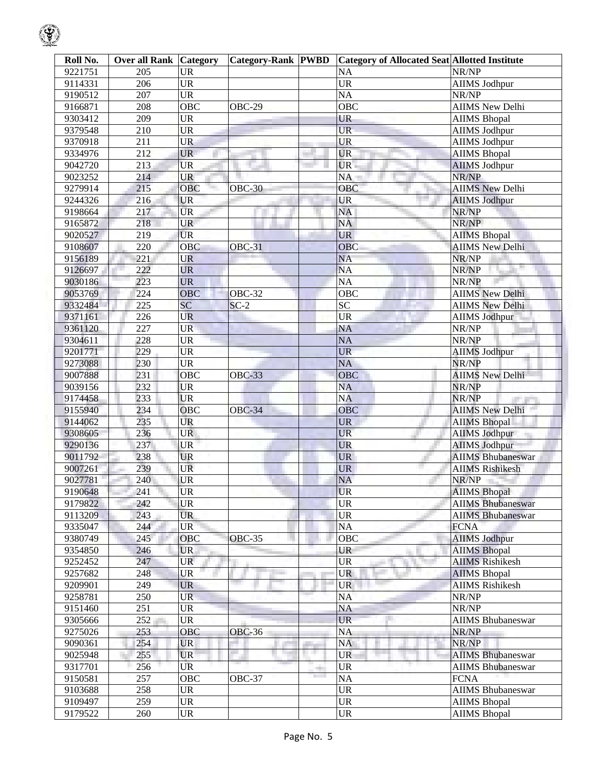| Roll No. | Over all Rank | Category | Category-Rank | PWBD | Category of Allocated Seat | Allotted Institute |
|---|---|---|---|---|---|---|
| 9221751 | 205 | UR | | | NA | NR/NP |
| 9114331 | 206 | UR | | | UR | AIIMS Jodhpur |
| 9190512 | 207 | UR | | | NA | NR/NP |
| 9166871 | 208 | OBC | OBC-29 | | OBC | AIIMS New Delhi |
| 9303412 | 209 | UR | | | UR | AIIMS Bhopal |
| 9379548 | 210 | UR | | | UR | AIIMS Jodhpur |
| 9370918 | 211 | UR | | | UR | AIIMS Jodhpur |
| 9334976 | 212 | UR | | | UR | AIIMS Bhopal |
| 9042720 | 213 | UR | | | UR | AIIMS Jodhpur |
| 9023252 | 214 | UR | | | NA | NR/NP |
| 9279914 | 215 | OBC | OBC-30 | | OBC | AIIMS New Delhi |
| 9244326 | 216 | UR | | | UR | AIIMS Jodhpur |
| 9198664 | 217 | UR | | | NA | NR/NP |
| 9165872 | 218 | UR | | | NA | NR/NP |
| 9020527 | 219 | UR | | | UR | AIIMS Bhopal |
| 9108607 | 220 | OBC | OBC-31 | | OBC | AIIMS New Delhi |
| 9156189 | 221 | UR | | | NA | NR/NP |
| 9126697 | 222 | UR | | | NA | NR/NP |
| 9030186 | 223 | UR | | | NA | NR/NP |
| 9053769 | 224 | OBC | OBC-32 | | OBC | AIIMS New Delhi |
| 9332484 | 225 | SC | SC-2 | | SC | AIIMS New Delhi |
| 9371161 | 226 | UR | | | UR | AIIMS Jodhpur |
| 9361120 | 227 | UR | | | NA | NR/NP |
| 9304611 | 228 | UR | | | NA | NR/NP |
| 9201771 | 229 | UR | | | UR | AIIMS Jodhpur |
| 9273088 | 230 | UR | | | NA | NR/NP |
| 9007888 | 231 | OBC | OBC-33 | | OBC | AIIMS New Delhi |
| 9039156 | 232 | UR | | | NA | NR/NP |
| 9174458 | 233 | UR | | | NA | NR/NP |
| 9155940 | 234 | OBC | OBC-34 | | OBC | AIIMS New Delhi |
| 9144062 | 235 | UR | | | UR | AIIMS Bhopal |
| 9308605 | 236 | UR | | | UR | AIIMS Jodhpur |
| 9290136 | 237 | UR | | | UR | AIIMS Jodhpur |
| 9011792 | 238 | UR | | | UR | AIIMS Bhubaneswar |
| 9007261 | 239 | UR | | | UR | AIIMS Rishikesh |
| 9027781 | 240 | UR | | | NA | NR/NP |
| 9190648 | 241 | UR | | | UR | AIIMS Bhopal |
| 9179822 | 242 | UR | | | UR | AIIMS Bhubaneswar |
| 9113209 | 243 | UR | | | UR | AIIMS Bhubaneswar |
| 9335047 | 244 | UR | | | NA | FCNA |
| 9380749 | 245 | OBC | OBC-35 | | OBC | AIIMS Jodhpur |
| 9354850 | 246 | UR | | | UR | AIIMS Bhopal |
| 9252452 | 247 | UR | | | UR | AIIMS Rishikesh |
| 9257682 | 248 | UR | | | UR | AIIMS Bhopal |
| 9209901 | 249 | UR | | | UR | AIIMS Rishikesh |
| 9258781 | 250 | UR | | | NA | NR/NP |
| 9151460 | 251 | UR | | | NA | NR/NP |
| 9305666 | 252 | UR | | | UR | AIIMS Bhubaneswar |
| 9275026 | 253 | OBC | OBC-36 | | NA | NR/NP |
| 9090361 | 254 | UR | | | NA | NR/NP |
| 9025948 | 255 | UR | | | UR | AIIMS Bhubaneswar |
| 9317701 | 256 | UR | | | UR | AIIMS Bhubaneswar |
| 9150581 | 257 | OBC | OBC-37 | | NA | FCNA |
| 9103688 | 258 | UR | | | UR | AIIMS Bhubaneswar |
| 9109497 | 259 | UR | | | UR | AIIMS Bhopal |
| 9179522 | 260 | UR | | | UR | AIIMS Bhopal |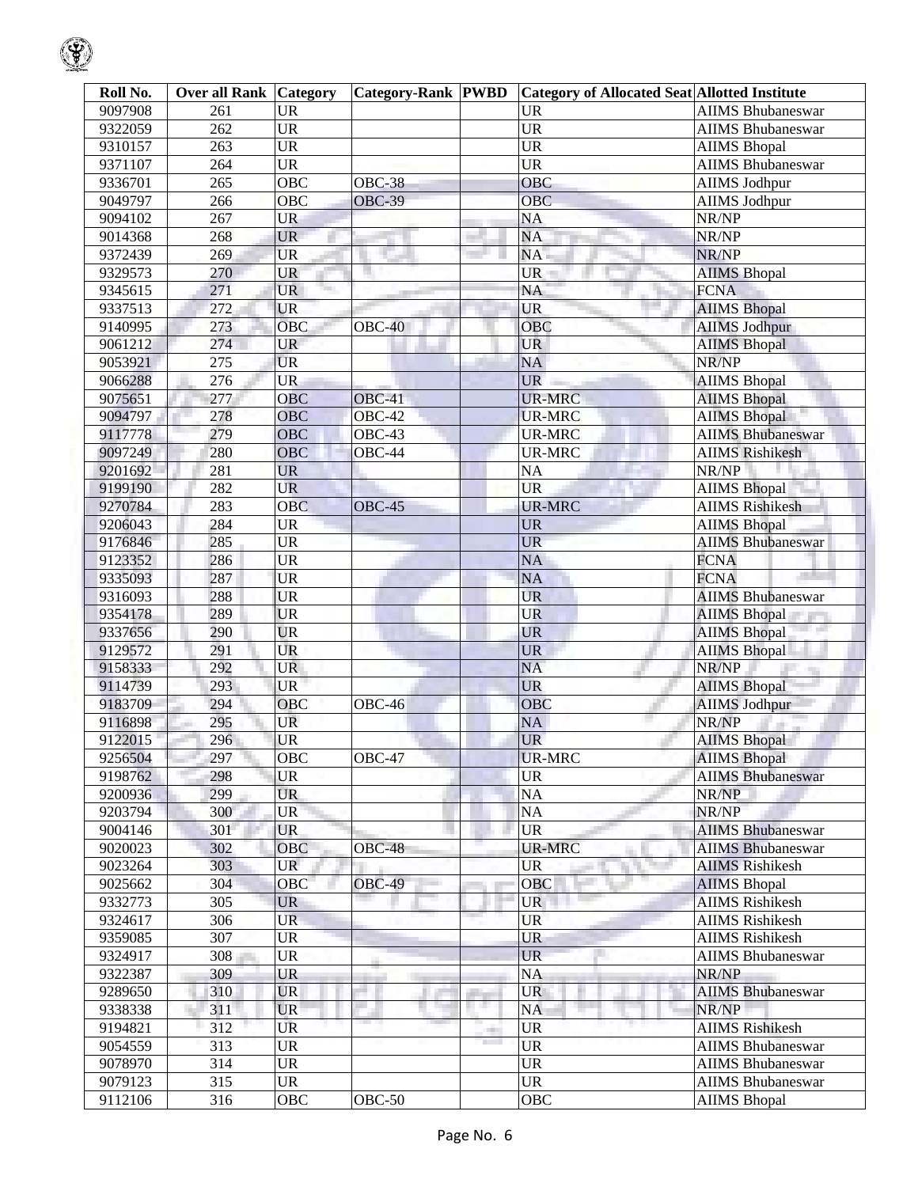| Roll No. | Over all Rank | Category | Category-Rank | PWBD | Category of Allocated Seat | Allotted Institute |
|---|---|---|---|---|---|---|
| 9097908 | 261 | UR | | | UR | AIIMS Bhubaneswar |
| 9322059 | 262 | UR | | | UR | AIIMS Bhubaneswar |
| 9310157 | 263 | UR | | | UR | AIIMS Bhopal |
| 9371107 | 264 | UR | | | UR | AIIMS Bhubaneswar |
| 9336701 | 265 | OBC | OBC-38 | | OBC | AIIMS Jodhpur |
| 9049797 | 266 | OBC | OBC-39 | | OBC | AIIMS Jodhpur |
| 9094102 | 267 | UR | | | NA | NR/NP |
| 9014368 | 268 | UR | | | NA | NR/NP |
| 9372439 | 269 | UR | | | NA | NR/NP |
| 9329573 | 270 | UR | | | UR | AIIMS Bhopal |
| 9345615 | 271 | UR | | | NA | FCNA |
| 9337513 | 272 | UR | | | UR | AIIMS Bhopal |
| 9140995 | 273 | OBC | OBC-40 | | OBC | AIIMS Jodhpur |
| 9061212 | 274 | UR | | | UR | AIIMS Bhopal |
| 9053921 | 275 | UR | | | NA | NR/NP |
| 9066288 | 276 | UR | | | UR | AIIMS Bhopal |
| 9075651 | 277 | OBC | OBC-41 | | UR-MRC | AIIMS Bhopal |
| 9094797 | 278 | OBC | OBC-42 | | UR-MRC | AIIMS Bhopal |
| 9117778 | 279 | OBC | OBC-43 | | UR-MRC | AIIMS Bhubaneswar |
| 9097249 | 280 | OBC | OBC-44 | | UR-MRC | AIIMS Rishikesh |
| 9201692 | 281 | UR | | | NA | NR/NP |
| 9199190 | 282 | UR | | | UR | AIIMS Bhopal |
| 9270784 | 283 | OBC | OBC-45 | | UR-MRC | AIIMS Rishikesh |
| 9206043 | 284 | UR | | | UR | AIIMS Bhopal |
| 9176846 | 285 | UR | | | UR | AIIMS Bhubaneswar |
| 9123352 | 286 | UR | | | NA | FCNA |
| 9335093 | 287 | UR | | | NA | FCNA |
| 9316093 | 288 | UR | | | UR | AIIMS Bhubaneswar |
| 9354178 | 289 | UR | | | UR | AIIMS Bhopal |
| 9337656 | 290 | UR | | | UR | AIIMS Bhopal |
| 9129572 | 291 | UR | | | UR | AIIMS Bhopal |
| 9158333 | 292 | UR | | | NA | NR/NP |
| 9114739 | 293 | UR | | | UR | AIIMS Bhopal |
| 9183709 | 294 | OBC | OBC-46 | | OBC | AIIMS Jodhpur |
| 9116898 | 295 | UR | | | NA | NR/NP |
| 9122015 | 296 | UR | | | UR | AIIMS Bhopal |
| 9256504 | 297 | OBC | OBC-47 | | UR-MRC | AIIMS Bhopal |
| 9198762 | 298 | UR | | | UR | AIIMS Bhubaneswar |
| 9200936 | 299 | UR | | | NA | NR/NP |
| 9203794 | 300 | UR | | | NA | NR/NP |
| 9004146 | 301 | UR | | | UR | AIIMS Bhubaneswar |
| 9020023 | 302 | OBC | OBC-48 | | UR-MRC | AIIMS Bhubaneswar |
| 9023264 | 303 | UR | | | UR | AIIMS Rishikesh |
| 9025662 | 304 | OBC | OBC-49 | | OBC | AIIMS Bhopal |
| 9332773 | 305 | UR | | | UR | AIIMS Rishikesh |
| 9324617 | 306 | UR | | | UR | AIIMS Rishikesh |
| 9359085 | 307 | UR | | | UR | AIIMS Rishikesh |
| 9324917 | 308 | UR | | | UR | AIIMS Bhubaneswar |
| 9322387 | 309 | UR | | | NA | NR/NP |
| 9289650 | 310 | UR | | | UR | AIIMS Bhubaneswar |
| 9338338 | 311 | UR | | | NA | NR/NP |
| 9194821 | 312 | UR | | | UR | AIIMS Rishikesh |
| 9054559 | 313 | UR | | | UR | AIIMS Bhubaneswar |
| 9078970 | 314 | UR | | | UR | AIIMS Bhubaneswar |
| 9079123 | 315 | UR | | | UR | AIIMS Bhubaneswar |
| 9112106 | 316 | OBC | OBC-50 | | OBC | AIIMS Bhopal |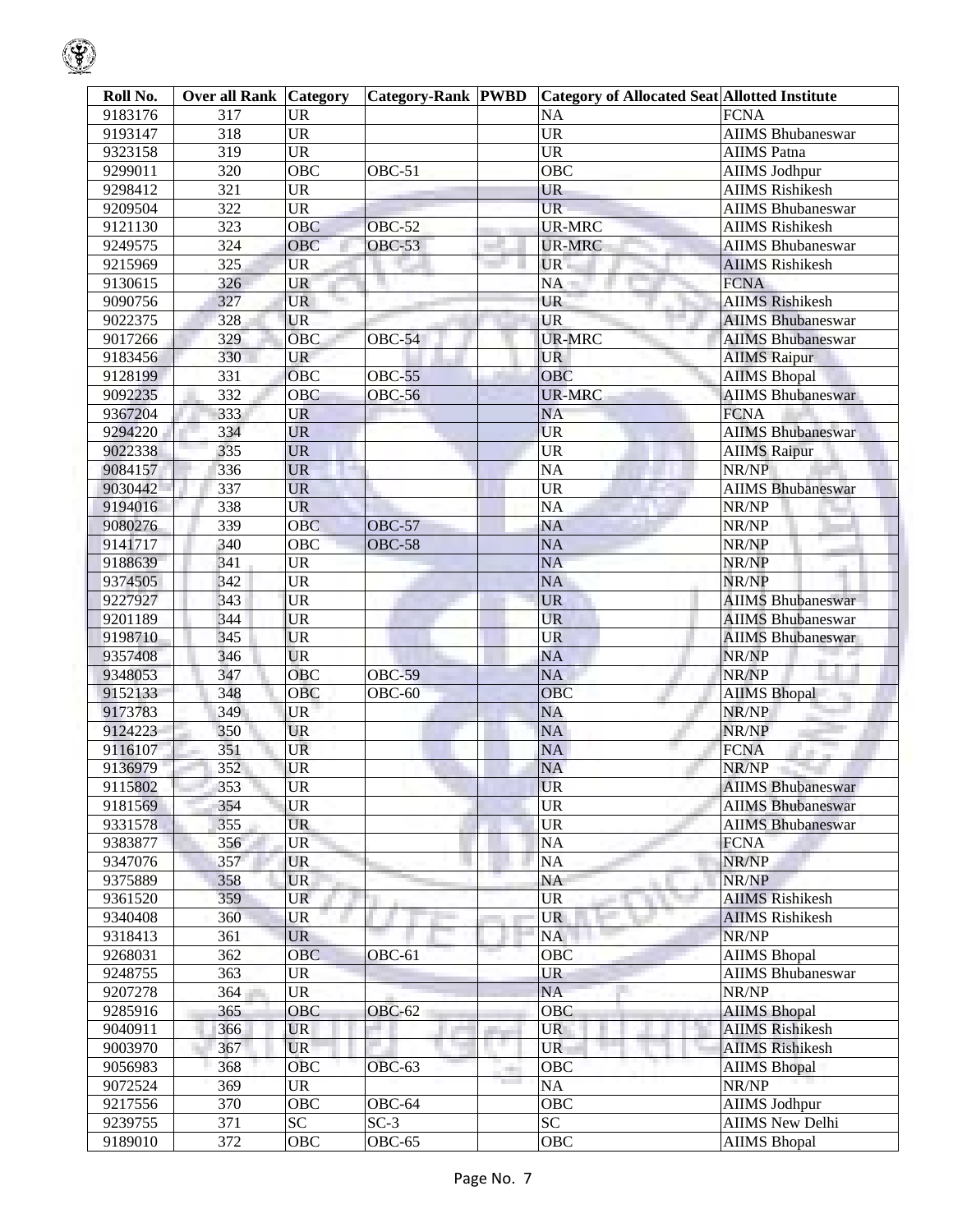| Roll No. | Over all Rank | Category | Category-Rank | PWBD | Category of Allocated Seat | Allotted Institute |
|---|---|---|---|---|---|---|
| 9183176 | 317 | UR | | | NA | FCNA |
| 9193147 | 318 | UR | | | UR | AIIMS Bhubaneswar |
| 9323158 | 319 | UR | | | UR | AIIMS Patna |
| 9299011 | 320 | OBC | OBC-51 | | OBC | AIIMS Jodhpur |
| 9298412 | 321 | UR | | | UR | AIIMS Rishikesh |
| 9209504 | 322 | UR | | | UR | AIIMS Bhubaneswar |
| 9121130 | 323 | OBC | OBC-52 | | UR-MRC | AIIMS Rishikesh |
| 9249575 | 324 | OBC | OBC-53 | | UR-MRC | AIIMS Bhubaneswar |
| 9215969 | 325 | UR | | | UR | AIIMS Rishikesh |
| 9130615 | 326 | UR | | | NA | FCNA |
| 9090756 | 327 | UR | | | UR | AIIMS Rishikesh |
| 9022375 | 328 | UR | | | UR | AIIMS Bhubaneswar |
| 9017266 | 329 | OBC | OBC-54 | | UR-MRC | AIIMS Bhubaneswar |
| 9183456 | 330 | UR | | | UR | AIIMS Raipur |
| 9128199 | 331 | OBC | OBC-55 | | OBC | AIIMS Bhopal |
| 9092235 | 332 | OBC | OBC-56 | | UR-MRC | AIIMS Bhubaneswar |
| 9367204 | 333 | UR | | | NA | FCNA |
| 9294220 | 334 | UR | | | UR | AIIMS Bhubaneswar |
| 9022338 | 335 | UR | | | UR | AIIMS Raipur |
| 9084157 | 336 | UR | | | NA | NR/NP |
| 9030442 | 337 | UR | | | UR | AIIMS Bhubaneswar |
| 9194016 | 338 | UR | | | NA | NR/NP |
| 9080276 | 339 | OBC | OBC-57 | | NA | NR/NP |
| 9141717 | 340 | OBC | OBC-58 | | NA | NR/NP |
| 9188639 | 341 | UR | | | NA | NR/NP |
| 9374505 | 342 | UR | | | NA | NR/NP |
| 9227927 | 343 | UR | | | UR | AIIMS Bhubaneswar |
| 9201189 | 344 | UR | | | UR | AIIMS Bhubaneswar |
| 9198710 | 345 | UR | | | UR | AIIMS Bhubaneswar |
| 9357408 | 346 | UR | | | NA | NR/NP |
| 9348053 | 347 | OBC | OBC-59 | | NA | NR/NP |
| 9152133 | 348 | OBC | OBC-60 | | OBC | AIIMS Bhopal |
| 9173783 | 349 | UR | | | NA | NR/NP |
| 9124223 | 350 | UR | | | NA | NR/NP |
| 9116107 | 351 | UR | | | NA | FCNA |
| 9136979 | 352 | UR | | | NA | NR/NP |
| 9115802 | 353 | UR | | | UR | AIIMS Bhubaneswar |
| 9181569 | 354 | UR | | | UR | AIIMS Bhubaneswar |
| 9331578 | 355 | UR | | | UR | AIIMS Bhubaneswar |
| 9383877 | 356 | UR | | | NA | FCNA |
| 9347076 | 357 | UR | | | NA | NR/NP |
| 9375889 | 358 | UR | | | NA | NR/NP |
| 9361520 | 359 | UR | | | UR | AIIMS Rishikesh |
| 9340408 | 360 | UR | | | UR | AIIMS Rishikesh |
| 9318413 | 361 | UR | | | NA | NR/NP |
| 9268031 | 362 | OBC | OBC-61 | | OBC | AIIMS Bhopal |
| 9248755 | 363 | UR | | | UR | AIIMS Bhubaneswar |
| 9207278 | 364 | UR | | | NA | NR/NP |
| 9285916 | 365 | OBC | OBC-62 | | OBC | AIIMS Bhopal |
| 9040911 | 366 | UR | | | UR | AIIMS Rishikesh |
| 9003970 | 367 | UR | | | UR | AIIMS Rishikesh |
| 9056983 | 368 | OBC | OBC-63 | | OBC | AIIMS Bhopal |
| 9072524 | 369 | UR | | | NA | NR/NP |
| 9217556 | 370 | OBC | OBC-64 | | OBC | AIIMS Jodhpur |
| 9239755 | 371 | SC | SC-3 | | SC | AIIMS New Delhi |
| 9189010 | 372 | OBC | OBC-65 | | OBC | AIIMS Bhopal |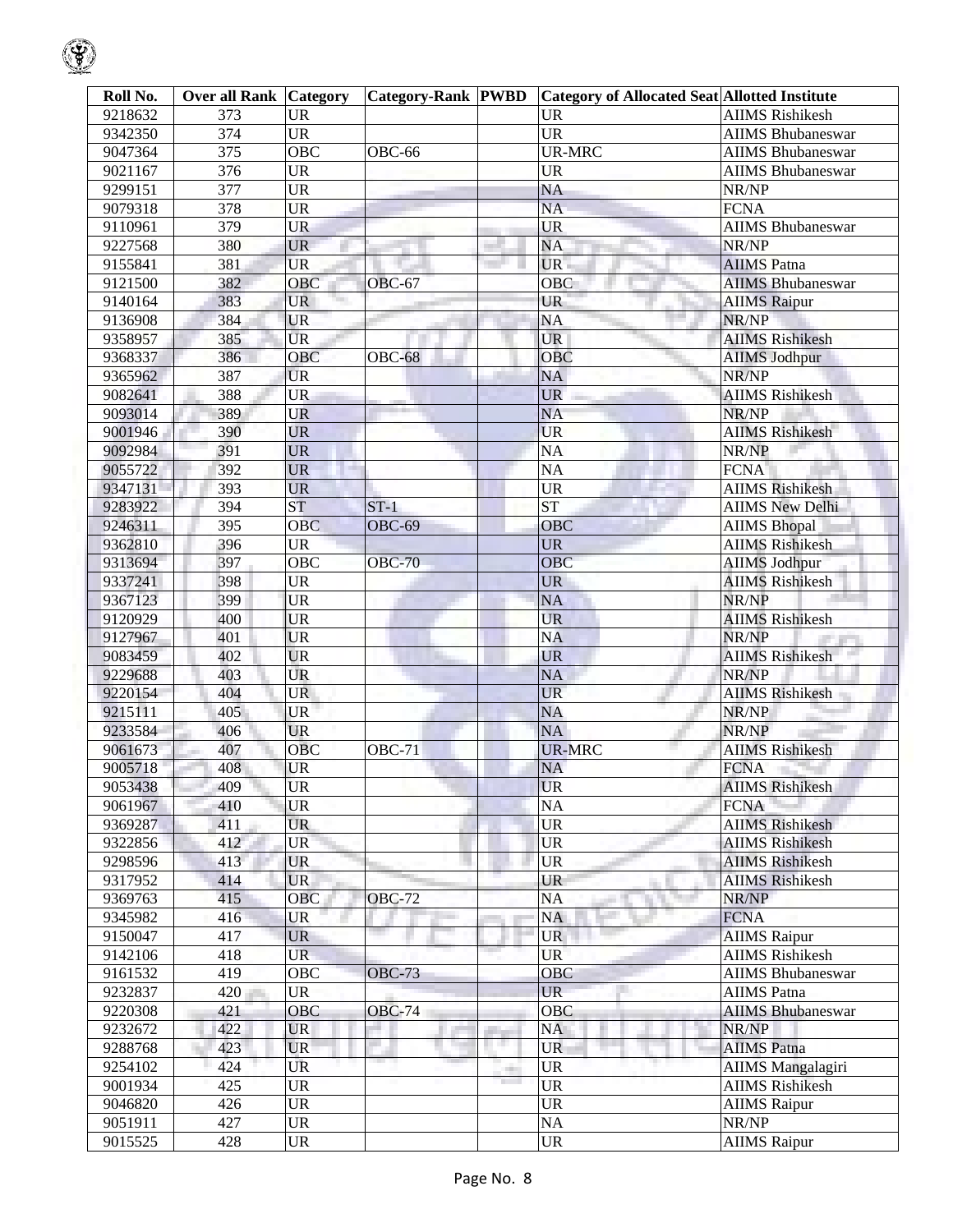| Roll No. | Over all Rank | Category | Category-Rank | PWBD | Category of Allocated Seat | Allotted Institute |
|---|---|---|---|---|---|---|
| 9218632 | 373 | UR | | | UR | AIIMS Rishikesh |
| 9342350 | 374 | UR | | | UR | AIIMS Bhubaneswar |
| 9047364 | 375 | OBC | OBC-66 | | UR-MRC | AIIMS Bhubaneswar |
| 9021167 | 376 | UR | | | UR | AIIMS Bhubaneswar |
| 9299151 | 377 | UR | | | NA | NR/NP |
| 9079318 | 378 | UR | | | NA | FCNA |
| 9110961 | 379 | UR | | | UR | AIIMS Bhubaneswar |
| 9227568 | 380 | UR | | | NA | NR/NP |
| 9155841 | 381 | UR | | | UR | AIIMS Patna |
| 9121500 | 382 | OBC | OBC-67 | | OBC | AIIMS Bhubaneswar |
| 9140164 | 383 | UR | | | UR | AIIMS Raipur |
| 9136908 | 384 | UR | | | NA | NR/NP |
| 9358957 | 385 | UR | | | UR | AIIMS Rishikesh |
| 9368337 | 386 | OBC | OBC-68 | | OBC | AIIMS Jodhpur |
| 9365962 | 387 | UR | | | NA | NR/NP |
| 9082641 | 388 | UR | | | UR | AIIMS Rishikesh |
| 9093014 | 389 | UR | | | NA | NR/NP |
| 9001946 | 390 | UR | | | UR | AIIMS Rishikesh |
| 9092984 | 391 | UR | | | NA | NR/NP |
| 9055722 | 392 | UR | | | NA | FCNA |
| 9347131 | 393 | UR | | | UR | AIIMS Rishikesh |
| 9283922 | 394 | ST | ST-1 | | ST | AIIMS New Delhi |
| 9246311 | 395 | OBC | OBC-69 | | OBC | AIIMS Bhopal |
| 9362810 | 396 | UR | | | UR | AIIMS Rishikesh |
| 9313694 | 397 | OBC | OBC-70 | | OBC | AIIMS Jodhpur |
| 9337241 | 398 | UR | | | UR | AIIMS Rishikesh |
| 9367123 | 399 | UR | | | NA | NR/NP |
| 9120929 | 400 | UR | | | UR | AIIMS Rishikesh |
| 9127967 | 401 | UR | | | NA | NR/NP |
| 9083459 | 402 | UR | | | UR | AIIMS Rishikesh |
| 9229688 | 403 | UR | | | NA | NR/NP |
| 9220154 | 404 | UR | | | UR | AIIMS Rishikesh |
| 9215111 | 405 | UR | | | NA | NR/NP |
| 9233584 | 406 | UR | | | NA | NR/NP |
| 9061673 | 407 | OBC | OBC-71 | | UR-MRC | AIIMS Rishikesh |
| 9005718 | 408 | UR | | | NA | FCNA |
| 9053438 | 409 | UR | | | UR | AIIMS Rishikesh |
| 9061967 | 410 | UR | | | NA | FCNA |
| 9369287 | 411 | UR | | | UR | AIIMS Rishikesh |
| 9322856 | 412 | UR | | | UR | AIIMS Rishikesh |
| 9298596 | 413 | UR | | | UR | AIIMS Rishikesh |
| 9317952 | 414 | UR | | | UR | AIIMS Rishikesh |
| 9369763 | 415 | OBC | OBC-72 | | NA | NR/NP |
| 9345982 | 416 | UR | | | NA | FCNA |
| 9150047 | 417 | UR | | | UR | AIIMS Raipur |
| 9142106 | 418 | UR | | | UR | AIIMS Rishikesh |
| 9161532 | 419 | OBC | OBC-73 | | OBC | AIIMS Bhubaneswar |
| 9232837 | 420 | UR | | | UR | AIIMS Patna |
| 9220308 | 421 | OBC | OBC-74 | | OBC | AIIMS Bhubaneswar |
| 9232672 | 422 | UR | | | NA | NR/NP |
| 9288768 | 423 | UR | | | UR | AIIMS Patna |
| 9254102 | 424 | UR | | | UR | AIIMS Mangalagiri |
| 9001934 | 425 | UR | | | UR | AIIMS Rishikesh |
| 9046820 | 426 | UR | | | UR | AIIMS Raipur |
| 9051911 | 427 | UR | | | NA | NR/NP |
| 9015525 | 428 | UR | | | UR | AIIMS Raipur |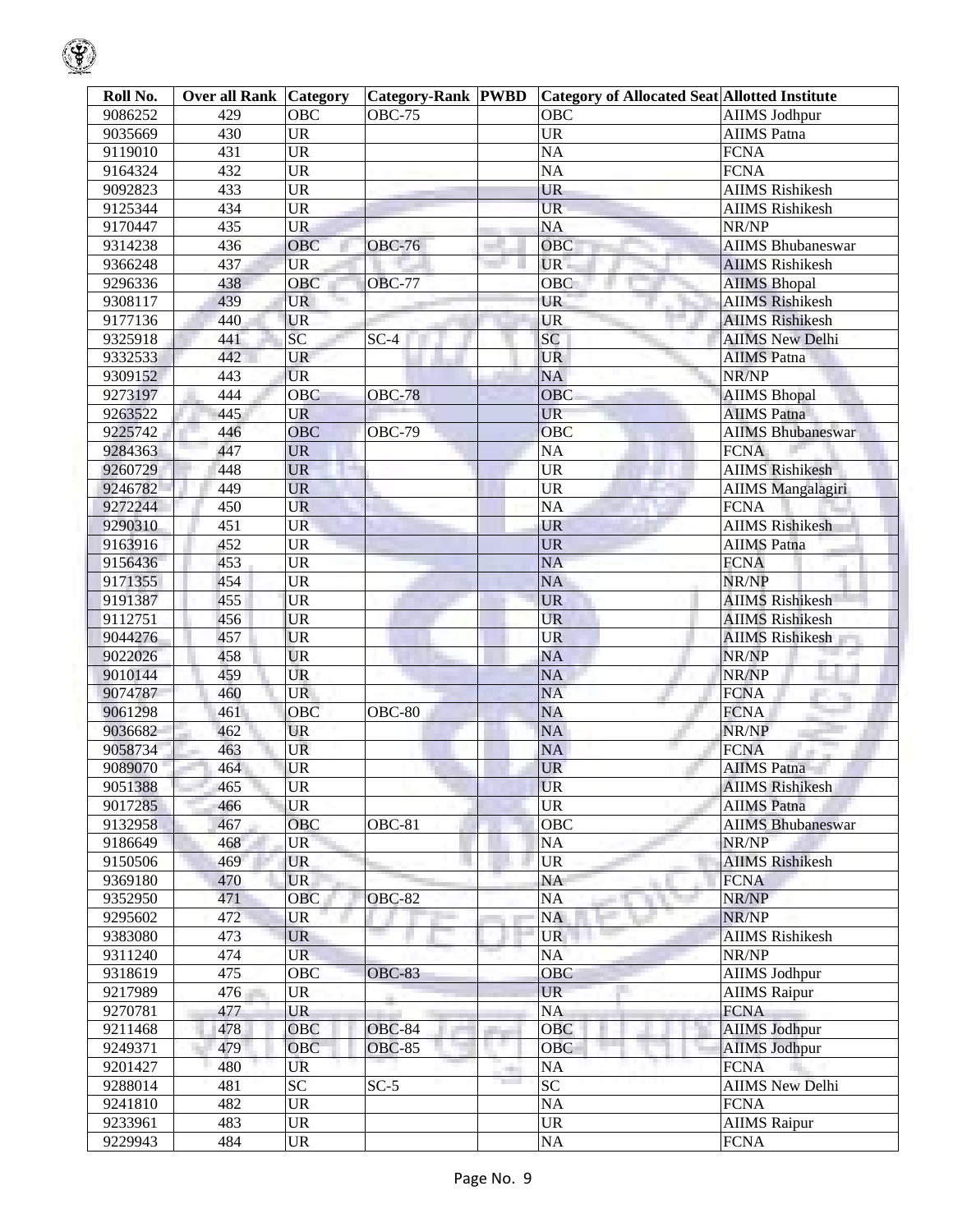| Roll No. | Over all Rank | Category | Category-Rank | PWBD | Category of Allocated Seat | Allotted Institute |
|---|---|---|---|---|---|---|
| 9086252 | 429 | OBC | OBC-75 | | OBC | AIIMS Jodhpur |
| 9035669 | 430 | UR | | | UR | AIIMS Patna |
| 9119010 | 431 | UR | | | NA | FCNA |
| 9164324 | 432 | UR | | | NA | FCNA |
| 9092823 | 433 | UR | | | UR | AIIMS Rishikesh |
| 9125344 | 434 | UR | | | UR | AIIMS Rishikesh |
| 9170447 | 435 | UR | | | NA | NR/NP |
| 9314238 | 436 | OBC | OBC-76 | | OBC | AIIMS Bhubaneswar |
| 9366248 | 437 | UR | | | UR | AIIMS Rishikesh |
| 9296336 | 438 | OBC | OBC-77 | | OBC | AIIMS Bhopal |
| 9308117 | 439 | UR | | | UR | AIIMS Rishikesh |
| 9177136 | 440 | UR | | | UR | AIIMS Rishikesh |
| 9325918 | 441 | SC | SC-4 | | SC | AIIMS New Delhi |
| 9332533 | 442 | UR | | | UR | AIIMS Patna |
| 9309152 | 443 | UR | | | NA | NR/NP |
| 9273197 | 444 | OBC | OBC-78 | | OBC | AIIMS Bhopal |
| 9263522 | 445 | UR | | | UR | AIIMS Patna |
| 9225742 | 446 | OBC | OBC-79 | | OBC | AIIMS Bhubaneswar |
| 9284363 | 447 | UR | | | NA | FCNA |
| 9260729 | 448 | UR | | | UR | AIIMS Rishikesh |
| 9246782 | 449 | UR | | | UR | AIIMS Mangalagiri |
| 9272244 | 450 | UR | | | NA | FCNA |
| 9290310 | 451 | UR | | | UR | AIIMS Rishikesh |
| 9163916 | 452 | UR | | | UR | AIIMS Patna |
| 9156436 | 453 | UR | | | NA | FCNA |
| 9171355 | 454 | UR | | | NA | NR/NP |
| 9191387 | 455 | UR | | | UR | AIIMS Rishikesh |
| 9112751 | 456 | UR | | | UR | AIIMS Rishikesh |
| 9044276 | 457 | UR | | | UR | AIIMS Rishikesh |
| 9022026 | 458 | UR | | | NA | NR/NP |
| 9010144 | 459 | UR | | | NA | NR/NP |
| 9074787 | 460 | UR | | | NA | FCNA |
| 9061298 | 461 | OBC | OBC-80 | | NA | FCNA |
| 9036682 | 462 | UR | | | NA | NR/NP |
| 9058734 | 463 | UR | | | NA | FCNA |
| 9089070 | 464 | UR | | | UR | AIIMS Patna |
| 9051388 | 465 | UR | | | UR | AIIMS Rishikesh |
| 9017285 | 466 | UR | | | UR | AIIMS Patna |
| 9132958 | 467 | OBC | OBC-81 | | OBC | AIIMS Bhubaneswar |
| 9186649 | 468 | UR | | | NA | NR/NP |
| 9150506 | 469 | UR | | | UR | AIIMS Rishikesh |
| 9369180 | 470 | UR | | | NA | FCNA |
| 9352950 | 471 | OBC | OBC-82 | | NA | NR/NP |
| 9295602 | 472 | UR | | | NA | NR/NP |
| 9383080 | 473 | UR | | | UR | AIIMS Rishikesh |
| 9311240 | 474 | UR | | | NA | NR/NP |
| 9318619 | 475 | OBC | OBC-83 | | OBC | AIIMS Jodhpur |
| 9217989 | 476 | UR | | | UR | AIIMS Raipur |
| 9270781 | 477 | UR | | | NA | FCNA |
| 9211468 | 478 | OBC | OBC-84 | | OBC | AIIMS Jodhpur |
| 9249371 | 479 | OBC | OBC-85 | | OBC | AIIMS Jodhpur |
| 9201427 | 480 | UR | | | NA | FCNA |
| 9288014 | 481 | SC | SC-5 | | SC | AIIMS New Delhi |
| 9241810 | 482 | UR | | | NA | FCNA |
| 9233961 | 483 | UR | | | UR | AIIMS Raipur |
| 9229943 | 484 | UR | | | NA | FCNA |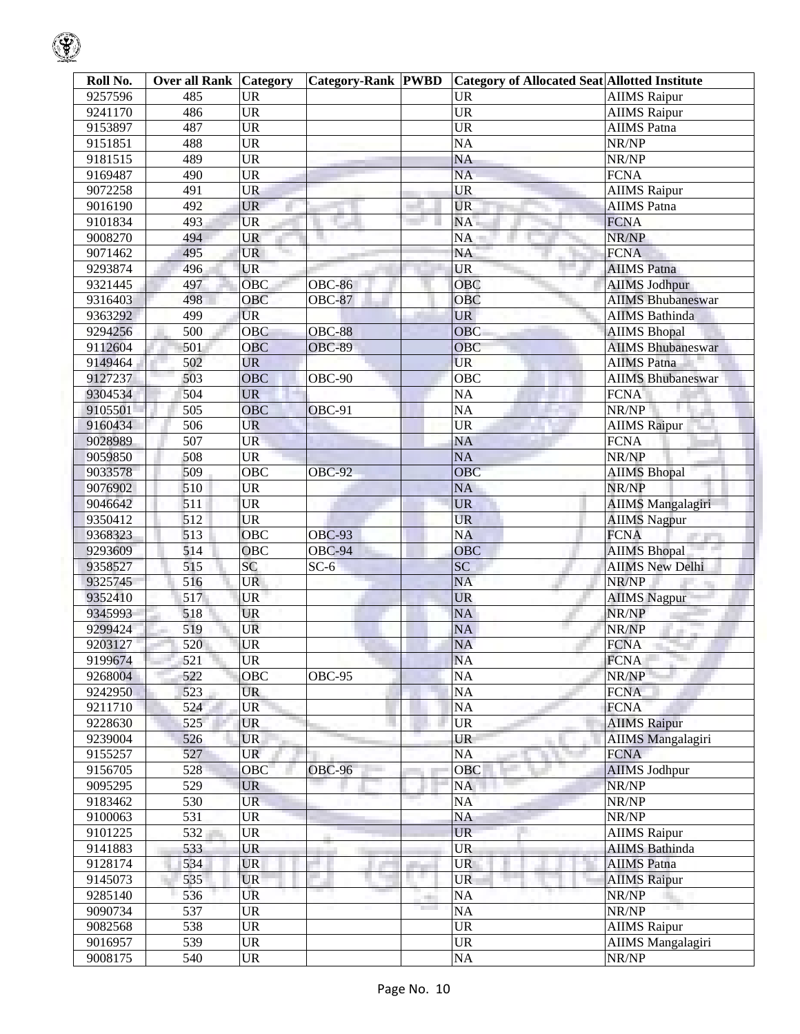| Roll No. | Over all Rank | Category | Category-Rank | PWBD | Category of Allocated Seat | Allotted Institute |
|---|---|---|---|---|---|---|
| 9257596 | 485 | UR | | | UR | AIIMS Raipur |
| 9241170 | 486 | UR | | | UR | AIIMS Raipur |
| 9153897 | 487 | UR | | | UR | AIIMS Patna |
| 9151851 | 488 | UR | | | NA | NR/NP |
| 9181515 | 489 | UR | | | NA | NR/NP |
| 9169487 | 490 | UR | | | NA | FCNA |
| 9072258 | 491 | UR | | | UR | AIIMS Raipur |
| 9016190 | 492 | UR | | | UR | AIIMS Patna |
| 9101834 | 493 | UR | | | NA | FCNA |
| 9008270 | 494 | UR | | | NA | NR/NP |
| 9071462 | 495 | UR | | | NA | FCNA |
| 9293874 | 496 | UR | | | UR | AIIMS Patna |
| 9321445 | 497 | OBC | OBC-86 | | OBC | AIIMS Jodhpur |
| 9316403 | 498 | OBC | OBC-87 | | OBC | AIIMS Bhubaneswar |
| 9363292 | 499 | UR | | | UR | AIIMS Bathinda |
| 9294256 | 500 | OBC | OBC-88 | | OBC | AIIMS Bhopal |
| 9112604 | 501 | OBC | OBC-89 | | OBC | AIIMS Bhubaneswar |
| 9149464 | 502 | UR | | | UR | AIIMS Patna |
| 9127237 | 503 | OBC | OBC-90 | | OBC | AIIMS Bhubaneswar |
| 9304534 | 504 | UR | | | NA | FCNA |
| 9105501 | 505 | OBC | OBC-91 | | NA | NR/NP |
| 9160434 | 506 | UR | | | UR | AIIMS Raipur |
| 9028989 | 507 | UR | | | NA | FCNA |
| 9059850 | 508 | UR | | | NA | NR/NP |
| 9033578 | 509 | OBC | OBC-92 | | OBC | AIIMS Bhopal |
| 9076902 | 510 | UR | | | NA | NR/NP |
| 9046642 | 511 | UR | | | UR | AIIMS Mangalagiri |
| 9350412 | 512 | UR | | | UR | AIIMS Nagpur |
| 9368323 | 513 | OBC | OBC-93 | | NA | FCNA |
| 9293609 | 514 | OBC | OBC-94 | | OBC | AIIMS Bhopal |
| 9358527 | 515 | SC | SC-6 | | SC | AIIMS New Delhi |
| 9325745 | 516 | UR | | | NA | NR/NP |
| 9352410 | 517 | UR | | | UR | AIIMS Nagpur |
| 9345993 | 518 | UR | | | NA | NR/NP |
| 9299424 | 519 | UR | | | NA | NR/NP |
| 9203127 | 520 | UR | | | NA | FCNA |
| 9199674 | 521 | UR | | | NA | FCNA |
| 9268004 | 522 | OBC | OBC-95 | | NA | NR/NP |
| 9242950 | 523 | UR | | | NA | FCNA |
| 9211710 | 524 | UR | | | NA | FCNA |
| 9228630 | 525 | UR | | | UR | AIIMS Raipur |
| 9239004 | 526 | UR | | | UR | AIIMS Mangalagiri |
| 9155257 | 527 | UR | | | NA | FCNA |
| 9156705 | 528 | OBC | OBC-96 | | OBC | AIIMS Jodhpur |
| 9095295 | 529 | UR | | | NA | NR/NP |
| 9183462 | 530 | UR | | | NA | NR/NP |
| 9100063 | 531 | UR | | | NA | NR/NP |
| 9101225 | 532 | UR | | | UR | AIIMS Raipur |
| 9141883 | 533 | UR | | | UR | AIIMS Bathinda |
| 9128174 | 534 | UR | | | UR | AIIMS Patna |
| 9145073 | 535 | UR | | | UR | AIIMS Raipur |
| 9285140 | 536 | UR | | | NA | NR/NP |
| 9090734 | 537 | UR | | | NA | NR/NP |
| 9082568 | 538 | UR | | | UR | AIIMS Raipur |
| 9016957 | 539 | UR | | | UR | AIIMS Mangalagiri |
| 9008175 | 540 | UR | | | NA | NR/NP |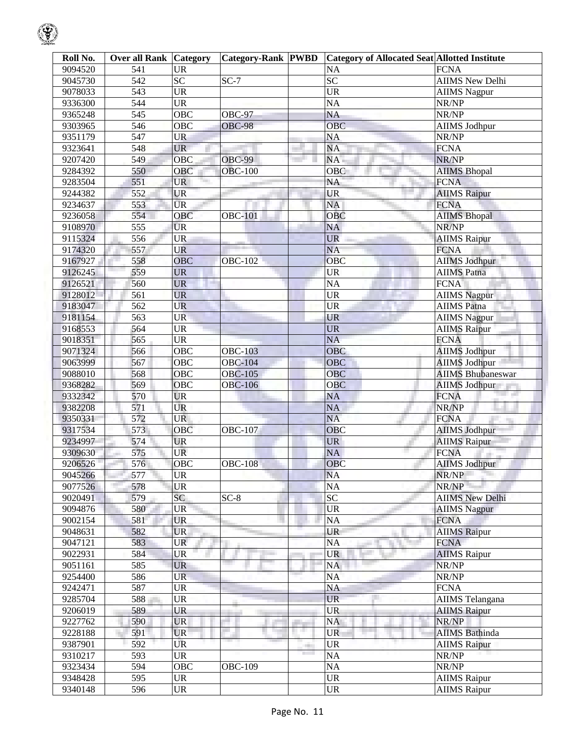| Roll No. | Over all Rank | Category | Category-Rank | PWBD | Category of Allocated Seat | Allotted Institute |
|---|---|---|---|---|---|---|
| 9094520 | 541 | UR | | | NA | FCNA |
| 9045730 | 542 | SC | SC-7 | | SC | AIIMS New Delhi |
| 9078033 | 543 | UR | | | UR | AIIMS Nagpur |
| 9336300 | 544 | UR | | | NA | NR/NP |
| 9365248 | 545 | OBC | OBC-97 | | NA | NR/NP |
| 9303965 | 546 | OBC | OBC-98 | | OBC | AIIMS Jodhpur |
| 9351179 | 547 | UR | | | NA | NR/NP |
| 9323641 | 548 | UR | | | NA | FCNA |
| 9207420 | 549 | OBC | OBC-99 | | NA | NR/NP |
| 9284392 | 550 | OBC | OBC-100 | | OBC | AIIMS Bhopal |
| 9283504 | 551 | UR | | | NA | FCNA |
| 9244382 | 552 | UR | | | UR | AIIMS Raipur |
| 9234637 | 553 | UR | | | NA | FCNA |
| 9236058 | 554 | OBC | OBC-101 | | OBC | AIIMS Bhopal |
| 9108970 | 555 | UR | | | NA | NR/NP |
| 9115324 | 556 | UR | | | UR | AIIMS Raipur |
| 9174320 | 557 | UR | | | NA | FCNA |
| 9167927 | 558 | OBC | OBC-102 | | OBC | AIIMS Jodhpur |
| 9126245 | 559 | UR | | | UR | AIIMS Patna |
| 9126521 | 560 | UR | | | NA | FCNA |
| 9128012 | 561 | UR | | | UR | AIIMS Nagpur |
| 9183047 | 562 | UR | | | UR | AIIMS Patna |
| 9181154 | 563 | UR | | | UR | AIIMS Nagpur |
| 9168553 | 564 | UR | | | UR | AIIMS Raipur |
| 9018351 | 565 | UR | | | NA | FCNA |
| 9071324 | 566 | OBC | OBC-103 | | OBC | AIIMS Jodhpur |
| 9063999 | 567 | OBC | OBC-104 | | OBC | AIIMS Jodhpur |
| 9088010 | 568 | OBC | OBC-105 | | OBC | AIIMS Bhubaneswar |
| 9368282 | 569 | OBC | OBC-106 | | OBC | AIIMS Jodhpur |
| 9332342 | 570 | UR | | | NA | FCNA |
| 9382208 | 571 | UR | | | NA | NR/NP |
| 9350331 | 572 | UR | | | NA | FCNA |
| 9317534 | 573 | OBC | OBC-107 | | OBC | AIIMS Jodhpur |
| 9234997 | 574 | UR | | | UR | AIIMS Raipur |
| 9309630 | 575 | UR | | | NA | FCNA |
| 9206526 | 576 | OBC | OBC-108 | | OBC | AIIMS Jodhpur |
| 9045266 | 577 | UR | | | NA | NR/NP |
| 9077526 | 578 | UR | | | NA | NR/NP |
| 9020491 | 579 | SC | SC-8 | | SC | AIIMS New Delhi |
| 9094876 | 580 | UR | | | UR | AIIMS Nagpur |
| 9002154 | 581 | UR | | | NA | FCNA |
| 9048631 | 582 | UR | | | UR | AIIMS Raipur |
| 9047121 | 583 | UR | | | NA | FCNA |
| 9022931 | 584 | UR | | | UR | AIIMS Raipur |
| 9051161 | 585 | UR | | | NA | NR/NP |
| 9254400 | 586 | UR | | | NA | NR/NP |
| 9242471 | 587 | UR | | | NA | FCNA |
| 9285704 | 588 | UR | | | UR | AIIMS Telangana |
| 9206019 | 589 | UR | | | UR | AIIMS Raipur |
| 9227762 | 590 | UR | | | NA | NR/NP |
| 9228188 | 591 | UR | | | UR | AIIMS Bathinda |
| 9387901 | 592 | UR | | | UR | AIIMS Raipur |
| 9310217 | 593 | UR | | | NA | NR/NP |
| 9323434 | 594 | OBC | OBC-109 | | NA | NR/NP |
| 9348428 | 595 | UR | | | UR | AIIMS Raipur |
| 9340148 | 596 | UR | | | UR | AIIMS Raipur |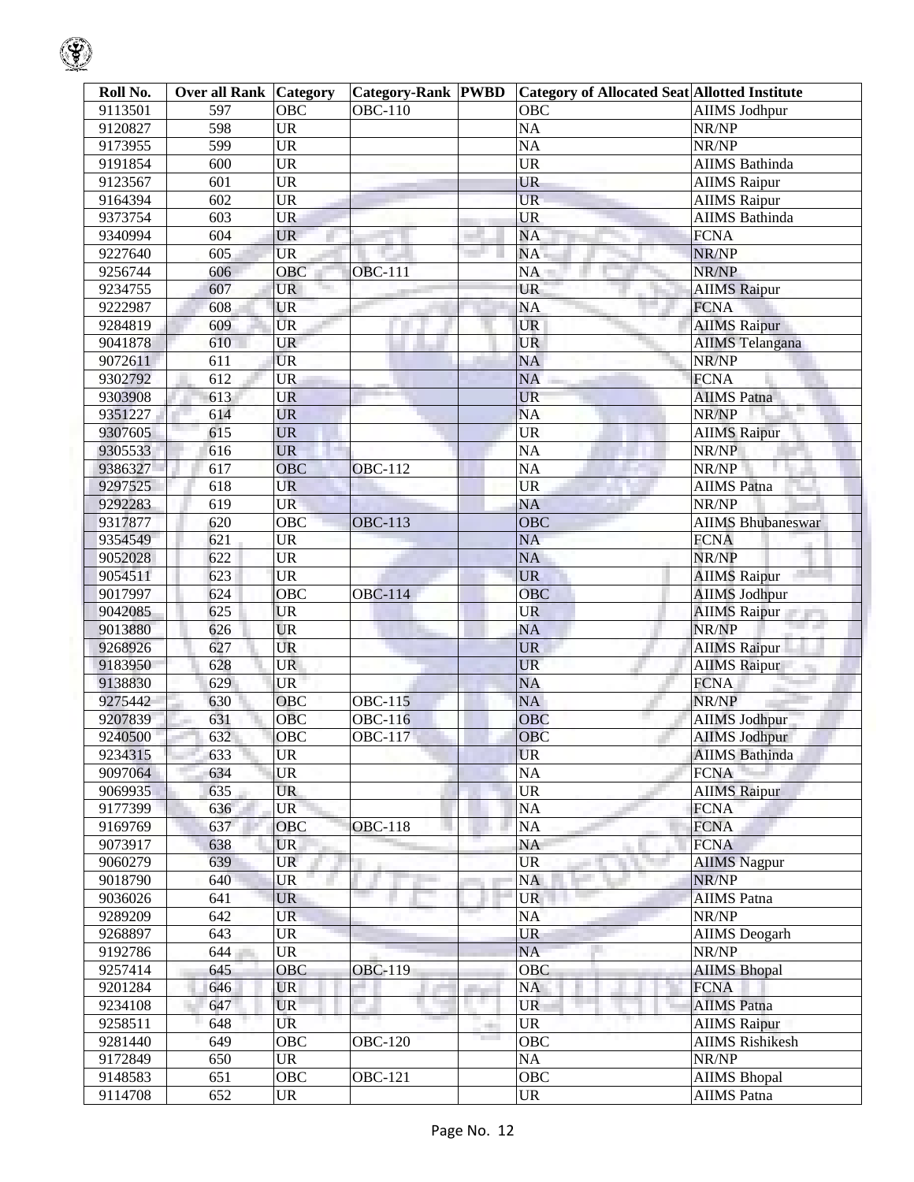| Roll No. | Over all Rank | Category | Category-Rank | PWBD | Category of Allocated Seat | Allotted Institute |
|---|---|---|---|---|---|---|
| 9113501 | 597 | OBC | OBC-110 | | OBC | AIIMS Jodhpur |
| 9120827 | 598 | UR | | | NA | NR/NP |
| 9173955 | 599 | UR | | | NA | NR/NP |
| 9191854 | 600 | UR | | | UR | AIIMS Bathinda |
| 9123567 | 601 | UR | | | UR | AIIMS Raipur |
| 9164394 | 602 | UR | | | UR | AIIMS Raipur |
| 9373754 | 603 | UR | | | UR | AIIMS Bathinda |
| 9340994 | 604 | UR | | | NA | FCNA |
| 9227640 | 605 | UR | | | NA | NR/NP |
| 9256744 | 606 | OBC | OBC-111 | | NA | NR/NP |
| 9234755 | 607 | UR | | | UR | AIIMS Raipur |
| 9222987 | 608 | UR | | | NA | FCNA |
| 9284819 | 609 | UR | | | UR | AIIMS Raipur |
| 9041878 | 610 | UR | | | UR | AIIMS Telangana |
| 9072611 | 611 | UR | | | NA | NR/NP |
| 9302792 | 612 | UR | | | NA | FCNA |
| 9303908 | 613 | UR | | | UR | AIIMS Patna |
| 9351227 | 614 | UR | | | NA | NR/NP |
| 9307605 | 615 | UR | | | UR | AIIMS Raipur |
| 9305533 | 616 | UR | | | NA | NR/NP |
| 9386327 | 617 | OBC | OBC-112 | | NA | NR/NP |
| 9297525 | 618 | UR | | | UR | AIIMS Patna |
| 9292283 | 619 | UR | | | NA | NR/NP |
| 9317877 | 620 | OBC | OBC-113 | | OBC | AIIMS Bhubaneswar |
| 9354549 | 621 | UR | | | NA | FCNA |
| 9052028 | 622 | UR | | | NA | NR/NP |
| 9054511 | 623 | UR | | | UR | AIIMS Raipur |
| 9017997 | 624 | OBC | OBC-114 | | OBC | AIIMS Jodhpur |
| 9042085 | 625 | UR | | | UR | AIIMS Raipur |
| 9013880 | 626 | UR | | | NA | NR/NP |
| 9268926 | 627 | UR | | | UR | AIIMS Raipur |
| 9183950 | 628 | UR | | | UR | AIIMS Raipur |
| 9138830 | 629 | UR | | | NA | FCNA |
| 9275442 | 630 | OBC | OBC-115 | | NA | NR/NP |
| 9207839 | 631 | OBC | OBC-116 | | OBC | AIIMS Jodhpur |
| 9240500 | 632 | OBC | OBC-117 | | OBC | AIIMS Jodhpur |
| 9234315 | 633 | UR | | | UR | AIIMS Bathinda |
| 9097064 | 634 | UR | | | NA | FCNA |
| 9069935 | 635 | UR | | | UR | AIIMS Raipur |
| 9177399 | 636 | UR | | | NA | FCNA |
| 9169769 | 637 | OBC | OBC-118 | | NA | FCNA |
| 9073917 | 638 | UR | | | NA | FCNA |
| 9060279 | 639 | UR | | | UR | AIIMS Nagpur |
| 9018790 | 640 | UR | | | NA | NR/NP |
| 9036026 | 641 | UR | | | UR | AIIMS Patna |
| 9289209 | 642 | UR | | | NA | NR/NP |
| 9268897 | 643 | UR | | | UR | AIIMS Deogarh |
| 9192786 | 644 | UR | | | NA | NR/NP |
| 9257414 | 645 | OBC | OBC-119 | | OBC | AIIMS Bhopal |
| 9201284 | 646 | UR | | | NA | FCNA |
| 9234108 | 647 | UR | | | UR | AIIMS Patna |
| 9258511 | 648 | UR | | | UR | AIIMS Raipur |
| 9281440 | 649 | OBC | OBC-120 | | OBC | AIIMS Rishikesh |
| 9172849 | 650 | UR | | | NA | NR/NP |
| 9148583 | 651 | OBC | OBC-121 | | OBC | AIIMS Bhopal |
| 9114708 | 652 | UR | | | UR | AIIMS Patna |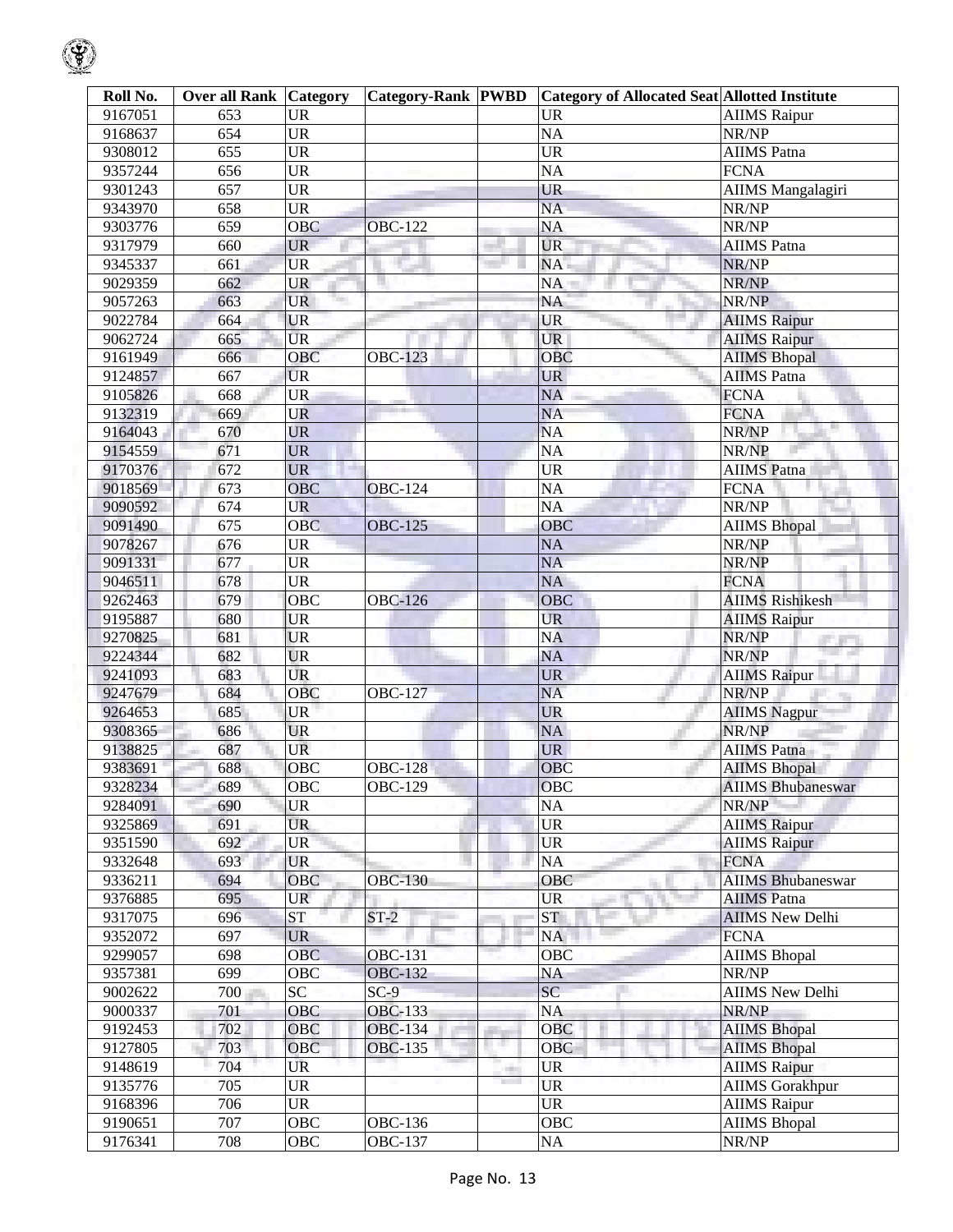| Roll No. | Over all Rank | Category | Category-Rank | PWBD | Category of Allocated Seat | Allotted Institute |
|---|---|---|---|---|---|---|
| 9167051 | 653 | UR | | | UR | AIIMS Raipur |
| 9168637 | 654 | UR | | | NA | NR/NP |
| 9308012 | 655 | UR | | | UR | AIIMS Patna |
| 9357244 | 656 | UR | | | NA | FCNA |
| 9301243 | 657 | UR | | | UR | AIIMS Mangalagiri |
| 9343970 | 658 | UR | | | NA | NR/NP |
| 9303776 | 659 | OBC | OBC-122 | | NA | NR/NP |
| 9317979 | 660 | UR | | | UR | AIIMS Patna |
| 9345337 | 661 | UR | | | NA | NR/NP |
| 9029359 | 662 | UR | | | NA | NR/NP |
| 9057263 | 663 | UR | | | NA | NR/NP |
| 9022784 | 664 | UR | | | UR | AIIMS Raipur |
| 9062724 | 665 | UR | | | UR | AIIMS Raipur |
| 9161949 | 666 | OBC | OBC-123 | | OBC | AIIMS Bhopal |
| 9124857 | 667 | UR | | | UR | AIIMS Patna |
| 9105826 | 668 | UR | | | NA | FCNA |
| 9132319 | 669 | UR | | | NA | FCNA |
| 9164043 | 670 | UR | | | NA | NR/NP |
| 9154559 | 671 | UR | | | NA | NR/NP |
| 9170376 | 672 | UR | | | UR | AIIMS Patna |
| 9018569 | 673 | OBC | OBC-124 | | NA | FCNA |
| 9090592 | 674 | UR | | | NA | NR/NP |
| 9091490 | 675 | OBC | OBC-125 | | OBC | AIIMS Bhopal |
| 9078267 | 676 | UR | | | NA | NR/NP |
| 9091331 | 677 | UR | | | NA | NR/NP |
| 9046511 | 678 | UR | | | NA | FCNA |
| 9262463 | 679 | OBC | OBC-126 | | OBC | AIIMS Rishikesh |
| 9195887 | 680 | UR | | | UR | AIIMS Raipur |
| 9270825 | 681 | UR | | | NA | NR/NP |
| 9224344 | 682 | UR | | | NA | NR/NP |
| 9241093 | 683 | UR | | | UR | AIIMS Raipur |
| 9247679 | 684 | OBC | OBC-127 | | NA | NR/NP |
| 9264653 | 685 | UR | | | UR | AIIMS Nagpur |
| 9308365 | 686 | UR | | | NA | NR/NP |
| 9138825 | 687 | UR | | | UR | AIIMS Patna |
| 9383691 | 688 | OBC | OBC-128 | | OBC | AIIMS Bhopal |
| 9328234 | 689 | OBC | OBC-129 | | OBC | AIIMS Bhubaneswar |
| 9284091 | 690 | UR | | | NA | NR/NP |
| 9325869 | 691 | UR | | | UR | AIIMS Raipur |
| 9351590 | 692 | UR | | | UR | AIIMS Raipur |
| 9332648 | 693 | UR | | | NA | FCNA |
| 9336211 | 694 | OBC | OBC-130 | | OBC | AIIMS Bhubaneswar |
| 9376885 | 695 | UR | | | UR | AIIMS Patna |
| 9317075 | 696 | ST | ST-2 | | ST | AIIMS New Delhi |
| 9352072 | 697 | UR | | | NA | FCNA |
| 9299057 | 698 | OBC | OBC-131 | | OBC | AIIMS Bhopal |
| 9357381 | 699 | OBC | OBC-132 | | NA | NR/NP |
| 9002622 | 700 | SC | SC-9 | | SC | AIIMS New Delhi |
| 9000337 | 701 | OBC | OBC-133 | | NA | NR/NP |
| 9192453 | 702 | OBC | OBC-134 | | OBC | AIIMS Bhopal |
| 9127805 | 703 | OBC | OBC-135 | | OBC | AIIMS Bhopal |
| 9148619 | 704 | UR | | | UR | AIIMS Raipur |
| 9135776 | 705 | UR | | | UR | AIIMS Gorakhpur |
| 9168396 | 706 | UR | | | UR | AIIMS Raipur |
| 9190651 | 707 | OBC | OBC-136 | | OBC | AIIMS Bhopal |
| 9176341 | 708 | OBC | OBC-137 | | NA | NR/NP |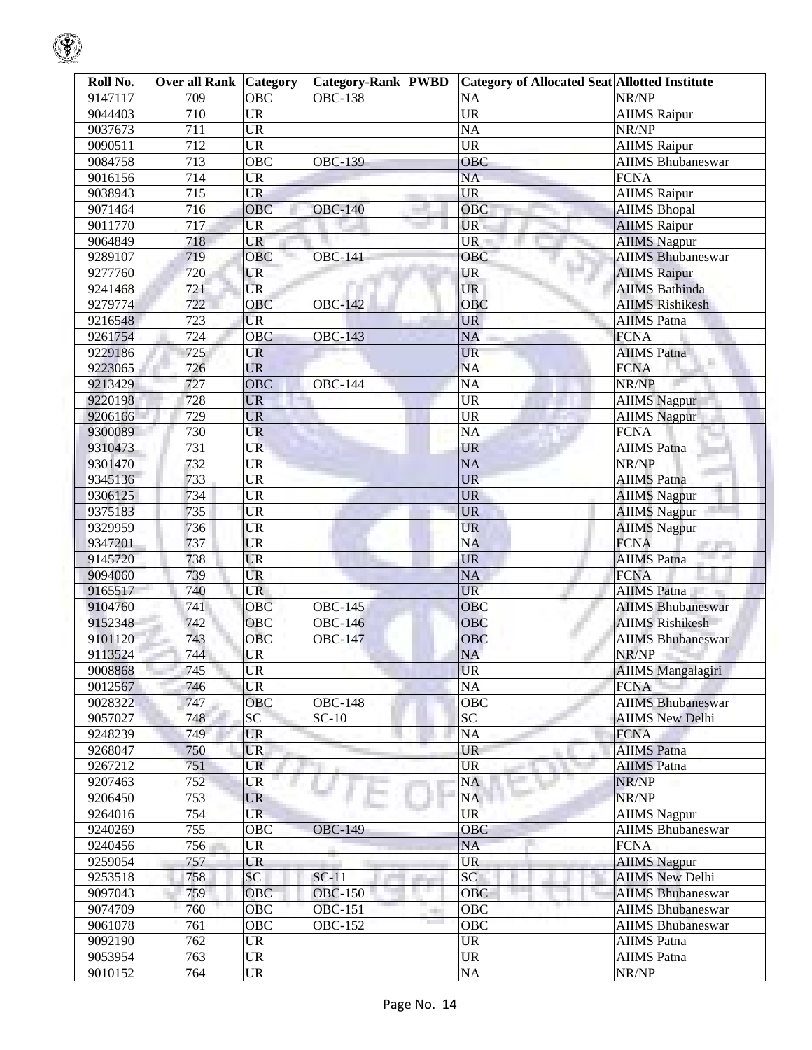| Roll No. | Over all Rank | Category | Category-Rank | PWBD | Category of Allocated Seat | Allotted Institute |
|---|---|---|---|---|---|---|
| 9147117 | 709 | OBC | OBC-138 | | NA | NR/NP |
| 9044403 | 710 | UR | | | UR | AIIMS Raipur |
| 9037673 | 711 | UR | | | NA | NR/NP |
| 9090511 | 712 | UR | | | UR | AIIMS Raipur |
| 9084758 | 713 | OBC | OBC-139 | | OBC | AIIMS Bhubaneswar |
| 9016156 | 714 | UR | | | NA | FCNA |
| 9038943 | 715 | UR | | | UR | AIIMS Raipur |
| 9071464 | 716 | OBC | OBC-140 | | OBC | AIIMS Bhopal |
| 9011770 | 717 | UR | | | UR | AIIMS Raipur |
| 9064849 | 718 | UR | | | UR | AIIMS Nagpur |
| 9289107 | 719 | OBC | OBC-141 | | OBC | AIIMS Bhubaneswar |
| 9277760 | 720 | UR | | | UR | AIIMS Raipur |
| 9241468 | 721 | UR | | | UR | AIIMS Bathinda |
| 9279774 | 722 | OBC | OBC-142 | | OBC | AIIMS Rishikesh |
| 9216548 | 723 | UR | | | UR | AIIMS Patna |
| 9261754 | 724 | OBC | OBC-143 | | NA | FCNA |
| 9229186 | 725 | UR | | | UR | AIIMS Patna |
| 9223065 | 726 | UR | | | NA | FCNA |
| 9213429 | 727 | OBC | OBC-144 | | NA | NR/NP |
| 9220198 | 728 | UR | | | UR | AIIMS Nagpur |
| 9206166 | 729 | UR | | | UR | AIIMS Nagpur |
| 9300089 | 730 | UR | | | NA | FCNA |
| 9310473 | 731 | UR | | | UR | AIIMS Patna |
| 9301470 | 732 | UR | | | NA | NR/NP |
| 9345136 | 733 | UR | | | UR | AIIMS Patna |
| 9306125 | 734 | UR | | | UR | AIIMS Nagpur |
| 9375183 | 735 | UR | | | UR | AIIMS Nagpur |
| 9329959 | 736 | UR | | | UR | AIIMS Nagpur |
| 9347201 | 737 | UR | | | NA | FCNA |
| 9145720 | 738 | UR | | | UR | AIIMS Patna |
| 9094060 | 739 | UR | | | NA | FCNA |
| 9165517 | 740 | UR | | | UR | AIIMS Patna |
| 9104760 | 741 | OBC | OBC-145 | | OBC | AIIMS Bhubaneswar |
| 9152348 | 742 | OBC | OBC-146 | | OBC | AIIMS Rishikesh |
| 9101120 | 743 | OBC | OBC-147 | | OBC | AIIMS Bhubaneswar |
| 9113524 | 744 | UR | | | NA | NR/NP |
| 9008868 | 745 | UR | | | UR | AIIMS Mangalagiri |
| 9012567 | 746 | UR | | | NA | FCNA |
| 9028322 | 747 | OBC | OBC-148 | | OBC | AIIMS Bhubaneswar |
| 9057027 | 748 | SC | SC-10 | | SC | AIIMS New Delhi |
| 9248239 | 749 | UR | | | NA | FCNA |
| 9268047 | 750 | UR | | | UR | AIIMS Patna |
| 9267212 | 751 | UR | | | UR | AIIMS Patna |
| 9207463 | 752 | UR | | | NA | NR/NP |
| 9206450 | 753 | UR | | | NA | NR/NP |
| 9264016 | 754 | UR | | | UR | AIIMS Nagpur |
| 9240269 | 755 | OBC | OBC-149 | | OBC | AIIMS Bhubaneswar |
| 9240456 | 756 | UR | | | NA | FCNA |
| 9259054 | 757 | UR | | | UR | AIIMS Nagpur |
| 9253518 | 758 | SC | SC-11 | | SC | AIIMS New Delhi |
| 9097043 | 759 | OBC | OBC-150 | | OBC | AIIMS Bhubaneswar |
| 9074709 | 760 | OBC | OBC-151 | | OBC | AIIMS Bhubaneswar |
| 9061078 | 761 | OBC | OBC-152 | | OBC | AIIMS Bhubaneswar |
| 9092190 | 762 | UR | | | UR | AIIMS Patna |
| 9053954 | 763 | UR | | | UR | AIIMS Patna |
| 9010152 | 764 | UR | | | NA | NR/NP |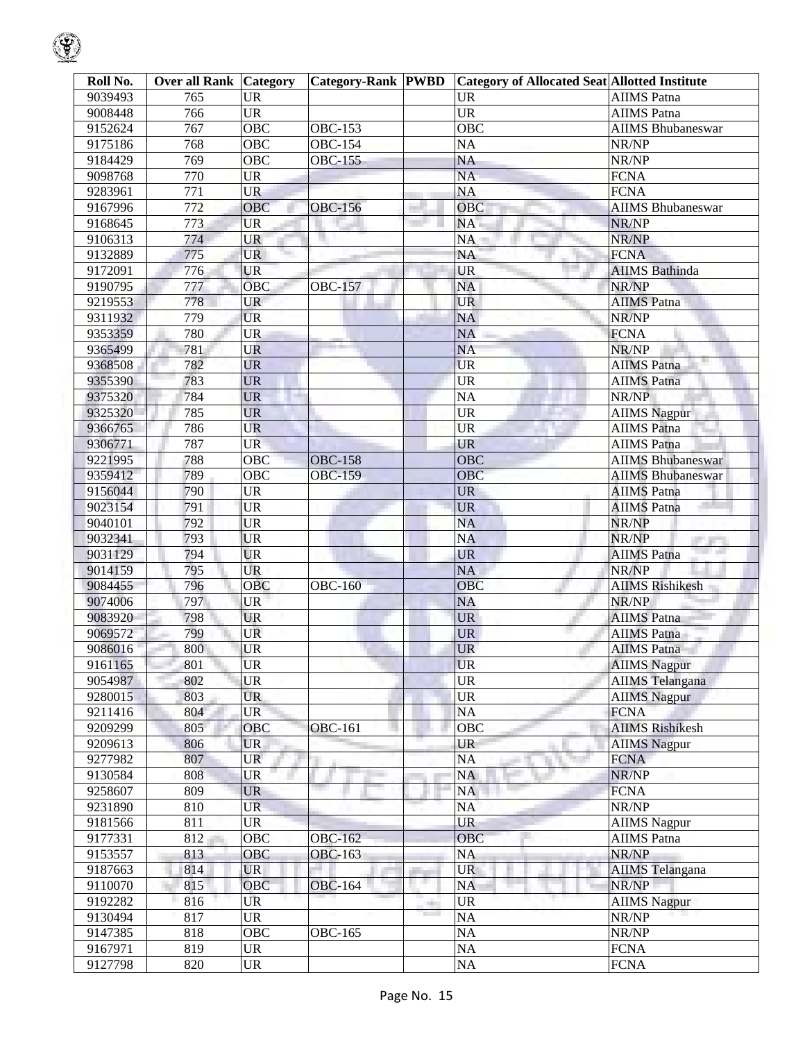| Roll No. | Over all Rank | Category | Category-Rank | PWBD | Category of Allocated Seat | Allotted Institute |
|---|---|---|---|---|---|---|
| 9039493 | 765 | UR | | | UR | AIIMS Patna |
| 9008448 | 766 | UR | | | UR | AIIMS Patna |
| 9152624 | 767 | OBC | OBC-153 | | OBC | AIIMS Bhubaneswar |
| 9175186 | 768 | OBC | OBC-154 | | NA | NR/NP |
| 9184429 | 769 | OBC | OBC-155 | | NA | NR/NP |
| 9098768 | 770 | UR | | | NA | FCNA |
| 9283961 | 771 | UR | | | NA | FCNA |
| 9167996 | 772 | OBC | OBC-156 | | OBC | AIIMS Bhubaneswar |
| 9168645 | 773 | UR | | | NA | NR/NP |
| 9106313 | 774 | UR | | | NA | NR/NP |
| 9132889 | 775 | UR | | | NA | FCNA |
| 9172091 | 776 | UR | | | UR | AIIMS Bathinda |
| 9190795 | 777 | OBC | OBC-157 | | NA | NR/NP |
| 9219553 | 778 | UR | | | UR | AIIMS Patna |
| 9311932 | 779 | UR | | | NA | NR/NP |
| 9353359 | 780 | UR | | | NA | FCNA |
| 9365499 | 781 | UR | | | NA | NR/NP |
| 9368508 | 782 | UR | | | UR | AIIMS Patna |
| 9355390 | 783 | UR | | | UR | AIIMS Patna |
| 9375320 | 784 | UR | | | NA | NR/NP |
| 9325320 | 785 | UR | | | UR | AIIMS Nagpur |
| 9366765 | 786 | UR | | | UR | AIIMS Patna |
| 9306771 | 787 | UR | | | UR | AIIMS Patna |
| 9221995 | 788 | OBC | OBC-158 | | OBC | AIIMS Bhubaneswar |
| 9359412 | 789 | OBC | OBC-159 | | OBC | AIIMS Bhubaneswar |
| 9156044 | 790 | UR | | | UR | AIIMS Patna |
| 9023154 | 791 | UR | | | UR | AIIMS Patna |
| 9040101 | 792 | UR | | | NA | NR/NP |
| 9032341 | 793 | UR | | | NA | NR/NP |
| 9031129 | 794 | UR | | | UR | AIIMS Patna |
| 9014159 | 795 | UR | | | NA | NR/NP |
| 9084455 | 796 | OBC | OBC-160 | | OBC | AIIMS Rishikesh |
| 9074006 | 797 | UR | | | NA | NR/NP |
| 9083920 | 798 | UR | | | UR | AIIMS Patna |
| 9069572 | 799 | UR | | | UR | AIIMS Patna |
| 9086016 | 800 | UR | | | UR | AIIMS Patna |
| 9161165 | 801 | UR | | | UR | AIIMS Nagpur |
| 9054987 | 802 | UR | | | UR | AIIMS Telangana |
| 9280015 | 803 | UR | | | UR | AIIMS Nagpur |
| 9211416 | 804 | UR | | | NA | FCNA |
| 9209299 | 805 | OBC | OBC-161 | | OBC | AIIMS Rishikesh |
| 9209613 | 806 | UR | | | UR | AIIMS Nagpur |
| 9277982 | 807 | UR | | | NA | FCNA |
| 9130584 | 808 | UR | | | NA | NR/NP |
| 9258607 | 809 | UR | | | NA | FCNA |
| 9231890 | 810 | UR | | | NA | NR/NP |
| 9181566 | 811 | UR | | | UR | AIIMS Nagpur |
| 9177331 | 812 | OBC | OBC-162 | | OBC | AIIMS Patna |
| 9153557 | 813 | OBC | OBC-163 | | NA | NR/NP |
| 9187663 | 814 | UR | | | UR | AIIMS Telangana |
| 9110070 | 815 | OBC | OBC-164 | | NA | NR/NP |
| 9192282 | 816 | UR | | | UR | AIIMS Nagpur |
| 9130494 | 817 | UR | | | NA | NR/NP |
| 9147385 | 818 | OBC | OBC-165 | | NA | NR/NP |
| 9167971 | 819 | UR | | | NA | FCNA |
| 9127798 | 820 | UR | | | NA | FCNA |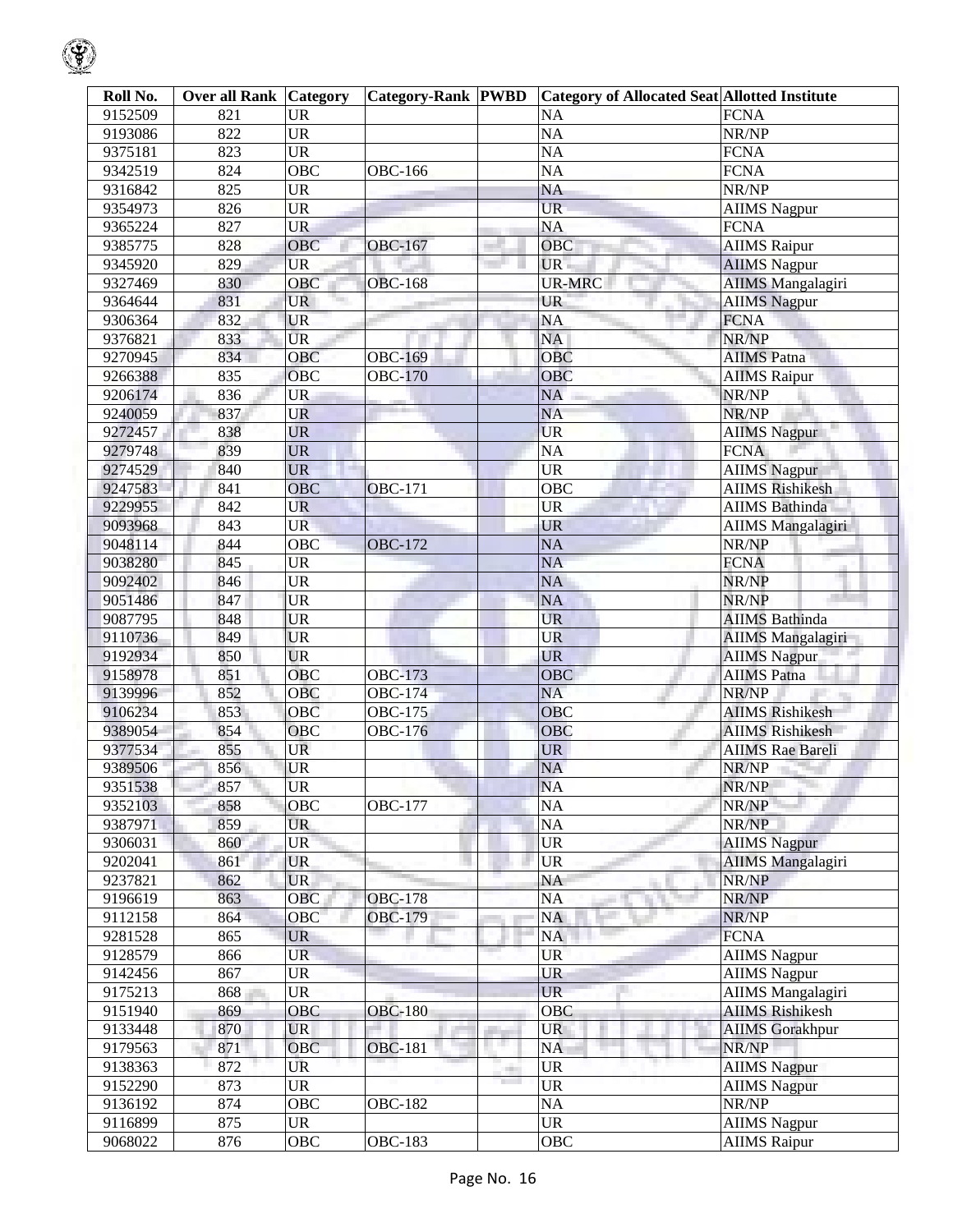| Roll No. | Over all Rank | Category | Category-Rank | PWBD | Category of Allocated Seat | Allotted Institute |
|---|---|---|---|---|---|---|
| 9152509 | 821 | UR | | | NA | FCNA |
| 9193086 | 822 | UR | | | NA | NR/NP |
| 9375181 | 823 | UR | | | NA | FCNA |
| 9342519 | 824 | OBC | OBC-166 | | NA | FCNA |
| 9316842 | 825 | UR | | | NA | NR/NP |
| 9354973 | 826 | UR | | | UR | AIIMS Nagpur |
| 9365224 | 827 | UR | | | NA | FCNA |
| 9385775 | 828 | OBC | OBC-167 | | OBC | AIIMS Raipur |
| 9345920 | 829 | UR | | | UR | AIIMS Nagpur |
| 9327469 | 830 | OBC | OBC-168 | | UR-MRC | AIIMS Mangalagiri |
| 9364644 | 831 | UR | | | UR | AIIMS Nagpur |
| 9306364 | 832 | UR | | | NA | FCNA |
| 9376821 | 833 | UR | | | NA | NR/NP |
| 9270945 | 834 | OBC | OBC-169 | | OBC | AIIMS Patna |
| 9266388 | 835 | OBC | OBC-170 | | OBC | AIIMS Raipur |
| 9206174 | 836 | UR | | | NA | NR/NP |
| 9240059 | 837 | UR | | | NA | NR/NP |
| 9272457 | 838 | UR | | | UR | AIIMS Nagpur |
| 9279748 | 839 | UR | | | NA | FCNA |
| 9274529 | 840 | UR | | | UR | AIIMS Nagpur |
| 9247583 | 841 | OBC | OBC-171 | | OBC | AIIMS Rishikesh |
| 9229955 | 842 | UR | | | UR | AIIMS Bathinda |
| 9093968 | 843 | UR | | | UR | AIIMS Mangalagiri |
| 9048114 | 844 | OBC | OBC-172 | | NA | NR/NP |
| 9038280 | 845 | UR | | | NA | FCNA |
| 9092402 | 846 | UR | | | NA | NR/NP |
| 9051486 | 847 | UR | | | NA | NR/NP |
| 9087795 | 848 | UR | | | UR | AIIMS Bathinda |
| 9110736 | 849 | UR | | | UR | AIIMS Mangalagiri |
| 9192934 | 850 | UR | | | UR | AIIMS Nagpur |
| 9158978 | 851 | OBC | OBC-173 | | OBC | AIIMS Patna |
| 9139996 | 852 | OBC | OBC-174 | | NA | NR/NP |
| 9106234 | 853 | OBC | OBC-175 | | OBC | AIIMS Rishikesh |
| 9389054 | 854 | OBC | OBC-176 | | OBC | AIIMS Rishikesh |
| 9377534 | 855 | UR | | | UR | AIIMS Rae Bareli |
| 9389506 | 856 | UR | | | NA | NR/NP |
| 9351538 | 857 | UR | | | NA | NR/NP |
| 9352103 | 858 | OBC | OBC-177 | | NA | NR/NP |
| 9387971 | 859 | UR | | | NA | NR/NP |
| 9306031 | 860 | UR | | | UR | AIIMS Nagpur |
| 9202041 | 861 | UR | | | UR | AIIMS Mangalagiri |
| 9237821 | 862 | UR | | | NA | NR/NP |
| 9196619 | 863 | OBC | OBC-178 | | NA | NR/NP |
| 9112158 | 864 | OBC | OBC-179 | | NA | NR/NP |
| 9281528 | 865 | UR | | | NA | FCNA |
| 9128579 | 866 | UR | | | UR | AIIMS Nagpur |
| 9142456 | 867 | UR | | | UR | AIIMS Nagpur |
| 9175213 | 868 | UR | | | UR | AIIMS Mangalagiri |
| 9151940 | 869 | OBC | OBC-180 | | OBC | AIIMS Rishikesh |
| 9133448 | 870 | UR | | | UR | AIIMS Gorakhpur |
| 9179563 | 871 | OBC | OBC-181 | | NA | NR/NP |
| 9138363 | 872 | UR | | | UR | AIIMS Nagpur |
| 9152290 | 873 | UR | | | UR | AIIMS Nagpur |
| 9136192 | 874 | OBC | OBC-182 | | NA | NR/NP |
| 9116899 | 875 | UR | | | UR | AIIMS Nagpur |
| 9068022 | 876 | OBC | OBC-183 | | OBC | AIIMS Raipur |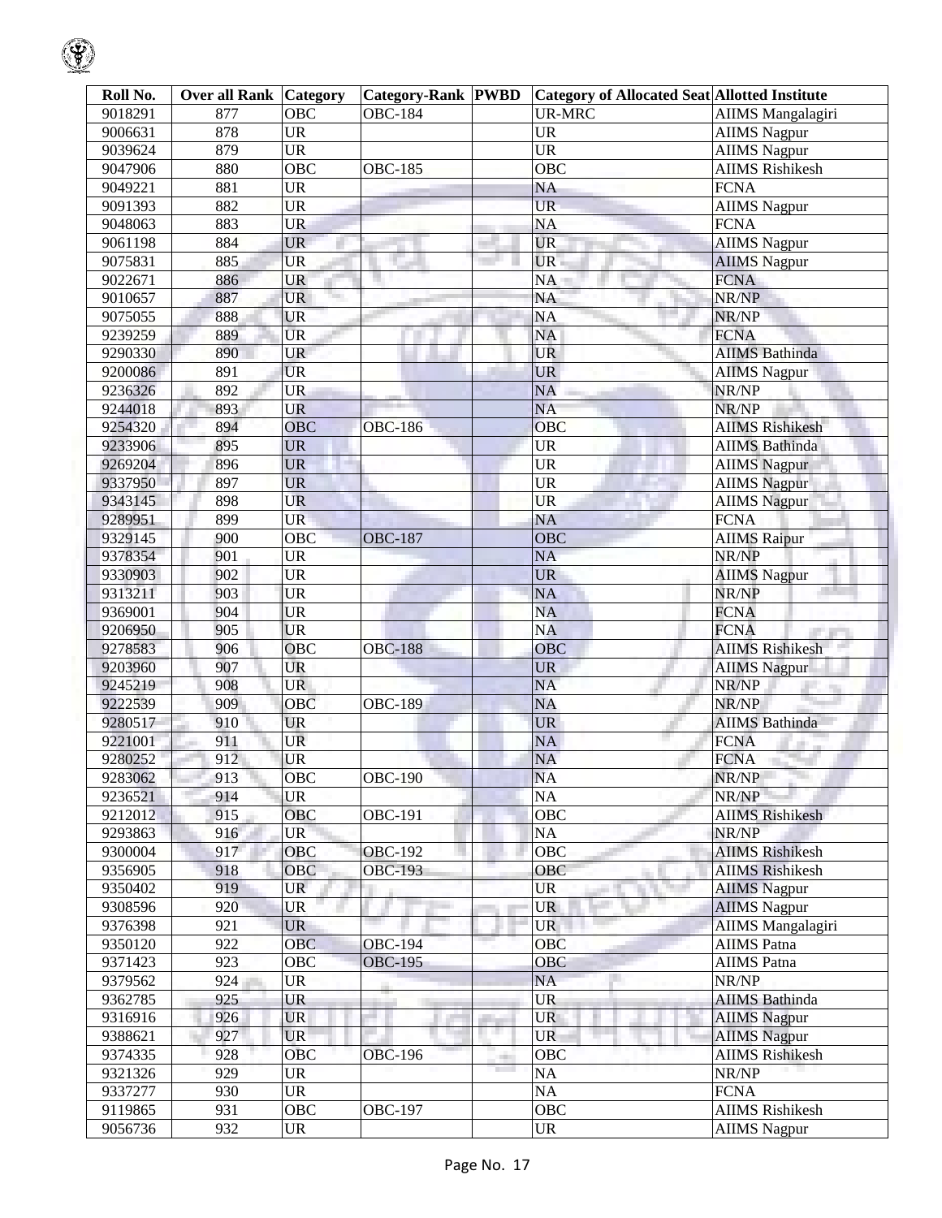| Roll No. | Over all Rank | Category | Category-Rank | PWBD | Category of Allocated Seat | Allotted Institute |
|---|---|---|---|---|---|---|
| 9018291 | 877 | OBC | OBC-184 | | UR-MRC | AIIMS Mangalagiri |
| 9006631 | 878 | UR | | | UR | AIIMS Nagpur |
| 9039624 | 879 | UR | | | UR | AIIMS Nagpur |
| 9047906 | 880 | OBC | OBC-185 | | OBC | AIIMS Rishikesh |
| 9049221 | 881 | UR | | | NA | FCNA |
| 9091393 | 882 | UR | | | UR | AIIMS Nagpur |
| 9048063 | 883 | UR | | | NA | FCNA |
| 9061198 | 884 | UR | | | UR | AIIMS Nagpur |
| 9075831 | 885 | UR | | | UR | AIIMS Nagpur |
| 9022671 | 886 | UR | | | NA | FCNA |
| 9010657 | 887 | UR | | | NA | NR/NP |
| 9075055 | 888 | UR | | | NA | NR/NP |
| 9239259 | 889 | UR | | | NA | FCNA |
| 9290330 | 890 | UR | | | UR | AIIMS Bathinda |
| 9200086 | 891 | UR | | | UR | AIIMS Nagpur |
| 9236326 | 892 | UR | | | NA | NR/NP |
| 9244018 | 893 | UR | | | NA | NR/NP |
| 9254320 | 894 | OBC | OBC-186 | | OBC | AIIMS Rishikesh |
| 9233906 | 895 | UR | | | UR | AIIMS Bathinda |
| 9269204 | 896 | UR | | | UR | AIIMS Nagpur |
| 9337950 | 897 | UR | | | UR | AIIMS Nagpur |
| 9343145 | 898 | UR | | | UR | AIIMS Nagpur |
| 9289951 | 899 | UR | | | NA | FCNA |
| 9329145 | 900 | OBC | OBC-187 | | OBC | AIIMS Raipur |
| 9378354 | 901 | UR | | | NA | NR/NP |
| 9330903 | 902 | UR | | | UR | AIIMS Nagpur |
| 9313211 | 903 | UR | | | NA | NR/NP |
| 9369001 | 904 | UR | | | NA | FCNA |
| 9206950 | 905 | UR | | | NA | FCNA |
| 9278583 | 906 | OBC | OBC-188 | | OBC | AIIMS Rishikesh |
| 9203960 | 907 | UR | | | UR | AIIMS Nagpur |
| 9245219 | 908 | UR | | | NA | NR/NP |
| 9222539 | 909 | OBC | OBC-189 | | NA | NR/NP |
| 9280517 | 910 | UR | | | UR | AIIMS Bathinda |
| 9221001 | 911 | UR | | | NA | FCNA |
| 9280252 | 912 | UR | | | NA | FCNA |
| 9283062 | 913 | OBC | OBC-190 | | NA | NR/NP |
| 9236521 | 914 | UR | | | NA | NR/NP |
| 9212012 | 915 | OBC | OBC-191 | | OBC | AIIMS Rishikesh |
| 9293863 | 916 | UR | | | NA | NR/NP |
| 9300004 | 917 | OBC | OBC-192 | | OBC | AIIMS Rishikesh |
| 9356905 | 918 | OBC | OBC-193 | | OBC | AIIMS Rishikesh |
| 9350402 | 919 | UR | | | UR | AIIMS Nagpur |
| 9308596 | 920 | UR | | | UR | AIIMS Nagpur |
| 9376398 | 921 | UR | | | UR | AIIMS Mangalagiri |
| 9350120 | 922 | OBC | OBC-194 | | OBC | AIIMS Patna |
| 9371423 | 923 | OBC | OBC-195 | | OBC | AIIMS Patna |
| 9379562 | 924 | UR | | | NA | NR/NP |
| 9362785 | 925 | UR | | | UR | AIIMS Bathinda |
| 9316916 | 926 | UR | | | UR | AIIMS Nagpur |
| 9388621 | 927 | UR | | | UR | AIIMS Nagpur |
| 9374335 | 928 | OBC | OBC-196 | | OBC | AIIMS Rishikesh |
| 9321326 | 929 | UR | | | NA | NR/NP |
| 9337277 | 930 | UR | | | NA | FCNA |
| 9119865 | 931 | OBC | OBC-197 | | OBC | AIIMS Rishikesh |
| 9056736 | 932 | UR | | | UR | AIIMS Nagpur |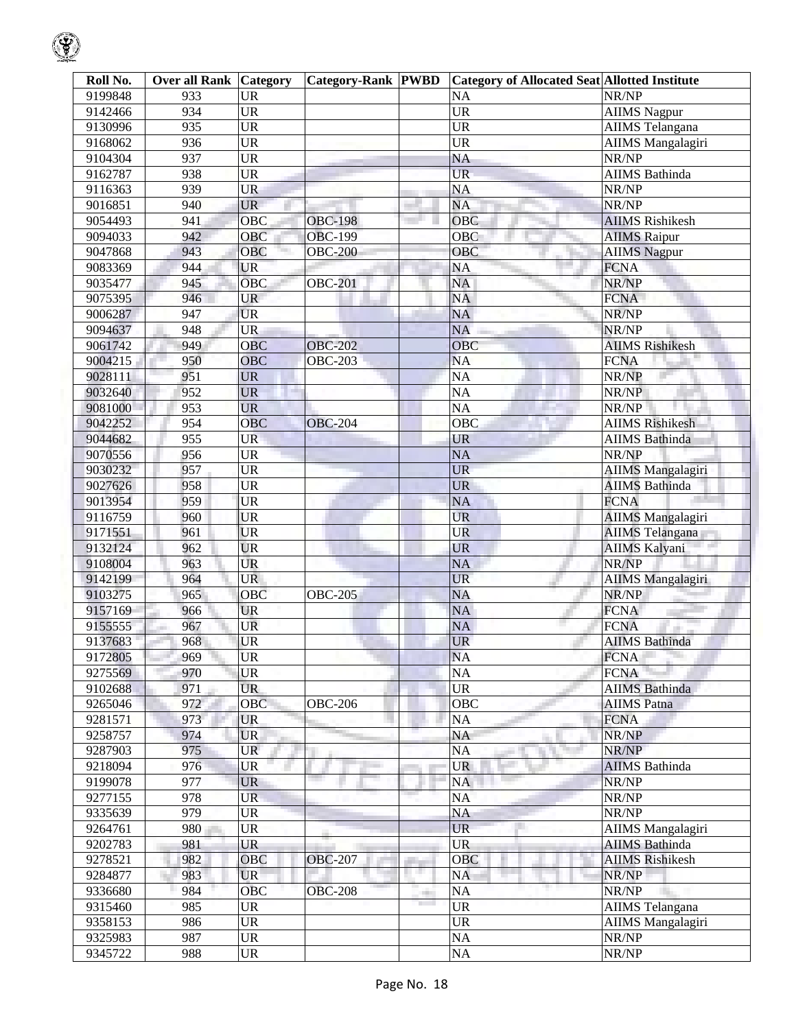| Roll No. | Over all Rank | Category | Category-Rank | PWBD | Category of Allocated Seat | Allotted Institute |
|---|---|---|---|---|---|---|
| 9199848 | 933 | UR | | | NA | NR/NP |
| 9142466 | 934 | UR | | | UR | AIIMS Nagpur |
| 9130996 | 935 | UR | | | UR | AIIMS Telangana |
| 9168062 | 936 | UR | | | UR | AIIMS Mangalagiri |
| 9104304 | 937 | UR | | | NA | NR/NP |
| 9162787 | 938 | UR | | | UR | AIIMS Bathinda |
| 9116363 | 939 | UR | | | NA | NR/NP |
| 9016851 | 940 | UR | | | NA | NR/NP |
| 9054493 | 941 | OBC | OBC-198 | | OBC | AIIMS Rishikesh |
| 9094033 | 942 | OBC | OBC-199 | | OBC | AIIMS Raipur |
| 9047868 | 943 | OBC | OBC-200 | | OBC | AIIMS Nagpur |
| 9083369 | 944 | UR | | | NA | FCNA |
| 9035477 | 945 | OBC | OBC-201 | | NA | NR/NP |
| 9075395 | 946 | UR | | | NA | FCNA |
| 9006287 | 947 | UR | | | NA | NR/NP |
| 9094637 | 948 | UR | | | NA | NR/NP |
| 9061742 | 949 | OBC | OBC-202 | | OBC | AIIMS Rishikesh |
| 9004215 | 950 | OBC | OBC-203 | | NA | FCNA |
| 9028111 | 951 | UR | | | NA | NR/NP |
| 9032640 | 952 | UR | | | NA | NR/NP |
| 9081000 | 953 | UR | | | NA | NR/NP |
| 9042252 | 954 | OBC | OBC-204 | | OBC | AIIMS Rishikesh |
| 9044682 | 955 | UR | | | UR | AIIMS Bathinda |
| 9070556 | 956 | UR | | | NA | NR/NP |
| 9030232 | 957 | UR | | | UR | AIIMS Mangalagiri |
| 9027626 | 958 | UR | | | UR | AIIMS Bathinda |
| 9013954 | 959 | UR | | | NA | FCNA |
| 9116759 | 960 | UR | | | UR | AIIMS Mangalagiri |
| 9171551 | 961 | UR | | | UR | AIIMS Telangana |
| 9132124 | 962 | UR | | | UR | AIIMS Kalyani |
| 9108004 | 963 | UR | | | NA | NR/NP |
| 9142199 | 964 | UR | | | UR | AIIMS Mangalagiri |
| 9103275 | 965 | OBC | OBC-205 | | NA | NR/NP |
| 9157169 | 966 | UR | | | NA | FCNA |
| 9155555 | 967 | UR | | | NA | FCNA |
| 9137683 | 968 | UR | | | UR | AIIMS Bathinda |
| 9172805 | 969 | UR | | | NA | FCNA |
| 9275569 | 970 | UR | | | NA | FCNA |
| 9102688 | 971 | UR | | | UR | AIIMS Bathinda |
| 9265046 | 972 | OBC | OBC-206 | | OBC | AIIMS Patna |
| 9281571 | 973 | UR | | | NA | FCNA |
| 9258757 | 974 | UR | | | NA | NR/NP |
| 9287903 | 975 | UR | | | NA | NR/NP |
| 9218094 | 976 | UR | | | UR | AIIMS Bathinda |
| 9199078 | 977 | UR | | | NA | NR/NP |
| 9277155 | 978 | UR | | | NA | NR/NP |
| 9335639 | 979 | UR | | | NA | NR/NP |
| 9264761 | 980 | UR | | | UR | AIIMS Mangalagiri |
| 9202783 | 981 | UR | | | UR | AIIMS Bathinda |
| 9278521 | 982 | OBC | OBC-207 | | OBC | AIIMS Rishikesh |
| 9284877 | 983 | UR | | | NA | NR/NP |
| 9336680 | 984 | OBC | OBC-208 | | NA | NR/NP |
| 9315460 | 985 | UR | | | UR | AIIMS Telangana |
| 9358153 | 986 | UR | | | UR | AIIMS Mangalagiri |
| 9325983 | 987 | UR | | | NA | NR/NP |
| 9345722 | 988 | UR | | | NA | NR/NP |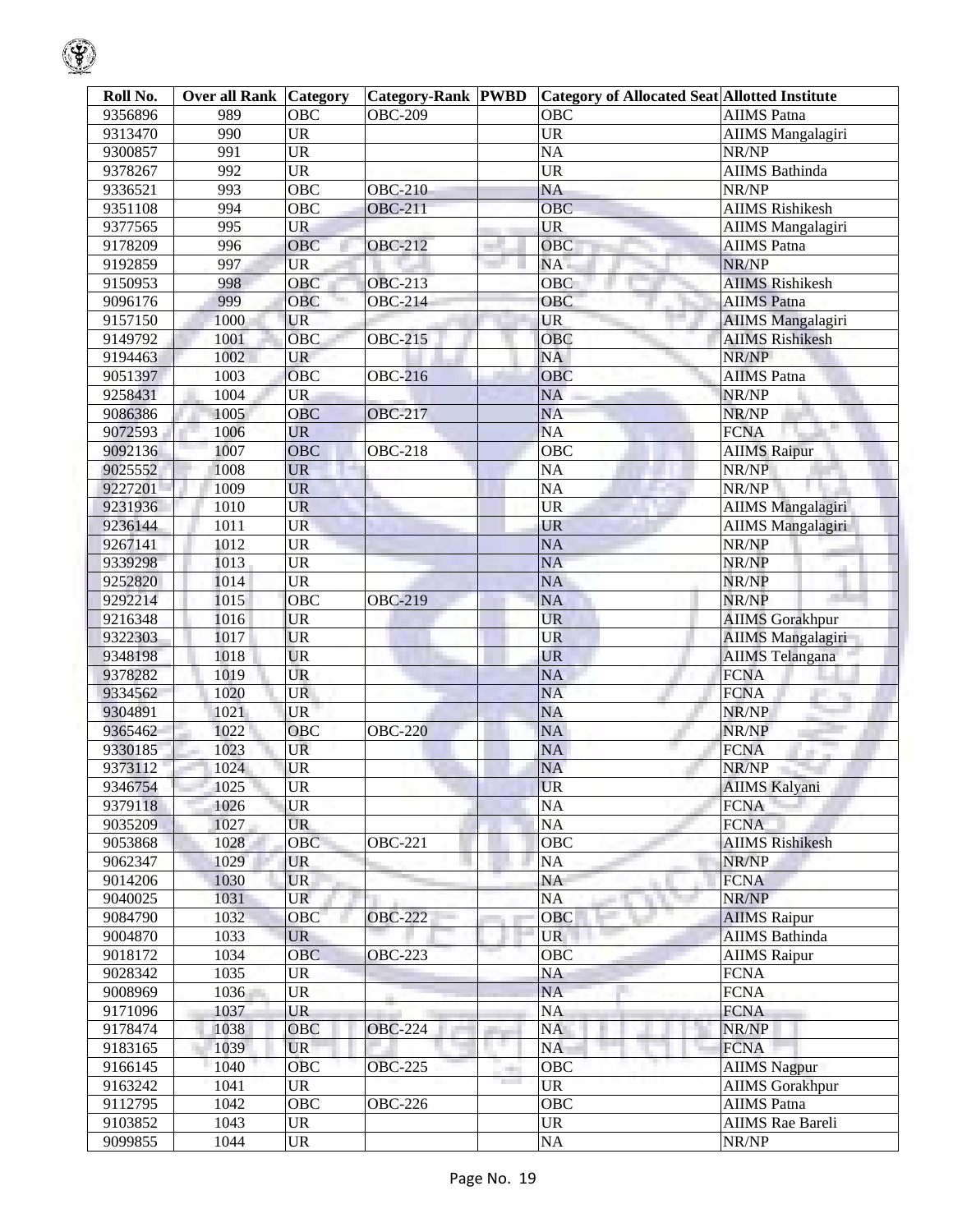| Roll No. | Over all Rank | Category | Category-Rank | PWBD | Category of Allocated Seat | Allotted Institute |
|---|---|---|---|---|---|---|
| 9356896 | 989 | OBC | OBC-209 | | OBC | AIIMS Patna |
| 9313470 | 990 | UR | | | UR | AIIMS Mangalagiri |
| 9300857 | 991 | UR | | | NA | NR/NP |
| 9378267 | 992 | UR | | | UR | AIIMS Bathinda |
| 9336521 | 993 | OBC | OBC-210 | | NA | NR/NP |
| 9351108 | 994 | OBC | OBC-211 | | OBC | AIIMS Rishikesh |
| 9377565 | 995 | UR | | | UR | AIIMS Mangalagiri |
| 9178209 | 996 | OBC | OBC-212 | | OBC | AIIMS Patna |
| 9192859 | 997 | UR | | | NA | NR/NP |
| 9150953 | 998 | OBC | OBC-213 | | OBC | AIIMS Rishikesh |
| 9096176 | 999 | OBC | OBC-214 | | OBC | AIIMS Patna |
| 9157150 | 1000 | UR | | | UR | AIIMS Mangalagiri |
| 9149792 | 1001 | OBC | OBC-215 | | OBC | AIIMS Rishikesh |
| 9194463 | 1002 | UR | | | NA | NR/NP |
| 9051397 | 1003 | OBC | OBC-216 | | OBC | AIIMS Patna |
| 9258431 | 1004 | UR | | | NA | NR/NP |
| 9086386 | 1005 | OBC | OBC-217 | | NA | NR/NP |
| 9072593 | 1006 | UR | | | NA | FCNA |
| 9092136 | 1007 | OBC | OBC-218 | | OBC | AIIMS Raipur |
| 9025552 | 1008 | UR | | | NA | NR/NP |
| 9227201 | 1009 | UR | | | NA | NR/NP |
| 9231936 | 1010 | UR | | | UR | AIIMS Mangalagiri |
| 9236144 | 1011 | UR | | | UR | AIIMS Mangalagiri |
| 9267141 | 1012 | UR | | | NA | NR/NP |
| 9339298 | 1013 | UR | | | NA | NR/NP |
| 9252820 | 1014 | UR | | | NA | NR/NP |
| 9292214 | 1015 | OBC | OBC-219 | | NA | NR/NP |
| 9216348 | 1016 | UR | | | UR | AIIMS Gorakhpur |
| 9322303 | 1017 | UR | | | UR | AIIMS Mangalagiri |
| 9348198 | 1018 | UR | | | UR | AIIMS Telangana |
| 9378282 | 1019 | UR | | | NA | FCNA |
| 9334562 | 1020 | UR | | | NA | FCNA |
| 9304891 | 1021 | UR | | | NA | NR/NP |
| 9365462 | 1022 | OBC | OBC-220 | | NA | NR/NP |
| 9330185 | 1023 | UR | | | NA | FCNA |
| 9373112 | 1024 | UR | | | NA | NR/NP |
| 9346754 | 1025 | UR | | | UR | AIIMS Kalyani |
| 9379118 | 1026 | UR | | | NA | FCNA |
| 9035209 | 1027 | UR | | | NA | FCNA |
| 9053868 | 1028 | OBC | OBC-221 | | OBC | AIIMS Rishikesh |
| 9062347 | 1029 | UR | | | NA | NR/NP |
| 9014206 | 1030 | UR | | | NA | FCNA |
| 9040025 | 1031 | UR | | | NA | NR/NP |
| 9084790 | 1032 | OBC | OBC-222 | | OBC | AIIMS Raipur |
| 9004870 | 1033 | UR | | | UR | AIIMS Bathinda |
| 9018172 | 1034 | OBC | OBC-223 | | OBC | AIIMS Raipur |
| 9028342 | 1035 | UR | | | NA | FCNA |
| 9008969 | 1036 | UR | | | NA | FCNA |
| 9171096 | 1037 | UR | | | NA | FCNA |
| 9178474 | 1038 | OBC | OBC-224 | | NA | NR/NP |
| 9183165 | 1039 | UR | | | NA | FCNA |
| 9166145 | 1040 | OBC | OBC-225 | | OBC | AIIMS Nagpur |
| 9163242 | 1041 | UR | | | UR | AIIMS Gorakhpur |
| 9112795 | 1042 | OBC | OBC-226 | | OBC | AIIMS Patna |
| 9103852 | 1043 | UR | | | UR | AIIMS Rae Bareli |
| 9099855 | 1044 | UR | | | NA | NR/NP |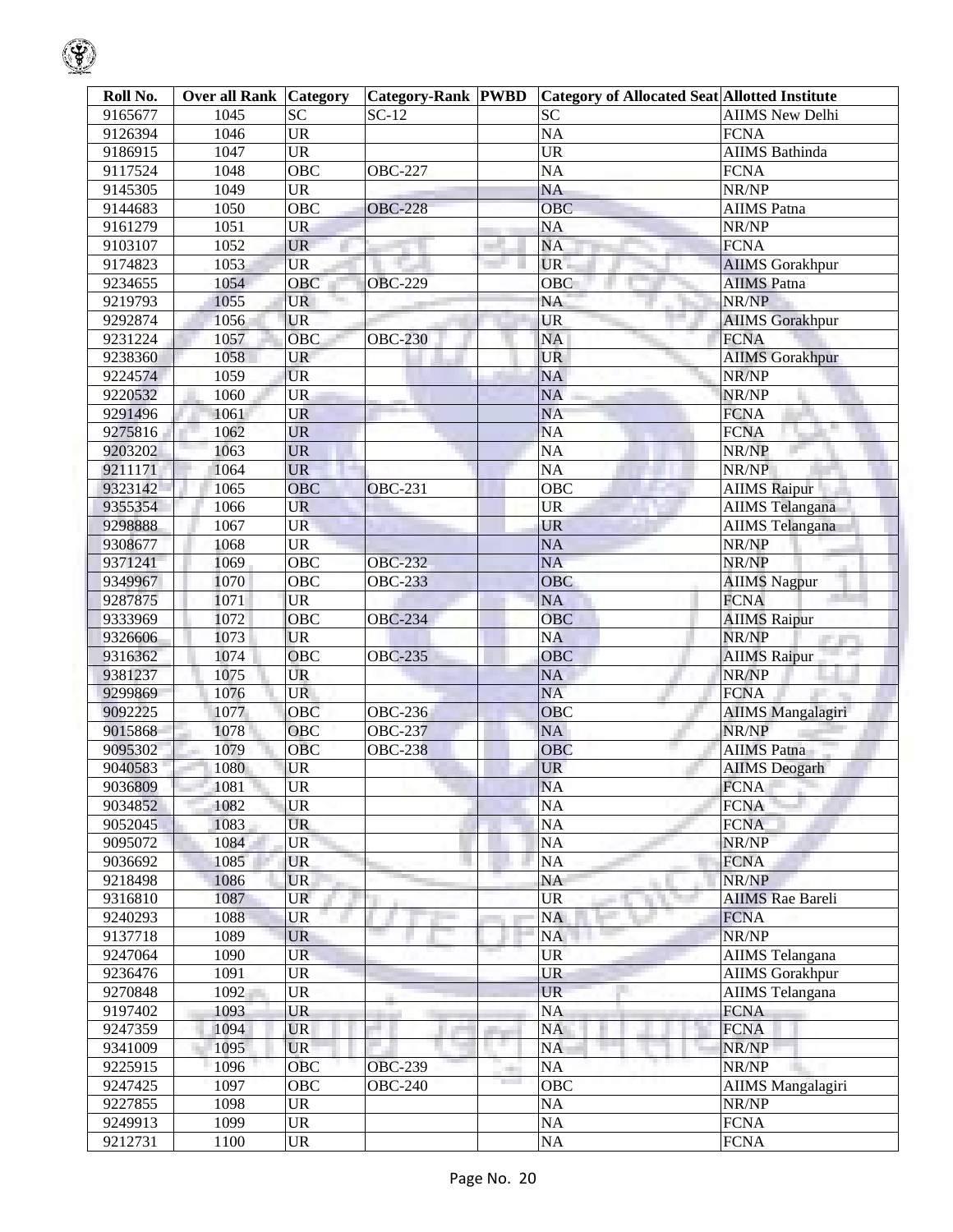| Roll No. | Over all Rank | Category | Category-Rank | PWBD | Category of Allocated Seat | Allotted Institute |
|---|---|---|---|---|---|---|
| 9165677 | 1045 | SC | SC-12 | | SC | AIIMS New Delhi |
| 9126394 | 1046 | UR | | | NA | FCNA |
| 9186915 | 1047 | UR | | | UR | AIIMS Bathinda |
| 9117524 | 1048 | OBC | OBC-227 | | NA | FCNA |
| 9145305 | 1049 | UR | | | NA | NR/NP |
| 9144683 | 1050 | OBC | OBC-228 | | OBC | AIIMS Patna |
| 9161279 | 1051 | UR | | | NA | NR/NP |
| 9103107 | 1052 | UR | | | NA | FCNA |
| 9174823 | 1053 | UR | | | UR | AIIMS Gorakhpur |
| 9234655 | 1054 | OBC | OBC-229 | | OBC | AIIMS Patna |
| 9219793 | 1055 | UR | | | NA | NR/NP |
| 9292874 | 1056 | UR | | | UR | AIIMS Gorakhpur |
| 9231224 | 1057 | OBC | OBC-230 | | NA | FCNA |
| 9238360 | 1058 | UR | | | UR | AIIMS Gorakhpur |
| 9224574 | 1059 | UR | | | NA | NR/NP |
| 9220532 | 1060 | UR | | | NA | NR/NP |
| 9291496 | 1061 | UR | | | NA | FCNA |
| 9275816 | 1062 | UR | | | NA | FCNA |
| 9203202 | 1063 | UR | | | NA | NR/NP |
| 9211171 | 1064 | UR | | | NA | NR/NP |
| 9323142 | 1065 | OBC | OBC-231 | | OBC | AIIMS Raipur |
| 9355354 | 1066 | UR | | | UR | AIIMS Telangana |
| 9298888 | 1067 | UR | | | UR | AIIMS Telangana |
| 9308677 | 1068 | UR | | | NA | NR/NP |
| 9371241 | 1069 | OBC | OBC-232 | | NA | NR/NP |
| 9349967 | 1070 | OBC | OBC-233 | | OBC | AIIMS Nagpur |
| 9287875 | 1071 | UR | | | NA | FCNA |
| 9333969 | 1072 | OBC | OBC-234 | | OBC | AIIMS Raipur |
| 9326606 | 1073 | UR | | | NA | NR/NP |
| 9316362 | 1074 | OBC | OBC-235 | | OBC | AIIMS Raipur |
| 9381237 | 1075 | UR | | | NA | NR/NP |
| 9299869 | 1076 | UR | | | NA | FCNA |
| 9092225 | 1077 | OBC | OBC-236 | | OBC | AIIMS Mangalagiri |
| 9015868 | 1078 | OBC | OBC-237 | | NA | NR/NP |
| 9095302 | 1079 | OBC | OBC-238 | | OBC | AIIMS Patna |
| 9040583 | 1080 | UR | | | UR | AIIMS Deogarh |
| 9036809 | 1081 | UR | | | NA | FCNA |
| 9034852 | 1082 | UR | | | NA | FCNA |
| 9052045 | 1083 | UR | | | NA | FCNA |
| 9095072 | 1084 | UR | | | NA | NR/NP |
| 9036692 | 1085 | UR | | | NA | FCNA |
| 9218498 | 1086 | UR | | | NA | NR/NP |
| 9316810 | 1087 | UR | | | UR | AIIMS Rae Bareli |
| 9240293 | 1088 | UR | | | NA | FCNA |
| 9137718 | 1089 | UR | | | NA | NR/NP |
| 9247064 | 1090 | UR | | | UR | AIIMS Telangana |
| 9236476 | 1091 | UR | | | UR | AIIMS Gorakhpur |
| 9270848 | 1092 | UR | | | UR | AIIMS Telangana |
| 9197402 | 1093 | UR | | | NA | FCNA |
| 9247359 | 1094 | UR | | | NA | FCNA |
| 9341009 | 1095 | UR | | | NA | NR/NP |
| 9225915 | 1096 | OBC | OBC-239 | | NA | NR/NP |
| 9247425 | 1097 | OBC | OBC-240 | | OBC | AIIMS Mangalagiri |
| 9227855 | 1098 | UR | | | NA | NR/NP |
| 9249913 | 1099 | UR | | | NA | FCNA |
| 9212731 | 1100 | UR | | | NA | FCNA |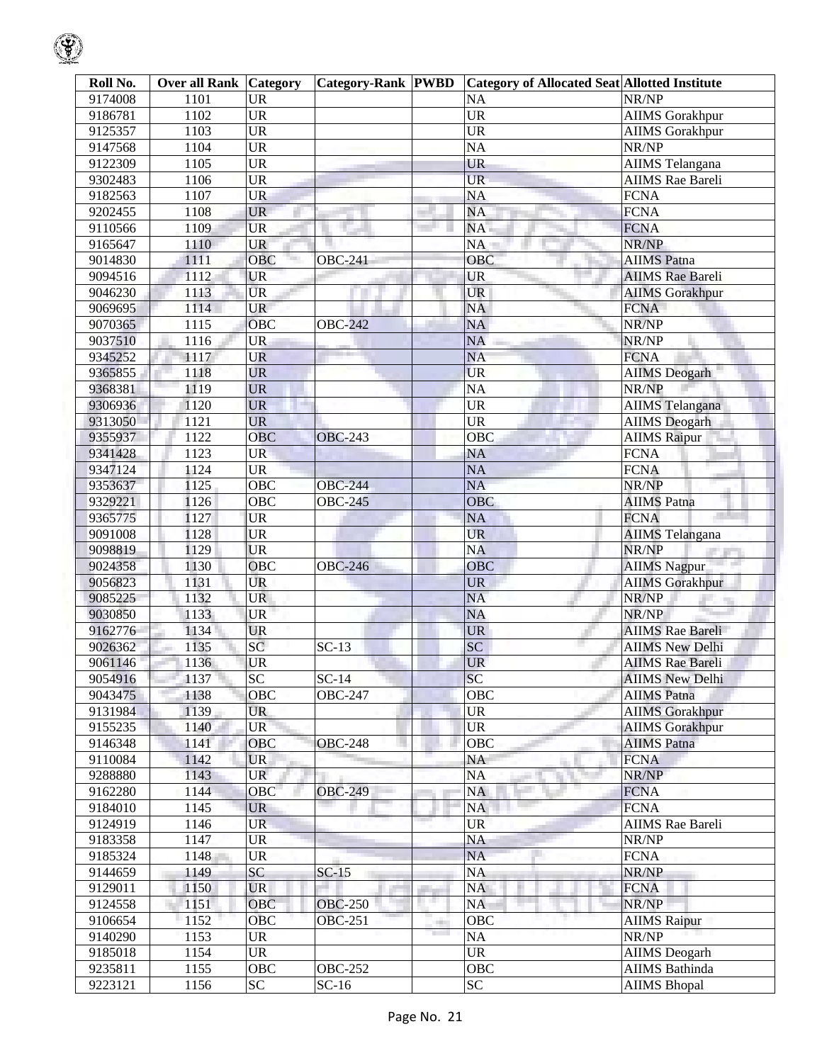| Roll No. | Over all Rank | Category | Category-Rank | PWBD | Category of Allocated Seat | Allotted Institute |
|---|---|---|---|---|---|---|
| 9174008 | 1101 | UR | | | NA | NR/NP |
| 9186781 | 1102 | UR | | | UR | AIIMS Gorakhpur |
| 9125357 | 1103 | UR | | | UR | AIIMS Gorakhpur |
| 9147568 | 1104 | UR | | | NA | NR/NP |
| 9122309 | 1105 | UR | | | UR | AIIMS Telangana |
| 9302483 | 1106 | UR | | | UR | AIIMS Rae Bareli |
| 9182563 | 1107 | UR | | | NA | FCNA |
| 9202455 | 1108 | UR | | | NA | FCNA |
| 9110566 | 1109 | UR | | | NA | FCNA |
| 9165647 | 1110 | UR | | | NA | NR/NP |
| 9014830 | 1111 | OBC | OBC-241 | | OBC | AIIMS Patna |
| 9094516 | 1112 | UR | | | UR | AIIMS Rae Bareli |
| 9046230 | 1113 | UR | | | UR | AIIMS Gorakhpur |
| 9069695 | 1114 | UR | | | NA | FCNA |
| 9070365 | 1115 | OBC | OBC-242 | | NA | NR/NP |
| 9037510 | 1116 | UR | | | NA | NR/NP |
| 9345252 | 1117 | UR | | | NA | FCNA |
| 9365855 | 1118 | UR | | | UR | AIIMS Deogarh |
| 9368381 | 1119 | UR | | | NA | NR/NP |
| 9306936 | 1120 | UR | | | UR | AIIMS Telangana |
| 9313050 | 1121 | UR | | | UR | AIIMS Deogarh |
| 9355937 | 1122 | OBC | OBC-243 | | OBC | AIIMS Raipur |
| 9341428 | 1123 | UR | | | NA | FCNA |
| 9347124 | 1124 | UR | | | NA | FCNA |
| 9353637 | 1125 | OBC | OBC-244 | | NA | NR/NP |
| 9329221 | 1126 | OBC | OBC-245 | | OBC | AIIMS Patna |
| 9365775 | 1127 | UR | | | NA | FCNA |
| 9091008 | 1128 | UR | | | UR | AIIMS Telangana |
| 9098819 | 1129 | UR | | | NA | NR/NP |
| 9024358 | 1130 | OBC | OBC-246 | | OBC | AIIMS Nagpur |
| 9056823 | 1131 | UR | | | UR | AIIMS Gorakhpur |
| 9085225 | 1132 | UR | | | NA | NR/NP |
| 9030850 | 1133 | UR | | | NA | NR/NP |
| 9162776 | 1134 | UR | | | UR | AIIMS Rae Bareli |
| 9026362 | 1135 | SC | SC-13 | | SC | AIIMS New Delhi |
| 9061146 | 1136 | UR | | | UR | AIIMS Rae Bareli |
| 9054916 | 1137 | SC | SC-14 | | SC | AIIMS New Delhi |
| 9043475 | 1138 | OBC | OBC-247 | | OBC | AIIMS Patna |
| 9131984 | 1139 | UR | | | UR | AIIMS Gorakhpur |
| 9155235 | 1140 | UR | | | UR | AIIMS Gorakhpur |
| 9146348 | 1141 | OBC | OBC-248 | | OBC | AIIMS Patna |
| 9110084 | 1142 | UR | | | NA | FCNA |
| 9288880 | 1143 | UR | | | NA | NR/NP |
| 9162280 | 1144 | OBC | OBC-249 | | NA | FCNA |
| 9184010 | 1145 | UR | | | NA | FCNA |
| 9124919 | 1146 | UR | | | UR | AIIMS Rae Bareli |
| 9183358 | 1147 | UR | | | NA | NR/NP |
| 9185324 | 1148 | UR | | | NA | FCNA |
| 9144659 | 1149 | SC | SC-15 | | NA | NR/NP |
| 9129011 | 1150 | UR | | | NA | FCNA |
| 9124558 | 1151 | OBC | OBC-250 | | NA | NR/NP |
| 9106654 | 1152 | OBC | OBC-251 | | OBC | AIIMS Raipur |
| 9140290 | 1153 | UR | | | NA | NR/NP |
| 9185018 | 1154 | UR | | | UR | AIIMS Deogarh |
| 9235811 | 1155 | OBC | OBC-252 | | OBC | AIIMS Bathinda |
| 9223121 | 1156 | SC | SC-16 | | SC | AIIMS Bhopal |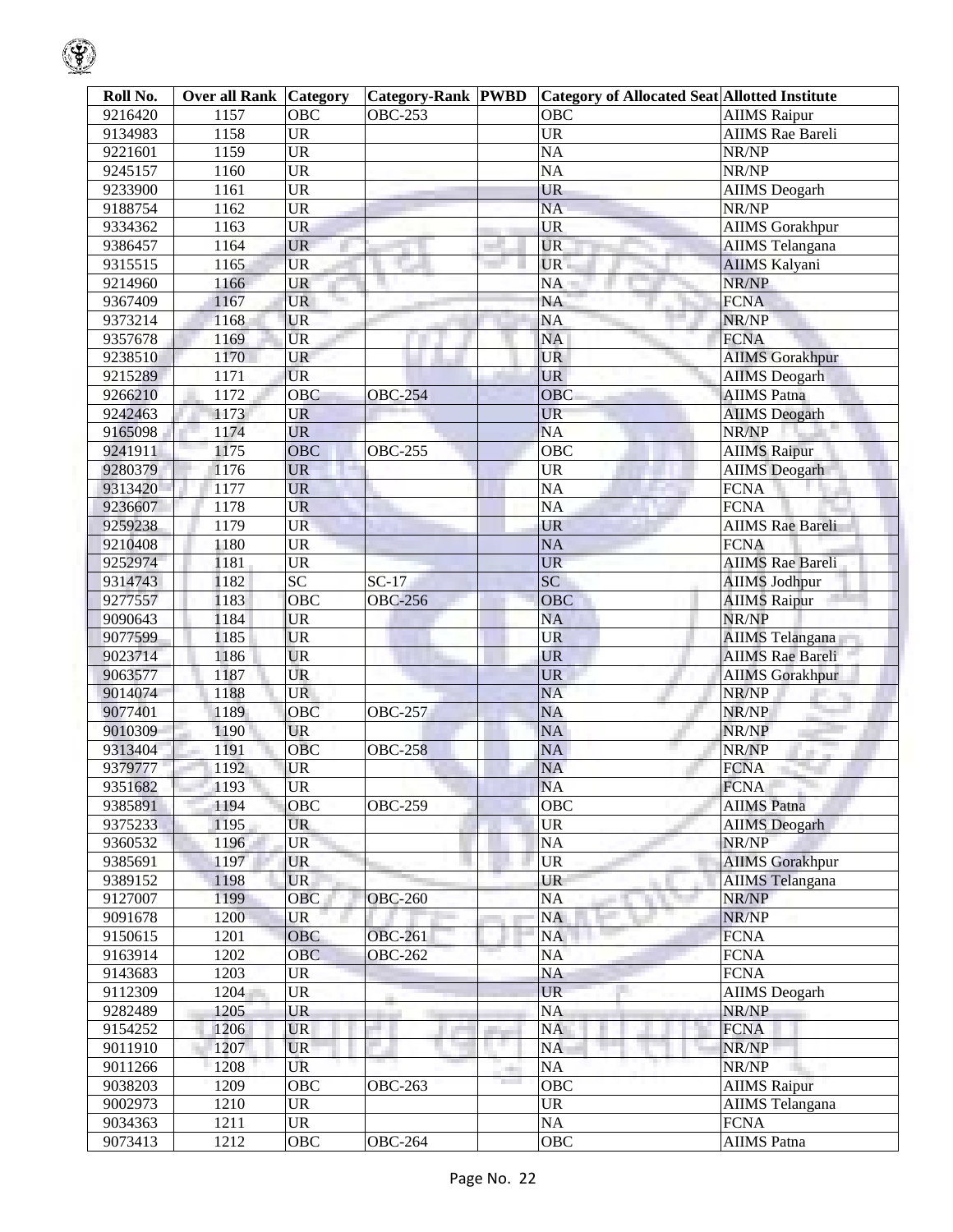| Roll No. | Over all Rank | Category | Category-Rank | PWBD | Category of Allocated Seat | Allotted Institute |
|---|---|---|---|---|---|---|
| 9216420 | 1157 | OBC | OBC-253 | | OBC | AIIMS Raipur |
| 9134983 | 1158 | UR | | | UR | AIIMS Rae Bareli |
| 9221601 | 1159 | UR | | | NA | NR/NP |
| 9245157 | 1160 | UR | | | NA | NR/NP |
| 9233900 | 1161 | UR | | | UR | AIIMS Deogarh |
| 9188754 | 1162 | UR | | | NA | NR/NP |
| 9334362 | 1163 | UR | | | UR | AIIMS Gorakhpur |
| 9386457 | 1164 | UR | | | UR | AIIMS Telangana |
| 9315515 | 1165 | UR | | | UR | AIIMS Kalyani |
| 9214960 | 1166 | UR | | | NA | NR/NP |
| 9367409 | 1167 | UR | | | NA | FCNA |
| 9373214 | 1168 | UR | | | NA | NR/NP |
| 9357678 | 1169 | UR | | | NA | FCNA |
| 9238510 | 1170 | UR | | | UR | AIIMS Gorakhpur |
| 9215289 | 1171 | UR | | | UR | AIIMS Deogarh |
| 9266210 | 1172 | OBC | OBC-254 | | OBC | AIIMS Patna |
| 9242463 | 1173 | UR | | | UR | AIIMS Deogarh |
| 9165098 | 1174 | UR | | | NA | NR/NP |
| 9241911 | 1175 | OBC | OBC-255 | | OBC | AIIMS Raipur |
| 9280379 | 1176 | UR | | | UR | AIIMS Deogarh |
| 9313420 | 1177 | UR | | | NA | FCNA |
| 9236607 | 1178 | UR | | | NA | FCNA |
| 9259238 | 1179 | UR | | | UR | AIIMS Rae Bareli |
| 9210408 | 1180 | UR | | | NA | FCNA |
| 9252974 | 1181 | UR | | | UR | AIIMS Rae Bareli |
| 9314743 | 1182 | SC | SC-17 | | SC | AIIMS Jodhpur |
| 9277557 | 1183 | OBC | OBC-256 | | OBC | AIIMS Raipur |
| 9090643 | 1184 | UR | | | NA | NR/NP |
| 9077599 | 1185 | UR | | | UR | AIIMS Telangana |
| 9023714 | 1186 | UR | | | UR | AIIMS Rae Bareli |
| 9063577 | 1187 | UR | | | UR | AIIMS Gorakhpur |
| 9014074 | 1188 | UR | | | NA | NR/NP |
| 9077401 | 1189 | OBC | OBC-257 | | NA | NR/NP |
| 9010309 | 1190 | UR | | | NA | NR/NP |
| 9313404 | 1191 | OBC | OBC-258 | | NA | NR/NP |
| 9379777 | 1192 | UR | | | NA | FCNA |
| 9351682 | 1193 | UR | | | NA | FCNA |
| 9385891 | 1194 | OBC | OBC-259 | | OBC | AIIMS Patna |
| 9375233 | 1195 | UR | | | UR | AIIMS Deogarh |
| 9360532 | 1196 | UR | | | NA | NR/NP |
| 9385691 | 1197 | UR | | | UR | AIIMS Gorakhpur |
| 9389152 | 1198 | UR | | | UR | AIIMS Telangana |
| 9127007 | 1199 | OBC | OBC-260 | | NA | NR/NP |
| 9091678 | 1200 | UR | | | NA | NR/NP |
| 9150615 | 1201 | OBC | OBC-261 | | NA | FCNA |
| 9163914 | 1202 | OBC | OBC-262 | | NA | FCNA |
| 9143683 | 1203 | UR | | | NA | FCNA |
| 9112309 | 1204 | UR | | | UR | AIIMS Deogarh |
| 9282489 | 1205 | UR | | | NA | NR/NP |
| 9154252 | 1206 | UR | | | NA | FCNA |
| 9011910 | 1207 | UR | | | NA | NR/NP |
| 9011266 | 1208 | UR | | | NA | NR/NP |
| 9038203 | 1209 | OBC | OBC-263 | | OBC | AIIMS Raipur |
| 9002973 | 1210 | UR | | | UR | AIIMS Telangana |
| 9034363 | 1211 | UR | | | NA | FCNA |
| 9073413 | 1212 | OBC | OBC-264 | | OBC | AIIMS Patna |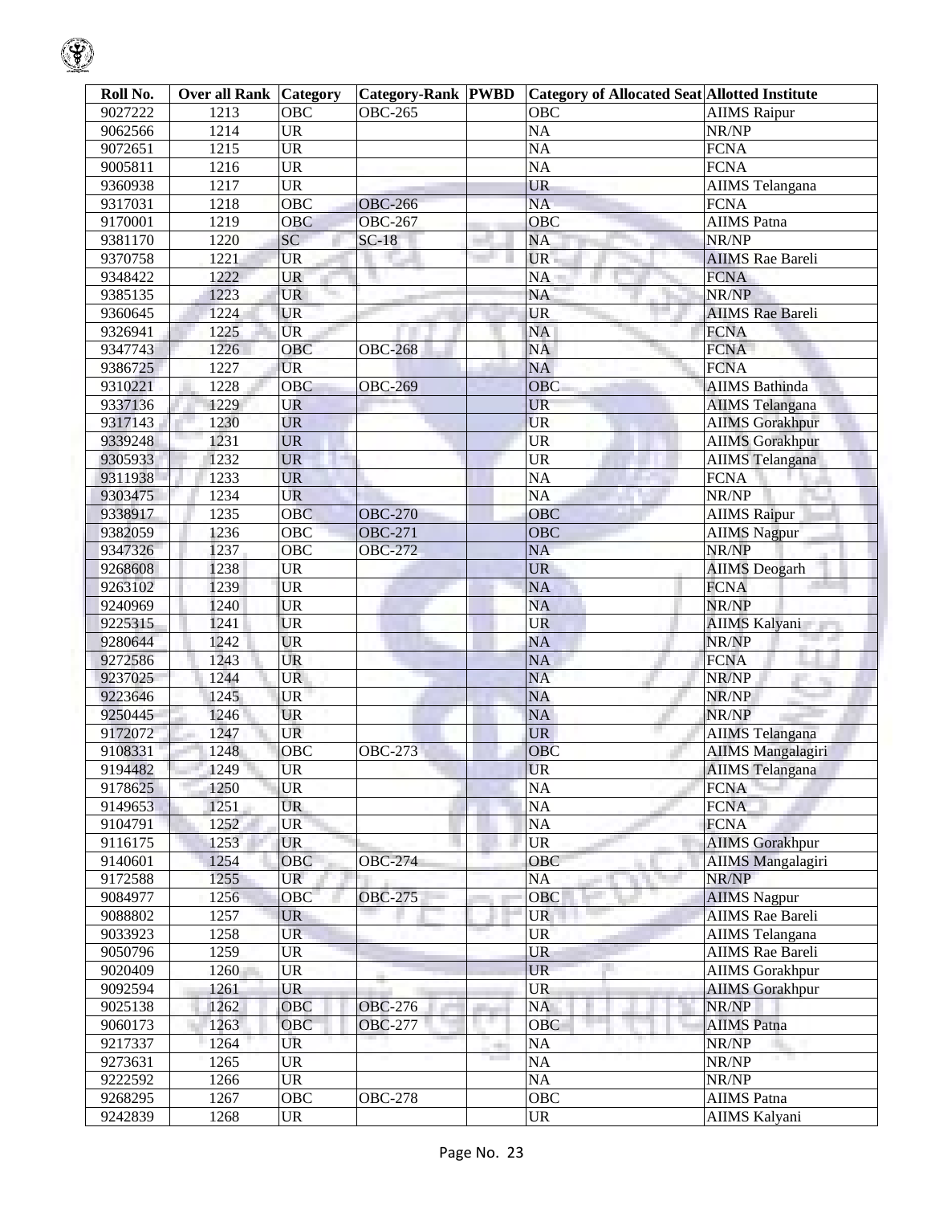| Roll No. | Over all Rank | Category | Category-Rank | PWBD | Category of Allocated Seat | Allotted Institute |
|---|---|---|---|---|---|---|
| 9027222 | 1213 | OBC | OBC-265 | | OBC | AIIMS Raipur |
| 9062566 | 1214 | UR | | | NA | NR/NP |
| 9072651 | 1215 | UR | | | NA | FCNA |
| 9005811 | 1216 | UR | | | NA | FCNA |
| 9360938 | 1217 | UR | | | UR | AIIMS Telangana |
| 9317031 | 1218 | OBC | OBC-266 | | NA | FCNA |
| 9170001 | 1219 | OBC | OBC-267 | | OBC | AIIMS Patna |
| 9381170 | 1220 | SC | SC-18 | | NA | NR/NP |
| 9370758 | 1221 | UR | | | UR | AIIMS Rae Bareli |
| 9348422 | 1222 | UR | | | NA | FCNA |
| 9385135 | 1223 | UR | | | NA | NR/NP |
| 9360645 | 1224 | UR | | | UR | AIIMS Rae Bareli |
| 9326941 | 1225 | UR | | | NA | FCNA |
| 9347743 | 1226 | OBC | OBC-268 | | NA | FCNA |
| 9386725 | 1227 | UR | | | NA | FCNA |
| 9310221 | 1228 | OBC | OBC-269 | | OBC | AIIMS Bathinda |
| 9337136 | 1229 | UR | | | UR | AIIMS Telangana |
| 9317143 | 1230 | UR | | | UR | AIIMS Gorakhpur |
| 9339248 | 1231 | UR | | | UR | AIIMS Gorakhpur |
| 9305933 | 1232 | UR | | | UR | AIIMS Telangana |
| 9311938 | 1233 | UR | | | NA | FCNA |
| 9303475 | 1234 | UR | | | NA | NR/NP |
| 9338917 | 1235 | OBC | OBC-270 | | OBC | AIIMS Raipur |
| 9382059 | 1236 | OBC | OBC-271 | | OBC | AIIMS Nagpur |
| 9347326 | 1237 | OBC | OBC-272 | | NA | NR/NP |
| 9268608 | 1238 | UR | | | UR | AIIMS Deogarh |
| 9263102 | 1239 | UR | | | NA | FCNA |
| 9240969 | 1240 | UR | | | NA | NR/NP |
| 9225315 | 1241 | UR | | | UR | AIIMS Kalyani |
| 9280644 | 1242 | UR | | | NA | NR/NP |
| 9272586 | 1243 | UR | | | NA | FCNA |
| 9237025 | 1244 | UR | | | NA | NR/NP |
| 9223646 | 1245 | UR | | | NA | NR/NP |
| 9250445 | 1246 | UR | | | NA | NR/NP |
| 9172072 | 1247 | UR | | | UR | AIIMS Telangana |
| 9108331 | 1248 | OBC | OBC-273 | | OBC | AIIMS Mangalagiri |
| 9194482 | 1249 | UR | | | UR | AIIMS Telangana |
| 9178625 | 1250 | UR | | | NA | FCNA |
| 9149653 | 1251 | UR | | | NA | FCNA |
| 9104791 | 1252 | UR | | | NA | FCNA |
| 9116175 | 1253 | UR | | | UR | AIIMS Gorakhpur |
| 9140601 | 1254 | OBC | OBC-274 | | OBC | AIIMS Mangalagiri |
| 9172588 | 1255 | UR | | | NA | NR/NP |
| 9084977 | 1256 | OBC | OBC-275 | | OBC | AIIMS Nagpur |
| 9088802 | 1257 | UR | | | UR | AIIMS Rae Bareli |
| 9033923 | 1258 | UR | | | UR | AIIMS Telangana |
| 9050796 | 1259 | UR | | | UR | AIIMS Rae Bareli |
| 9020409 | 1260 | UR | | | UR | AIIMS Gorakhpur |
| 9092594 | 1261 | UR | | | UR | AIIMS Gorakhpur |
| 9025138 | 1262 | OBC | OBC-276 | | NA | NR/NP |
| 9060173 | 1263 | OBC | OBC-277 | | OBC | AIIMS Patna |
| 9217337 | 1264 | UR | | | NA | NR/NP |
| 9273631 | 1265 | UR | | | NA | NR/NP |
| 9222592 | 1266 | UR | | | NA | NR/NP |
| 9268295 | 1267 | OBC | OBC-278 | | OBC | AIIMS Patna |
| 9242839 | 1268 | UR | | | UR | AIIMS Kalyani |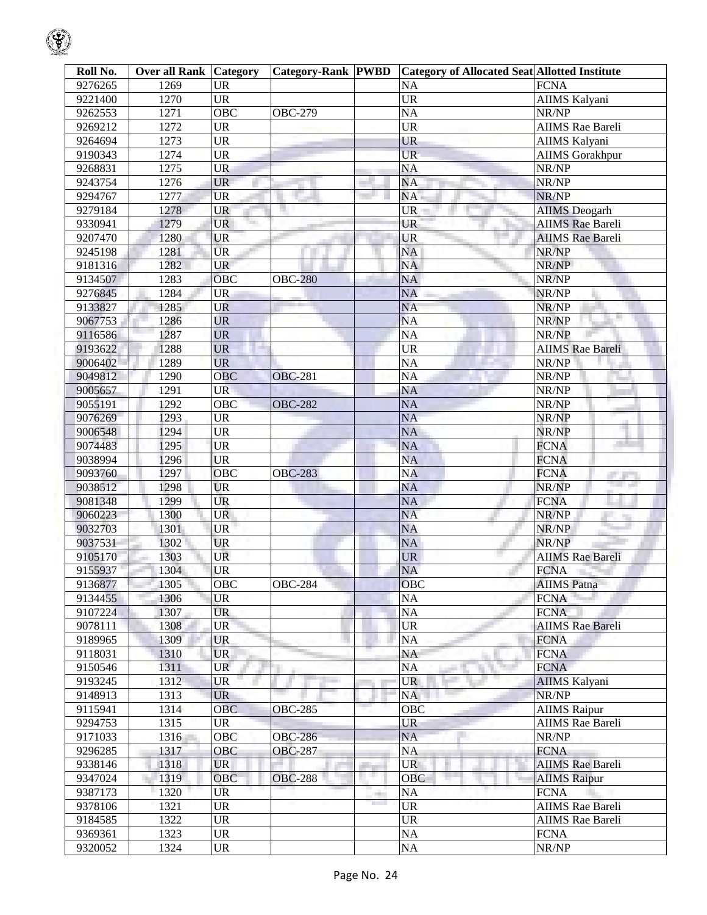| Roll No. | Over all Rank | Category | Category-Rank | PWBD | Category of Allocated Seat | Allotted Institute |
|---|---|---|---|---|---|---|
| 9276265 | 1269 | UR | | | NA | FCNA |
| 9221400 | 1270 | UR | | | UR | AIIMS Kalyani |
| 9262553 | 1271 | OBC | OBC-279 | | NA | NR/NP |
| 9269212 | 1272 | UR | | | UR | AIIMS Rae Bareli |
| 9264694 | 1273 | UR | | | UR | AIIMS Kalyani |
| 9190343 | 1274 | UR | | | UR | AIIMS Gorakhpur |
| 9268831 | 1275 | UR | | | NA | NR/NP |
| 9243754 | 1276 | UR | | | NA | NR/NP |
| 9294767 | 1277 | UR | | | NA | NR/NP |
| 9279184 | 1278 | UR | | | UR | AIIMS Deogarh |
| 9330941 | 1279 | UR | | | UR | AIIMS Rae Bareli |
| 9207470 | 1280 | UR | | | UR | AIIMS Rae Bareli |
| 9245198 | 1281 | UR | | | NA | NR/NP |
| 9181316 | 1282 | UR | | | NA | NR/NP |
| 9134507 | 1283 | OBC | OBC-280 | | NA | NR/NP |
| 9276845 | 1284 | UR | | | NA | NR/NP |
| 9133827 | 1285 | UR | | | NA | NR/NP |
| 9067753 | 1286 | UR | | | NA | NR/NP |
| 9116586 | 1287 | UR | | | NA | NR/NP |
| 9193622 | 1288 | UR | | | UR | AIIMS Rae Bareli |
| 9006402 | 1289 | UR | | | NA | NR/NP |
| 9049812 | 1290 | OBC | OBC-281 | | NA | NR/NP |
| 9005657 | 1291 | UR | | | NA | NR/NP |
| 9055191 | 1292 | OBC | OBC-282 | | NA | NR/NP |
| 9076269 | 1293 | UR | | | NA | NR/NP |
| 9006548 | 1294 | UR | | | NA | NR/NP |
| 9074483 | 1295 | UR | | | NA | FCNA |
| 9038994 | 1296 | UR | | | NA | FCNA |
| 9093760 | 1297 | OBC | OBC-283 | | NA | FCNA |
| 9038512 | 1298 | UR | | | NA | NR/NP |
| 9081348 | 1299 | UR | | | NA | FCNA |
| 9060223 | 1300 | UR | | | NA | NR/NP |
| 9032703 | 1301 | UR | | | NA | NR/NP |
| 9037531 | 1302 | UR | | | NA | NR/NP |
| 9105170 | 1303 | UR | | | UR | AIIMS Rae Bareli |
| 9155937 | 1304 | UR | | | NA | FCNA |
| 9136877 | 1305 | OBC | OBC-284 | | OBC | AIIMS Patna |
| 9134455 | 1306 | UR | | | NA | FCNA |
| 9107224 | 1307 | UR | | | NA | FCNA |
| 9078111 | 1308 | UR | | | UR | AIIMS Rae Bareli |
| 9189965 | 1309 | UR | | | NA | FCNA |
| 9118031 | 1310 | UR | | | NA | FCNA |
| 9150546 | 1311 | UR | | | NA | FCNA |
| 9193245 | 1312 | UR | | | UR | AIIMS Kalyani |
| 9148913 | 1313 | UR | | | NA | NR/NP |
| 9115941 | 1314 | OBC | OBC-285 | | OBC | AIIMS Raipur |
| 9294753 | 1315 | UR | | | UR | AIIMS Rae Bareli |
| 9171033 | 1316 | OBC | OBC-286 | | NA | NR/NP |
| 9296285 | 1317 | OBC | OBC-287 | | NA | FCNA |
| 9338146 | 1318 | UR | | | UR | AIIMS Rae Bareli |
| 9347024 | 1319 | OBC | OBC-288 | | OBC | AIIMS Raipur |
| 9387173 | 1320 | UR | | | NA | FCNA |
| 9378106 | 1321 | UR | | | UR | AIIMS Rae Bareli |
| 9184585 | 1322 | UR | | | UR | AIIMS Rae Bareli |
| 9369361 | 1323 | UR | | | NA | FCNA |
| 9320052 | 1324 | UR | | | NA | NR/NP |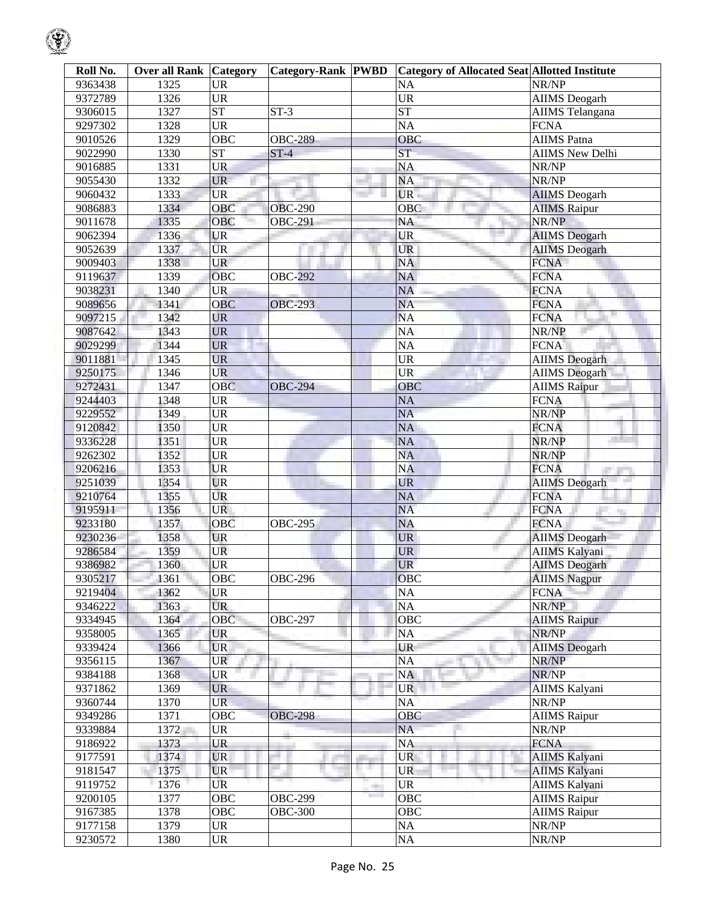| Roll No. | Over all Rank | Category | Category-Rank | PWBD | Category of Allocated Seat | Allotted Institute |
|---|---|---|---|---|---|---|
| 9363438 | 1325 | UR | | | NA | NR/NP |
| 9372789 | 1326 | UR | | | UR | AIIMS Deogarh |
| 9306015 | 1327 | ST | ST-3 | | ST | AIIMS Telangana |
| 9297302 | 1328 | UR | | | NA | FCNA |
| 9010526 | 1329 | OBC | OBC-289 | | OBC | AIIMS Patna |
| 9022990 | 1330 | ST | ST-4 | | ST | AIIMS New Delhi |
| 9016885 | 1331 | UR | | | NA | NR/NP |
| 9055430 | 1332 | UR | | | NA | NR/NP |
| 9060432 | 1333 | UR | | | UR | AIIMS Deogarh |
| 9086883 | 1334 | OBC | OBC-290 | | OBC | AIIMS Raipur |
| 9011678 | 1335 | OBC | OBC-291 | | NA | NR/NP |
| 9062394 | 1336 | UR | | | UR | AIIMS Deogarh |
| 9052639 | 1337 | UR | | | UR | AIIMS Deogarh |
| 9009403 | 1338 | UR | | | NA | FCNA |
| 9119637 | 1339 | OBC | OBC-292 | | NA | FCNA |
| 9038231 | 1340 | UR | | | NA | FCNA |
| 9089656 | 1341 | OBC | OBC-293 | | NA | FCNA |
| 9097215 | 1342 | UR | | | NA | FCNA |
| 9087642 | 1343 | UR | | | NA | NR/NP |
| 9029299 | 1344 | UR | | | NA | FCNA |
| 9011881 | 1345 | UR | | | UR | AIIMS Deogarh |
| 9250175 | 1346 | UR | | | UR | AIIMS Deogarh |
| 9272431 | 1347 | OBC | OBC-294 | | OBC | AIIMS Raipur |
| 9244403 | 1348 | UR | | | NA | FCNA |
| 9229552 | 1349 | UR | | | NA | NR/NP |
| 9120842 | 1350 | UR | | | NA | FCNA |
| 9336228 | 1351 | UR | | | NA | NR/NP |
| 9262302 | 1352 | UR | | | NA | NR/NP |
| 9206216 | 1353 | UR | | | NA | FCNA |
| 9251039 | 1354 | UR | | | UR | AIIMS Deogarh |
| 9210764 | 1355 | UR | | | NA | FCNA |
| 9195911 | 1356 | UR | | | NA | FCNA |
| 9233180 | 1357 | OBC | OBC-295 | | NA | FCNA |
| 9230236 | 1358 | UR | | | UR | AIIMS Deogarh |
| 9286584 | 1359 | UR | | | UR | AIIMS Kalyani |
| 9386982 | 1360 | UR | | | UR | AIIMS Deogarh |
| 9305217 | 1361 | OBC | OBC-296 | | OBC | AIIMS Nagpur |
| 9219404 | 1362 | UR | | | NA | FCNA |
| 9346222 | 1363 | UR | | | NA | NR/NP |
| 9334945 | 1364 | OBC | OBC-297 | | OBC | AIIMS Raipur |
| 9358005 | 1365 | UR | | | NA | NR/NP |
| 9339424 | 1366 | UR | | | UR | AIIMS Deogarh |
| 9356115 | 1367 | UR | | | NA | NR/NP |
| 9384188 | 1368 | UR | | | NA | NR/NP |
| 9371862 | 1369 | UR | | | UR | AIIMS Kalyani |
| 9360744 | 1370 | UR | | | NA | NR/NP |
| 9349286 | 1371 | OBC | OBC-298 | | OBC | AIIMS Raipur |
| 9339884 | 1372 | UR | | | NA | NR/NP |
| 9186922 | 1373 | UR | | | NA | FCNA |
| 9177591 | 1374 | UR | | | UR | AIIMS Kalyani |
| 9181547 | 1375 | UR | | | UR | AIIMS Kalyani |
| 9119752 | 1376 | UR | | | UR | AIIMS Kalyani |
| 9200105 | 1377 | OBC | OBC-299 | | OBC | AIIMS Raipur |
| 9167385 | 1378 | OBC | OBC-300 | | OBC | AIIMS Raipur |
| 9177158 | 1379 | UR | | | NA | NR/NP |
| 9230572 | 1380 | UR | | | NA | NR/NP |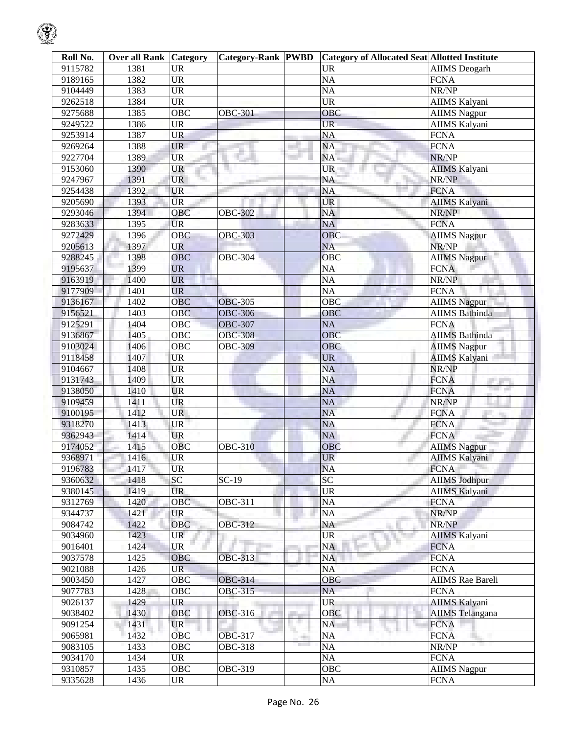| Roll No. | Over all Rank | Category | Category-Rank | PWBD | Category of Allocated Seat | Allotted Institute |
|---|---|---|---|---|---|---|
| 9115782 | 1381 | UR | | | UR | AIIMS Deogarh |
| 9189165 | 1382 | UR | | | NA | FCNA |
| 9104449 | 1383 | UR | | | NA | NR/NP |
| 9262518 | 1384 | UR | | | UR | AIIMS Kalyani |
| 9275688 | 1385 | OBC | OBC-301 | | OBC | AIIMS Nagpur |
| 9249522 | 1386 | UR | | | UR | AIIMS Kalyani |
| 9253914 | 1387 | UR | | | NA | FCNA |
| 9269264 | 1388 | UR | | | NA | FCNA |
| 9227704 | 1389 | UR | | | NA | NR/NP |
| 9153060 | 1390 | UR | | | UR | AIIMS Kalyani |
| 9247967 | 1391 | UR | | | NA | NR/NP |
| 9254438 | 1392 | UR | | | NA | FCNA |
| 9205690 | 1393 | UR | | | UR | AIIMS Kalyani |
| 9293046 | 1394 | OBC | OBC-302 | | NA | NR/NP |
| 9283633 | 1395 | UR | | | NA | FCNA |
| 9272429 | 1396 | OBC | OBC-303 | | OBC | AIIMS Nagpur |
| 9205613 | 1397 | UR | | | NA | NR/NP |
| 9288245 | 1398 | OBC | OBC-304 | | OBC | AIIMS Nagpur |
| 9195637 | 1399 | UR | | | NA | FCNA |
| 9163919 | 1400 | UR | | | NA | NR/NP |
| 9177909 | 1401 | UR | | | NA | FCNA |
| 9136167 | 1402 | OBC | OBC-305 | | OBC | AIIMS Nagpur |
| 9156521 | 1403 | OBC | OBC-306 | | OBC | AIIMS Bathinda |
| 9125291 | 1404 | OBC | OBC-307 | | NA | FCNA |
| 9136867 | 1405 | OBC | OBC-308 | | OBC | AIIMS Bathinda |
| 9103024 | 1406 | OBC | OBC-309 | | OBC | AIIMS Nagpur |
| 9118458 | 1407 | UR | | | UR | AIIMS Kalyani |
| 9104667 | 1408 | UR | | | NA | NR/NP |
| 9131743 | 1409 | UR | | | NA | FCNA |
| 9138050 | 1410 | UR | | | NA | FCNA |
| 9109459 | 1411 | UR | | | NA | NR/NP |
| 9100195 | 1412 | UR | | | NA | FCNA |
| 9318270 | 1413 | UR | | | NA | FCNA |
| 9362943 | 1414 | UR | | | NA | FCNA |
| 9174052 | 1415 | OBC | OBC-310 | | OBC | AIIMS Nagpur |
| 9368971 | 1416 | UR | | | UR | AIIMS Kalyani |
| 9196783 | 1417 | UR | | | NA | FCNA |
| 9360632 | 1418 | SC | SC-19 | | SC | AIIMS Jodhpur |
| 9380145 | 1419 | UR | | | UR | AIIMS Kalyani |
| 9312769 | 1420 | OBC | OBC-311 | | NA | FCNA |
| 9344737 | 1421 | UR | | | NA | NR/NP |
| 9084742 | 1422 | OBC | OBC-312 | | NA | NR/NP |
| 9034960 | 1423 | UR | | | UR | AIIMS Kalyani |
| 9016401 | 1424 | UR | | | NA | FCNA |
| 9037578 | 1425 | OBC | OBC-313 | | NA | FCNA |
| 9021088 | 1426 | UR | | | NA | FCNA |
| 9003450 | 1427 | OBC | OBC-314 | | OBC | AIIMS Rae Bareli |
| 9077783 | 1428 | OBC | OBC-315 | | NA | FCNA |
| 9026137 | 1429 | UR | | | UR | AIIMS Kalyani |
| 9038402 | 1430 | OBC | OBC-316 | | OBC | AIIMS Telangana |
| 9091254 | 1431 | UR | | | NA | FCNA |
| 9065981 | 1432 | OBC | OBC-317 | | NA | FCNA |
| 9083105 | 1433 | OBC | OBC-318 | | NA | NR/NP |
| 9034170 | 1434 | UR | | | NA | FCNA |
| 9310857 | 1435 | OBC | OBC-319 | | OBC | AIIMS Nagpur |
| 9335628 | 1436 | UR | | | NA | FCNA |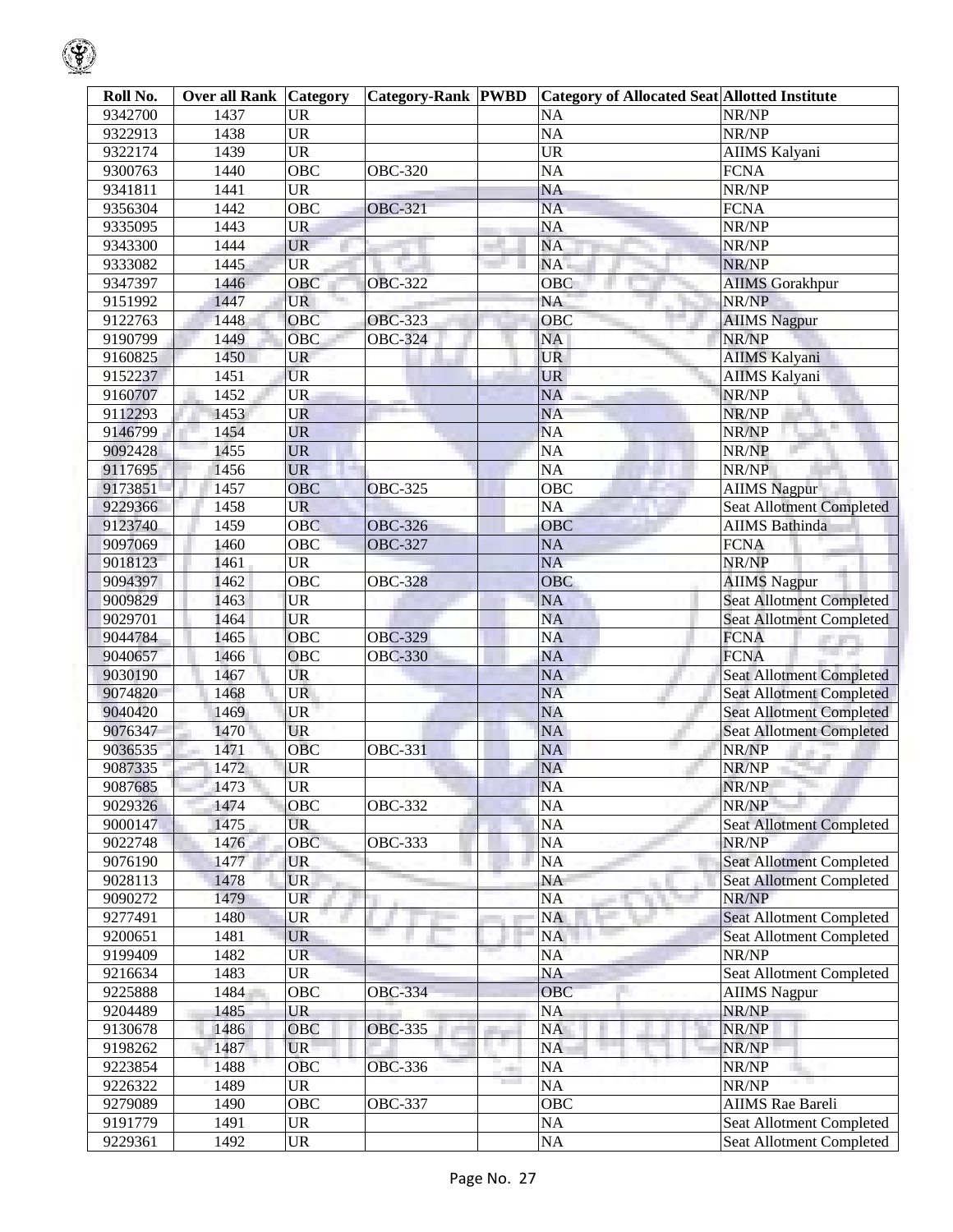| Roll No. | Over all Rank | Category | Category-Rank | PWBD | Category of Allocated Seat | Allotted Institute |
|---|---|---|---|---|---|---|
| 9342700 | 1437 | UR | | | NA | NR/NP |
| 9322913 | 1438 | UR | | | NA | NR/NP |
| 9322174 | 1439 | UR | | | UR | AIIMS Kalyani |
| 9300763 | 1440 | OBC | OBC-320 | | NA | FCNA |
| 9341811 | 1441 | UR | | | NA | NR/NP |
| 9356304 | 1442 | OBC | OBC-321 | | NA | FCNA |
| 9335095 | 1443 | UR | | | NA | NR/NP |
| 9343300 | 1444 | UR | | | NA | NR/NP |
| 9333082 | 1445 | UR | | | NA | NR/NP |
| 9347397 | 1446 | OBC | OBC-322 | | OBC | AIIMS Gorakhpur |
| 9151992 | 1447 | UR | | | NA | NR/NP |
| 9122763 | 1448 | OBC | OBC-323 | | OBC | AIIMS Nagpur |
| 9190799 | 1449 | OBC | OBC-324 | | NA | NR/NP |
| 9160825 | 1450 | UR | | | UR | AIIMS Kalyani |
| 9152237 | 1451 | UR | | | UR | AIIMS Kalyani |
| 9160707 | 1452 | UR | | | NA | NR/NP |
| 9112293 | 1453 | UR | | | NA | NR/NP |
| 9146799 | 1454 | UR | | | NA | NR/NP |
| 9092428 | 1455 | UR | | | NA | NR/NP |
| 9117695 | 1456 | UR | | | NA | NR/NP |
| 9173851 | 1457 | OBC | OBC-325 | | OBC | AIIMS Nagpur |
| 9229366 | 1458 | UR | | | NA | Seat Allotment Completed |
| 9123740 | 1459 | OBC | OBC-326 | | OBC | AIIMS Bathinda |
| 9097069 | 1460 | OBC | OBC-327 | | NA | FCNA |
| 9018123 | 1461 | UR | | | NA | NR/NP |
| 9094397 | 1462 | OBC | OBC-328 | | OBC | AIIMS Nagpur |
| 9009829 | 1463 | UR | | | NA | Seat Allotment Completed |
| 9029701 | 1464 | UR | | | NA | Seat Allotment Completed |
| 9044784 | 1465 | OBC | OBC-329 | | NA | FCNA |
| 9040657 | 1466 | OBC | OBC-330 | | NA | FCNA |
| 9030190 | 1467 | UR | | | NA | Seat Allotment Completed |
| 9074820 | 1468 | UR | | | NA | Seat Allotment Completed |
| 9040420 | 1469 | UR | | | NA | Seat Allotment Completed |
| 9076347 | 1470 | UR | | | NA | Seat Allotment Completed |
| 9036535 | 1471 | OBC | OBC-331 | | NA | NR/NP |
| 9087335 | 1472 | UR | | | NA | NR/NP |
| 9087685 | 1473 | UR | | | NA | NR/NP |
| 9029326 | 1474 | OBC | OBC-332 | | NA | NR/NP |
| 9000147 | 1475 | UR | | | NA | Seat Allotment Completed |
| 9022748 | 1476 | OBC | OBC-333 | | NA | NR/NP |
| 9076190 | 1477 | UR | | | NA | Seat Allotment Completed |
| 9028113 | 1478 | UR | | | NA | Seat Allotment Completed |
| 9090272 | 1479 | UR | | | NA | NR/NP |
| 9277491 | 1480 | UR | | | NA | Seat Allotment Completed |
| 9200651 | 1481 | UR | | | NA | Seat Allotment Completed |
| 9199409 | 1482 | UR | | | NA | NR/NP |
| 9216634 | 1483 | UR | | | NA | Seat Allotment Completed |
| 9225888 | 1484 | OBC | OBC-334 | | OBC | AIIMS Nagpur |
| 9204489 | 1485 | UR | | | NA | NR/NP |
| 9130678 | 1486 | OBC | OBC-335 | | NA | NR/NP |
| 9198262 | 1487 | UR | | | NA | NR/NP |
| 9223854 | 1488 | OBC | OBC-336 | | NA | NR/NP |
| 9226322 | 1489 | UR | | | NA | NR/NP |
| 9279089 | 1490 | OBC | OBC-337 | | OBC | AIIMS Rae Bareli |
| 9191779 | 1491 | UR | | | NA | Seat Allotment Completed |
| 9229361 | 1492 | UR | | | NA | Seat Allotment Completed |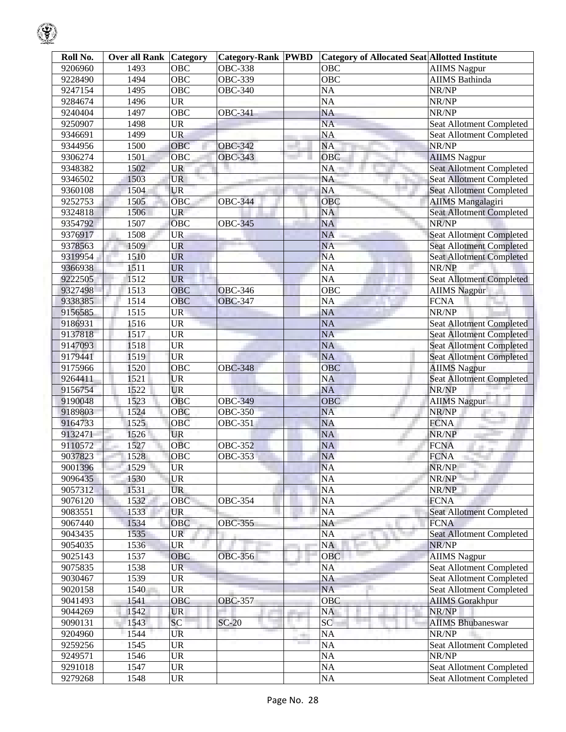| Roll No. | Over all Rank | Category | Category-Rank | PWBD | Category of Allocated Seat | Allotted Institute |
|---|---|---|---|---|---|---|
| 9206960 | 1493 | OBC | OBC-338 | | OBC | AIIMS Nagpur |
| 9228490 | 1494 | OBC | OBC-339 | | OBC | AIIMS Bathinda |
| 9247154 | 1495 | OBC | OBC-340 | | NA | NR/NP |
| 9284674 | 1496 | UR | | | NA | NR/NP |
| 9240404 | 1497 | OBC | OBC-341 | | NA | NR/NP |
| 9250907 | 1498 | UR | | | NA | Seat Allotment Completed |
| 9346691 | 1499 | UR | | | NA | Seat Allotment Completed |
| 9344956 | 1500 | OBC | OBC-342 | | NA | NR/NP |
| 9306274 | 1501 | OBC | OBC-343 | | OBC | AIIMS Nagpur |
| 9348382 | 1502 | UR | | | NA | Seat Allotment Completed |
| 9346502 | 1503 | UR | | | NA | Seat Allotment Completed |
| 9360108 | 1504 | UR | | | NA | Seat Allotment Completed |
| 9252753 | 1505 | OBC | OBC-344 | | OBC | AIIMS Mangalagiri |
| 9324818 | 1506 | UR | | | NA | Seat Allotment Completed |
| 9354792 | 1507 | OBC | OBC-345 | | NA | NR/NP |
| 9376917 | 1508 | UR | | | NA | Seat Allotment Completed |
| 9378563 | 1509 | UR | | | NA | Seat Allotment Completed |
| 9319954 | 1510 | UR | | | NA | Seat Allotment Completed |
| 9366938 | 1511 | UR | | | NA | NR/NP |
| 9222505 | 1512 | UR | | | NA | Seat Allotment Completed |
| 9327498 | 1513 | OBC | OBC-346 | | OBC | AIIMS Nagpur |
| 9338385 | 1514 | OBC | OBC-347 | | NA | FCNA |
| 9156585 | 1515 | UR | | | NA | NR/NP |
| 9186931 | 1516 | UR | | | NA | Seat Allotment Completed |
| 9137818 | 1517 | UR | | | NA | Seat Allotment Completed |
| 9147093 | 1518 | UR | | | NA | Seat Allotment Completed |
| 9179441 | 1519 | UR | | | NA | Seat Allotment Completed |
| 9175966 | 1520 | OBC | OBC-348 | | OBC | AIIMS Nagpur |
| 9264411 | 1521 | UR | | | NA | Seat Allotment Completed |
| 9156754 | 1522 | UR | | | NA | NR/NP |
| 9190048 | 1523 | OBC | OBC-349 | | OBC | AIIMS Nagpur |
| 9189803 | 1524 | OBC | OBC-350 | | NA | NR/NP |
| 9164733 | 1525 | OBC | OBC-351 | | NA | FCNA |
| 9132471 | 1526 | UR | | | NA | NR/NP |
| 9110572 | 1527 | OBC | OBC-352 | | NA | FCNA |
| 9037823 | 1528 | OBC | OBC-353 | | NA | FCNA |
| 9001396 | 1529 | UR | | | NA | NR/NP |
| 9096435 | 1530 | UR | | | NA | NR/NP |
| 9057312 | 1531 | UR | | | NA | NR/NP |
| 9076120 | 1532 | OBC | OBC-354 | | NA | FCNA |
| 9083551 | 1533 | UR | | | NA | Seat Allotment Completed |
| 9067440 | 1534 | OBC | OBC-355 | | NA | FCNA |
| 9043435 | 1535 | UR | | | NA | Seat Allotment Completed |
| 9054035 | 1536 | UR | | | NA | NR/NP |
| 9025143 | 1537 | OBC | OBC-356 | | OBC | AIIMS Nagpur |
| 9075835 | 1538 | UR | | | NA | Seat Allotment Completed |
| 9030467 | 1539 | UR | | | NA | Seat Allotment Completed |
| 9020158 | 1540 | UR | | | NA | Seat Allotment Completed |
| 9041493 | 1541 | OBC | OBC-357 | | OBC | AIIMS Gorakhpur |
| 9044269 | 1542 | UR | | | NA | NR/NP |
| 9090131 | 1543 | SC | SC-20 | | SC | AIIMS Bhubaneswar |
| 9204960 | 1544 | UR | | | NA | NR/NP |
| 9259256 | 1545 | UR | | | NA | Seat Allotment Completed |
| 9249571 | 1546 | UR | | | NA | NR/NP |
| 9291018 | 1547 | UR | | | NA | Seat Allotment Completed |
| 9279268 | 1548 | UR | | | NA | Seat Allotment Completed |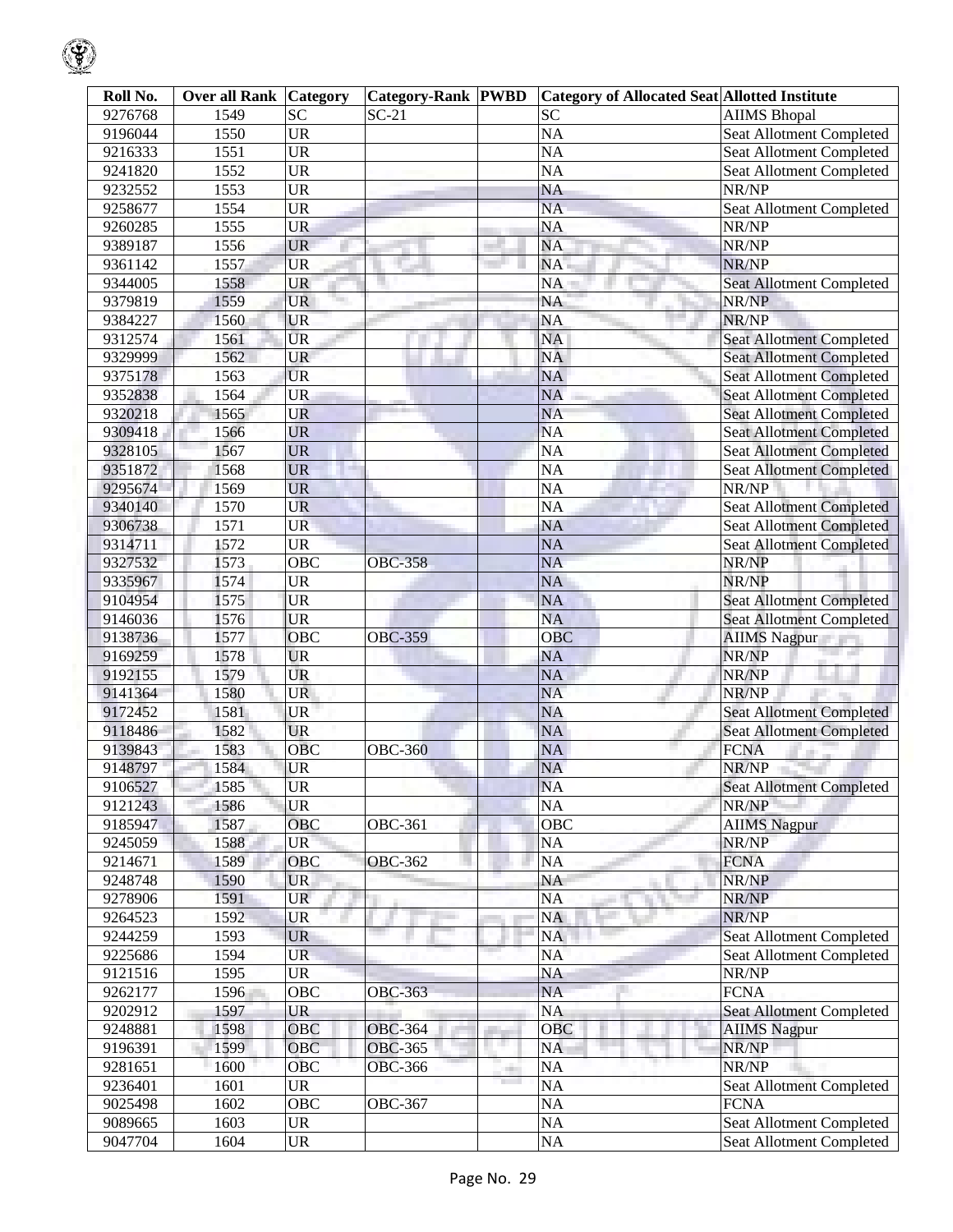| Roll No. | Over all Rank | Category | Category-Rank | PWBD | Category of Allocated Seat | Allotted Institute |
|---|---|---|---|---|---|---|
| 9276768 | 1549 | SC | SC-21 | | SC | AIIMS Bhopal |
| 9196044 | 1550 | UR | | | NA | Seat Allotment Completed |
| 9216333 | 1551 | UR | | | NA | Seat Allotment Completed |
| 9241820 | 1552 | UR | | | NA | Seat Allotment Completed |
| 9232552 | 1553 | UR | | | NA | NR/NP |
| 9258677 | 1554 | UR | | | NA | Seat Allotment Completed |
| 9260285 | 1555 | UR | | | NA | NR/NP |
| 9389187 | 1556 | UR | | | NA | NR/NP |
| 9361142 | 1557 | UR | | | NA | NR/NP |
| 9344005 | 1558 | UR | | | NA | Seat Allotment Completed |
| 9379819 | 1559 | UR | | | NA | NR/NP |
| 9384227 | 1560 | UR | | | NA | NR/NP |
| 9312574 | 1561 | UR | | | NA | Seat Allotment Completed |
| 9329999 | 1562 | UR | | | NA | Seat Allotment Completed |
| 9375178 | 1563 | UR | | | NA | Seat Allotment Completed |
| 9352838 | 1564 | UR | | | NA | Seat Allotment Completed |
| 9320218 | 1565 | UR | | | NA | Seat Allotment Completed |
| 9309418 | 1566 | UR | | | NA | Seat Allotment Completed |
| 9328105 | 1567 | UR | | | NA | Seat Allotment Completed |
| 9351872 | 1568 | UR | | | NA | Seat Allotment Completed |
| 9295674 | 1569 | UR | | | NA | NR/NP |
| 9340140 | 1570 | UR | | | NA | Seat Allotment Completed |
| 9306738 | 1571 | UR | | | NA | Seat Allotment Completed |
| 9314711 | 1572 | UR | | | NA | Seat Allotment Completed |
| 9327532 | 1573 | OBC | OBC-358 | | NA | NR/NP |
| 9335967 | 1574 | UR | | | NA | NR/NP |
| 9104954 | 1575 | UR | | | NA | Seat Allotment Completed |
| 9146036 | 1576 | UR | | | NA | Seat Allotment Completed |
| 9138736 | 1577 | OBC | OBC-359 | | OBC | AIIMS Nagpur |
| 9169259 | 1578 | UR | | | NA | NR/NP |
| 9192155 | 1579 | UR | | | NA | NR/NP |
| 9141364 | 1580 | UR | | | NA | NR/NP |
| 9172452 | 1581 | UR | | | NA | Seat Allotment Completed |
| 9118486 | 1582 | UR | | | NA | Seat Allotment Completed |
| 9139843 | 1583 | OBC | OBC-360 | | NA | FCNA |
| 9148797 | 1584 | UR | | | NA | NR/NP |
| 9106527 | 1585 | UR | | | NA | Seat Allotment Completed |
| 9121243 | 1586 | UR | | | NA | NR/NP |
| 9185947 | 1587 | OBC | OBC-361 | | OBC | AIIMS Nagpur |
| 9245059 | 1588 | UR | | | NA | NR/NP |
| 9214671 | 1589 | OBC | OBC-362 | | NA | FCNA |
| 9248748 | 1590 | UR | | | NA | NR/NP |
| 9278906 | 1591 | UR | | | NA | NR/NP |
| 9264523 | 1592 | UR | | | NA | NR/NP |
| 9244259 | 1593 | UR | | | NA | Seat Allotment Completed |
| 9225686 | 1594 | UR | | | NA | Seat Allotment Completed |
| 9121516 | 1595 | UR | | | NA | NR/NP |
| 9262177 | 1596 | OBC | OBC-363 | | NA | FCNA |
| 9202912 | 1597 | UR | | | NA | Seat Allotment Completed |
| 9248881 | 1598 | OBC | OBC-364 | | OBC | AIIMS Nagpur |
| 9196391 | 1599 | OBC | OBC-365 | | NA | NR/NP |
| 9281651 | 1600 | OBC | OBC-366 | | NA | NR/NP |
| 9236401 | 1601 | UR | | | NA | Seat Allotment Completed |
| 9025498 | 1602 | OBC | OBC-367 | | NA | FCNA |
| 9089665 | 1603 | UR | | | NA | Seat Allotment Completed |
| 9047704 | 1604 | UR | | | NA | Seat Allotment Completed |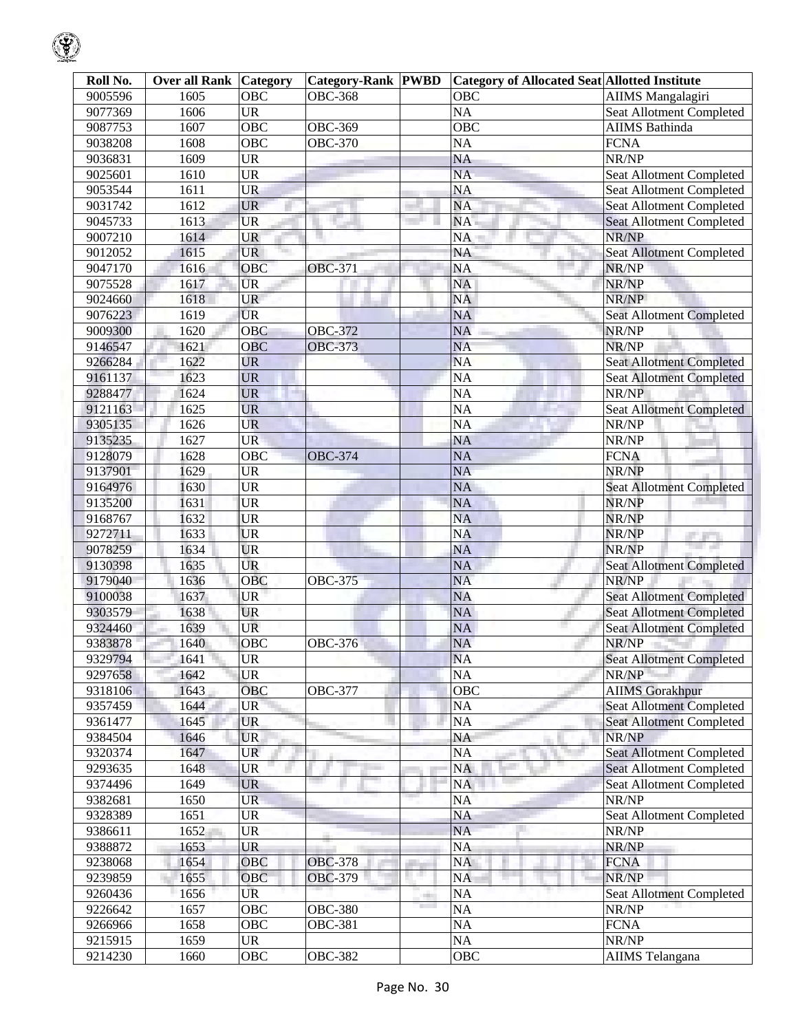| Roll No. | Over all Rank | Category | Category-Rank | PWBD | Category of Allocated Seat | Allotted Institute |
|---|---|---|---|---|---|---|
| 9005596 | 1605 | OBC | OBC-368 | | OBC | AIIMS Mangalagiri |
| 9077369 | 1606 | UR | | | NA | Seat Allotment Completed |
| 9087753 | 1607 | OBC | OBC-369 | | OBC | AIIMS Bathinda |
| 9038208 | 1608 | OBC | OBC-370 | | NA | FCNA |
| 9036831 | 1609 | UR | | | NA | NR/NP |
| 9025601 | 1610 | UR | | | NA | Seat Allotment Completed |
| 9053544 | 1611 | UR | | | NA | Seat Allotment Completed |
| 9031742 | 1612 | UR | | | NA | Seat Allotment Completed |
| 9045733 | 1613 | UR | | | NA | Seat Allotment Completed |
| 9007210 | 1614 | UR | | | NA | NR/NP |
| 9012052 | 1615 | UR | | | NA | Seat Allotment Completed |
| 9047170 | 1616 | OBC | OBC-371 | | NA | NR/NP |
| 9075528 | 1617 | UR | | | NA | NR/NP |
| 9024660 | 1618 | UR | | | NA | NR/NP |
| 9076223 | 1619 | UR | | | NA | Seat Allotment Completed |
| 9009300 | 1620 | OBC | OBC-372 | | NA | NR/NP |
| 9146547 | 1621 | OBC | OBC-373 | | NA | NR/NP |
| 9266284 | 1622 | UR | | | NA | Seat Allotment Completed |
| 9161137 | 1623 | UR | | | NA | Seat Allotment Completed |
| 9288477 | 1624 | UR | | | NA | NR/NP |
| 9121163 | 1625 | UR | | | NA | Seat Allotment Completed |
| 9305135 | 1626 | UR | | | NA | NR/NP |
| 9135235 | 1627 | UR | | | NA | NR/NP |
| 9128079 | 1628 | OBC | OBC-374 | | NA | FCNA |
| 9137901 | 1629 | UR | | | NA | NR/NP |
| 9164976 | 1630 | UR | | | NA | Seat Allotment Completed |
| 9135200 | 1631 | UR | | | NA | NR/NP |
| 9168767 | 1632 | UR | | | NA | NR/NP |
| 9272711 | 1633 | UR | | | NA | NR/NP |
| 9078259 | 1634 | UR | | | NA | NR/NP |
| 9130398 | 1635 | UR | | | NA | Seat Allotment Completed |
| 9179040 | 1636 | OBC | OBC-375 | | NA | NR/NP |
| 9100038 | 1637 | UR | | | NA | Seat Allotment Completed |
| 9303579 | 1638 | UR | | | NA | Seat Allotment Completed |
| 9324460 | 1639 | UR | | | NA | Seat Allotment Completed |
| 9383878 | 1640 | OBC | OBC-376 | | NA | NR/NP |
| 9329794 | 1641 | UR | | | NA | Seat Allotment Completed |
| 9297658 | 1642 | UR | | | NA | NR/NP |
| 9318106 | 1643 | OBC | OBC-377 | | OBC | AIIMS Gorakhpur |
| 9357459 | 1644 | UR | | | NA | Seat Allotment Completed |
| 9361477 | 1645 | UR | | | NA | Seat Allotment Completed |
| 9384504 | 1646 | UR | | | NA | NR/NP |
| 9320374 | 1647 | UR | | | NA | Seat Allotment Completed |
| 9293635 | 1648 | UR | | | NA | Seat Allotment Completed |
| 9374496 | 1649 | UR | | | NA | Seat Allotment Completed |
| 9382681 | 1650 | UR | | | NA | NR/NP |
| 9328389 | 1651 | UR | | | NA | Seat Allotment Completed |
| 9386611 | 1652 | UR | | | NA | NR/NP |
| 9388872 | 1653 | UR | | | NA | NR/NP |
| 9238068 | 1654 | OBC | OBC-378 | | NA | FCNA |
| 9239859 | 1655 | OBC | OBC-379 | | NA | NR/NP |
| 9260436 | 1656 | UR | | | NA | Seat Allotment Completed |
| 9226642 | 1657 | OBC | OBC-380 | | NA | NR/NP |
| 9266966 | 1658 | OBC | OBC-381 | | NA | FCNA |
| 9215915 | 1659 | UR | | | NA | NR/NP |
| 9214230 | 1660 | OBC | OBC-382 | | OBC | AIIMS Telangana |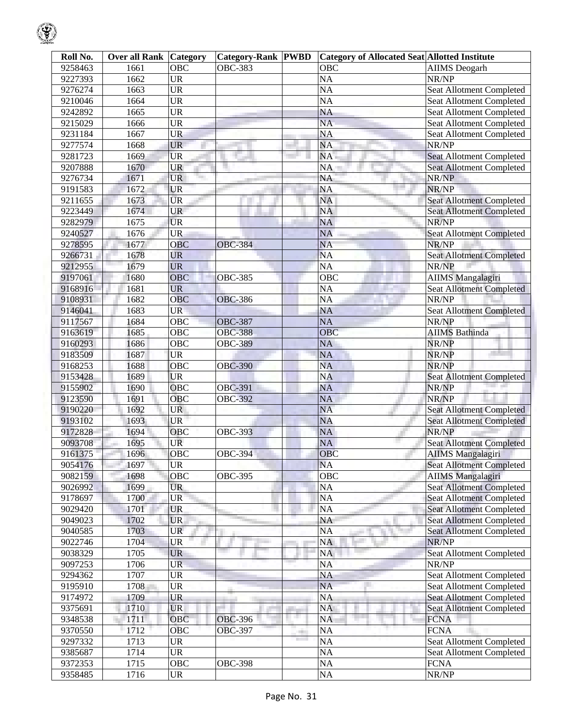| Roll No. | Over all Rank | Category | Category-Rank | PWBD | Category of Allocated Seat | Allotted Institute |
|---|---|---|---|---|---|---|
| 9258463 | 1661 | OBC | OBC-383 | | OBC | AIIMS Deogarh |
| 9227393 | 1662 | UR | | | NA | NR/NP |
| 9276274 | 1663 | UR | | | NA | Seat Allotment Completed |
| 9210046 | 1664 | UR | | | NA | Seat Allotment Completed |
| 9242892 | 1665 | UR | | | NA | Seat Allotment Completed |
| 9215029 | 1666 | UR | | | NA | Seat Allotment Completed |
| 9231184 | 1667 | UR | | | NA | Seat Allotment Completed |
| 9277574 | 1668 | UR | | | NA | NR/NP |
| 9281723 | 1669 | UR | | | NA | Seat Allotment Completed |
| 9207888 | 1670 | UR | | | NA | Seat Allotment Completed |
| 9276734 | 1671 | UR | | | NA | NR/NP |
| 9191583 | 1672 | UR | | | NA | NR/NP |
| 9211655 | 1673 | UR | | | NA | Seat Allotment Completed |
| 9223449 | 1674 | UR | | | NA | Seat Allotment Completed |
| 9282979 | 1675 | UR | | | NA | NR/NP |
| 9240527 | 1676 | UR | | | NA | Seat Allotment Completed |
| 9278595 | 1677 | OBC | OBC-384 | | NA | NR/NP |
| 9266731 | 1678 | UR | | | NA | Seat Allotment Completed |
| 9212955 | 1679 | UR | | | NA | NR/NP |
| 9197061 | 1680 | OBC | OBC-385 | | OBC | AIIMS Mangalagiri |
| 9168916 | 1681 | UR | | | NA | Seat Allotment Completed |
| 9108931 | 1682 | OBC | OBC-386 | | NA | NR/NP |
| 9146041 | 1683 | UR | | | NA | Seat Allotment Completed |
| 9117567 | 1684 | OBC | OBC-387 | | NA | NR/NP |
| 9163619 | 1685 | OBC | OBC-388 | | OBC | AIIMS Bathinda |
| 9160293 | 1686 | OBC | OBC-389 | | NA | NR/NP |
| 9183509 | 1687 | UR | | | NA | NR/NP |
| 9168253 | 1688 | OBC | OBC-390 | | NA | NR/NP |
| 9153428 | 1689 | UR | | | NA | Seat Allotment Completed |
| 9155902 | 1690 | OBC | OBC-391 | | NA | NR/NP |
| 9123590 | 1691 | OBC | OBC-392 | | NA | NR/NP |
| 9190220 | 1692 | UR | | | NA | Seat Allotment Completed |
| 9193102 | 1693 | UR | | | NA | Seat Allotment Completed |
| 9172828 | 1694 | OBC | OBC-393 | | NA | NR/NP |
| 9093708 | 1695 | UR | | | NA | Seat Allotment Completed |
| 9161375 | 1696 | OBC | OBC-394 | | OBC | AIIMS Mangalagiri |
| 9054176 | 1697 | UR | | | NA | Seat Allotment Completed |
| 9082159 | 1698 | OBC | OBC-395 | | OBC | AIIMS Mangalagiri |
| 9026992 | 1699 | UR | | | NA | Seat Allotment Completed |
| 9178697 | 1700 | UR | | | NA | Seat Allotment Completed |
| 9029420 | 1701 | UR | | | NA | Seat Allotment Completed |
| 9049023 | 1702 | UR | | | NA | Seat Allotment Completed |
| 9040585 | 1703 | UR | | | NA | Seat Allotment Completed |
| 9022746 | 1704 | UR | | | NA | NR/NP |
| 9038329 | 1705 | UR | | | NA | Seat Allotment Completed |
| 9097253 | 1706 | UR | | | NA | NR/NP |
| 9294362 | 1707 | UR | | | NA | Seat Allotment Completed |
| 9195910 | 1708 | UR | | | NA | Seat Allotment Completed |
| 9174972 | 1709 | UR | | | NA | Seat Allotment Completed |
| 9375691 | 1710 | UR | | | NA | Seat Allotment Completed |
| 9348538 | 1711 | OBC | OBC-396 | | NA | FCNA |
| 9370550 | 1712 | OBC | OBC-397 | | NA | FCNA |
| 9297332 | 1713 | UR | | | NA | Seat Allotment Completed |
| 9385687 | 1714 | UR | | | NA | Seat Allotment Completed |
| 9372353 | 1715 | OBC | OBC-398 | | NA | FCNA |
| 9358485 | 1716 | UR | | | NA | NR/NP |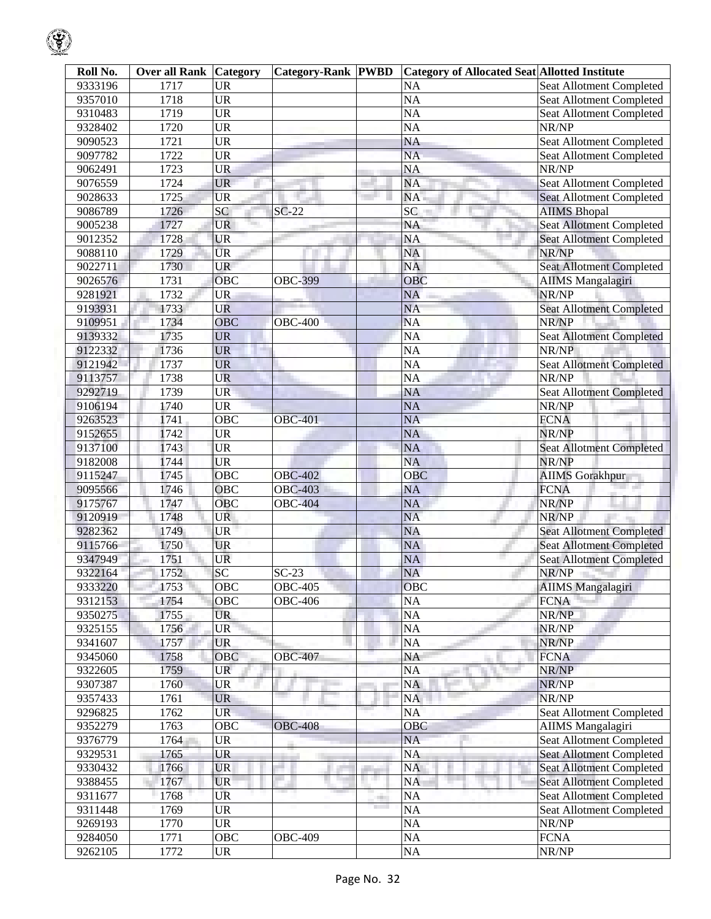| Roll No. | Over all Rank | Category | Category-Rank | PWBD | Category of Allocated Seat | Allotted Institute |
|---|---|---|---|---|---|---|
| 9333196 | 1717 | UR | | | NA | Seat Allotment Completed |
| 9357010 | 1718 | UR | | | NA | Seat Allotment Completed |
| 9310483 | 1719 | UR | | | NA | Seat Allotment Completed |
| 9328402 | 1720 | UR | | | NA | NR/NP |
| 9090523 | 1721 | UR | | | NA | Seat Allotment Completed |
| 9097782 | 1722 | UR | | | NA | Seat Allotment Completed |
| 9062491 | 1723 | UR | | | NA | NR/NP |
| 9076559 | 1724 | UR | | | NA | Seat Allotment Completed |
| 9028633 | 1725 | UR | | | NA | Seat Allotment Completed |
| 9086789 | 1726 | SC | SC-22 | | SC | AIIMS Bhopal |
| 9005238 | 1727 | UR | | | NA | Seat Allotment Completed |
| 9012352 | 1728 | UR | | | NA | Seat Allotment Completed |
| 9088110 | 1729 | UR | | | NA | NR/NP |
| 9022711 | 1730 | UR | | | NA | Seat Allotment Completed |
| 9026576 | 1731 | OBC | OBC-399 | | OBC | AIIMS Mangalagiri |
| 9281921 | 1732 | UR | | | NA | NR/NP |
| 9193931 | 1733 | UR | | | NA | Seat Allotment Completed |
| 9109951 | 1734 | OBC | OBC-400 | | NA | NR/NP |
| 9139332 | 1735 | UR | | | NA | Seat Allotment Completed |
| 9122332 | 1736 | UR | | | NA | NR/NP |
| 9121942 | 1737 | UR | | | NA | Seat Allotment Completed |
| 9113757 | 1738 | UR | | | NA | NR/NP |
| 9292719 | 1739 | UR | | | NA | Seat Allotment Completed |
| 9106194 | 1740 | UR | | | NA | NR/NP |
| 9263523 | 1741 | OBC | OBC-401 | | NA | FCNA |
| 9152655 | 1742 | UR | | | NA | NR/NP |
| 9137100 | 1743 | UR | | | NA | Seat Allotment Completed |
| 9182008 | 1744 | UR | | | NA | NR/NP |
| 9115247 | 1745 | OBC | OBC-402 | | OBC | AIIMS Gorakhpur |
| 9095566 | 1746 | OBC | OBC-403 | | NA | FCNA |
| 9175767 | 1747 | OBC | OBC-404 | | NA | NR/NP |
| 9120919 | 1748 | UR | | | NA | NR/NP |
| 9282362 | 1749 | UR | | | NA | Seat Allotment Completed |
| 9115766 | 1750 | UR | | | NA | Seat Allotment Completed |
| 9347949 | 1751 | UR | | | NA | Seat Allotment Completed |
| 9322164 | 1752 | SC | SC-23 | | NA | NR/NP |
| 9333220 | 1753 | OBC | OBC-405 | | OBC | AIIMS Mangalagiri |
| 9312153 | 1754 | OBC | OBC-406 | | NA | FCNA |
| 9350275 | 1755 | UR | | | NA | NR/NP |
| 9325155 | 1756 | UR | | | NA | NR/NP |
| 9341607 | 1757 | UR | | | NA | NR/NP |
| 9345060 | 1758 | OBC | OBC-407 | | NA | FCNA |
| 9322605 | 1759 | UR | | | NA | NR/NP |
| 9307387 | 1760 | UR | | | NA | NR/NP |
| 9357433 | 1761 | UR | | | NA | NR/NP |
| 9296825 | 1762 | UR | | | NA | Seat Allotment Completed |
| 9352279 | 1763 | OBC | OBC-408 | | OBC | AIIMS Mangalagiri |
| 9376779 | 1764 | UR | | | NA | Seat Allotment Completed |
| 9329531 | 1765 | UR | | | NA | Seat Allotment Completed |
| 9330432 | 1766 | UR | | | NA | Seat Allotment Completed |
| 9388455 | 1767 | UR | | | NA | Seat Allotment Completed |
| 9311677 | 1768 | UR | | | NA | Seat Allotment Completed |
| 9311448 | 1769 | UR | | | NA | Seat Allotment Completed |
| 9269193 | 1770 | UR | | | NA | NR/NP |
| 9284050 | 1771 | OBC | OBC-409 | | NA | FCNA |
| 9262105 | 1772 | UR | | | NA | NR/NP |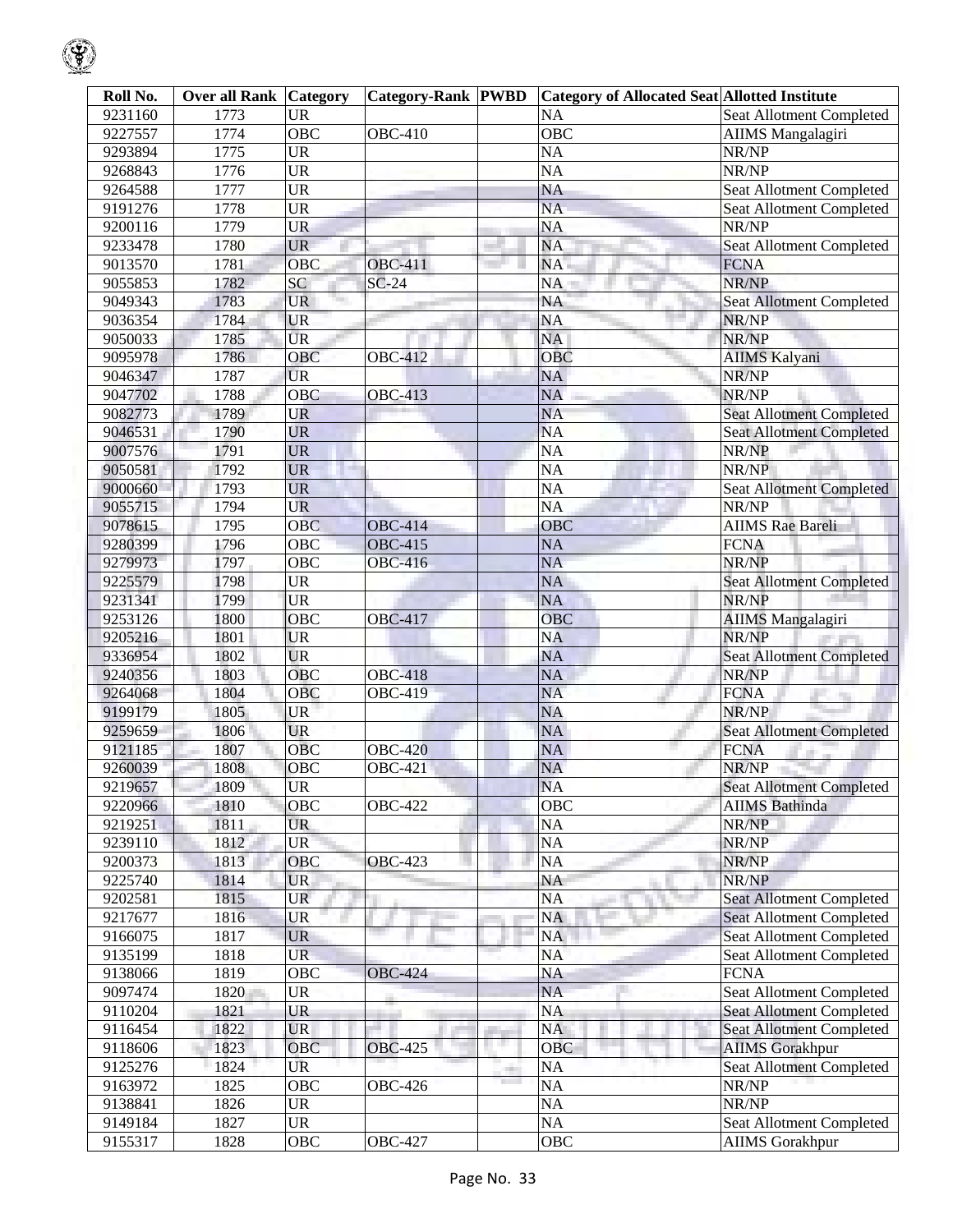| Roll No. | Over all Rank | Category | Category-Rank | PWBD | Category of Allocated Seat | Allotted Institute |
|---|---|---|---|---|---|---|
| 9231160 | 1773 | UR | | | NA | Seat Allotment Completed |
| 9227557 | 1774 | OBC | OBC-410 | | OBC | AIIMS Mangalagiri |
| 9293894 | 1775 | UR | | | NA | NR/NP |
| 9268843 | 1776 | UR | | | NA | NR/NP |
| 9264588 | 1777 | UR | | | NA | Seat Allotment Completed |
| 9191276 | 1778 | UR | | | NA | Seat Allotment Completed |
| 9200116 | 1779 | UR | | | NA | NR/NP |
| 9233478 | 1780 | UR | | | NA | Seat Allotment Completed |
| 9013570 | 1781 | OBC | OBC-411 | | NA | FCNA |
| 9055853 | 1782 | SC | SC-24 | | NA | NR/NP |
| 9049343 | 1783 | UR | | | NA | Seat Allotment Completed |
| 9036354 | 1784 | UR | | | NA | NR/NP |
| 9050033 | 1785 | UR | | | NA | NR/NP |
| 9095978 | 1786 | OBC | OBC-412 | | OBC | AIIMS Kalyani |
| 9046347 | 1787 | UR | | | NA | NR/NP |
| 9047702 | 1788 | OBC | OBC-413 | | NA | NR/NP |
| 9082773 | 1789 | UR | | | NA | Seat Allotment Completed |
| 9046531 | 1790 | UR | | | NA | Seat Allotment Completed |
| 9007576 | 1791 | UR | | | NA | NR/NP |
| 9050581 | 1792 | UR | | | NA | NR/NP |
| 9000660 | 1793 | UR | | | NA | Seat Allotment Completed |
| 9055715 | 1794 | UR | | | NA | NR/NP |
| 9078615 | 1795 | OBC | OBC-414 | | OBC | AIIMS Rae Bareli |
| 9280399 | 1796 | OBC | OBC-415 | | NA | FCNA |
| 9279973 | 1797 | OBC | OBC-416 | | NA | NR/NP |
| 9225579 | 1798 | UR | | | NA | Seat Allotment Completed |
| 9231341 | 1799 | UR | | | NA | NR/NP |
| 9253126 | 1800 | OBC | OBC-417 | | OBC | AIIMS Mangalagiri |
| 9205216 | 1801 | UR | | | NA | NR/NP |
| 9336954 | 1802 | UR | | | NA | Seat Allotment Completed |
| 9240356 | 1803 | OBC | OBC-418 | | NA | NR/NP |
| 9264068 | 1804 | OBC | OBC-419 | | NA | FCNA |
| 9199179 | 1805 | UR | | | NA | NR/NP |
| 9259659 | 1806 | UR | | | NA | Seat Allotment Completed |
| 9121185 | 1807 | OBC | OBC-420 | | NA | FCNA |
| 9260039 | 1808 | OBC | OBC-421 | | NA | NR/NP |
| 9219657 | 1809 | UR | | | NA | Seat Allotment Completed |
| 9220966 | 1810 | OBC | OBC-422 | | OBC | AIIMS Bathinda |
| 9219251 | 1811 | UR | | | NA | NR/NP |
| 9239110 | 1812 | UR | | | NA | NR/NP |
| 9200373 | 1813 | OBC | OBC-423 | | NA | NR/NP |
| 9225740 | 1814 | UR | | | NA | NR/NP |
| 9202581 | 1815 | UR | | | NA | Seat Allotment Completed |
| 9217677 | 1816 | UR | | | NA | Seat Allotment Completed |
| 9166075 | 1817 | UR | | | NA | Seat Allotment Completed |
| 9135199 | 1818 | UR | | | NA | Seat Allotment Completed |
| 9138066 | 1819 | OBC | OBC-424 | | NA | FCNA |
| 9097474 | 1820 | UR | | | NA | Seat Allotment Completed |
| 9110204 | 1821 | UR | | | NA | Seat Allotment Completed |
| 9116454 | 1822 | UR | | | NA | Seat Allotment Completed |
| 9118606 | 1823 | OBC | OBC-425 | | OBC | AIIMS Gorakhpur |
| 9125276 | 1824 | UR | | | NA | Seat Allotment Completed |
| 9163972 | 1825 | OBC | OBC-426 | | NA | NR/NP |
| 9138841 | 1826 | UR | | | NA | NR/NP |
| 9149184 | 1827 | UR | | | NA | Seat Allotment Completed |
| 9155317 | 1828 | OBC | OBC-427 | | OBC | AIIMS Gorakhpur |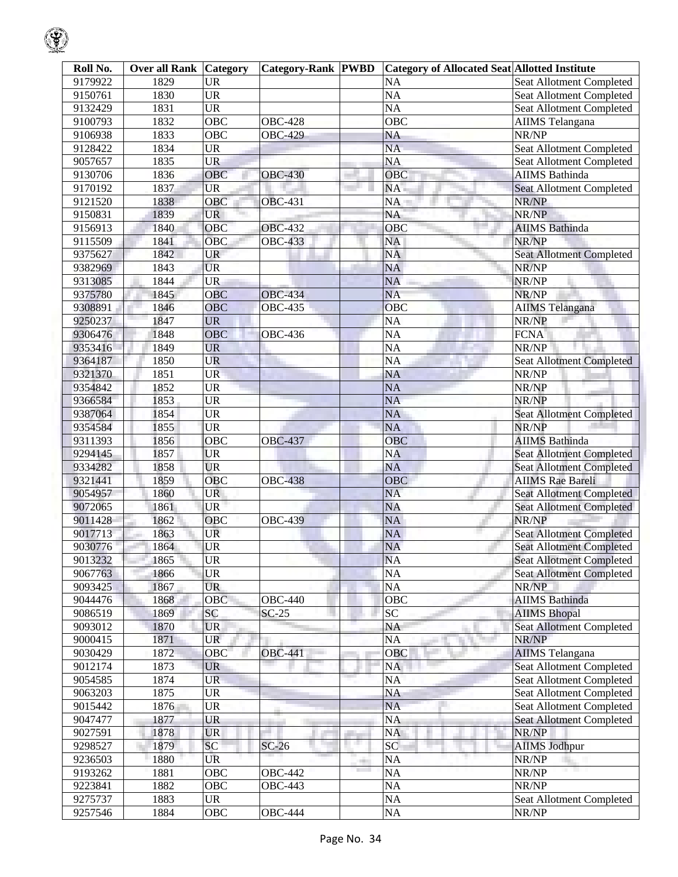| Roll No. | Over all Rank | Category | Category-Rank | PWBD | Category of Allocated Seat | Allotted Institute |
|---|---|---|---|---|---|---|
| 9179922 | 1829 | UR | | | NA | Seat Allotment Completed |
| 9150761 | 1830 | UR | | | NA | Seat Allotment Completed |
| 9132429 | 1831 | UR | | | NA | Seat Allotment Completed |
| 9100793 | 1832 | OBC | OBC-428 | | OBC | AIIMS Telangana |
| 9106938 | 1833 | OBC | OBC-429 | | NA | NR/NP |
| 9128422 | 1834 | UR | | | NA | Seat Allotment Completed |
| 9057657 | 1835 | UR | | | NA | Seat Allotment Completed |
| 9130706 | 1836 | OBC | OBC-430 | | OBC | AIIMS Bathinda |
| 9170192 | 1837 | UR | | | NA | Seat Allotment Completed |
| 9121520 | 1838 | OBC | OBC-431 | | NA | NR/NP |
| 9150831 | 1839 | UR | | | NA | NR/NP |
| 9156913 | 1840 | OBC | OBC-432 | | OBC | AIIMS Bathinda |
| 9115509 | 1841 | OBC | OBC-433 | | NA | NR/NP |
| 9375627 | 1842 | UR | | | NA | Seat Allotment Completed |
| 9382969 | 1843 | UR | | | NA | NR/NP |
| 9313085 | 1844 | UR | | | NA | NR/NP |
| 9375780 | 1845 | OBC | OBC-434 | | NA | NR/NP |
| 9308891 | 1846 | OBC | OBC-435 | | OBC | AIIMS Telangana |
| 9250237 | 1847 | UR | | | NA | NR/NP |
| 9306476 | 1848 | OBC | OBC-436 | | NA | FCNA |
| 9353416 | 1849 | UR | | | NA | NR/NP |
| 9364187 | 1850 | UR | | | NA | Seat Allotment Completed |
| 9321370 | 1851 | UR | | | NA | NR/NP |
| 9354842 | 1852 | UR | | | NA | NR/NP |
| 9366584 | 1853 | UR | | | NA | NR/NP |
| 9387064 | 1854 | UR | | | NA | Seat Allotment Completed |
| 9354584 | 1855 | UR | | | NA | NR/NP |
| 9311393 | 1856 | OBC | OBC-437 | | OBC | AIIMS Bathinda |
| 9294145 | 1857 | UR | | | NA | Seat Allotment Completed |
| 9334282 | 1858 | UR | | | NA | Seat Allotment Completed |
| 9321441 | 1859 | OBC | OBC-438 | | OBC | AIIMS Rae Bareli |
| 9054957 | 1860 | UR | | | NA | Seat Allotment Completed |
| 9072065 | 1861 | UR | | | NA | Seat Allotment Completed |
| 9011428 | 1862 | OBC | OBC-439 | | NA | NR/NP |
| 9017713 | 1863 | UR | | | NA | Seat Allotment Completed |
| 9030776 | 1864 | UR | | | NA | Seat Allotment Completed |
| 9013232 | 1865 | UR | | | NA | Seat Allotment Completed |
| 9067763 | 1866 | UR | | | NA | Seat Allotment Completed |
| 9093425 | 1867 | UR | | | NA | NR/NP |
| 9044476 | 1868 | OBC | OBC-440 | | OBC | AIIMS Bathinda |
| 9086519 | 1869 | SC | SC-25 | | SC | AIIMS Bhopal |
| 9093012 | 1870 | UR | | | NA | Seat Allotment Completed |
| 9000415 | 1871 | UR | | | NA | NR/NP |
| 9030429 | 1872 | OBC | OBC-441 | | OBC | AIIMS Telangana |
| 9012174 | 1873 | UR | | | NA | Seat Allotment Completed |
| 9054585 | 1874 | UR | | | NA | Seat Allotment Completed |
| 9063203 | 1875 | UR | | | NA | Seat Allotment Completed |
| 9015442 | 1876 | UR | | | NA | Seat Allotment Completed |
| 9047477 | 1877 | UR | | | NA | Seat Allotment Completed |
| 9027591 | 1878 | UR | | | NA | NR/NP |
| 9298527 | 1879 | SC | SC-26 | | SC | AIIMS Jodhpur |
| 9236503 | 1880 | UR | | | NA | NR/NP |
| 9193262 | 1881 | OBC | OBC-442 | | NA | NR/NP |
| 9223841 | 1882 | OBC | OBC-443 | | NA | NR/NP |
| 9275737 | 1883 | UR | | | NA | Seat Allotment Completed |
| 9257546 | 1884 | OBC | OBC-444 | | NA | NR/NP |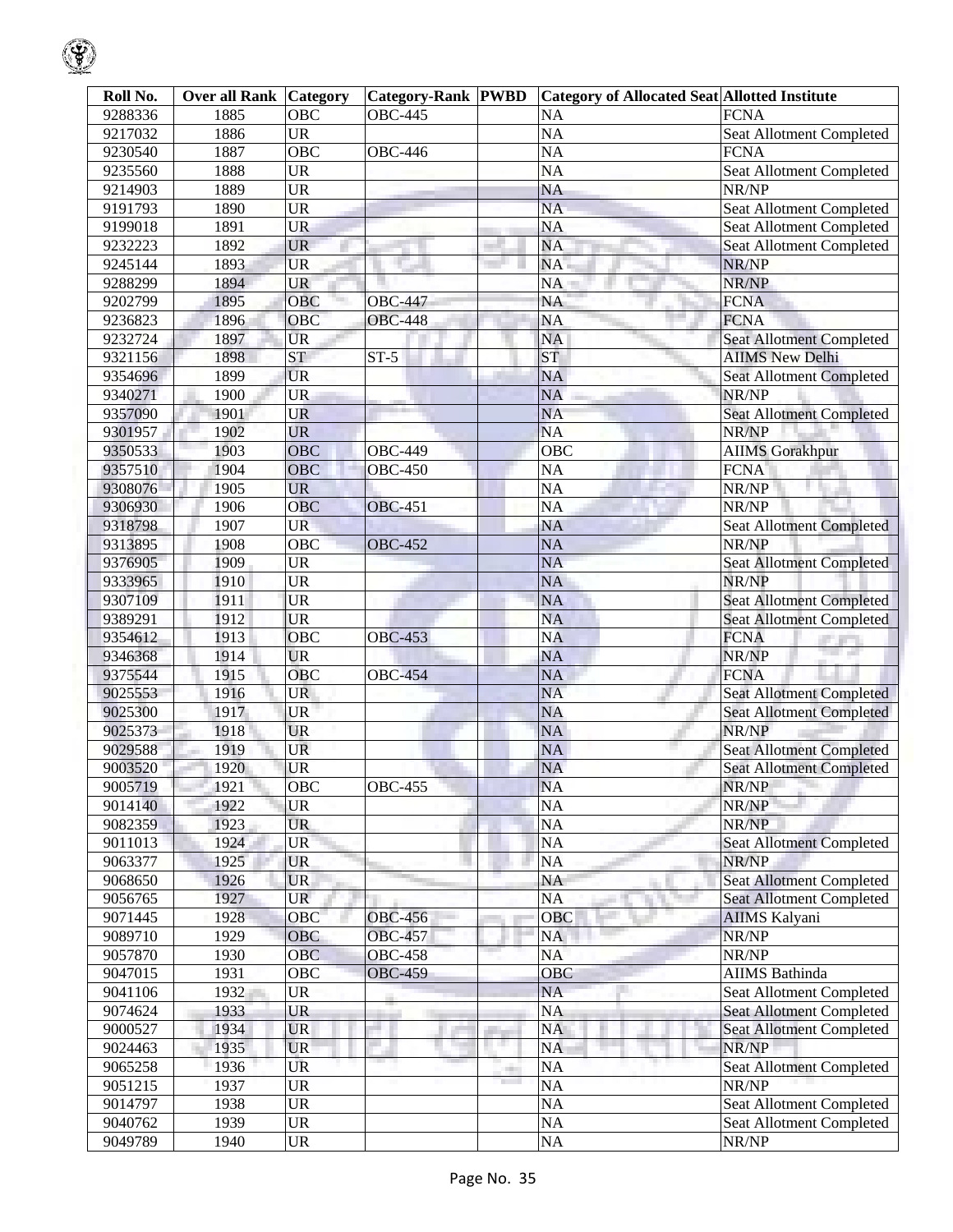| Roll No. | Over all Rank | Category | Category-Rank | PWBD | Category of Allocated Seat | Allotted Institute |
|---|---|---|---|---|---|---|
| 9288336 | 1885 | OBC | OBC-445 | | NA | FCNA |
| 9217032 | 1886 | UR | | | NA | Seat Allotment Completed |
| 9230540 | 1887 | OBC | OBC-446 | | NA | FCNA |
| 9235560 | 1888 | UR | | | NA | Seat Allotment Completed |
| 9214903 | 1889 | UR | | | NA | NR/NP |
| 9191793 | 1890 | UR | | | NA | Seat Allotment Completed |
| 9199018 | 1891 | UR | | | NA | Seat Allotment Completed |
| 9232223 | 1892 | UR | | | NA | Seat Allotment Completed |
| 9245144 | 1893 | UR | | | NA | NR/NP |
| 9288299 | 1894 | UR | | | NA | NR/NP |
| 9202799 | 1895 | OBC | OBC-447 | | NA | FCNA |
| 9236823 | 1896 | OBC | OBC-448 | | NA | FCNA |
| 9232724 | 1897 | UR | | | NA | Seat Allotment Completed |
| 9321156 | 1898 | ST | ST-5 | | ST | AIIMS New Delhi |
| 9354696 | 1899 | UR | | | NA | Seat Allotment Completed |
| 9340271 | 1900 | UR | | | NA | NR/NP |
| 9357090 | 1901 | UR | | | NA | Seat Allotment Completed |
| 9301957 | 1902 | UR | | | NA | NR/NP |
| 9350533 | 1903 | OBC | OBC-449 | | OBC | AIIMS Gorakhpur |
| 9357510 | 1904 | OBC | OBC-450 | | NA | FCNA |
| 9308076 | 1905 | UR | | | NA | NR/NP |
| 9306930 | 1906 | OBC | OBC-451 | | NA | NR/NP |
| 9318798 | 1907 | UR | | | NA | Seat Allotment Completed |
| 9313895 | 1908 | OBC | OBC-452 | | NA | NR/NP |
| 9376905 | 1909 | UR | | | NA | Seat Allotment Completed |
| 9333965 | 1910 | UR | | | NA | NR/NP |
| 9307109 | 1911 | UR | | | NA | Seat Allotment Completed |
| 9389291 | 1912 | UR | | | NA | Seat Allotment Completed |
| 9354612 | 1913 | OBC | OBC-453 | | NA | FCNA |
| 9346368 | 1914 | UR | | | NA | NR/NP |
| 9375544 | 1915 | OBC | OBC-454 | | NA | FCNA |
| 9025553 | 1916 | UR | | | NA | Seat Allotment Completed |
| 9025300 | 1917 | UR | | | NA | Seat Allotment Completed |
| 9025373 | 1918 | UR | | | NA | NR/NP |
| 9029588 | 1919 | UR | | | NA | Seat Allotment Completed |
| 9003520 | 1920 | UR | | | NA | Seat Allotment Completed |
| 9005719 | 1921 | OBC | OBC-455 | | NA | NR/NP |
| 9014140 | 1922 | UR | | | NA | NR/NP |
| 9082359 | 1923 | UR | | | NA | NR/NP |
| 9011013 | 1924 | UR | | | NA | Seat Allotment Completed |
| 9063377 | 1925 | UR | | | NA | NR/NP |
| 9068650 | 1926 | UR | | | NA | Seat Allotment Completed |
| 9056765 | 1927 | UR | | | NA | Seat Allotment Completed |
| 9071445 | 1928 | OBC | OBC-456 | | OBC | AIIMS Kalyani |
| 9089710 | 1929 | OBC | OBC-457 | | NA | NR/NP |
| 9057870 | 1930 | OBC | OBC-458 | | NA | NR/NP |
| 9047015 | 1931 | OBC | OBC-459 | | OBC | AIIMS Bathinda |
| 9041106 | 1932 | UR | | | NA | Seat Allotment Completed |
| 9074624 | 1933 | UR | | | NA | Seat Allotment Completed |
| 9000527 | 1934 | UR | | | NA | Seat Allotment Completed |
| 9024463 | 1935 | UR | | | NA | NR/NP |
| 9065258 | 1936 | UR | | | NA | Seat Allotment Completed |
| 9051215 | 1937 | UR | | | NA | NR/NP |
| 9014797 | 1938 | UR | | | NA | Seat Allotment Completed |
| 9040762 | 1939 | UR | | | NA | Seat Allotment Completed |
| 9049789 | 1940 | UR | | | NA | NR/NP |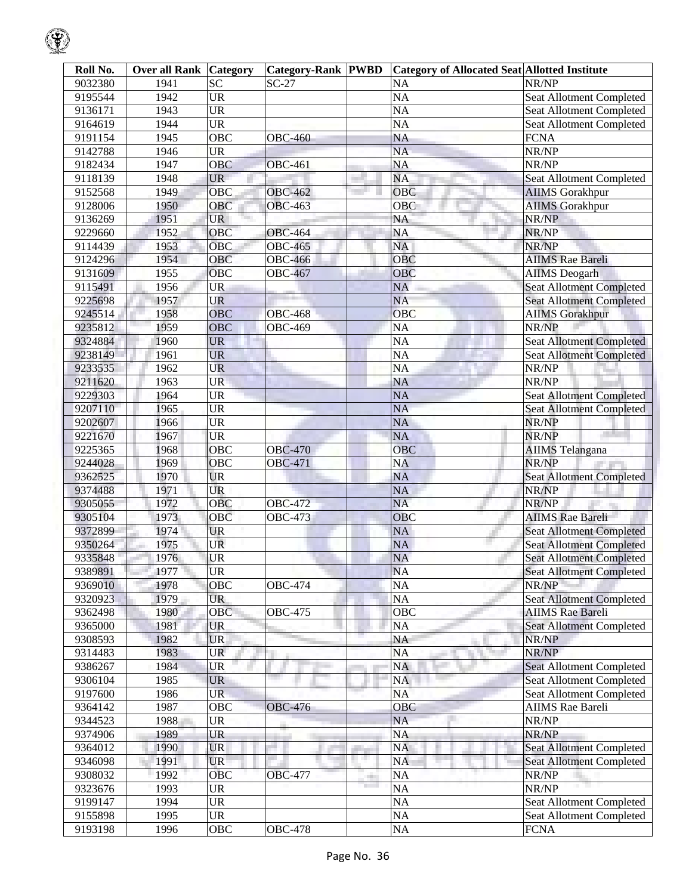| Roll No. | Over all Rank | Category | Category-Rank | PWBD | Category of Allocated Seat | Allotted Institute |
|---|---|---|---|---|---|---|
| 9032380 | 1941 | SC | SC-27 | | NA | NR/NP |
| 9195544 | 1942 | UR | | | NA | Seat Allotment Completed |
| 9136171 | 1943 | UR | | | NA | Seat Allotment Completed |
| 9164619 | 1944 | UR | | | NA | Seat Allotment Completed |
| 9191154 | 1945 | OBC | OBC-460 | | NA | FCNA |
| 9142788 | 1946 | UR | | | NA | NR/NP |
| 9182434 | 1947 | OBC | OBC-461 | | NA | NR/NP |
| 9118139 | 1948 | UR | | | NA | Seat Allotment Completed |
| 9152568 | 1949 | OBC | OBC-462 | | OBC | AIIMS Gorakhpur |
| 9128006 | 1950 | OBC | OBC-463 | | OBC | AIIMS Gorakhpur |
| 9136269 | 1951 | UR | | | NA | NR/NP |
| 9229660 | 1952 | OBC | OBC-464 | | NA | NR/NP |
| 9114439 | 1953 | OBC | OBC-465 | | NA | NR/NP |
| 9124296 | 1954 | OBC | OBC-466 | | OBC | AIIMS Rae Bareli |
| 9131609 | 1955 | OBC | OBC-467 | | OBC | AIIMS Deogarh |
| 9115491 | 1956 | UR | | | NA | Seat Allotment Completed |
| 9225698 | 1957 | UR | | | NA | Seat Allotment Completed |
| 9245514 | 1958 | OBC | OBC-468 | | OBC | AIIMS Gorakhpur |
| 9235812 | 1959 | OBC | OBC-469 | | NA | NR/NP |
| 9324884 | 1960 | UR | | | NA | Seat Allotment Completed |
| 9238149 | 1961 | UR | | | NA | Seat Allotment Completed |
| 9233535 | 1962 | UR | | | NA | NR/NP |
| 9211620 | 1963 | UR | | | NA | NR/NP |
| 9229303 | 1964 | UR | | | NA | Seat Allotment Completed |
| 9207110 | 1965 | UR | | | NA | Seat Allotment Completed |
| 9202607 | 1966 | UR | | | NA | NR/NP |
| 9221670 | 1967 | UR | | | NA | NR/NP |
| 9225365 | 1968 | OBC | OBC-470 | | OBC | AIIMS Telangana |
| 9244028 | 1969 | OBC | OBC-471 | | NA | NR/NP |
| 9362525 | 1970 | UR | | | NA | Seat Allotment Completed |
| 9374488 | 1971 | UR | | | NA | NR/NP |
| 9305055 | 1972 | OBC | OBC-472 | | NA | NR/NP |
| 9305104 | 1973 | OBC | OBC-473 | | OBC | AIIMS Rae Bareli |
| 9372899 | 1974 | UR | | | NA | Seat Allotment Completed |
| 9350264 | 1975 | UR | | | NA | Seat Allotment Completed |
| 9335848 | 1976 | UR | | | NA | Seat Allotment Completed |
| 9389891 | 1977 | UR | | | NA | Seat Allotment Completed |
| 9369010 | 1978 | OBC | OBC-474 | | NA | NR/NP |
| 9320923 | 1979 | UR | | | NA | Seat Allotment Completed |
| 9362498 | 1980 | OBC | OBC-475 | | OBC | AIIMS Rae Bareli |
| 9365000 | 1981 | UR | | | NA | Seat Allotment Completed |
| 9308593 | 1982 | UR | | | NA | NR/NP |
| 9314483 | 1983 | UR | | | NA | NR/NP |
| 9386267 | 1984 | UR | | | NA | Seat Allotment Completed |
| 9306104 | 1985 | UR | | | NA | Seat Allotment Completed |
| 9197600 | 1986 | UR | | | NA | Seat Allotment Completed |
| 9364142 | 1987 | OBC | OBC-476 | | OBC | AIIMS Rae Bareli |
| 9344523 | 1988 | UR | | | NA | NR/NP |
| 9374906 | 1989 | UR | | | NA | NR/NP |
| 9364012 | 1990 | UR | | | NA | Seat Allotment Completed |
| 9346098 | 1991 | UR | | | NA | Seat Allotment Completed |
| 9308032 | 1992 | OBC | OBC-477 | | NA | NR/NP |
| 9323676 | 1993 | UR | | | NA | NR/NP |
| 9199147 | 1994 | UR | | | NA | Seat Allotment Completed |
| 9155898 | 1995 | UR | | | NA | Seat Allotment Completed |
| 9193198 | 1996 | OBC | OBC-478 | | NA | FCNA |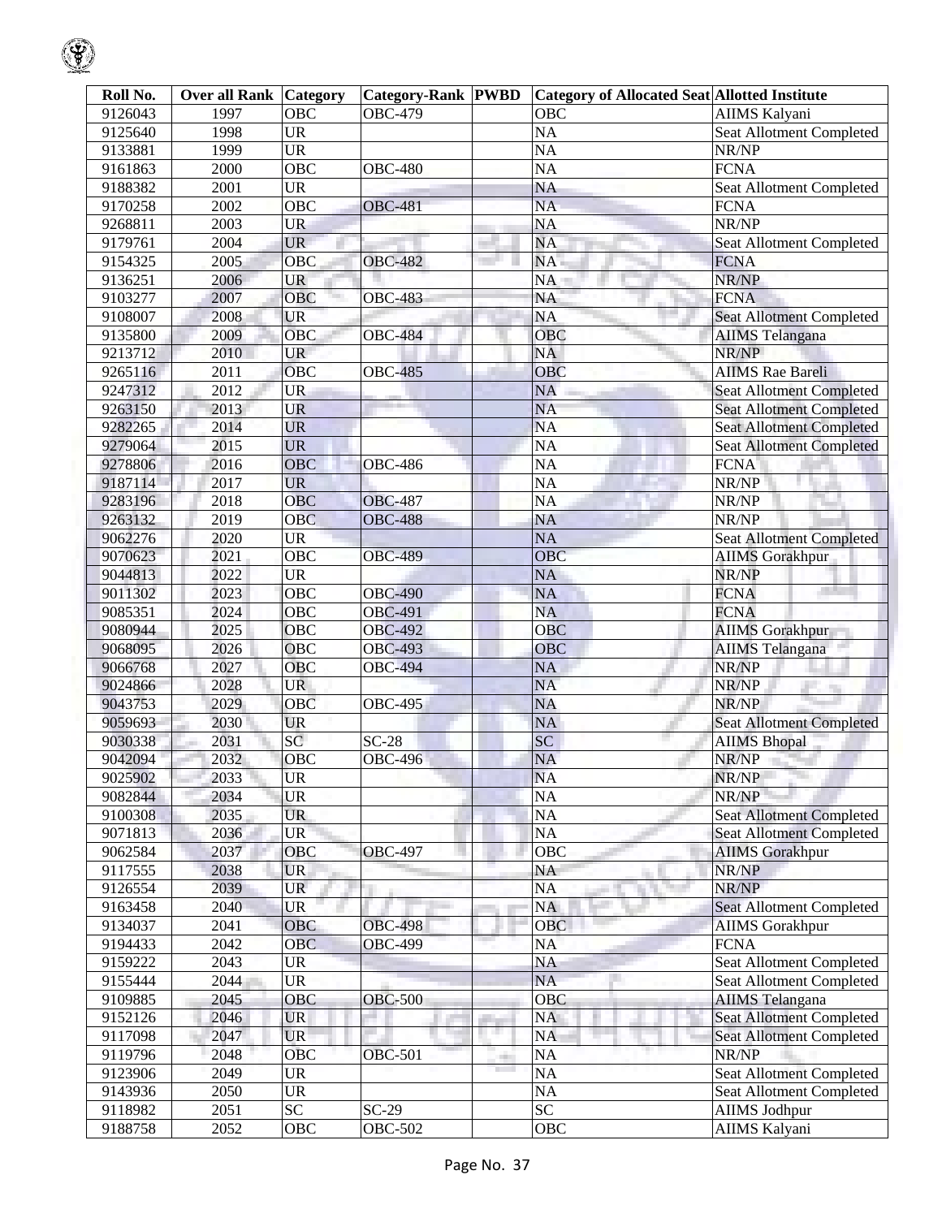| Roll No. | Over all Rank | Category | Category-Rank | PWBD | Category of Allocated Seat | Allotted Institute |
|---|---|---|---|---|---|---|
| 9126043 | 1997 | OBC | OBC-479 | | OBC | AIIMS Kalyani |
| 9125640 | 1998 | UR | | | NA | Seat Allotment Completed |
| 9133881 | 1999 | UR | | | NA | NR/NP |
| 9161863 | 2000 | OBC | OBC-480 | | NA | FCNA |
| 9188382 | 2001 | UR | | | NA | Seat Allotment Completed |
| 9170258 | 2002 | OBC | OBC-481 | | NA | FCNA |
| 9268811 | 2003 | UR | | | NA | NR/NP |
| 9179761 | 2004 | UR | | | NA | Seat Allotment Completed |
| 9154325 | 2005 | OBC | OBC-482 | | NA | FCNA |
| 9136251 | 2006 | UR | | | NA | NR/NP |
| 9103277 | 2007 | OBC | OBC-483 | | NA | FCNA |
| 9108007 | 2008 | UR | | | NA | Seat Allotment Completed |
| 9135800 | 2009 | OBC | OBC-484 | | OBC | AIIMS Telangana |
| 9213712 | 2010 | UR | | | NA | NR/NP |
| 9265116 | 2011 | OBC | OBC-485 | | OBC | AIIMS Rae Bareli |
| 9247312 | 2012 | UR | | | NA | Seat Allotment Completed |
| 9263150 | 2013 | UR | | | NA | Seat Allotment Completed |
| 9282265 | 2014 | UR | | | NA | Seat Allotment Completed |
| 9279064 | 2015 | UR | | | NA | Seat Allotment Completed |
| 9278806 | 2016 | OBC | OBC-486 | | NA | FCNA |
| 9187114 | 2017 | UR | | | NA | NR/NP |
| 9283196 | 2018 | OBC | OBC-487 | | NA | NR/NP |
| 9263132 | 2019 | OBC | OBC-488 | | NA | NR/NP |
| 9062276 | 2020 | UR | | | NA | Seat Allotment Completed |
| 9070623 | 2021 | OBC | OBC-489 | | OBC | AIIMS Gorakhpur |
| 9044813 | 2022 | UR | | | NA | NR/NP |
| 9011302 | 2023 | OBC | OBC-490 | | NA | FCNA |
| 9085351 | 2024 | OBC | OBC-491 | | NA | FCNA |
| 9080944 | 2025 | OBC | OBC-492 | | OBC | AIIMS Gorakhpur |
| 9068095 | 2026 | OBC | OBC-493 | | OBC | AIIMS Telangana |
| 9066768 | 2027 | OBC | OBC-494 | | NA | NR/NP |
| 9024866 | 2028 | UR | | | NA | NR/NP |
| 9043753 | 2029 | OBC | OBC-495 | | NA | NR/NP |
| 9059693 | 2030 | UR | | | NA | Seat Allotment Completed |
| 9030338 | 2031 | SC | SC-28 | | SC | AIIMS Bhopal |
| 9042094 | 2032 | OBC | OBC-496 | | NA | NR/NP |
| 9025902 | 2033 | UR | | | NA | NR/NP |
| 9082844 | 2034 | UR | | | NA | NR/NP |
| 9100308 | 2035 | UR | | | NA | Seat Allotment Completed |
| 9071813 | 2036 | UR | | | NA | Seat Allotment Completed |
| 9062584 | 2037 | OBC | OBC-497 | | OBC | AIIMS Gorakhpur |
| 9117555 | 2038 | UR | | | NA | NR/NP |
| 9126554 | 2039 | UR | | | NA | NR/NP |
| 9163458 | 2040 | UR | | | NA | Seat Allotment Completed |
| 9134037 | 2041 | OBC | OBC-498 | | OBC | AIIMS Gorakhpur |
| 9194433 | 2042 | OBC | OBC-499 | | NA | FCNA |
| 9159222 | 2043 | UR | | | NA | Seat Allotment Completed |
| 9155444 | 2044 | UR | | | NA | Seat Allotment Completed |
| 9109885 | 2045 | OBC | OBC-500 | | OBC | AIIMS Telangana |
| 9152126 | 2046 | UR | | | NA | Seat Allotment Completed |
| 9117098 | 2047 | UR | | | NA | Seat Allotment Completed |
| 9119796 | 2048 | OBC | OBC-501 | | NA | NR/NP |
| 9123906 | 2049 | UR | | | NA | Seat Allotment Completed |
| 9143936 | 2050 | UR | | | NA | Seat Allotment Completed |
| 9118982 | 2051 | SC | SC-29 | | SC | AIIMS Jodhpur |
| 9188758 | 2052 | OBC | OBC-502 | | OBC | AIIMS Kalyani |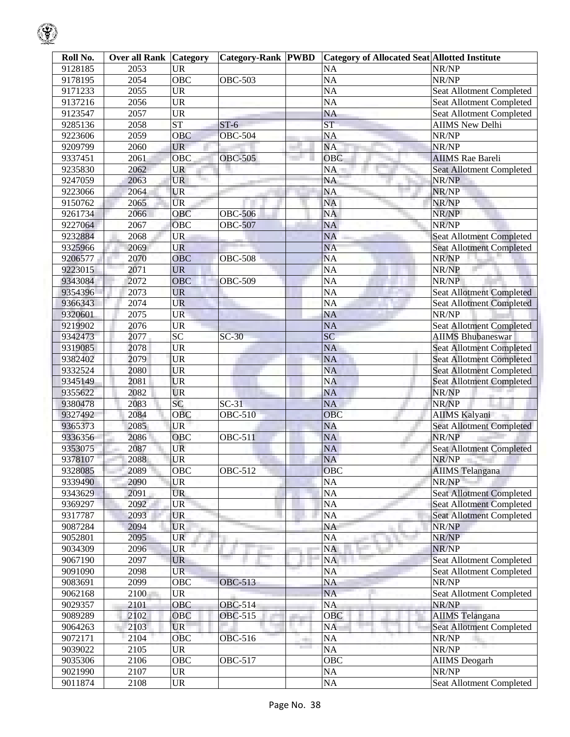| Roll No. | Over all Rank | Category | Category-Rank | PWBD | Category of Allocated Seat | Allotted Institute |
|---|---|---|---|---|---|---|
| 9128185 | 2053 | UR | | | NA | NR/NP |
| 9178195 | 2054 | OBC | OBC-503 | | NA | NR/NP |
| 9171233 | 2055 | UR | | | NA | Seat Allotment Completed |
| 9137216 | 2056 | UR | | | NA | Seat Allotment Completed |
| 9123547 | 2057 | UR | | | NA | Seat Allotment Completed |
| 9285136 | 2058 | ST | ST-6 | | ST | AIIMS New Delhi |
| 9223606 | 2059 | OBC | OBC-504 | | NA | NR/NP |
| 9209799 | 2060 | UR | | | NA | NR/NP |
| 9337451 | 2061 | OBC | OBC-505 | | OBC | AIIMS Rae Bareli |
| 9235830 | 2062 | UR | | | NA | Seat Allotment Completed |
| 9247059 | 2063 | UR | | | NA | NR/NP |
| 9223066 | 2064 | UR | | | NA | NR/NP |
| 9150762 | 2065 | UR | | | NA | NR/NP |
| 9261734 | 2066 | OBC | OBC-506 | | NA | NR/NP |
| 9227064 | 2067 | OBC | OBC-507 | | NA | NR/NP |
| 9232884 | 2068 | UR | | | NA | Seat Allotment Completed |
| 9325966 | 2069 | UR | | | NA | Seat Allotment Completed |
| 9206577 | 2070 | OBC | OBC-508 | | NA | NR/NP |
| 9223015 | 2071 | UR | | | NA | NR/NP |
| 9343084 | 2072 | OBC | OBC-509 | | NA | NR/NP |
| 9354396 | 2073 | UR | | | NA | Seat Allotment Completed |
| 9366343 | 2074 | UR | | | NA | Seat Allotment Completed |
| 9320601 | 2075 | UR | | | NA | NR/NP |
| 9219902 | 2076 | UR | | | NA | Seat Allotment Completed |
| 9342473 | 2077 | SC | SC-30 | | SC | AIIMS Bhubaneswar |
| 9319085 | 2078 | UR | | | NA | Seat Allotment Completed |
| 9382402 | 2079 | UR | | | NA | Seat Allotment Completed |
| 9332524 | 2080 | UR | | | NA | Seat Allotment Completed |
| 9345149 | 2081 | UR | | | NA | Seat Allotment Completed |
| 9355622 | 2082 | UR | | | NA | NR/NP |
| 9380478 | 2083 | SC | SC-31 | | NA | NR/NP |
| 9327492 | 2084 | OBC | OBC-510 | | OBC | AIIMS Kalyani |
| 9365373 | 2085 | UR | | | NA | Seat Allotment Completed |
| 9336356 | 2086 | OBC | OBC-511 | | NA | NR/NP |
| 9353075 | 2087 | UR | | | NA | Seat Allotment Completed |
| 9378107 | 2088 | UR | | | NA | NR/NP |
| 9328085 | 2089 | OBC | OBC-512 | | OBC | AIIMS Telangana |
| 9339490 | 2090 | UR | | | NA | NR/NP |
| 9343629 | 2091 | UR | | | NA | Seat Allotment Completed |
| 9369297 | 2092 | UR | | | NA | Seat Allotment Completed |
| 9317787 | 2093 | UR | | | NA | Seat Allotment Completed |
| 9087284 | 2094 | UR | | | NA | NR/NP |
| 9052801 | 2095 | UR | | | NA | NR/NP |
| 9034309 | 2096 | UR | | | NA | NR/NP |
| 9067190 | 2097 | UR | | | NA | Seat Allotment Completed |
| 9091090 | 2098 | UR | | | NA | Seat Allotment Completed |
| 9083691 | 2099 | OBC | OBC-513 | | NA | NR/NP |
| 9062168 | 2100 | UR | | | NA | Seat Allotment Completed |
| 9029357 | 2101 | OBC | OBC-514 | | NA | NR/NP |
| 9089289 | 2102 | OBC | OBC-515 | | OBC | AIIMS Telangana |
| 9064263 | 2103 | UR | | | NA | Seat Allotment Completed |
| 9072171 | 2104 | OBC | OBC-516 | | NA | NR/NP |
| 9039022 | 2105 | UR | | | NA | NR/NP |
| 9035306 | 2106 | OBC | OBC-517 | | OBC | AIIMS Deogarh |
| 9021990 | 2107 | UR | | | NA | NR/NP |
| 9011874 | 2108 | UR | | | NA | Seat Allotment Completed |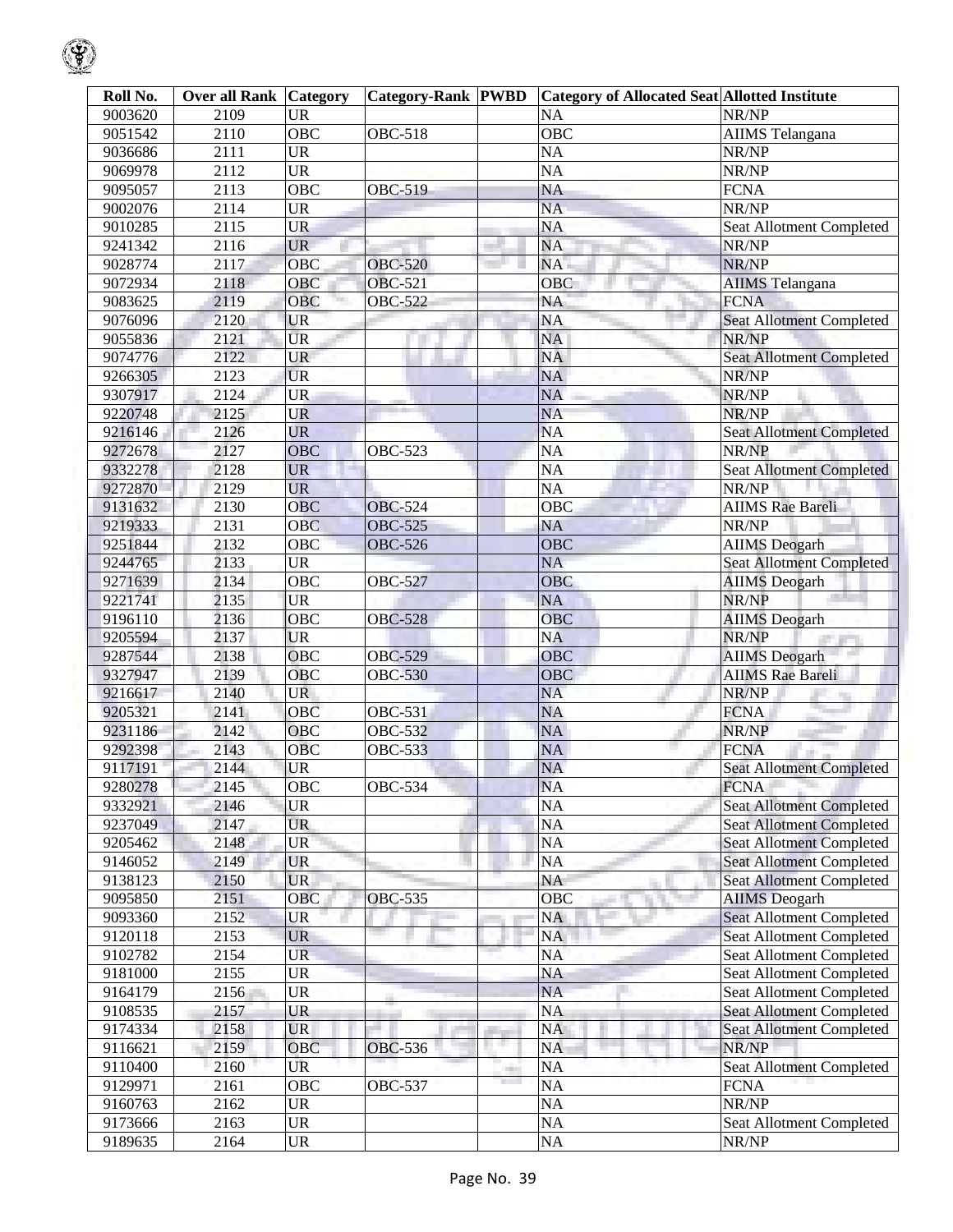| Roll No. | Over all Rank | Category | Category-Rank | PWBD | Category of Allocated Seat | Allotted Institute |
|---|---|---|---|---|---|---|
| 9003620 | 2109 | UR | | | NA | NR/NP |
| 9051542 | 2110 | OBC | OBC-518 | | OBC | AIIMS Telangana |
| 9036686 | 2111 | UR | | | NA | NR/NP |
| 9069978 | 2112 | UR | | | NA | NR/NP |
| 9095057 | 2113 | OBC | OBC-519 | | NA | FCNA |
| 9002076 | 2114 | UR | | | NA | NR/NP |
| 9010285 | 2115 | UR | | | NA | Seat Allotment Completed |
| 9241342 | 2116 | UR | | | NA | NR/NP |
| 9028774 | 2117 | OBC | OBC-520 | | NA | NR/NP |
| 9072934 | 2118 | OBC | OBC-521 | | OBC | AIIMS Telangana |
| 9083625 | 2119 | OBC | OBC-522 | | NA | FCNA |
| 9076096 | 2120 | UR | | | NA | Seat Allotment Completed |
| 9055836 | 2121 | UR | | | NA | NR/NP |
| 9074776 | 2122 | UR | | | NA | Seat Allotment Completed |
| 9266305 | 2123 | UR | | | NA | NR/NP |
| 9307917 | 2124 | UR | | | NA | NR/NP |
| 9220748 | 2125 | UR | | | NA | NR/NP |
| 9216146 | 2126 | UR | | | NA | Seat Allotment Completed |
| 9272678 | 2127 | OBC | OBC-523 | | NA | NR/NP |
| 9332278 | 2128 | UR | | | NA | Seat Allotment Completed |
| 9272870 | 2129 | UR | | | NA | NR/NP |
| 9131632 | 2130 | OBC | OBC-524 | | OBC | AIIMS Rae Bareli |
| 9219333 | 2131 | OBC | OBC-525 | | NA | NR/NP |
| 9251844 | 2132 | OBC | OBC-526 | | OBC | AIIMS Deogarh |
| 9244765 | 2133 | UR | | | NA | Seat Allotment Completed |
| 9271639 | 2134 | OBC | OBC-527 | | OBC | AIIMS Deogarh |
| 9221741 | 2135 | UR | | | NA | NR/NP |
| 9196110 | 2136 | OBC | OBC-528 | | OBC | AIIMS Deogarh |
| 9205594 | 2137 | UR | | | NA | NR/NP |
| 9287544 | 2138 | OBC | OBC-529 | | OBC | AIIMS Deogarh |
| 9327947 | 2139 | OBC | OBC-530 | | OBC | AIIMS Rae Bareli |
| 9216617 | 2140 | UR | | | NA | NR/NP |
| 9205321 | 2141 | OBC | OBC-531 | | NA | FCNA |
| 9231186 | 2142 | OBC | OBC-532 | | NA | NR/NP |
| 9292398 | 2143 | OBC | OBC-533 | | NA | FCNA |
| 9117191 | 2144 | UR | | | NA | Seat Allotment Completed |
| 9280278 | 2145 | OBC | OBC-534 | | NA | FCNA |
| 9332921 | 2146 | UR | | | NA | Seat Allotment Completed |
| 9237049 | 2147 | UR | | | NA | Seat Allotment Completed |
| 9205462 | 2148 | UR | | | NA | Seat Allotment Completed |
| 9146052 | 2149 | UR | | | NA | Seat Allotment Completed |
| 9138123 | 2150 | UR | | | NA | Seat Allotment Completed |
| 9095850 | 2151 | OBC | OBC-535 | | OBC | AIIMS Deogarh |
| 9093360 | 2152 | UR | | | NA | Seat Allotment Completed |
| 9120118 | 2153 | UR | | | NA | Seat Allotment Completed |
| 9102782 | 2154 | UR | | | NA | Seat Allotment Completed |
| 9181000 | 2155 | UR | | | NA | Seat Allotment Completed |
| 9164179 | 2156 | UR | | | NA | Seat Allotment Completed |
| 9108535 | 2157 | UR | | | NA | Seat Allotment Completed |
| 9174334 | 2158 | UR | | | NA | Seat Allotment Completed |
| 9116621 | 2159 | OBC | OBC-536 | | NA | NR/NP |
| 9110400 | 2160 | UR | | | NA | Seat Allotment Completed |
| 9129971 | 2161 | OBC | OBC-537 | | NA | FCNA |
| 9160763 | 2162 | UR | | | NA | NR/NP |
| 9173666 | 2163 | UR | | | NA | Seat Allotment Completed |
| 9189635 | 2164 | UR | | | NA | NR/NP |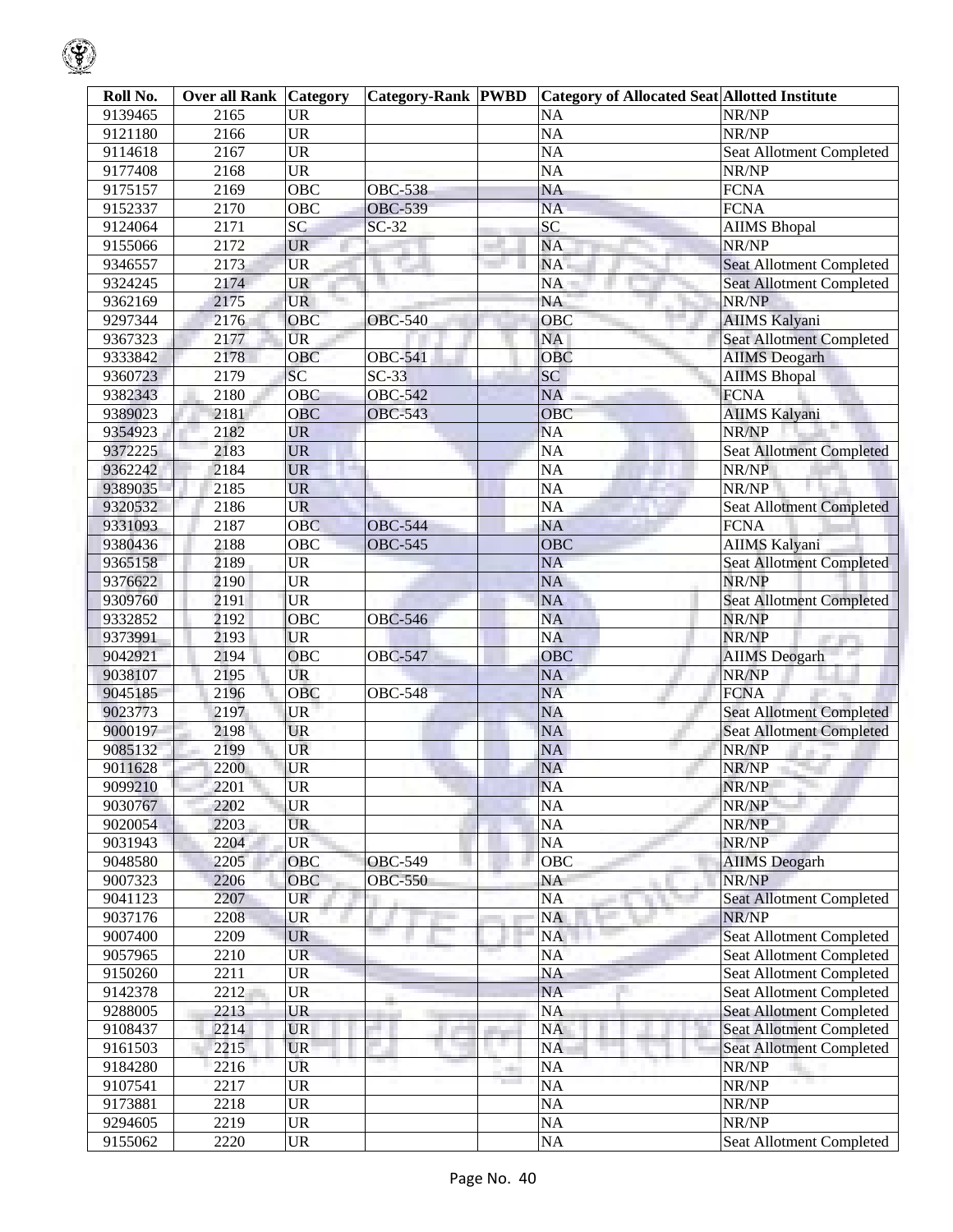| Roll No. | Over all Rank | Category | Category-Rank | PWBD | Category of Allocated Seat | Allotted Institute |
|---|---|---|---|---|---|---|
| 9139465 | 2165 | UR | | | NA | NR/NP |
| 9121180 | 2166 | UR | | | NA | NR/NP |
| 9114618 | 2167 | UR | | | NA | Seat Allotment Completed |
| 9177408 | 2168 | UR | | | NA | NR/NP |
| 9175157 | 2169 | OBC | OBC-538 | | NA | FCNA |
| 9152337 | 2170 | OBC | OBC-539 | | NA | FCNA |
| 9124064 | 2171 | SC | SC-32 | | SC | AIIMS Bhopal |
| 9155066 | 2172 | UR | | | NA | NR/NP |
| 9346557 | 2173 | UR | | | NA | Seat Allotment Completed |
| 9324245 | 2174 | UR | | | NA | Seat Allotment Completed |
| 9362169 | 2175 | UR | | | NA | NR/NP |
| 9297344 | 2176 | OBC | OBC-540 | | OBC | AIIMS Kalyani |
| 9367323 | 2177 | UR | | | NA | Seat Allotment Completed |
| 9333842 | 2178 | OBC | OBC-541 | | OBC | AIIMS Deogarh |
| 9360723 | 2179 | SC | SC-33 | | SC | AIIMS Bhopal |
| 9382343 | 2180 | OBC | OBC-542 | | NA | FCNA |
| 9389023 | 2181 | OBC | OBC-543 | | OBC | AIIMS Kalyani |
| 9354923 | 2182 | UR | | | NA | NR/NP |
| 9372225 | 2183 | UR | | | NA | Seat Allotment Completed |
| 9362242 | 2184 | UR | | | NA | NR/NP |
| 9389035 | 2185 | UR | | | NA | NR/NP |
| 9320532 | 2186 | UR | | | NA | Seat Allotment Completed |
| 9331093 | 2187 | OBC | OBC-544 | | NA | FCNA |
| 9380436 | 2188 | OBC | OBC-545 | | OBC | AIIMS Kalyani |
| 9365158 | 2189 | UR | | | NA | Seat Allotment Completed |
| 9376622 | 2190 | UR | | | NA | NR/NP |
| 9309760 | 2191 | UR | | | NA | Seat Allotment Completed |
| 9332852 | 2192 | OBC | OBC-546 | | NA | NR/NP |
| 9373991 | 2193 | UR | | | NA | NR/NP |
| 9042921 | 2194 | OBC | OBC-547 | | OBC | AIIMS Deogarh |
| 9038107 | 2195 | UR | | | NA | NR/NP |
| 9045185 | 2196 | OBC | OBC-548 | | NA | FCNA |
| 9023773 | 2197 | UR | | | NA | Seat Allotment Completed |
| 9000197 | 2198 | UR | | | NA | Seat Allotment Completed |
| 9085132 | 2199 | UR | | | NA | NR/NP |
| 9011628 | 2200 | UR | | | NA | NR/NP |
| 9099210 | 2201 | UR | | | NA | NR/NP |
| 9030767 | 2202 | UR | | | NA | NR/NP |
| 9020054 | 2203 | UR | | | NA | NR/NP |
| 9031943 | 2204 | UR | | | NA | NR/NP |
| 9048580 | 2205 | OBC | OBC-549 | | OBC | AIIMS Deogarh |
| 9007323 | 2206 | OBC | OBC-550 | | NA | NR/NP |
| 9041123 | 2207 | UR | | | NA | Seat Allotment Completed |
| 9037176 | 2208 | UR | | | NA | NR/NP |
| 9007400 | 2209 | UR | | | NA | Seat Allotment Completed |
| 9057965 | 2210 | UR | | | NA | Seat Allotment Completed |
| 9150260 | 2211 | UR | | | NA | Seat Allotment Completed |
| 9142378 | 2212 | UR | | | NA | Seat Allotment Completed |
| 9288005 | 2213 | UR | | | NA | Seat Allotment Completed |
| 9108437 | 2214 | UR | | | NA | Seat Allotment Completed |
| 9161503 | 2215 | UR | | | NA | Seat Allotment Completed |
| 9184280 | 2216 | UR | | | NA | NR/NP |
| 9107541 | 2217 | UR | | | NA | NR/NP |
| 9173881 | 2218 | UR | | | NA | NR/NP |
| 9294605 | 2219 | UR | | | NA | NR/NP |
| 9155062 | 2220 | UR | | | NA | Seat Allotment Completed |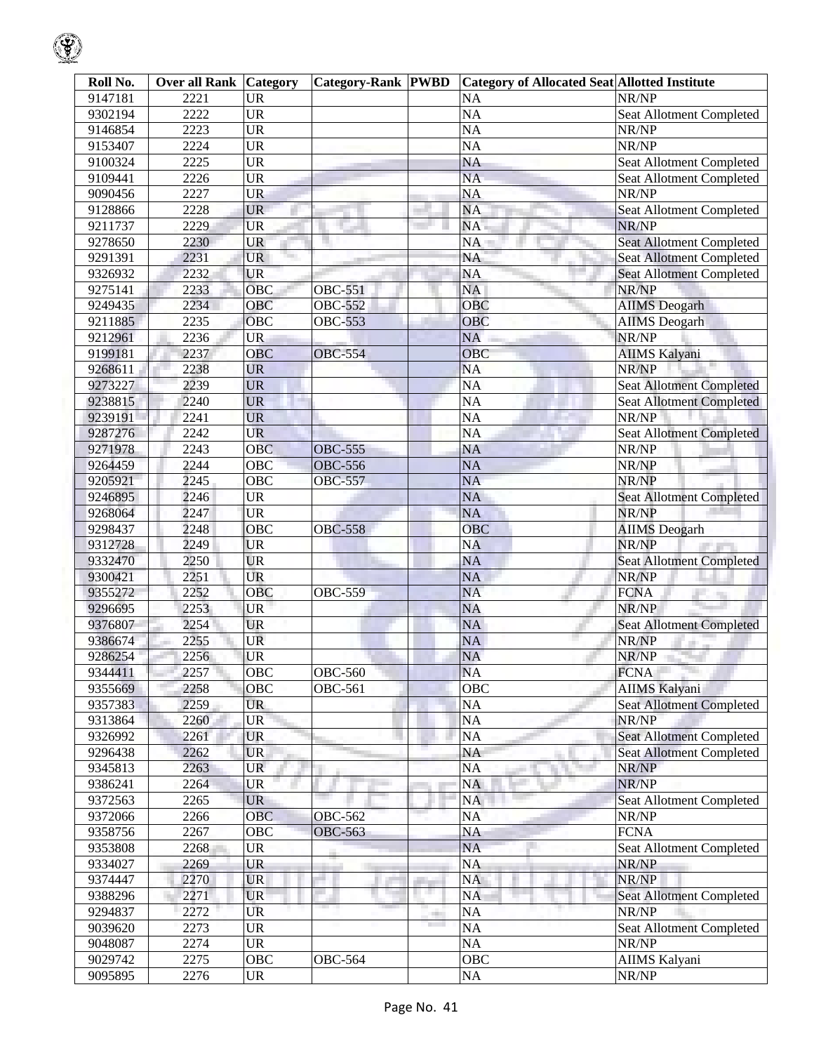| Roll No. | Over all Rank | Category | Category-Rank | PWBD | Category of Allocated Seat | Allotted Institute |
|---|---|---|---|---|---|---|
| 9147181 | 2221 | UR | | | NA | NR/NP |
| 9302194 | 2222 | UR | | | NA | Seat Allotment Completed |
| 9146854 | 2223 | UR | | | NA | NR/NP |
| 9153407 | 2224 | UR | | | NA | NR/NP |
| 9100324 | 2225 | UR | | | NA | Seat Allotment Completed |
| 9109441 | 2226 | UR | | | NA | Seat Allotment Completed |
| 9090456 | 2227 | UR | | | NA | NR/NP |
| 9128866 | 2228 | UR | | | NA | Seat Allotment Completed |
| 9211737 | 2229 | UR | | | NA | NR/NP |
| 9278650 | 2230 | UR | | | NA | Seat Allotment Completed |
| 9291391 | 2231 | UR | | | NA | Seat Allotment Completed |
| 9326932 | 2232 | UR | | | NA | Seat Allotment Completed |
| 9275141 | 2233 | OBC | OBC-551 | | NA | NR/NP |
| 9249435 | 2234 | OBC | OBC-552 | | OBC | AIIMS Deogarh |
| 9211885 | 2235 | OBC | OBC-553 | | OBC | AIIMS Deogarh |
| 9212961 | 2236 | UR | | | NA | NR/NP |
| 9199181 | 2237 | OBC | OBC-554 | | OBC | AIIMS Kalyani |
| 9268611 | 2238 | UR | | | NA | NR/NP |
| 9273227 | 2239 | UR | | | NA | Seat Allotment Completed |
| 9238815 | 2240 | UR | | | NA | Seat Allotment Completed |
| 9239191 | 2241 | UR | | | NA | NR/NP |
| 9287276 | 2242 | UR | | | NA | Seat Allotment Completed |
| 9271978 | 2243 | OBC | OBC-555 | | NA | NR/NP |
| 9264459 | 2244 | OBC | OBC-556 | | NA | NR/NP |
| 9205921 | 2245 | OBC | OBC-557 | | NA | NR/NP |
| 9246895 | 2246 | UR | | | NA | Seat Allotment Completed |
| 9268064 | 2247 | UR | | | NA | NR/NP |
| 9298437 | 2248 | OBC | OBC-558 | | OBC | AIIMS Deogarh |
| 9312728 | 2249 | UR | | | NA | NR/NP |
| 9332470 | 2250 | UR | | | NA | Seat Allotment Completed |
| 9300421 | 2251 | UR | | | NA | NR/NP |
| 9355272 | 2252 | OBC | OBC-559 | | NA | FCNA |
| 9296695 | 2253 | UR | | | NA | NR/NP |
| 9376807 | 2254 | UR | | | NA | Seat Allotment Completed |
| 9386674 | 2255 | UR | | | NA | NR/NP |
| 9286254 | 2256 | UR | | | NA | NR/NP |
| 9344411 | 2257 | OBC | OBC-560 | | NA | FCNA |
| 9355669 | 2258 | OBC | OBC-561 | | OBC | AIIMS Kalyani |
| 9357383 | 2259 | UR | | | NA | Seat Allotment Completed |
| 9313864 | 2260 | UR | | | NA | NR/NP |
| 9326992 | 2261 | UR | | | NA | Seat Allotment Completed |
| 9296438 | 2262 | UR | | | NA | Seat Allotment Completed |
| 9345813 | 2263 | UR | | | NA | NR/NP |
| 9386241 | 2264 | UR | | | NA | NR/NP |
| 9372563 | 2265 | UR | | | NA | Seat Allotment Completed |
| 9372066 | 2266 | OBC | OBC-562 | | NA | NR/NP |
| 9358756 | 2267 | OBC | OBC-563 | | NA | FCNA |
| 9353808 | 2268 | UR | | | NA | Seat Allotment Completed |
| 9334027 | 2269 | UR | | | NA | NR/NP |
| 9374447 | 2270 | UR | | | NA | NR/NP |
| 9388296 | 2271 | UR | | | NA | Seat Allotment Completed |
| 9294837 | 2272 | UR | | | NA | NR/NP |
| 9039620 | 2273 | UR | | | NA | Seat Allotment Completed |
| 9048087 | 2274 | UR | | | NA | NR/NP |
| 9029742 | 2275 | OBC | OBC-564 | | OBC | AIIMS Kalyani |
| 9095895 | 2276 | UR | | | NA | NR/NP |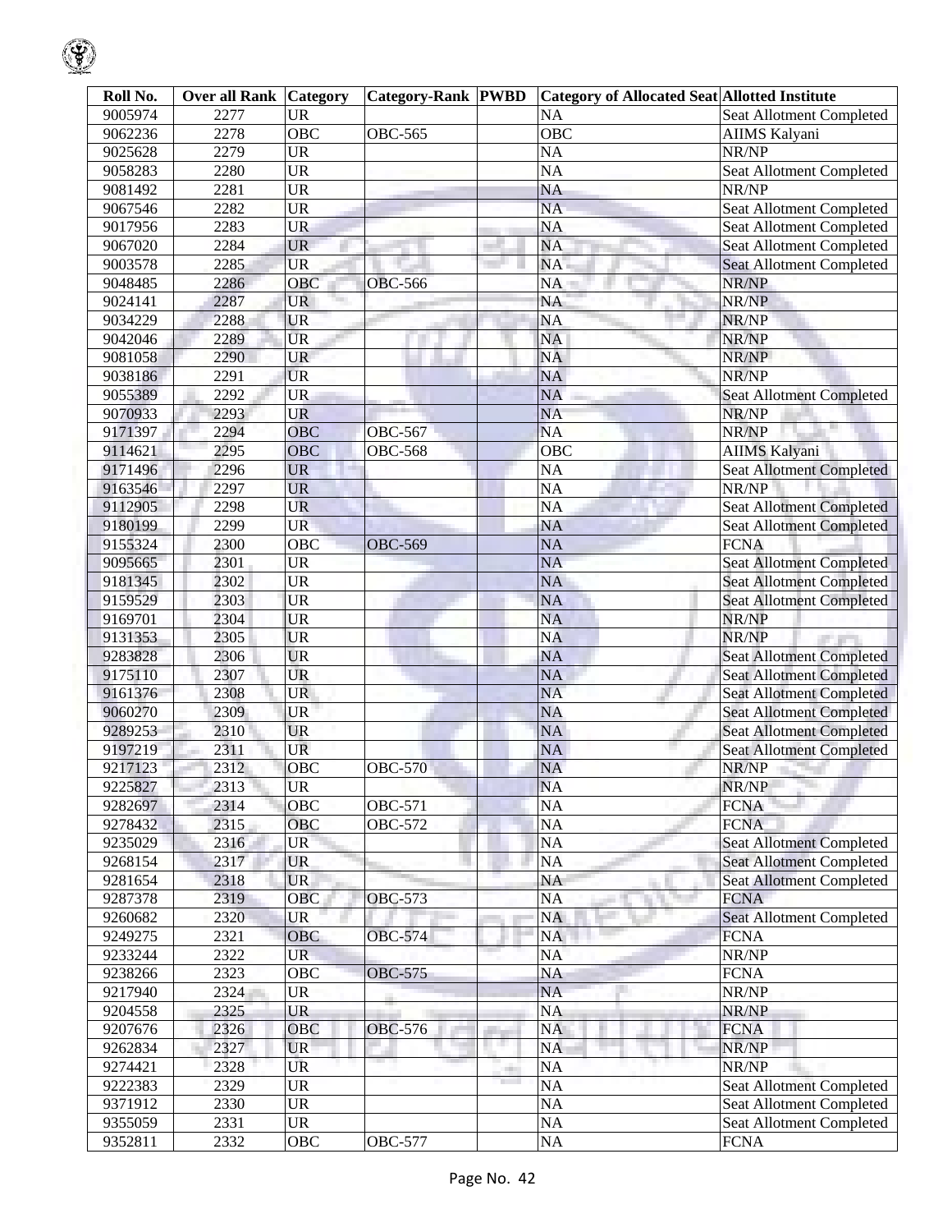| Roll No. | Over all Rank | Category | Category-Rank | PWBD | Category of Allocated Seat | Allotted Institute |
|---|---|---|---|---|---|---|
| 9005974 | 2277 | UR | | | NA | Seat Allotment Completed |
| 9062236 | 2278 | OBC | OBC-565 | | OBC | AIIMS Kalyani |
| 9025628 | 2279 | UR | | | NA | NR/NP |
| 9058283 | 2280 | UR | | | NA | Seat Allotment Completed |
| 9081492 | 2281 | UR | | | NA | NR/NP |
| 9067546 | 2282 | UR | | | NA | Seat Allotment Completed |
| 9017956 | 2283 | UR | | | NA | Seat Allotment Completed |
| 9067020 | 2284 | UR | | | NA | Seat Allotment Completed |
| 9003578 | 2285 | UR | | | NA | Seat Allotment Completed |
| 9048485 | 2286 | OBC | OBC-566 | | NA | NR/NP |
| 9024141 | 2287 | UR | | | NA | NR/NP |
| 9034229 | 2288 | UR | | | NA | NR/NP |
| 9042046 | 2289 | UR | | | NA | NR/NP |
| 9081058 | 2290 | UR | | | NA | NR/NP |
| 9038186 | 2291 | UR | | | NA | NR/NP |
| 9055389 | 2292 | UR | | | NA | Seat Allotment Completed |
| 9070933 | 2293 | UR | | | NA | NR/NP |
| 9171397 | 2294 | OBC | OBC-567 | | NA | NR/NP |
| 9114621 | 2295 | OBC | OBC-568 | | OBC | AIIMS Kalyani |
| 9171496 | 2296 | UR | | | NA | Seat Allotment Completed |
| 9163546 | 2297 | UR | | | NA | NR/NP |
| 9112905 | 2298 | UR | | | NA | Seat Allotment Completed |
| 9180199 | 2299 | UR | | | NA | Seat Allotment Completed |
| 9155324 | 2300 | OBC | OBC-569 | | NA | FCNA |
| 9095665 | 2301 | UR | | | NA | Seat Allotment Completed |
| 9181345 | 2302 | UR | | | NA | Seat Allotment Completed |
| 9159529 | 2303 | UR | | | NA | Seat Allotment Completed |
| 9169701 | 2304 | UR | | | NA | NR/NP |
| 9131353 | 2305 | UR | | | NA | NR/NP |
| 9283828 | 2306 | UR | | | NA | Seat Allotment Completed |
| 9175110 | 2307 | UR | | | NA | Seat Allotment Completed |
| 9161376 | 2308 | UR | | | NA | Seat Allotment Completed |
| 9060270 | 2309 | UR | | | NA | Seat Allotment Completed |
| 9289253 | 2310 | UR | | | NA | Seat Allotment Completed |
| 9197219 | 2311 | UR | | | NA | Seat Allotment Completed |
| 9217123 | 2312 | OBC | OBC-570 | | NA | NR/NP |
| 9225827 | 2313 | UR | | | NA | NR/NP |
| 9282697 | 2314 | OBC | OBC-571 | | NA | FCNA |
| 9278432 | 2315 | OBC | OBC-572 | | NA | FCNA |
| 9235029 | 2316 | UR | | | NA | Seat Allotment Completed |
| 9268154 | 2317 | UR | | | NA | Seat Allotment Completed |
| 9281654 | 2318 | UR | | | NA | Seat Allotment Completed |
| 9287378 | 2319 | OBC | OBC-573 | | NA | FCNA |
| 9260682 | 2320 | UR | | | NA | Seat Allotment Completed |
| 9249275 | 2321 | OBC | OBC-574 | | NA | FCNA |
| 9233244 | 2322 | UR | | | NA | NR/NP |
| 9238266 | 2323 | OBC | OBC-575 | | NA | FCNA |
| 9217940 | 2324 | UR | | | NA | NR/NP |
| 9204558 | 2325 | UR | | | NA | NR/NP |
| 9207676 | 2326 | OBC | OBC-576 | | NA | FCNA |
| 9262834 | 2327 | UR | | | NA | NR/NP |
| 9274421 | 2328 | UR | | | NA | NR/NP |
| 9222383 | 2329 | UR | | | NA | Seat Allotment Completed |
| 9371912 | 2330 | UR | | | NA | Seat Allotment Completed |
| 9355059 | 2331 | UR | | | NA | Seat Allotment Completed |
| 9352811 | 2332 | OBC | OBC-577 | | NA | FCNA |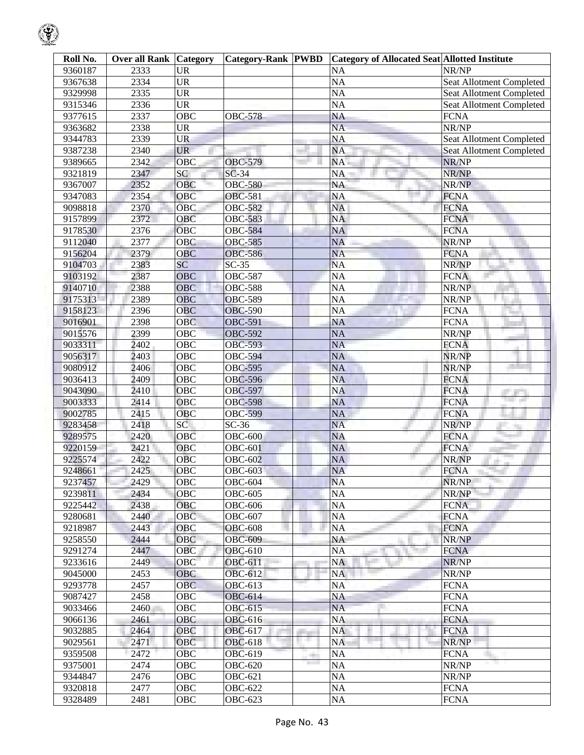| Roll No. | Over all Rank | Category | Category-Rank | PWBD | Category of Allocated Seat | Allotted Institute |
|---|---|---|---|---|---|---|
| 9360187 | 2333 | UR | | | NA | NR/NP |
| 9367638 | 2334 | UR | | | NA | Seat Allotment Completed |
| 9329998 | 2335 | UR | | | NA | Seat Allotment Completed |
| 9315346 | 2336 | UR | | | NA | Seat Allotment Completed |
| 9377615 | 2337 | OBC | OBC-578 | | NA | FCNA |
| 9363682 | 2338 | UR | | | NA | NR/NP |
| 9344783 | 2339 | UR | | | NA | Seat Allotment Completed |
| 9387238 | 2340 | UR | | | NA | Seat Allotment Completed |
| 9389665 | 2342 | OBC | OBC-579 | | NA | NR/NP |
| 9321819 | 2347 | SC | SC-34 | | NA | NR/NP |
| 9367007 | 2352 | OBC | OBC-580 | | NA | NR/NP |
| 9347083 | 2354 | OBC | OBC-581 | | NA | FCNA |
| 9098818 | 2370 | OBC | OBC-582 | | NA | FCNA |
| 9157899 | 2372 | OBC | OBC-583 | | NA | FCNA |
| 9178530 | 2376 | OBC | OBC-584 | | NA | FCNA |
| 9112040 | 2377 | OBC | OBC-585 | | NA | NR/NP |
| 9156204 | 2379 | OBC | OBC-586 | | NA | FCNA |
| 9104703 | 2383 | SC | SC-35 | | NA | NR/NP |
| 9103192 | 2387 | OBC | OBC-587 | | NA | FCNA |
| 9140710 | 2388 | OBC | OBC-588 | | NA | NR/NP |
| 9175313 | 2389 | OBC | OBC-589 | | NA | NR/NP |
| 9158123 | 2396 | OBC | OBC-590 | | NA | FCNA |
| 9016901 | 2398 | OBC | OBC-591 | | NA | FCNA |
| 9015576 | 2399 | OBC | OBC-592 | | NA | NR/NP |
| 9033311 | 2402 | OBC | OBC-593 | | NA | FCNA |
| 9056317 | 2403 | OBC | OBC-594 | | NA | NR/NP |
| 9080912 | 2406 | OBC | OBC-595 | | NA | NR/NP |
| 9036413 | 2409 | OBC | OBC-596 | | NA | FCNA |
| 9043090 | 2410 | OBC | OBC-597 | | NA | FCNA |
| 9003333 | 2414 | OBC | OBC-598 | | NA | FCNA |
| 9002785 | 2415 | OBC | OBC-599 | | NA | FCNA |
| 9283458 | 2418 | SC | SC-36 | | NA | NR/NP |
| 9289575 | 2420 | OBC | OBC-600 | | NA | FCNA |
| 9220159 | 2421 | OBC | OBC-601 | | NA | FCNA |
| 9225574 | 2422 | OBC | OBC-602 | | NA | NR/NP |
| 9248661 | 2425 | OBC | OBC-603 | | NA | FCNA |
| 9237457 | 2429 | OBC | OBC-604 | | NA | NR/NP |
| 9239811 | 2434 | OBC | OBC-605 | | NA | NR/NP |
| 9225442 | 2438 | OBC | OBC-606 | | NA | FCNA |
| 9280681 | 2440 | OBC | OBC-607 | | NA | FCNA |
| 9218987 | 2443 | OBC | OBC-608 | | NA | FCNA |
| 9258550 | 2444 | OBC | OBC-609 | | NA | NR/NP |
| 9291274 | 2447 | OBC | OBC-610 | | NA | FCNA |
| 9233616 | 2449 | OBC | OBC-611 | | NA | NR/NP |
| 9045000 | 2453 | OBC | OBC-612 | | NA | NR/NP |
| 9293778 | 2457 | OBC | OBC-613 | | NA | FCNA |
| 9087427 | 2458 | OBC | OBC-614 | | NA | FCNA |
| 9033466 | 2460 | OBC | OBC-615 | | NA | FCNA |
| 9066136 | 2461 | OBC | OBC-616 | | NA | FCNA |
| 9032885 | 2464 | OBC | OBC-617 | | NA | FCNA |
| 9029561 | 2471 | OBC | OBC-618 | | NA | NR/NP |
| 9359508 | 2472 | OBC | OBC-619 | | NA | FCNA |
| 9375001 | 2474 | OBC | OBC-620 | | NA | NR/NP |
| 9344847 | 2476 | OBC | OBC-621 | | NA | NR/NP |
| 9320818 | 2477 | OBC | OBC-622 | | NA | FCNA |
| 9328489 | 2481 | OBC | OBC-623 | | NA | FCNA |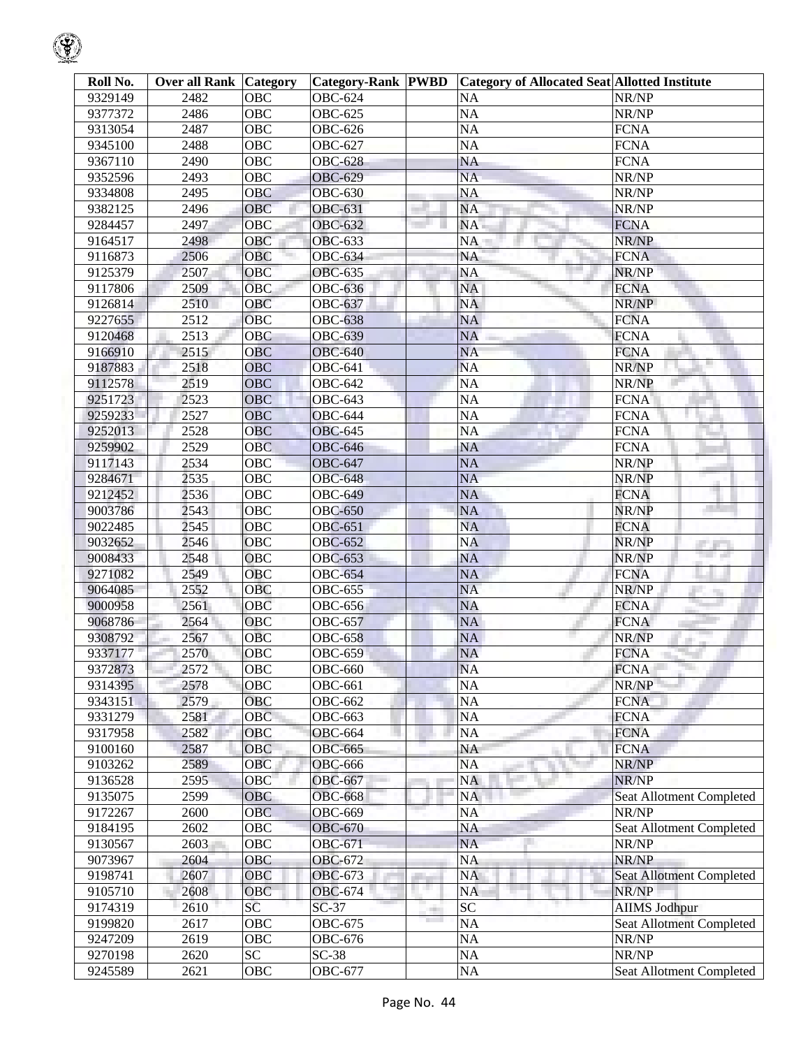| Roll No. | Over all Rank | Category | Category-Rank | PWBD | Category of Allocated Seat | Allotted Institute |
|---|---|---|---|---|---|---|
| 9329149 | 2482 | OBC | OBC-624 | | NA | NR/NP |
| 9377372 | 2486 | OBC | OBC-625 | | NA | NR/NP |
| 9313054 | 2487 | OBC | OBC-626 | | NA | FCNA |
| 9345100 | 2488 | OBC | OBC-627 | | NA | FCNA |
| 9367110 | 2490 | OBC | OBC-628 | | NA | FCNA |
| 9352596 | 2493 | OBC | OBC-629 | | NA | NR/NP |
| 9334808 | 2495 | OBC | OBC-630 | | NA | NR/NP |
| 9382125 | 2496 | OBC | OBC-631 | | NA | NR/NP |
| 9284457 | 2497 | OBC | OBC-632 | | NA | FCNA |
| 9164517 | 2498 | OBC | OBC-633 | | NA | NR/NP |
| 9116873 | 2506 | OBC | OBC-634 | | NA | FCNA |
| 9125379 | 2507 | OBC | OBC-635 | | NA | NR/NP |
| 9117806 | 2509 | OBC | OBC-636 | | NA | FCNA |
| 9126814 | 2510 | OBC | OBC-637 | | NA | NR/NP |
| 9227655 | 2512 | OBC | OBC-638 | | NA | FCNA |
| 9120468 | 2513 | OBC | OBC-639 | | NA | FCNA |
| 9166910 | 2515 | OBC | OBC-640 | | NA | FCNA |
| 9187883 | 2518 | OBC | OBC-641 | | NA | NR/NP |
| 9112578 | 2519 | OBC | OBC-642 | | NA | NR/NP |
| 9251723 | 2523 | OBC | OBC-643 | | NA | FCNA |
| 9259233 | 2527 | OBC | OBC-644 | | NA | FCNA |
| 9252013 | 2528 | OBC | OBC-645 | | NA | FCNA |
| 9259902 | 2529 | OBC | OBC-646 | | NA | FCNA |
| 9117143 | 2534 | OBC | OBC-647 | | NA | NR/NP |
| 9284671 | 2535 | OBC | OBC-648 | | NA | NR/NP |
| 9212452 | 2536 | OBC | OBC-649 | | NA | FCNA |
| 9003786 | 2543 | OBC | OBC-650 | | NA | NR/NP |
| 9022485 | 2545 | OBC | OBC-651 | | NA | FCNA |
| 9032652 | 2546 | OBC | OBC-652 | | NA | NR/NP |
| 9008433 | 2548 | OBC | OBC-653 | | NA | NR/NP |
| 9271082 | 2549 | OBC | OBC-654 | | NA | FCNA |
| 9064085 | 2552 | OBC | OBC-655 | | NA | NR/NP |
| 9000958 | 2561 | OBC | OBC-656 | | NA | FCNA |
| 9068786 | 2564 | OBC | OBC-657 | | NA | FCNA |
| 9308792 | 2567 | OBC | OBC-658 | | NA | NR/NP |
| 9337177 | 2570 | OBC | OBC-659 | | NA | FCNA |
| 9372873 | 2572 | OBC | OBC-660 | | NA | FCNA |
| 9314395 | 2578 | OBC | OBC-661 | | NA | NR/NP |
| 9343151 | 2579 | OBC | OBC-662 | | NA | FCNA |
| 9331279 | 2581 | OBC | OBC-663 | | NA | FCNA |
| 9317958 | 2582 | OBC | OBC-664 | | NA | FCNA |
| 9100160 | 2587 | OBC | OBC-665 | | NA | FCNA |
| 9103262 | 2589 | OBC | OBC-666 | | NA | NR/NP |
| 9136528 | 2595 | OBC | OBC-667 | | NA | NR/NP |
| 9135075 | 2599 | OBC | OBC-668 | | NA | Seat Allotment Completed |
| 9172267 | 2600 | OBC | OBC-669 | | NA | NR/NP |
| 9184195 | 2602 | OBC | OBC-670 | | NA | Seat Allotment Completed |
| 9130567 | 2603 | OBC | OBC-671 | | NA | NR/NP |
| 9073967 | 2604 | OBC | OBC-672 | | NA | NR/NP |
| 9198741 | 2607 | OBC | OBC-673 | | NA | Seat Allotment Completed |
| 9105710 | 2608 | OBC | OBC-674 | | NA | NR/NP |
| 9174319 | 2610 | SC | SC-37 | | SC | AIIMS Jodhpur |
| 9199820 | 2617 | OBC | OBC-675 | | NA | Seat Allotment Completed |
| 9247209 | 2619 | OBC | OBC-676 | | NA | NR/NP |
| 9270198 | 2620 | SC | SC-38 | | NA | NR/NP |
| 9245589 | 2621 | OBC | OBC-677 | | NA | Seat Allotment Completed |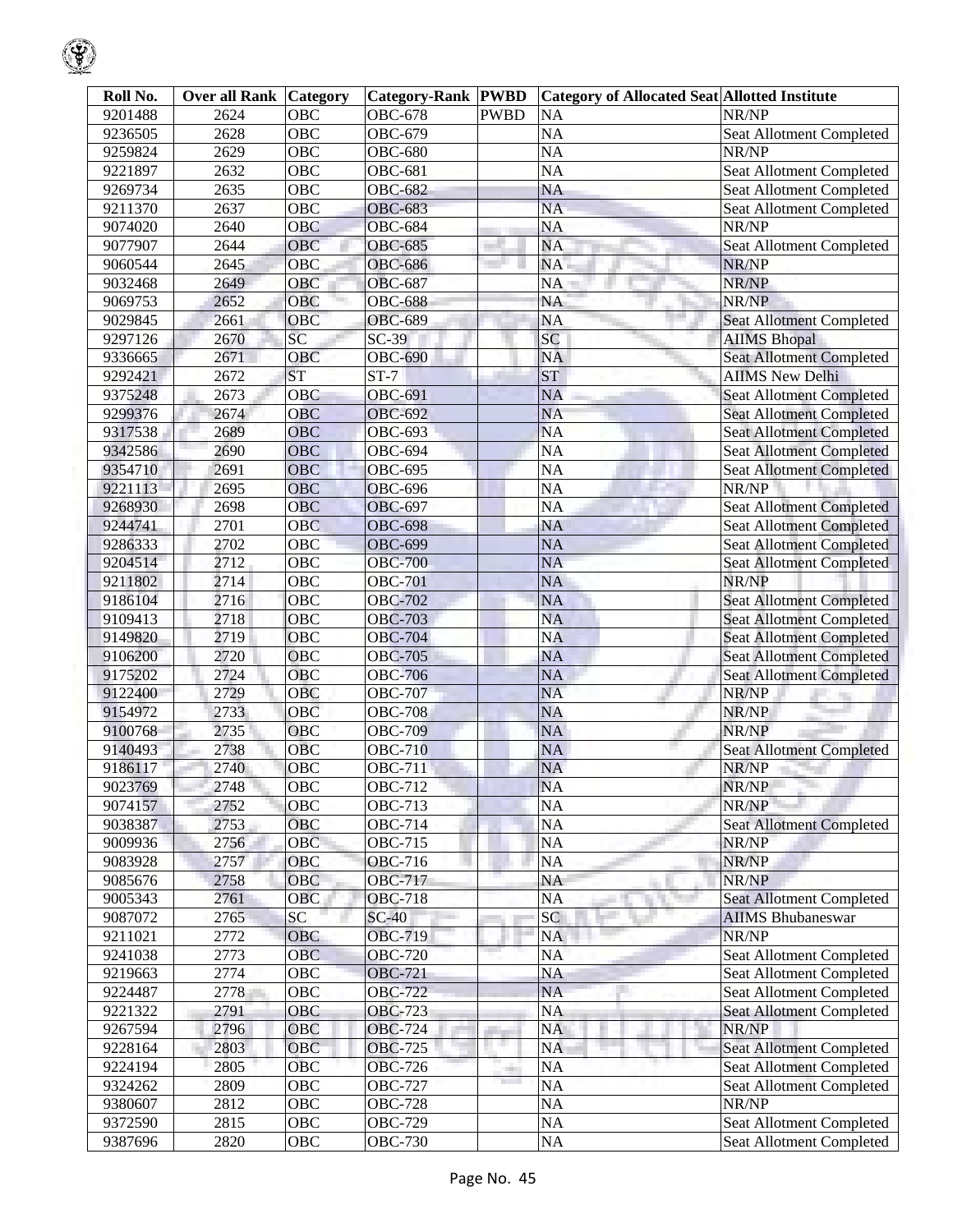| Roll No. | Over all Rank | Category | Category-Rank | PWBD | Category of Allocated Seat | Allotted Institute |
|---|---|---|---|---|---|---|
| 9201488 | 2624 | OBC | OBC-678 | PWBD | NA | NR/NP |
| 9236505 | 2628 | OBC | OBC-679 | | NA | Seat Allotment Completed |
| 9259824 | 2629 | OBC | OBC-680 | | NA | NR/NP |
| 9221897 | 2632 | OBC | OBC-681 | | NA | Seat Allotment Completed |
| 9269734 | 2635 | OBC | OBC-682 | | NA | Seat Allotment Completed |
| 9211370 | 2637 | OBC | OBC-683 | | NA | Seat Allotment Completed |
| 9074020 | 2640 | OBC | OBC-684 | | NA | NR/NP |
| 9077907 | 2644 | OBC | OBC-685 | | NA | Seat Allotment Completed |
| 9060544 | 2645 | OBC | OBC-686 | | NA | NR/NP |
| 9032468 | 2649 | OBC | OBC-687 | | NA | NR/NP |
| 9069753 | 2652 | OBC | OBC-688 | | NA | NR/NP |
| 9029845 | 2661 | OBC | OBC-689 | | NA | Seat Allotment Completed |
| 9297126 | 2670 | SC | SC-39 | | SC | AIIMS Bhopal |
| 9336665 | 2671 | OBC | OBC-690 | | NA | Seat Allotment Completed |
| 9292421 | 2672 | ST | ST-7 | | ST | AIIMS New Delhi |
| 9375248 | 2673 | OBC | OBC-691 | | NA | Seat Allotment Completed |
| 9299376 | 2674 | OBC | OBC-692 | | NA | Seat Allotment Completed |
| 9317538 | 2689 | OBC | OBC-693 | | NA | Seat Allotment Completed |
| 9342586 | 2690 | OBC | OBC-694 | | NA | Seat Allotment Completed |
| 9354710 | 2691 | OBC | OBC-695 | | NA | Seat Allotment Completed |
| 9221113 | 2695 | OBC | OBC-696 | | NA | NR/NP |
| 9268930 | 2698 | OBC | OBC-697 | | NA | Seat Allotment Completed |
| 9244741 | 2701 | OBC | OBC-698 | | NA | Seat Allotment Completed |
| 9286333 | 2702 | OBC | OBC-699 | | NA | Seat Allotment Completed |
| 9204514 | 2712 | OBC | OBC-700 | | NA | Seat Allotment Completed |
| 9211802 | 2714 | OBC | OBC-701 | | NA | NR/NP |
| 9186104 | 2716 | OBC | OBC-702 | | NA | Seat Allotment Completed |
| 9109413 | 2718 | OBC | OBC-703 | | NA | Seat Allotment Completed |
| 9149820 | 2719 | OBC | OBC-704 | | NA | Seat Allotment Completed |
| 9106200 | 2720 | OBC | OBC-705 | | NA | Seat Allotment Completed |
| 9175202 | 2724 | OBC | OBC-706 | | NA | Seat Allotment Completed |
| 9122400 | 2729 | OBC | OBC-707 | | NA | NR/NP |
| 9154972 | 2733 | OBC | OBC-708 | | NA | NR/NP |
| 9100768 | 2735 | OBC | OBC-709 | | NA | NR/NP |
| 9140493 | 2738 | OBC | OBC-710 | | NA | Seat Allotment Completed |
| 9186117 | 2740 | OBC | OBC-711 | | NA | NR/NP |
| 9023769 | 2748 | OBC | OBC-712 | | NA | NR/NP |
| 9074157 | 2752 | OBC | OBC-713 | | NA | NR/NP |
| 9038387 | 2753 | OBC | OBC-714 | | NA | Seat Allotment Completed |
| 9009936 | 2756 | OBC | OBC-715 | | NA | NR/NP |
| 9083928 | 2757 | OBC | OBC-716 | | NA | NR/NP |
| 9085676 | 2758 | OBC | OBC-717 | | NA | NR/NP |
| 9005343 | 2761 | OBC | OBC-718 | | NA | Seat Allotment Completed |
| 9087072 | 2765 | SC | SC-40 | | SC | AIIMS Bhubaneswar |
| 9211021 | 2772 | OBC | OBC-719 | | NA | NR/NP |
| 9241038 | 2773 | OBC | OBC-720 | | NA | Seat Allotment Completed |
| 9219663 | 2774 | OBC | OBC-721 | | NA | Seat Allotment Completed |
| 9224487 | 2778 | OBC | OBC-722 | | NA | Seat Allotment Completed |
| 9221322 | 2791 | OBC | OBC-723 | | NA | Seat Allotment Completed |
| 9267594 | 2796 | OBC | OBC-724 | | NA | NR/NP |
| 9228164 | 2803 | OBC | OBC-725 | | NA | Seat Allotment Completed |
| 9224194 | 2805 | OBC | OBC-726 | | NA | Seat Allotment Completed |
| 9324262 | 2809 | OBC | OBC-727 | | NA | Seat Allotment Completed |
| 9380607 | 2812 | OBC | OBC-728 | | NA | NR/NP |
| 9372590 | 2815 | OBC | OBC-729 | | NA | Seat Allotment Completed |
| 9387696 | 2820 | OBC | OBC-730 | | NA | Seat Allotment Completed |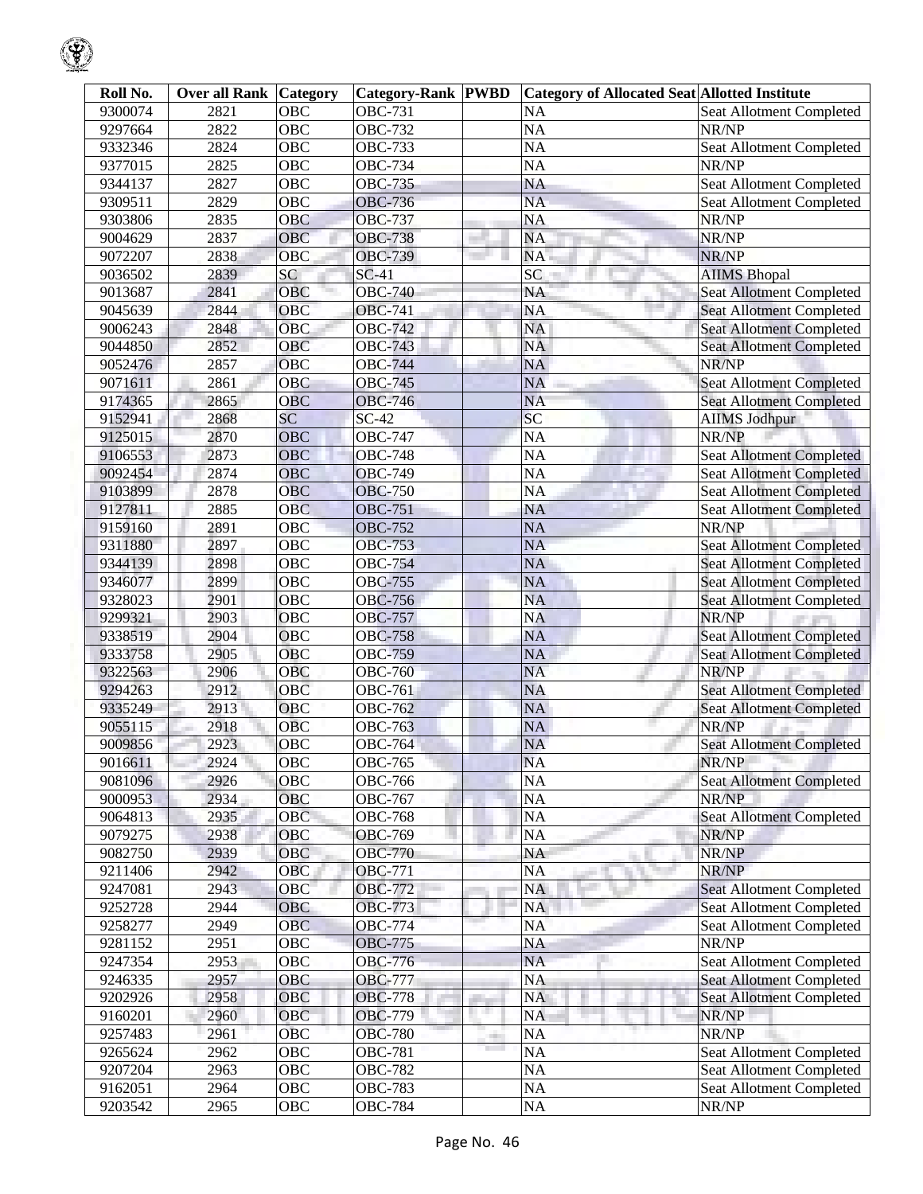| Roll No. | Over all Rank | Category | Category-Rank | PWBD | Category of Allocated Seat | Allotted Institute |
|---|---|---|---|---|---|---|
| 9300074 | 2821 | OBC | OBC-731 | | NA | Seat Allotment Completed |
| 9297664 | 2822 | OBC | OBC-732 | | NA | NR/NP |
| 9332346 | 2824 | OBC | OBC-733 | | NA | Seat Allotment Completed |
| 9377015 | 2825 | OBC | OBC-734 | | NA | NR/NP |
| 9344137 | 2827 | OBC | OBC-735 | | NA | Seat Allotment Completed |
| 9309511 | 2829 | OBC | OBC-736 | | NA | Seat Allotment Completed |
| 9303806 | 2835 | OBC | OBC-737 | | NA | NR/NP |
| 9004629 | 2837 | OBC | OBC-738 | | NA | NR/NP |
| 9072207 | 2838 | OBC | OBC-739 | | NA | NR/NP |
| 9036502 | 2839 | SC | SC-41 | | SC | AIIMS Bhopal |
| 9013687 | 2841 | OBC | OBC-740 | | NA | Seat Allotment Completed |
| 9045639 | 2844 | OBC | OBC-741 | | NA | Seat Allotment Completed |
| 9006243 | 2848 | OBC | OBC-742 | | NA | Seat Allotment Completed |
| 9044850 | 2852 | OBC | OBC-743 | | NA | Seat Allotment Completed |
| 9052476 | 2857 | OBC | OBC-744 | | NA | NR/NP |
| 9071611 | 2861 | OBC | OBC-745 | | NA | Seat Allotment Completed |
| 9174365 | 2865 | OBC | OBC-746 | | NA | Seat Allotment Completed |
| 9152941 | 2868 | SC | SC-42 | | SC | AIIMS Jodhpur |
| 9125015 | 2870 | OBC | OBC-747 | | NA | NR/NP |
| 9106553 | 2873 | OBC | OBC-748 | | NA | Seat Allotment Completed |
| 9092454 | 2874 | OBC | OBC-749 | | NA | Seat Allotment Completed |
| 9103899 | 2878 | OBC | OBC-750 | | NA | Seat Allotment Completed |
| 9127811 | 2885 | OBC | OBC-751 | | NA | Seat Allotment Completed |
| 9159160 | 2891 | OBC | OBC-752 | | NA | NR/NP |
| 9311880 | 2897 | OBC | OBC-753 | | NA | Seat Allotment Completed |
| 9344139 | 2898 | OBC | OBC-754 | | NA | Seat Allotment Completed |
| 9346077 | 2899 | OBC | OBC-755 | | NA | Seat Allotment Completed |
| 9328023 | 2901 | OBC | OBC-756 | | NA | Seat Allotment Completed |
| 9299321 | 2903 | OBC | OBC-757 | | NA | NR/NP |
| 9338519 | 2904 | OBC | OBC-758 | | NA | Seat Allotment Completed |
| 9333758 | 2905 | OBC | OBC-759 | | NA | Seat Allotment Completed |
| 9322563 | 2906 | OBC | OBC-760 | | NA | NR/NP |
| 9294263 | 2912 | OBC | OBC-761 | | NA | Seat Allotment Completed |
| 9335249 | 2913 | OBC | OBC-762 | | NA | Seat Allotment Completed |
| 9055115 | 2918 | OBC | OBC-763 | | NA | NR/NP |
| 9009856 | 2923 | OBC | OBC-764 | | NA | Seat Allotment Completed |
| 9016611 | 2924 | OBC | OBC-765 | | NA | NR/NP |
| 9081096 | 2926 | OBC | OBC-766 | | NA | Seat Allotment Completed |
| 9000953 | 2934 | OBC | OBC-767 | | NA | NR/NP |
| 9064813 | 2935 | OBC | OBC-768 | | NA | Seat Allotment Completed |
| 9079275 | 2938 | OBC | OBC-769 | | NA | NR/NP |
| 9082750 | 2939 | OBC | OBC-770 | | NA | NR/NP |
| 9211406 | 2942 | OBC | OBC-771 | | NA | NR/NP |
| 9247081 | 2943 | OBC | OBC-772 | | NA | Seat Allotment Completed |
| 9252728 | 2944 | OBC | OBC-773 | | NA | Seat Allotment Completed |
| 9258277 | 2949 | OBC | OBC-774 | | NA | Seat Allotment Completed |
| 9281152 | 2951 | OBC | OBC-775 | | NA | NR/NP |
| 9247354 | 2953 | OBC | OBC-776 | | NA | Seat Allotment Completed |
| 9246335 | 2957 | OBC | OBC-777 | | NA | Seat Allotment Completed |
| 9202926 | 2958 | OBC | OBC-778 | | NA | Seat Allotment Completed |
| 9160201 | 2960 | OBC | OBC-779 | | NA | NR/NP |
| 9257483 | 2961 | OBC | OBC-780 | | NA | NR/NP |
| 9265624 | 2962 | OBC | OBC-781 | | NA | Seat Allotment Completed |
| 9207204 | 2963 | OBC | OBC-782 | | NA | Seat Allotment Completed |
| 9162051 | 2964 | OBC | OBC-783 | | NA | Seat Allotment Completed |
| 9203542 | 2965 | OBC | OBC-784 | | NA | NR/NP |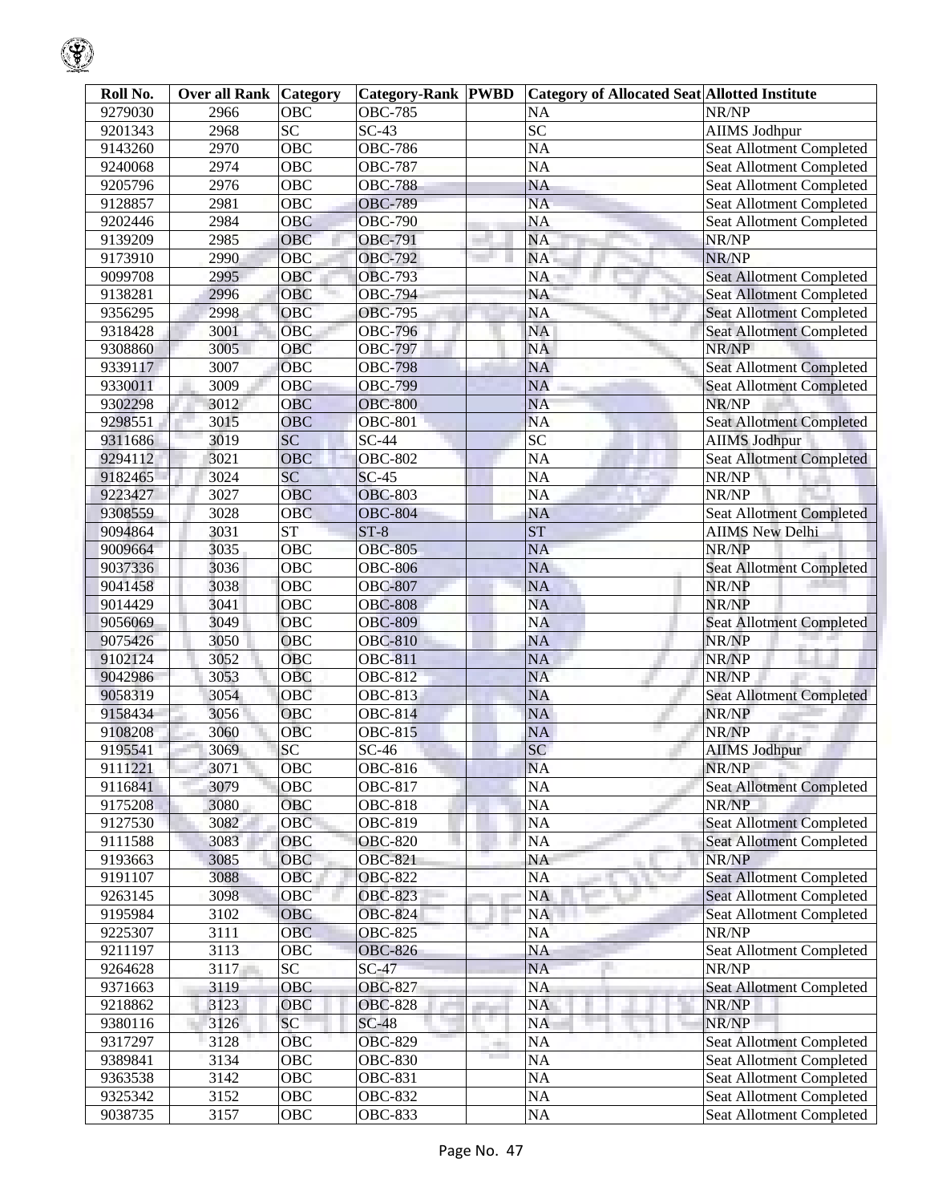| Roll No. | Over all Rank | Category | Category-Rank | PWBD | Category of Allocated Seat | Allotted Institute |
|---|---|---|---|---|---|---|
| 9279030 | 2966 | OBC | OBC-785 | | NA | NR/NP |
| 9201343 | 2968 | SC | SC-43 | | SC | AIIMS Jodhpur |
| 9143260 | 2970 | OBC | OBC-786 | | NA | Seat Allotment Completed |
| 9240068 | 2974 | OBC | OBC-787 | | NA | Seat Allotment Completed |
| 9205796 | 2976 | OBC | OBC-788 | | NA | Seat Allotment Completed |
| 9128857 | 2981 | OBC | OBC-789 | | NA | Seat Allotment Completed |
| 9202446 | 2984 | OBC | OBC-790 | | NA | Seat Allotment Completed |
| 9139209 | 2985 | OBC | OBC-791 | | NA | NR/NP |
| 9173910 | 2990 | OBC | OBC-792 | | NA | NR/NP |
| 9099708 | 2995 | OBC | OBC-793 | | NA | Seat Allotment Completed |
| 9138281 | 2996 | OBC | OBC-794 | | NA | Seat Allotment Completed |
| 9356295 | 2998 | OBC | OBC-795 | | NA | Seat Allotment Completed |
| 9318428 | 3001 | OBC | OBC-796 | | NA | Seat Allotment Completed |
| 9308860 | 3005 | OBC | OBC-797 | | NA | NR/NP |
| 9339117 | 3007 | OBC | OBC-798 | | NA | Seat Allotment Completed |
| 9330011 | 3009 | OBC | OBC-799 | | NA | Seat Allotment Completed |
| 9302298 | 3012 | OBC | OBC-800 | | NA | NR/NP |
| 9298551 | 3015 | OBC | OBC-801 | | NA | Seat Allotment Completed |
| 9311686 | 3019 | SC | SC-44 | | SC | AIIMS Jodhpur |
| 9294112 | 3021 | OBC | OBC-802 | | NA | Seat Allotment Completed |
| 9182465 | 3024 | SC | SC-45 | | NA | NR/NP |
| 9223427 | 3027 | OBC | OBC-803 | | NA | NR/NP |
| 9308559 | 3028 | OBC | OBC-804 | | NA | Seat Allotment Completed |
| 9094864 | 3031 | ST | ST-8 | | ST | AIIMS New Delhi |
| 9009664 | 3035 | OBC | OBC-805 | | NA | NR/NP |
| 9037336 | 3036 | OBC | OBC-806 | | NA | Seat Allotment Completed |
| 9041458 | 3038 | OBC | OBC-807 | | NA | NR/NP |
| 9014429 | 3041 | OBC | OBC-808 | | NA | NR/NP |
| 9056069 | 3049 | OBC | OBC-809 | | NA | Seat Allotment Completed |
| 9075426 | 3050 | OBC | OBC-810 | | NA | NR/NP |
| 9102124 | 3052 | OBC | OBC-811 | | NA | NR/NP |
| 9042986 | 3053 | OBC | OBC-812 | | NA | NR/NP |
| 9058319 | 3054 | OBC | OBC-813 | | NA | Seat Allotment Completed |
| 9158434 | 3056 | OBC | OBC-814 | | NA | NR/NP |
| 9108208 | 3060 | OBC | OBC-815 | | NA | NR/NP |
| 9195541 | 3069 | SC | SC-46 | | SC | AIIMS Jodhpur |
| 9111221 | 3071 | OBC | OBC-816 | | NA | NR/NP |
| 9116841 | 3079 | OBC | OBC-817 | | NA | Seat Allotment Completed |
| 9175208 | 3080 | OBC | OBC-818 | | NA | NR/NP |
| 9127530 | 3082 | OBC | OBC-819 | | NA | Seat Allotment Completed |
| 9111588 | 3083 | OBC | OBC-820 | | NA | Seat Allotment Completed |
| 9193663 | 3085 | OBC | OBC-821 | | NA | NR/NP |
| 9191107 | 3088 | OBC | OBC-822 | | NA | Seat Allotment Completed |
| 9263145 | 3098 | OBC | OBC-823 | | NA | Seat Allotment Completed |
| 9195984 | 3102 | OBC | OBC-824 | | NA | Seat Allotment Completed |
| 9225307 | 3111 | OBC | OBC-825 | | NA | NR/NP |
| 9211197 | 3113 | OBC | OBC-826 | | NA | Seat Allotment Completed |
| 9264628 | 3117 | SC | SC-47 | | NA | NR/NP |
| 9371663 | 3119 | OBC | OBC-827 | | NA | Seat Allotment Completed |
| 9218862 | 3123 | OBC | OBC-828 | | NA | NR/NP |
| 9380116 | 3126 | SC | SC-48 | | NA | NR/NP |
| 9317297 | 3128 | OBC | OBC-829 | | NA | Seat Allotment Completed |
| 9389841 | 3134 | OBC | OBC-830 | | NA | Seat Allotment Completed |
| 9363538 | 3142 | OBC | OBC-831 | | NA | Seat Allotment Completed |
| 9325342 | 3152 | OBC | OBC-832 | | NA | Seat Allotment Completed |
| 9038735 | 3157 | OBC | OBC-833 | | NA | Seat Allotment Completed |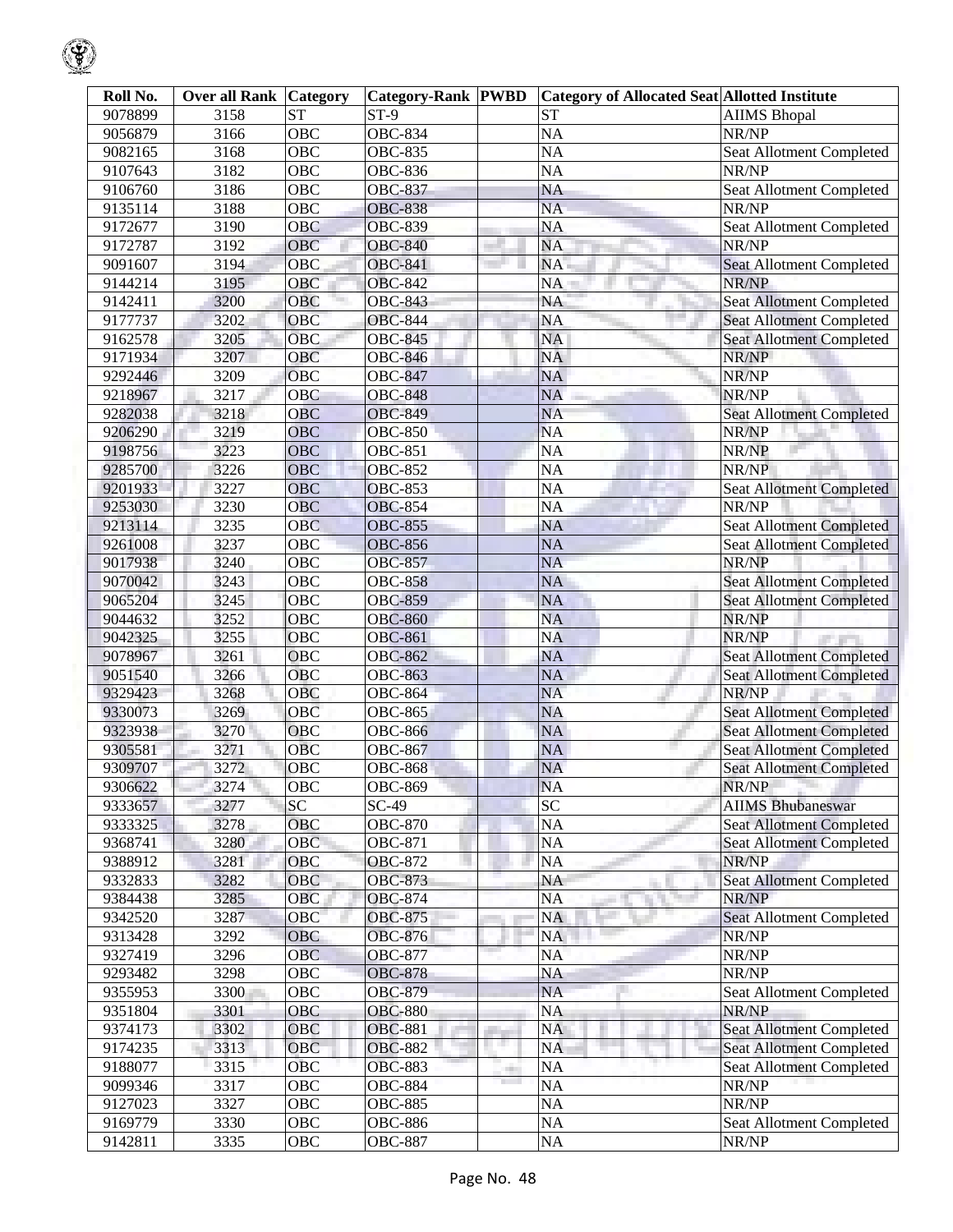| Roll No. | Over all Rank | Category | Category-Rank | PWBD | Category of Allocated Seat | Allotted Institute |
|---|---|---|---|---|---|---|
| 9078899 | 3158 | ST | ST-9 | | ST | AIIMS Bhopal |
| 9056879 | 3166 | OBC | OBC-834 | | NA | NR/NP |
| 9082165 | 3168 | OBC | OBC-835 | | NA | Seat Allotment Completed |
| 9107643 | 3182 | OBC | OBC-836 | | NA | NR/NP |
| 9106760 | 3186 | OBC | OBC-837 | | NA | Seat Allotment Completed |
| 9135114 | 3188 | OBC | OBC-838 | | NA | NR/NP |
| 9172677 | 3190 | OBC | OBC-839 | | NA | Seat Allotment Completed |
| 9172787 | 3192 | OBC | OBC-840 | | NA | NR/NP |
| 9091607 | 3194 | OBC | OBC-841 | | NA | Seat Allotment Completed |
| 9144214 | 3195 | OBC | OBC-842 | | NA | NR/NP |
| 9142411 | 3200 | OBC | OBC-843 | | NA | Seat Allotment Completed |
| 9177737 | 3202 | OBC | OBC-844 | | NA | Seat Allotment Completed |
| 9162578 | 3205 | OBC | OBC-845 | | NA | Seat Allotment Completed |
| 9171934 | 3207 | OBC | OBC-846 | | NA | NR/NP |
| 9292446 | 3209 | OBC | OBC-847 | | NA | NR/NP |
| 9218967 | 3217 | OBC | OBC-848 | | NA | NR/NP |
| 9282038 | 3218 | OBC | OBC-849 | | NA | Seat Allotment Completed |
| 9206290 | 3219 | OBC | OBC-850 | | NA | NR/NP |
| 9198756 | 3223 | OBC | OBC-851 | | NA | NR/NP |
| 9285700 | 3226 | OBC | OBC-852 | | NA | NR/NP |
| 9201933 | 3227 | OBC | OBC-853 | | NA | Seat Allotment Completed |
| 9253030 | 3230 | OBC | OBC-854 | | NA | NR/NP |
| 9213114 | 3235 | OBC | OBC-855 | | NA | Seat Allotment Completed |
| 9261008 | 3237 | OBC | OBC-856 | | NA | Seat Allotment Completed |
| 9017938 | 3240 | OBC | OBC-857 | | NA | NR/NP |
| 9070042 | 3243 | OBC | OBC-858 | | NA | Seat Allotment Completed |
| 9065204 | 3245 | OBC | OBC-859 | | NA | Seat Allotment Completed |
| 9044632 | 3252 | OBC | OBC-860 | | NA | NR/NP |
| 9042325 | 3255 | OBC | OBC-861 | | NA | NR/NP |
| 9078967 | 3261 | OBC | OBC-862 | | NA | Seat Allotment Completed |
| 9051540 | 3266 | OBC | OBC-863 | | NA | Seat Allotment Completed |
| 9329423 | 3268 | OBC | OBC-864 | | NA | NR/NP |
| 9330073 | 3269 | OBC | OBC-865 | | NA | Seat Allotment Completed |
| 9323938 | 3270 | OBC | OBC-866 | | NA | Seat Allotment Completed |
| 9305581 | 3271 | OBC | OBC-867 | | NA | Seat Allotment Completed |
| 9309707 | 3272 | OBC | OBC-868 | | NA | Seat Allotment Completed |
| 9306622 | 3274 | OBC | OBC-869 | | NA | NR/NP |
| 9333657 | 3277 | SC | SC-49 | | SC | AIIMS Bhubaneswar |
| 9333325 | 3278 | OBC | OBC-870 | | NA | Seat Allotment Completed |
| 9368741 | 3280 | OBC | OBC-871 | | NA | Seat Allotment Completed |
| 9388912 | 3281 | OBC | OBC-872 | | NA | NR/NP |
| 9332833 | 3282 | OBC | OBC-873 | | NA | Seat Allotment Completed |
| 9384438 | 3285 | OBC | OBC-874 | | NA | NR/NP |
| 9342520 | 3287 | OBC | OBC-875 | | NA | Seat Allotment Completed |
| 9313428 | 3292 | OBC | OBC-876 | | NA | NR/NP |
| 9327419 | 3296 | OBC | OBC-877 | | NA | NR/NP |
| 9293482 | 3298 | OBC | OBC-878 | | NA | NR/NP |
| 9355953 | 3300 | OBC | OBC-879 | | NA | Seat Allotment Completed |
| 9351804 | 3301 | OBC | OBC-880 | | NA | NR/NP |
| 9374173 | 3302 | OBC | OBC-881 | | NA | Seat Allotment Completed |
| 9174235 | 3313 | OBC | OBC-882 | | NA | Seat Allotment Completed |
| 9188077 | 3315 | OBC | OBC-883 | | NA | Seat Allotment Completed |
| 9099346 | 3317 | OBC | OBC-884 | | NA | NR/NP |
| 9127023 | 3327 | OBC | OBC-885 | | NA | NR/NP |
| 9169779 | 3330 | OBC | OBC-886 | | NA | Seat Allotment Completed |
| 9142811 | 3335 | OBC | OBC-887 | | NA | NR/NP |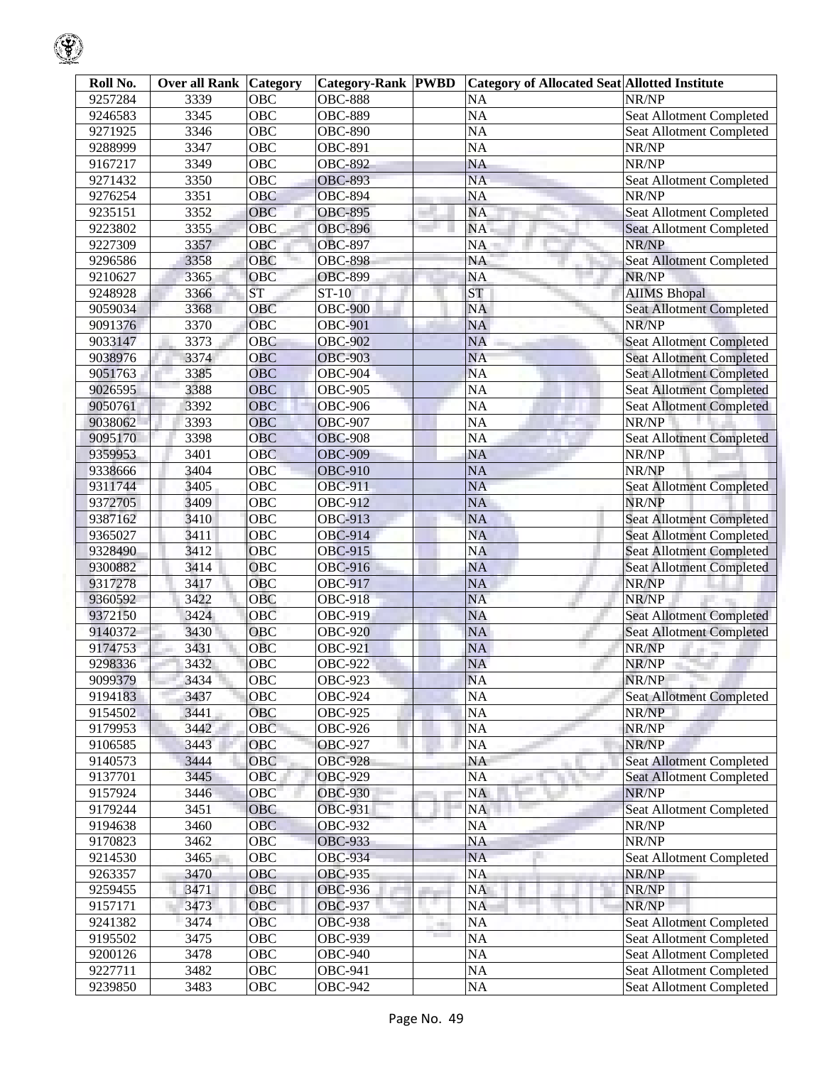| Roll No. | Over all Rank | Category | Category-Rank | PWBD | Category of Allocated Seat | Allotted Institute |
|---|---|---|---|---|---|---|
| 9257284 | 3339 | OBC | OBC-888 | | NA | NR/NP |
| 9246583 | 3345 | OBC | OBC-889 | | NA | Seat Allotment Completed |
| 9271925 | 3346 | OBC | OBC-890 | | NA | Seat Allotment Completed |
| 9288999 | 3347 | OBC | OBC-891 | | NA | NR/NP |
| 9167217 | 3349 | OBC | OBC-892 | | NA | NR/NP |
| 9271432 | 3350 | OBC | OBC-893 | | NA | Seat Allotment Completed |
| 9276254 | 3351 | OBC | OBC-894 | | NA | NR/NP |
| 9235151 | 3352 | OBC | OBC-895 | | NA | Seat Allotment Completed |
| 9223802 | 3355 | OBC | OBC-896 | | NA | Seat Allotment Completed |
| 9227309 | 3357 | OBC | OBC-897 | | NA | NR/NP |
| 9296586 | 3358 | OBC | OBC-898 | | NA | Seat Allotment Completed |
| 9210627 | 3365 | OBC | OBC-899 | | NA | NR/NP |
| 9248928 | 3366 | ST | ST-10 | | ST | AIIMS Bhopal |
| 9059034 | 3368 | OBC | OBC-900 | | NA | Seat Allotment Completed |
| 9091376 | 3370 | OBC | OBC-901 | | NA | NR/NP |
| 9033147 | 3373 | OBC | OBC-902 | | NA | Seat Allotment Completed |
| 9038976 | 3374 | OBC | OBC-903 | | NA | Seat Allotment Completed |
| 9051763 | 3385 | OBC | OBC-904 | | NA | Seat Allotment Completed |
| 9026595 | 3388 | OBC | OBC-905 | | NA | Seat Allotment Completed |
| 9050761 | 3392 | OBC | OBC-906 | | NA | Seat Allotment Completed |
| 9038062 | 3393 | OBC | OBC-907 | | NA | NR/NP |
| 9095170 | 3398 | OBC | OBC-908 | | NA | Seat Allotment Completed |
| 9359953 | 3401 | OBC | OBC-909 | | NA | NR/NP |
| 9338666 | 3404 | OBC | OBC-910 | | NA | NR/NP |
| 9311744 | 3405 | OBC | OBC-911 | | NA | Seat Allotment Completed |
| 9372705 | 3409 | OBC | OBC-912 | | NA | NR/NP |
| 9387162 | 3410 | OBC | OBC-913 | | NA | Seat Allotment Completed |
| 9365027 | 3411 | OBC | OBC-914 | | NA | Seat Allotment Completed |
| 9328490 | 3412 | OBC | OBC-915 | | NA | Seat Allotment Completed |
| 9300882 | 3414 | OBC | OBC-916 | | NA | Seat Allotment Completed |
| 9317278 | 3417 | OBC | OBC-917 | | NA | NR/NP |
| 9360592 | 3422 | OBC | OBC-918 | | NA | NR/NP |
| 9372150 | 3424 | OBC | OBC-919 | | NA | Seat Allotment Completed |
| 9140372 | 3430 | OBC | OBC-920 | | NA | Seat Allotment Completed |
| 9174753 | 3431 | OBC | OBC-921 | | NA | NR/NP |
| 9298336 | 3432 | OBC | OBC-922 | | NA | NR/NP |
| 9099379 | 3434 | OBC | OBC-923 | | NA | NR/NP |
| 9194183 | 3437 | OBC | OBC-924 | | NA | Seat Allotment Completed |
| 9154502 | 3441 | OBC | OBC-925 | | NA | NR/NP |
| 9179953 | 3442 | OBC | OBC-926 | | NA | NR/NP |
| 9106585 | 3443 | OBC | OBC-927 | | NA | NR/NP |
| 9140573 | 3444 | OBC | OBC-928 | | NA | Seat Allotment Completed |
| 9137701 | 3445 | OBC | OBC-929 | | NA | Seat Allotment Completed |
| 9157924 | 3446 | OBC | OBC-930 | | NA | NR/NP |
| 9179244 | 3451 | OBC | OBC-931 | | NA | Seat Allotment Completed |
| 9194638 | 3460 | OBC | OBC-932 | | NA | NR/NP |
| 9170823 | 3462 | OBC | OBC-933 | | NA | NR/NP |
| 9214530 | 3465 | OBC | OBC-934 | | NA | Seat Allotment Completed |
| 9263357 | 3470 | OBC | OBC-935 | | NA | NR/NP |
| 9259455 | 3471 | OBC | OBC-936 | | NA | NR/NP |
| 9157171 | 3473 | OBC | OBC-937 | | NA | NR/NP |
| 9241382 | 3474 | OBC | OBC-938 | | NA | Seat Allotment Completed |
| 9195502 | 3475 | OBC | OBC-939 | | NA | Seat Allotment Completed |
| 9200126 | 3478 | OBC | OBC-940 | | NA | Seat Allotment Completed |
| 9227711 | 3482 | OBC | OBC-941 | | NA | Seat Allotment Completed |
| 9239850 | 3483 | OBC | OBC-942 | | NA | Seat Allotment Completed |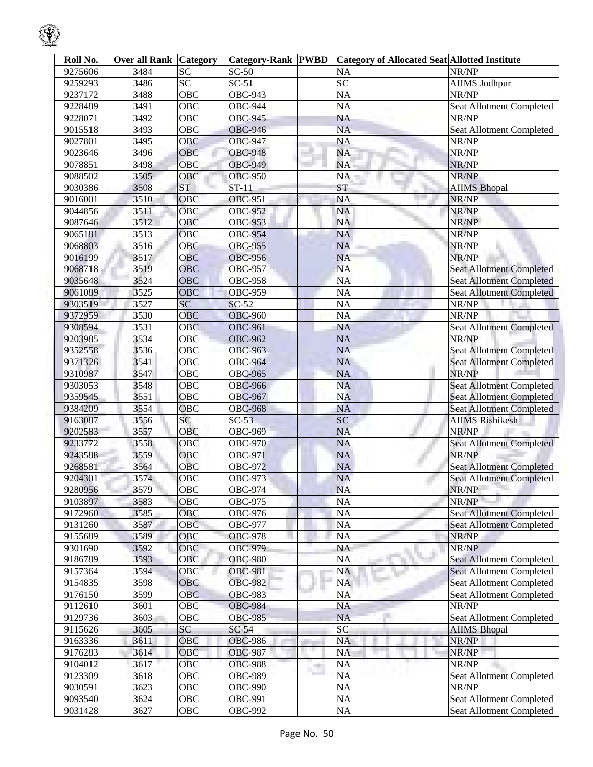| Roll No. | Over all Rank | Category | Category-Rank | PWBD | Category of Allocated Seat | Allotted Institute |
|---|---|---|---|---|---|---|
| 9275606 | 3484 | SC | SC-50 | | NA | NR/NP |
| 9259293 | 3486 | SC | SC-51 | | SC | AIIMS Jodhpur |
| 9237172 | 3488 | OBC | OBC-943 | | NA | NR/NP |
| 9228489 | 3491 | OBC | OBC-944 | | NA | Seat Allotment Completed |
| 9228071 | 3492 | OBC | OBC-945 | | NA | NR/NP |
| 9015518 | 3493 | OBC | OBC-946 | | NA | Seat Allotment Completed |
| 9027801 | 3495 | OBC | OBC-947 | | NA | NR/NP |
| 9023646 | 3496 | OBC | OBC-948 | | NA | NR/NP |
| 9078851 | 3498 | OBC | OBC-949 | | NA | NR/NP |
| 9088502 | 3505 | OBC | OBC-950 | | NA | NR/NP |
| 9030386 | 3508 | ST | ST-11 | | ST | AIIMS Bhopal |
| 9016001 | 3510 | OBC | OBC-951 | | NA | NR/NP |
| 9044856 | 3511 | OBC | OBC-952 | | NA | NR/NP |
| 9087646 | 3512 | OBC | OBC-953 | | NA | NR/NP |
| 9065181 | 3513 | OBC | OBC-954 | | NA | NR/NP |
| 9068803 | 3516 | OBC | OBC-955 | | NA | NR/NP |
| 9016199 | 3517 | OBC | OBC-956 | | NA | NR/NP |
| 9068718 | 3519 | OBC | OBC-957 | | NA | Seat Allotment Completed |
| 9035648 | 3524 | OBC | OBC-958 | | NA | Seat Allotment Completed |
| 9061089 | 3525 | OBC | OBC-959 | | NA | Seat Allotment Completed |
| 9303519 | 3527 | SC | SC-52 | | NA | NR/NP |
| 9372959 | 3530 | OBC | OBC-960 | | NA | NR/NP |
| 9308594 | 3531 | OBC | OBC-961 | | NA | Seat Allotment Completed |
| 9203985 | 3534 | OBC | OBC-962 | | NA | NR/NP |
| 9352558 | 3536 | OBC | OBC-963 | | NA | Seat Allotment Completed |
| 9371326 | 3541 | OBC | OBC-964 | | NA | Seat Allotment Completed |
| 9310987 | 3547 | OBC | OBC-965 | | NA | NR/NP |
| 9303053 | 3548 | OBC | OBC-966 | | NA | Seat Allotment Completed |
| 9359545 | 3551 | OBC | OBC-967 | | NA | Seat Allotment Completed |
| 9384209 | 3554 | OBC | OBC-968 | | NA | Seat Allotment Completed |
| 9163087 | 3556 | SC | SC-53 | | SC | AIIMS Rishikesh |
| 9202583 | 3557 | OBC | OBC-969 | | NA | NR/NP |
| 9233772 | 3558 | OBC | OBC-970 | | NA | Seat Allotment Completed |
| 9243588 | 3559 | OBC | OBC-971 | | NA | NR/NP |
| 9268581 | 3564 | OBC | OBC-972 | | NA | Seat Allotment Completed |
| 9204301 | 3574 | OBC | OBC-973 | | NA | Seat Allotment Completed |
| 9280956 | 3579 | OBC | OBC-974 | | NA | NR/NP |
| 9103897 | 3583 | OBC | OBC-975 | | NA | NR/NP |
| 9172960 | 3585 | OBC | OBC-976 | | NA | Seat Allotment Completed |
| 9131260 | 3587 | OBC | OBC-977 | | NA | Seat Allotment Completed |
| 9155689 | 3589 | OBC | OBC-978 | | NA | NR/NP |
| 9301690 | 3592 | OBC | OBC-979 | | NA | NR/NP |
| 9186789 | 3593 | OBC | OBC-980 | | NA | Seat Allotment Completed |
| 9157364 | 3594 | OBC | OBC-981 | | NA | Seat Allotment Completed |
| 9154835 | 3598 | OBC | OBC-982 | | NA | Seat Allotment Completed |
| 9176150 | 3599 | OBC | OBC-983 | | NA | Seat Allotment Completed |
| 9112610 | 3601 | OBC | OBC-984 | | NA | NR/NP |
| 9129736 | 3603 | OBC | OBC-985 | | NA | Seat Allotment Completed |
| 9115626 | 3605 | SC | SC-54 | | SC | AIIMS Bhopal |
| 9163336 | 3611 | OBC | OBC-986 | | NA | NR/NP |
| 9176283 | 3614 | OBC | OBC-987 | | NA | NR/NP |
| 9104012 | 3617 | OBC | OBC-988 | | NA | NR/NP |
| 9123309 | 3618 | OBC | OBC-989 | | NA | Seat Allotment Completed |
| 9030591 | 3623 | OBC | OBC-990 | | NA | NR/NP |
| 9093540 | 3624 | OBC | OBC-991 | | NA | Seat Allotment Completed |
| 9031428 | 3627 | OBC | OBC-992 | | NA | Seat Allotment Completed |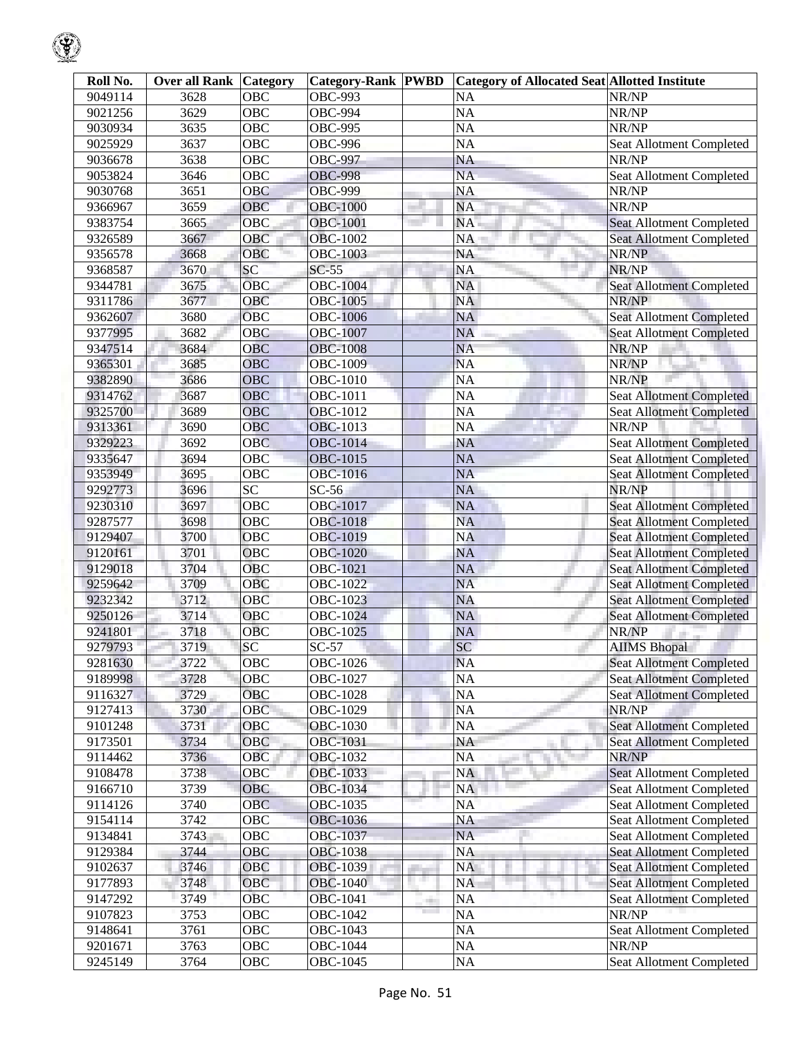| Roll No. | Over all Rank | Category | Category-Rank | PWBD | Category of Allocated Seat | Allotted Institute |
|---|---|---|---|---|---|---|
| 9049114 | 3628 | OBC | OBC-993 | | NA | NR/NP |
| 9021256 | 3629 | OBC | OBC-994 | | NA | NR/NP |
| 9030934 | 3635 | OBC | OBC-995 | | NA | NR/NP |
| 9025929 | 3637 | OBC | OBC-996 | | NA | Seat Allotment Completed |
| 9036678 | 3638 | OBC | OBC-997 | | NA | NR/NP |
| 9053824 | 3646 | OBC | OBC-998 | | NA | Seat Allotment Completed |
| 9030768 | 3651 | OBC | OBC-999 | | NA | NR/NP |
| 9366967 | 3659 | OBC | OBC-1000 | | NA | NR/NP |
| 9383754 | 3665 | OBC | OBC-1001 | | NA | Seat Allotment Completed |
| 9326589 | 3667 | OBC | OBC-1002 | | NA | Seat Allotment Completed |
| 9356578 | 3668 | OBC | OBC-1003 | | NA | NR/NP |
| 9368587 | 3670 | SC | SC-55 | | NA | NR/NP |
| 9344781 | 3675 | OBC | OBC-1004 | | NA | Seat Allotment Completed |
| 9311786 | 3677 | OBC | OBC-1005 | | NA | NR/NP |
| 9362607 | 3680 | OBC | OBC-1006 | | NA | Seat Allotment Completed |
| 9377995 | 3682 | OBC | OBC-1007 | | NA | Seat Allotment Completed |
| 9347514 | 3684 | OBC | OBC-1008 | | NA | NR/NP |
| 9365301 | 3685 | OBC | OBC-1009 | | NA | NR/NP |
| 9382890 | 3686 | OBC | OBC-1010 | | NA | NR/NP |
| 9314762 | 3687 | OBC | OBC-1011 | | NA | Seat Allotment Completed |
| 9325700 | 3689 | OBC | OBC-1012 | | NA | Seat Allotment Completed |
| 9313361 | 3690 | OBC | OBC-1013 | | NA | NR/NP |
| 9329223 | 3692 | OBC | OBC-1014 | | NA | Seat Allotment Completed |
| 9335647 | 3694 | OBC | OBC-1015 | | NA | Seat Allotment Completed |
| 9353949 | 3695 | OBC | OBC-1016 | | NA | Seat Allotment Completed |
| 9292773 | 3696 | SC | SC-56 | | NA | NR/NP |
| 9230310 | 3697 | OBC | OBC-1017 | | NA | Seat Allotment Completed |
| 9287577 | 3698 | OBC | OBC-1018 | | NA | Seat Allotment Completed |
| 9129407 | 3700 | OBC | OBC-1019 | | NA | Seat Allotment Completed |
| 9120161 | 3701 | OBC | OBC-1020 | | NA | Seat Allotment Completed |
| 9129018 | 3704 | OBC | OBC-1021 | | NA | Seat Allotment Completed |
| 9259642 | 3709 | OBC | OBC-1022 | | NA | Seat Allotment Completed |
| 9232342 | 3712 | OBC | OBC-1023 | | NA | Seat Allotment Completed |
| 9250126 | 3714 | OBC | OBC-1024 | | NA | Seat Allotment Completed |
| 9241801 | 3718 | OBC | OBC-1025 | | NA | NR/NP |
| 9279793 | 3719 | SC | SC-57 | | SC | AIIMS Bhopal |
| 9281630 | 3722 | OBC | OBC-1026 | | NA | Seat Allotment Completed |
| 9189998 | 3728 | OBC | OBC-1027 | | NA | Seat Allotment Completed |
| 9116327 | 3729 | OBC | OBC-1028 | | NA | Seat Allotment Completed |
| 9127413 | 3730 | OBC | OBC-1029 | | NA | NR/NP |
| 9101248 | 3731 | OBC | OBC-1030 | | NA | Seat Allotment Completed |
| 9173501 | 3734 | OBC | OBC-1031 | | NA | Seat Allotment Completed |
| 9114462 | 3736 | OBC | OBC-1032 | | NA | NR/NP |
| 9108478 | 3738 | OBC | OBC-1033 | | NA | Seat Allotment Completed |
| 9166710 | 3739 | OBC | OBC-1034 | | NA | Seat Allotment Completed |
| 9114126 | 3740 | OBC | OBC-1035 | | NA | Seat Allotment Completed |
| 9154114 | 3742 | OBC | OBC-1036 | | NA | Seat Allotment Completed |
| 9134841 | 3743 | OBC | OBC-1037 | | NA | Seat Allotment Completed |
| 9129384 | 3744 | OBC | OBC-1038 | | NA | Seat Allotment Completed |
| 9102637 | 3746 | OBC | OBC-1039 | | NA | Seat Allotment Completed |
| 9177893 | 3748 | OBC | OBC-1040 | | NA | Seat Allotment Completed |
| 9147292 | 3749 | OBC | OBC-1041 | | NA | Seat Allotment Completed |
| 9107823 | 3753 | OBC | OBC-1042 | | NA | NR/NP |
| 9148641 | 3761 | OBC | OBC-1043 | | NA | Seat Allotment Completed |
| 9201671 | 3763 | OBC | OBC-1044 | | NA | NR/NP |
| 9245149 | 3764 | OBC | OBC-1045 | | NA | Seat Allotment Completed |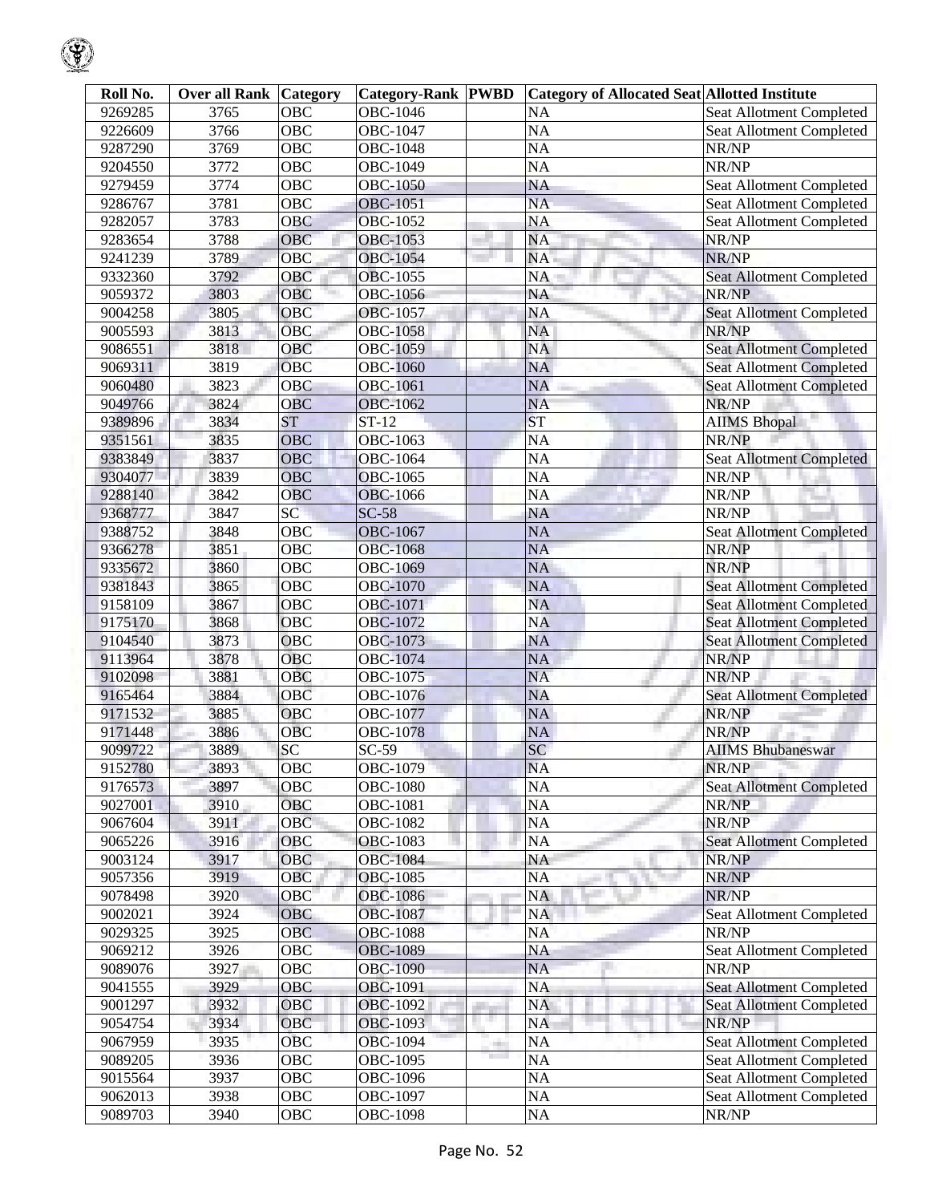| Roll No. | Over all Rank | Category | Category-Rank | PWBD | Category of Allocated Seat | Allotted Institute |
|---|---|---|---|---|---|---|
| 9269285 | 3765 | OBC | OBC-1046 | | NA | Seat Allotment Completed |
| 9226609 | 3766 | OBC | OBC-1047 | | NA | Seat Allotment Completed |
| 9287290 | 3769 | OBC | OBC-1048 | | NA | NR/NP |
| 9204550 | 3772 | OBC | OBC-1049 | | NA | NR/NP |
| 9279459 | 3774 | OBC | OBC-1050 | | NA | Seat Allotment Completed |
| 9286767 | 3781 | OBC | OBC-1051 | | NA | Seat Allotment Completed |
| 9282057 | 3783 | OBC | OBC-1052 | | NA | Seat Allotment Completed |
| 9283654 | 3788 | OBC | OBC-1053 | | NA | NR/NP |
| 9241239 | 3789 | OBC | OBC-1054 | | NA | NR/NP |
| 9332360 | 3792 | OBC | OBC-1055 | | NA | Seat Allotment Completed |
| 9059372 | 3803 | OBC | OBC-1056 | | NA | NR/NP |
| 9004258 | 3805 | OBC | OBC-1057 | | NA | Seat Allotment Completed |
| 9005593 | 3813 | OBC | OBC-1058 | | NA | NR/NP |
| 9086551 | 3818 | OBC | OBC-1059 | | NA | Seat Allotment Completed |
| 9069311 | 3819 | OBC | OBC-1060 | | NA | Seat Allotment Completed |
| 9060480 | 3823 | OBC | OBC-1061 | | NA | Seat Allotment Completed |
| 9049766 | 3824 | OBC | OBC-1062 | | NA | NR/NP |
| 9389896 | 3834 | ST | ST-12 | | ST | AIIMS Bhopal |
| 9351561 | 3835 | OBC | OBC-1063 | | NA | NR/NP |
| 9383849 | 3837 | OBC | OBC-1064 | | NA | Seat Allotment Completed |
| 9304077 | 3839 | OBC | OBC-1065 | | NA | NR/NP |
| 9288140 | 3842 | OBC | OBC-1066 | | NA | NR/NP |
| 9368777 | 3847 | SC | SC-58 | | NA | NR/NP |
| 9388752 | 3848 | OBC | OBC-1067 | | NA | Seat Allotment Completed |
| 9366278 | 3851 | OBC | OBC-1068 | | NA | NR/NP |
| 9335672 | 3860 | OBC | OBC-1069 | | NA | NR/NP |
| 9381843 | 3865 | OBC | OBC-1070 | | NA | Seat Allotment Completed |
| 9158109 | 3867 | OBC | OBC-1071 | | NA | Seat Allotment Completed |
| 9175170 | 3868 | OBC | OBC-1072 | | NA | Seat Allotment Completed |
| 9104540 | 3873 | OBC | OBC-1073 | | NA | Seat Allotment Completed |
| 9113964 | 3878 | OBC | OBC-1074 | | NA | NR/NP |
| 9102098 | 3881 | OBC | OBC-1075 | | NA | NR/NP |
| 9165464 | 3884 | OBC | OBC-1076 | | NA | Seat Allotment Completed |
| 9171532 | 3885 | OBC | OBC-1077 | | NA | NR/NP |
| 9171448 | 3886 | OBC | OBC-1078 | | NA | NR/NP |
| 9099722 | 3889 | SC | SC-59 | | SC | AIIMS Bhubaneswar |
| 9152780 | 3893 | OBC | OBC-1079 | | NA | NR/NP |
| 9176573 | 3897 | OBC | OBC-1080 | | NA | Seat Allotment Completed |
| 9027001 | 3910 | OBC | OBC-1081 | | NA | NR/NP |
| 9067604 | 3911 | OBC | OBC-1082 | | NA | NR/NP |
| 9065226 | 3916 | OBC | OBC-1083 | | NA | Seat Allotment Completed |
| 9003124 | 3917 | OBC | OBC-1084 | | NA | NR/NP |
| 9057356 | 3919 | OBC | OBC-1085 | | NA | NR/NP |
| 9078498 | 3920 | OBC | OBC-1086 | | NA | NR/NP |
| 9002021 | 3924 | OBC | OBC-1087 | | NA | Seat Allotment Completed |
| 9029325 | 3925 | OBC | OBC-1088 | | NA | NR/NP |
| 9069212 | 3926 | OBC | OBC-1089 | | NA | Seat Allotment Completed |
| 9089076 | 3927 | OBC | OBC-1090 | | NA | NR/NP |
| 9041555 | 3929 | OBC | OBC-1091 | | NA | Seat Allotment Completed |
| 9001297 | 3932 | OBC | OBC-1092 | | NA | Seat Allotment Completed |
| 9054754 | 3934 | OBC | OBC-1093 | | NA | NR/NP |
| 9067959 | 3935 | OBC | OBC-1094 | | NA | Seat Allotment Completed |
| 9089205 | 3936 | OBC | OBC-1095 | | NA | Seat Allotment Completed |
| 9015564 | 3937 | OBC | OBC-1096 | | NA | Seat Allotment Completed |
| 9062013 | 3938 | OBC | OBC-1097 | | NA | Seat Allotment Completed |
| 9089703 | 3940 | OBC | OBC-1098 | | NA | NR/NP |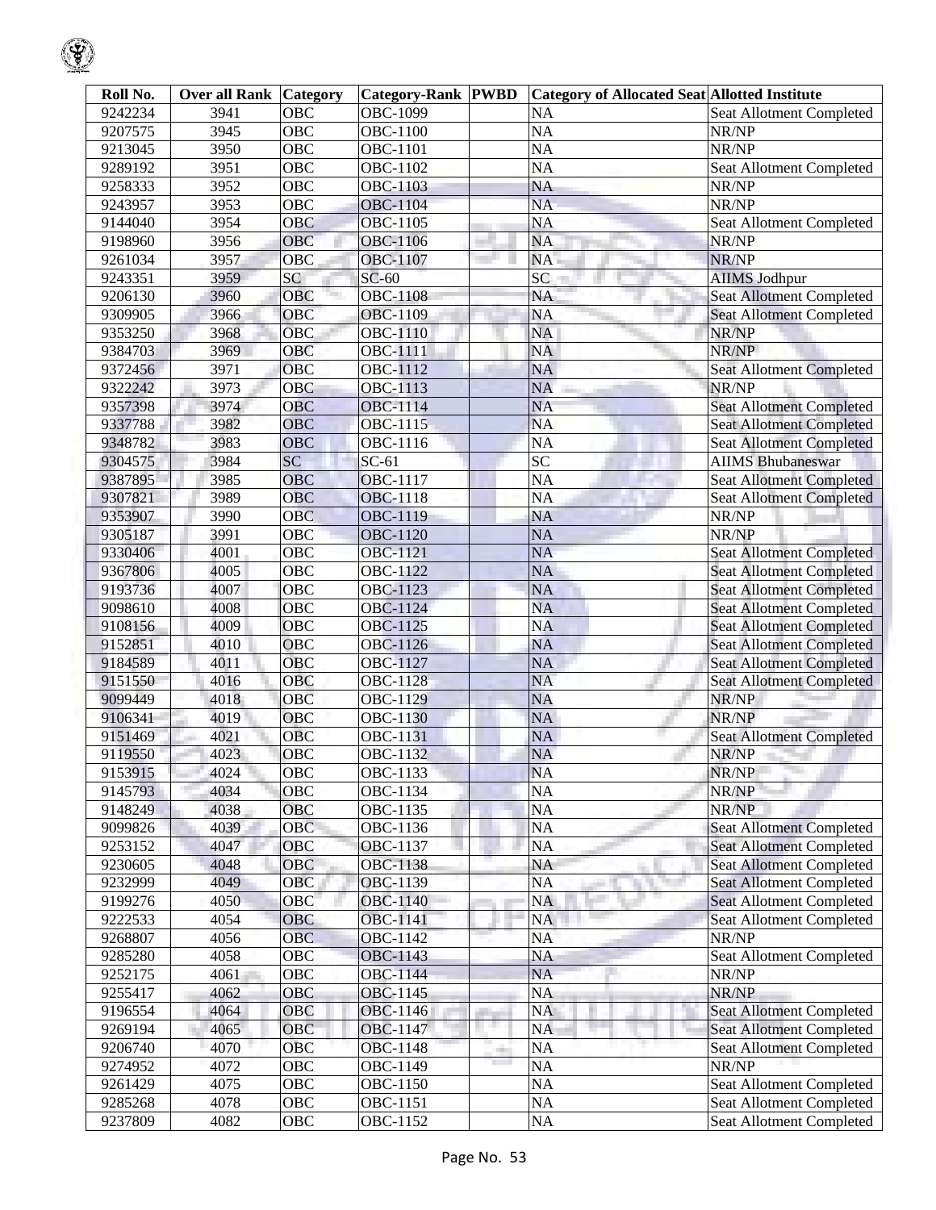| Roll No. | Over all Rank | Category | Category-Rank | PWBD | Category of Allocated Seat | Allotted Institute |
|---|---|---|---|---|---|---|
| 9242234 | 3941 | OBC | OBC-1099 | | NA | Seat Allotment Completed |
| 9207575 | 3945 | OBC | OBC-1100 | | NA | NR/NP |
| 9213045 | 3950 | OBC | OBC-1101 | | NA | NR/NP |
| 9289192 | 3951 | OBC | OBC-1102 | | NA | Seat Allotment Completed |
| 9258333 | 3952 | OBC | OBC-1103 | | NA | NR/NP |
| 9243957 | 3953 | OBC | OBC-1104 | | NA | NR/NP |
| 9144040 | 3954 | OBC | OBC-1105 | | NA | Seat Allotment Completed |
| 9198960 | 3956 | OBC | OBC-1106 | | NA | NR/NP |
| 9261034 | 3957 | OBC | OBC-1107 | | NA | NR/NP |
| 9243351 | 3959 | SC | SC-60 | | SC | AIIMS Jodhpur |
| 9206130 | 3960 | OBC | OBC-1108 | | NA | Seat Allotment Completed |
| 9309905 | 3966 | OBC | OBC-1109 | | NA | Seat Allotment Completed |
| 9353250 | 3968 | OBC | OBC-1110 | | NA | NR/NP |
| 9384703 | 3969 | OBC | OBC-1111 | | NA | NR/NP |
| 9372456 | 3971 | OBC | OBC-1112 | | NA | Seat Allotment Completed |
| 9322242 | 3973 | OBC | OBC-1113 | | NA | NR/NP |
| 9357398 | 3974 | OBC | OBC-1114 | | NA | Seat Allotment Completed |
| 9337788 | 3982 | OBC | OBC-1115 | | NA | Seat Allotment Completed |
| 9348782 | 3983 | OBC | OBC-1116 | | NA | Seat Allotment Completed |
| 9304575 | 3984 | SC | SC-61 | | SC | AIIMS Bhubaneswar |
| 9387895 | 3985 | OBC | OBC-1117 | | NA | Seat Allotment Completed |
| 9307821 | 3989 | OBC | OBC-1118 | | NA | Seat Allotment Completed |
| 9353907 | 3990 | OBC | OBC-1119 | | NA | NR/NP |
| 9305187 | 3991 | OBC | OBC-1120 | | NA | NR/NP |
| 9330406 | 4001 | OBC | OBC-1121 | | NA | Seat Allotment Completed |
| 9367806 | 4005 | OBC | OBC-1122 | | NA | Seat Allotment Completed |
| 9193736 | 4007 | OBC | OBC-1123 | | NA | Seat Allotment Completed |
| 9098610 | 4008 | OBC | OBC-1124 | | NA | Seat Allotment Completed |
| 9108156 | 4009 | OBC | OBC-1125 | | NA | Seat Allotment Completed |
| 9152851 | 4010 | OBC | OBC-1126 | | NA | Seat Allotment Completed |
| 9184589 | 4011 | OBC | OBC-1127 | | NA | Seat Allotment Completed |
| 9151550 | 4016 | OBC | OBC-1128 | | NA | Seat Allotment Completed |
| 9099449 | 4018 | OBC | OBC-1129 | | NA | NR/NP |
| 9106341 | 4019 | OBC | OBC-1130 | | NA | NR/NP |
| 9151469 | 4021 | OBC | OBC-1131 | | NA | Seat Allotment Completed |
| 9119550 | 4023 | OBC | OBC-1132 | | NA | NR/NP |
| 9153915 | 4024 | OBC | OBC-1133 | | NA | NR/NP |
| 9145793 | 4034 | OBC | OBC-1134 | | NA | NR/NP |
| 9148249 | 4038 | OBC | OBC-1135 | | NA | NR/NP |
| 9099826 | 4039 | OBC | OBC-1136 | | NA | Seat Allotment Completed |
| 9253152 | 4047 | OBC | OBC-1137 | | NA | Seat Allotment Completed |
| 9230605 | 4048 | OBC | OBC-1138 | | NA | Seat Allotment Completed |
| 9232999 | 4049 | OBC | OBC-1139 | | NA | Seat Allotment Completed |
| 9199276 | 4050 | OBC | OBC-1140 | | NA | Seat Allotment Completed |
| 9222533 | 4054 | OBC | OBC-1141 | | NA | Seat Allotment Completed |
| 9268807 | 4056 | OBC | OBC-1142 | | NA | NR/NP |
| 9285280 | 4058 | OBC | OBC-1143 | | NA | Seat Allotment Completed |
| 9252175 | 4061 | OBC | OBC-1144 | | NA | NR/NP |
| 9255417 | 4062 | OBC | OBC-1145 | | NA | NR/NP |
| 9196554 | 4064 | OBC | OBC-1146 | | NA | Seat Allotment Completed |
| 9269194 | 4065 | OBC | OBC-1147 | | NA | Seat Allotment Completed |
| 9206740 | 4070 | OBC | OBC-1148 | | NA | Seat Allotment Completed |
| 9274952 | 4072 | OBC | OBC-1149 | | NA | NR/NP |
| 9261429 | 4075 | OBC | OBC-1150 | | NA | Seat Allotment Completed |
| 9285268 | 4078 | OBC | OBC-1151 | | NA | Seat Allotment Completed |
| 9237809 | 4082 | OBC | OBC-1152 | | NA | Seat Allotment Completed |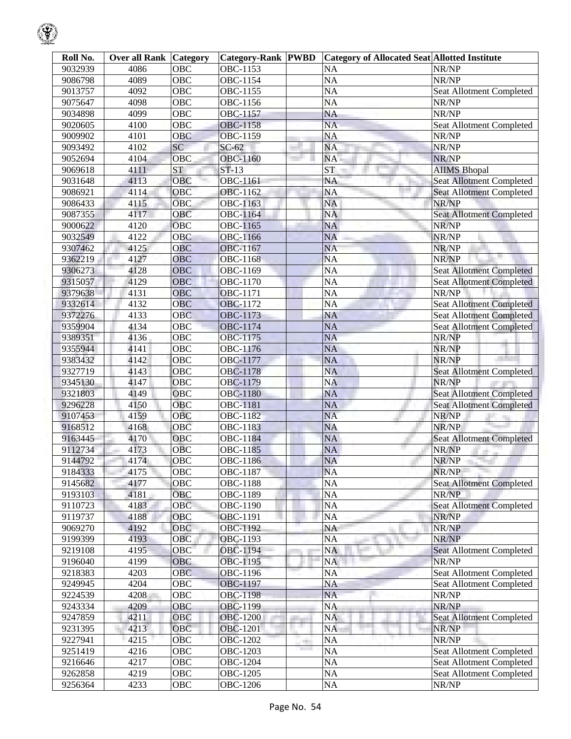| Roll No. | Over all Rank | Category | Category-Rank | PWBD | Category of Allocated Seat | Allotted Institute |
|---|---|---|---|---|---|---|
| 9032939 | 4086 | OBC | OBC-1153 | | NA | NR/NP |
| 9086798 | 4089 | OBC | OBC-1154 | | NA | NR/NP |
| 9013757 | 4092 | OBC | OBC-1155 | | NA | Seat Allotment Completed |
| 9075647 | 4098 | OBC | OBC-1156 | | NA | NR/NP |
| 9034898 | 4099 | OBC | OBC-1157 | | NA | NR/NP |
| 9020605 | 4100 | OBC | OBC-1158 | | NA | Seat Allotment Completed |
| 9009902 | 4101 | OBC | OBC-1159 | | NA | NR/NP |
| 9093492 | 4102 | SC | SC-62 | | NA | NR/NP |
| 9052694 | 4104 | OBC | OBC-1160 | | NA | NR/NP |
| 9069618 | 4111 | ST | ST-13 | | ST | AIIMS Bhopal |
| 9031648 | 4113 | OBC | OBC-1161 | | NA | Seat Allotment Completed |
| 9086921 | 4114 | OBC | OBC-1162 | | NA | Seat Allotment Completed |
| 9086433 | 4115 | OBC | OBC-1163 | | NA | NR/NP |
| 9087355 | 4117 | OBC | OBC-1164 | | NA | Seat Allotment Completed |
| 9000622 | 4120 | OBC | OBC-1165 | | NA | NR/NP |
| 9032549 | 4122 | OBC | OBC-1166 | | NA | NR/NP |
| 9307462 | 4125 | OBC | OBC-1167 | | NA | NR/NP |
| 9362219 | 4127 | OBC | OBC-1168 | | NA | NR/NP |
| 9306273 | 4128 | OBC | OBC-1169 | | NA | Seat Allotment Completed |
| 9315057 | 4129 | OBC | OBC-1170 | | NA | Seat Allotment Completed |
| 9379638 | 4131 | OBC | OBC-1171 | | NA | NR/NP |
| 9332614 | 4132 | OBC | OBC-1172 | | NA | Seat Allotment Completed |
| 9372276 | 4133 | OBC | OBC-1173 | | NA | Seat Allotment Completed |
| 9359904 | 4134 | OBC | OBC-1174 | | NA | Seat Allotment Completed |
| 9389351 | 4136 | OBC | OBC-1175 | | NA | NR/NP |
| 9355944 | 4141 | OBC | OBC-1176 | | NA | NR/NP |
| 9383432 | 4142 | OBC | OBC-1177 | | NA | NR/NP |
| 9327719 | 4143 | OBC | OBC-1178 | | NA | Seat Allotment Completed |
| 9345130 | 4147 | OBC | OBC-1179 | | NA | NR/NP |
| 9321803 | 4149 | OBC | OBC-1180 | | NA | Seat Allotment Completed |
| 9296228 | 4150 | OBC | OBC-1181 | | NA | Seat Allotment Completed |
| 9107453 | 4159 | OBC | OBC-1182 | | NA | NR/NP |
| 9168512 | 4168 | OBC | OBC-1183 | | NA | NR/NP |
| 9163445 | 4170 | OBC | OBC-1184 | | NA | Seat Allotment Completed |
| 9112734 | 4173 | OBC | OBC-1185 | | NA | NR/NP |
| 9144792 | 4174 | OBC | OBC-1186 | | NA | NR/NP |
| 9184333 | 4175 | OBC | OBC-1187 | | NA | NR/NP |
| 9145682 | 4177 | OBC | OBC-1188 | | NA | Seat Allotment Completed |
| 9193103 | 4181 | OBC | OBC-1189 | | NA | NR/NP |
| 9110723 | 4183 | OBC | OBC-1190 | | NA | Seat Allotment Completed |
| 9119737 | 4188 | OBC | OBC-1191 | | NA | NR/NP |
| 9069270 | 4192 | OBC | OBC-1192 | | NA | NR/NP |
| 9199399 | 4193 | OBC | OBC-1193 | | NA | NR/NP |
| 9219108 | 4195 | OBC | OBC-1194 | | NA | Seat Allotment Completed |
| 9196040 | 4199 | OBC | OBC-1195 | | NA | NR/NP |
| 9218383 | 4203 | OBC | OBC-1196 | | NA | Seat Allotment Completed |
| 9249945 | 4204 | OBC | OBC-1197 | | NA | Seat Allotment Completed |
| 9224539 | 4208 | OBC | OBC-1198 | | NA | NR/NP |
| 9243334 | 4209 | OBC | OBC-1199 | | NA | NR/NP |
| 9247859 | 4211 | OBC | OBC-1200 | | NA | Seat Allotment Completed |
| 9231395 | 4213 | OBC | OBC-1201 | | NA | NR/NP |
| 9227941 | 4215 | OBC | OBC-1202 | | NA | NR/NP |
| 9251419 | 4216 | OBC | OBC-1203 | | NA | Seat Allotment Completed |
| 9216646 | 4217 | OBC | OBC-1204 | | NA | Seat Allotment Completed |
| 9262858 | 4219 | OBC | OBC-1205 | | NA | Seat Allotment Completed |
| 9256364 | 4233 | OBC | OBC-1206 | | NA | NR/NP |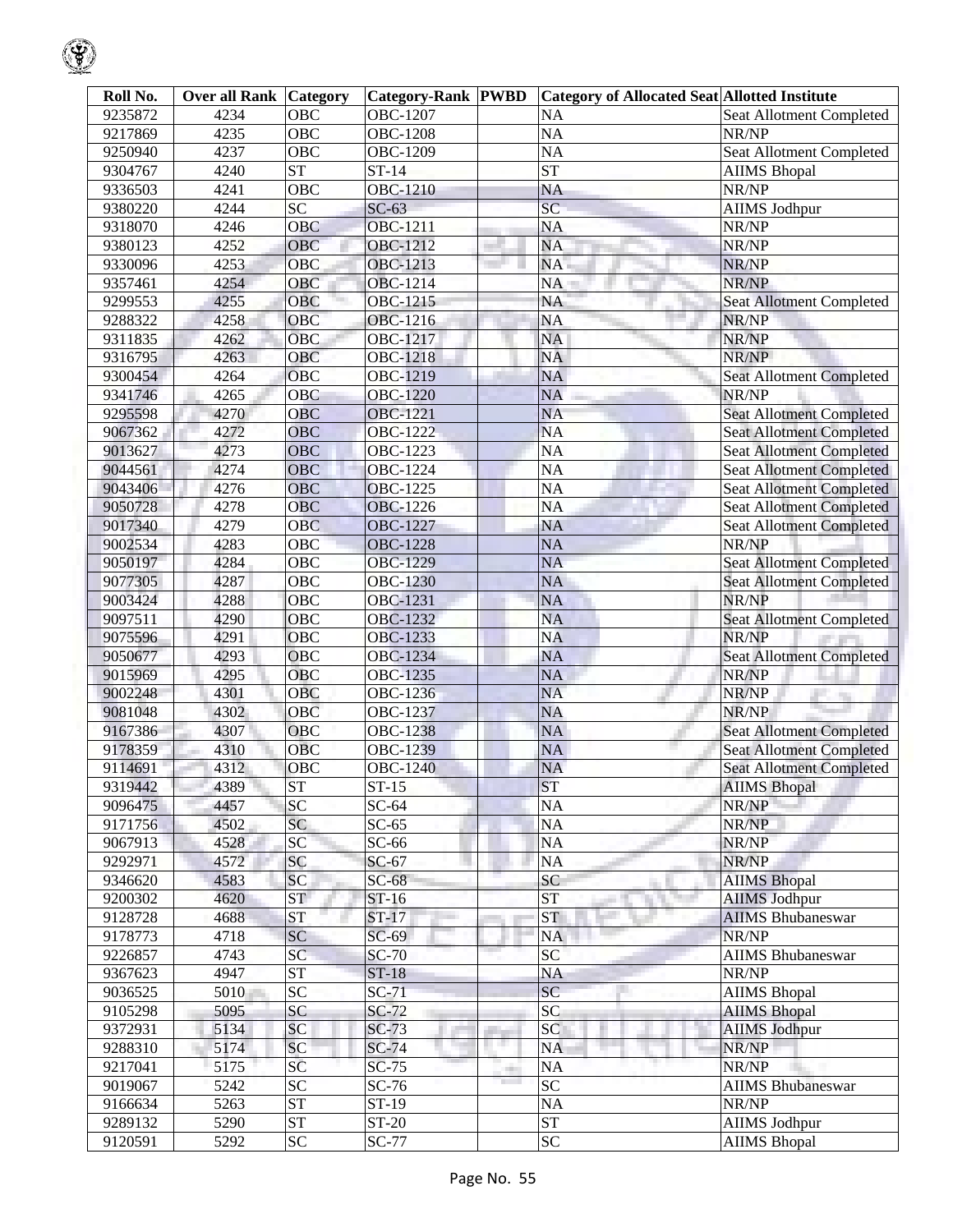| Roll No. | Over all Rank | Category | Category-Rank | PWBD | Category of Allocated Seat | Allotted Institute |
|---|---|---|---|---|---|---|
| 9235872 | 4234 | OBC | OBC-1207 | | NA | Seat Allotment Completed |
| 9217869 | 4235 | OBC | OBC-1208 | | NA | NR/NP |
| 9250940 | 4237 | OBC | OBC-1209 | | NA | Seat Allotment Completed |
| 9304767 | 4240 | ST | ST-14 | | ST | AIIMS Bhopal |
| 9336503 | 4241 | OBC | OBC-1210 | | NA | NR/NP |
| 9380220 | 4244 | SC | SC-63 | | SC | AIIMS Jodhpur |
| 9318070 | 4246 | OBC | OBC-1211 | | NA | NR/NP |
| 9380123 | 4252 | OBC | OBC-1212 | | NA | NR/NP |
| 9330096 | 4253 | OBC | OBC-1213 | | NA | NR/NP |
| 9357461 | 4254 | OBC | OBC-1214 | | NA | NR/NP |
| 9299553 | 4255 | OBC | OBC-1215 | | NA | Seat Allotment Completed |
| 9288322 | 4258 | OBC | OBC-1216 | | NA | NR/NP |
| 9311835 | 4262 | OBC | OBC-1217 | | NA | NR/NP |
| 9316795 | 4263 | OBC | OBC-1218 | | NA | NR/NP |
| 9300454 | 4264 | OBC | OBC-1219 | | NA | Seat Allotment Completed |
| 9341746 | 4265 | OBC | OBC-1220 | | NA | NR/NP |
| 9295598 | 4270 | OBC | OBC-1221 | | NA | Seat Allotment Completed |
| 9067362 | 4272 | OBC | OBC-1222 | | NA | Seat Allotment Completed |
| 9013627 | 4273 | OBC | OBC-1223 | | NA | Seat Allotment Completed |
| 9044561 | 4274 | OBC | OBC-1224 | | NA | Seat Allotment Completed |
| 9043406 | 4276 | OBC | OBC-1225 | | NA | Seat Allotment Completed |
| 9050728 | 4278 | OBC | OBC-1226 | | NA | Seat Allotment Completed |
| 9017340 | 4279 | OBC | OBC-1227 | | NA | Seat Allotment Completed |
| 9002534 | 4283 | OBC | OBC-1228 | | NA | NR/NP |
| 9050197 | 4284 | OBC | OBC-1229 | | NA | Seat Allotment Completed |
| 9077305 | 4287 | OBC | OBC-1230 | | NA | Seat Allotment Completed |
| 9003424 | 4288 | OBC | OBC-1231 | | NA | NR/NP |
| 9097511 | 4290 | OBC | OBC-1232 | | NA | Seat Allotment Completed |
| 9075596 | 4291 | OBC | OBC-1233 | | NA | NR/NP |
| 9050677 | 4293 | OBC | OBC-1234 | | NA | Seat Allotment Completed |
| 9015969 | 4295 | OBC | OBC-1235 | | NA | NR/NP |
| 9002248 | 4301 | OBC | OBC-1236 | | NA | NR/NP |
| 9081048 | 4302 | OBC | OBC-1237 | | NA | NR/NP |
| 9167386 | 4307 | OBC | OBC-1238 | | NA | Seat Allotment Completed |
| 9178359 | 4310 | OBC | OBC-1239 | | NA | Seat Allotment Completed |
| 9114691 | 4312 | OBC | OBC-1240 | | NA | Seat Allotment Completed |
| 9319442 | 4389 | ST | ST-15 | | ST | AIIMS Bhopal |
| 9096475 | 4457 | SC | SC-64 | | NA | NR/NP |
| 9171756 | 4502 | SC | SC-65 | | NA | NR/NP |
| 9067913 | 4528 | SC | SC-66 | | NA | NR/NP |
| 9292971 | 4572 | SC | SC-67 | | NA | NR/NP |
| 9346620 | 4583 | SC | SC-68 | | SC | AIIMS Bhopal |
| 9200302 | 4620 | ST | ST-16 | | ST | AIIMS Jodhpur |
| 9128728 | 4688 | ST | ST-17 | | ST | AIIMS Bhubaneswar |
| 9178773 | 4718 | SC | SC-69 | | NA | NR/NP |
| 9226857 | 4743 | SC | SC-70 | | SC | AIIMS Bhubaneswar |
| 9367623 | 4947 | ST | ST-18 | | NA | NR/NP |
| 9036525 | 5010 | SC | SC-71 | | SC | AIIMS Bhopal |
| 9105298 | 5095 | SC | SC-72 | | SC | AIIMS Bhopal |
| 9372931 | 5134 | SC | SC-73 | | SC | AIIMS Jodhpur |
| 9288310 | 5174 | SC | SC-74 | | NA | NR/NP |
| 9217041 | 5175 | SC | SC-75 | | NA | NR/NP |
| 9019067 | 5242 | SC | SC-76 | | SC | AIIMS Bhubaneswar |
| 9166634 | 5263 | ST | ST-19 | | NA | NR/NP |
| 9289132 | 5290 | ST | ST-20 | | ST | AIIMS Jodhpur |
| 9120591 | 5292 | SC | SC-77 | | SC | AIIMS Bhopal |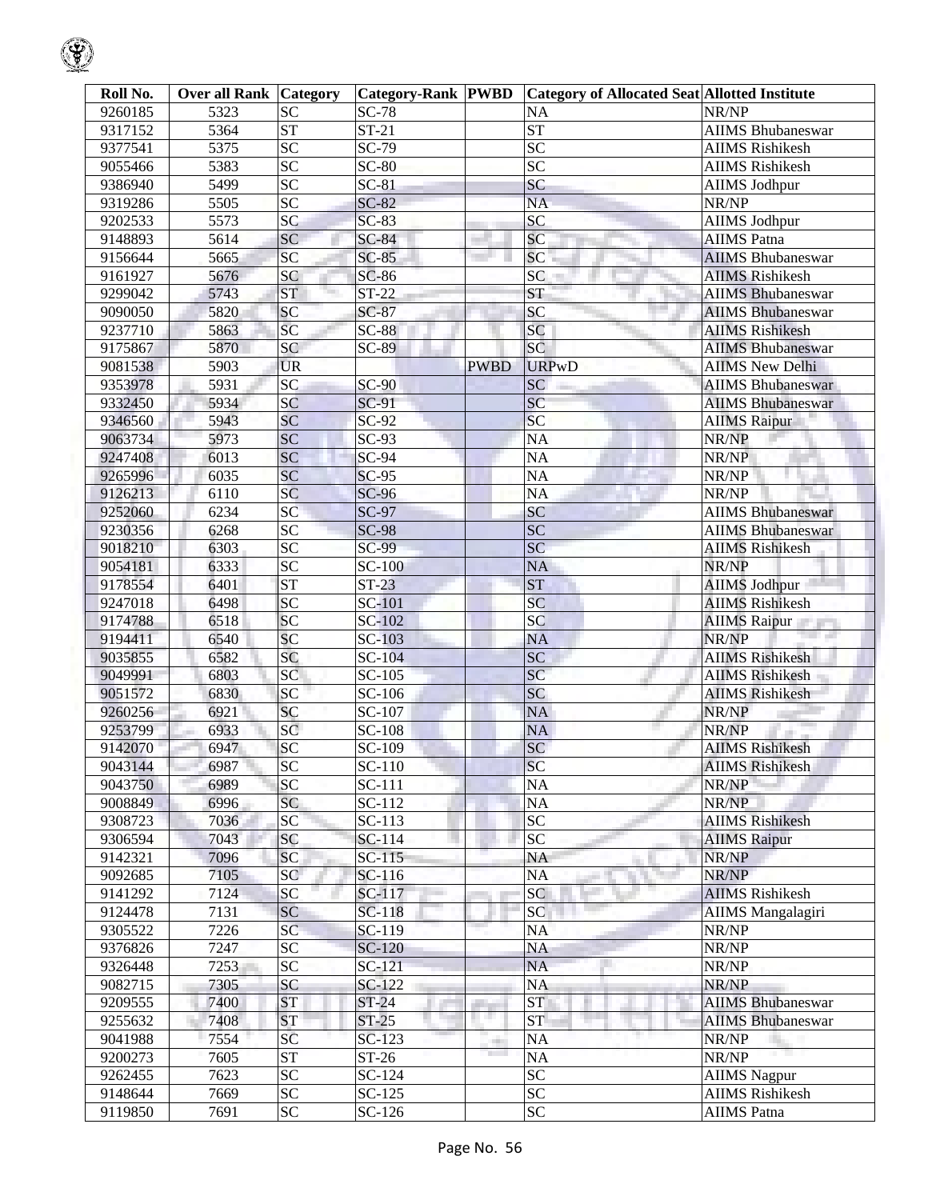| Roll No. | Over all Rank | Category | Category-Rank | PWBD | Category of Allocated Seat | Allotted Institute |
|---|---|---|---|---|---|---|
| 9260185 | 5323 | SC | SC-78 | | NA | NR/NP |
| 9317152 | 5364 | ST | ST-21 | | ST | AIIMS Bhubaneswar |
| 9377541 | 5375 | SC | SC-79 | | SC | AIIMS Rishikesh |
| 9055466 | 5383 | SC | SC-80 | | SC | AIIMS Rishikesh |
| 9386940 | 5499 | SC | SC-81 | | SC | AIIMS Jodhpur |
| 9319286 | 5505 | SC | SC-82 | | NA | NR/NP |
| 9202533 | 5573 | SC | SC-83 | | SC | AIIMS Jodhpur |
| 9148893 | 5614 | SC | SC-84 | | SC | AIIMS Patna |
| 9156644 | 5665 | SC | SC-85 | | SC | AIIMS Bhubaneswar |
| 9161927 | 5676 | SC | SC-86 | | SC | AIIMS Rishikesh |
| 9299042 | 5743 | ST | ST-22 | | ST | AIIMS Bhubaneswar |
| 9090050 | 5820 | SC | SC-87 | | SC | AIIMS Bhubaneswar |
| 9237710 | 5863 | SC | SC-88 | | SC | AIIMS Rishikesh |
| 9175867 | 5870 | SC | SC-89 | | SC | AIIMS Bhubaneswar |
| 9081538 | 5903 | UR | | PWBD | URPwD | AIIMS New Delhi |
| 9353978 | 5931 | SC | SC-90 | | SC | AIIMS Bhubaneswar |
| 9332450 | 5934 | SC | SC-91 | | SC | AIIMS Bhubaneswar |
| 9346560 | 5943 | SC | SC-92 | | SC | AIIMS Raipur |
| 9063734 | 5973 | SC | SC-93 | | NA | NR/NP |
| 9247408 | 6013 | SC | SC-94 | | NA | NR/NP |
| 9265996 | 6035 | SC | SC-95 | | NA | NR/NP |
| 9126213 | 6110 | SC | SC-96 | | NA | NR/NP |
| 9252060 | 6234 | SC | SC-97 | | SC | AIIMS Bhubaneswar |
| 9230356 | 6268 | SC | SC-98 | | SC | AIIMS Bhubaneswar |
| 9018210 | 6303 | SC | SC-99 | | SC | AIIMS Rishikesh |
| 9054181 | 6333 | SC | SC-100 | | NA | NR/NP |
| 9178554 | 6401 | ST | ST-23 | | ST | AIIMS Jodhpur |
| 9247018 | 6498 | SC | SC-101 | | SC | AIIMS Rishikesh |
| 9174788 | 6518 | SC | SC-102 | | SC | AIIMS Raipur |
| 9194411 | 6540 | SC | SC-103 | | NA | NR/NP |
| 9035855 | 6582 | SC | SC-104 | | SC | AIIMS Rishikesh |
| 9049991 | 6803 | SC | SC-105 | | SC | AIIMS Rishikesh |
| 9051572 | 6830 | SC | SC-106 | | SC | AIIMS Rishikesh |
| 9260256 | 6921 | SC | SC-107 | | NA | NR/NP |
| 9253799 | 6933 | SC | SC-108 | | NA | NR/NP |
| 9142070 | 6947 | SC | SC-109 | | SC | AIIMS Rishikesh |
| 9043144 | 6987 | SC | SC-110 | | SC | AIIMS Rishikesh |
| 9043750 | 6989 | SC | SC-111 | | NA | NR/NP |
| 9008849 | 6996 | SC | SC-112 | | NA | NR/NP |
| 9308723 | 7036 | SC | SC-113 | | SC | AIIMS Rishikesh |
| 9306594 | 7043 | SC | SC-114 | | SC | AIIMS Raipur |
| 9142321 | 7096 | SC | SC-115 | | NA | NR/NP |
| 9092685 | 7105 | SC | SC-116 | | NA | NR/NP |
| 9141292 | 7124 | SC | SC-117 | | SC | AIIMS Rishikesh |
| 9124478 | 7131 | SC | SC-118 | | SC | AIIMS Mangalagiri |
| 9305522 | 7226 | SC | SC-119 | | NA | NR/NP |
| 9376826 | 7247 | SC | SC-120 | | NA | NR/NP |
| 9326448 | 7253 | SC | SC-121 | | NA | NR/NP |
| 9082715 | 7305 | SC | SC-122 | | NA | NR/NP |
| 9209555 | 7400 | ST | ST-24 | | ST | AIIMS Bhubaneswar |
| 9255632 | 7408 | ST | ST-25 | | ST | AIIMS Bhubaneswar |
| 9041988 | 7554 | SC | SC-123 | | NA | NR/NP |
| 9200273 | 7605 | ST | ST-26 | | NA | NR/NP |
| 9262455 | 7623 | SC | SC-124 | | SC | AIIMS Nagpur |
| 9148644 | 7669 | SC | SC-125 | | SC | AIIMS Rishikesh |
| 9119850 | 7691 | SC | SC-126 | | SC | AIIMS Patna |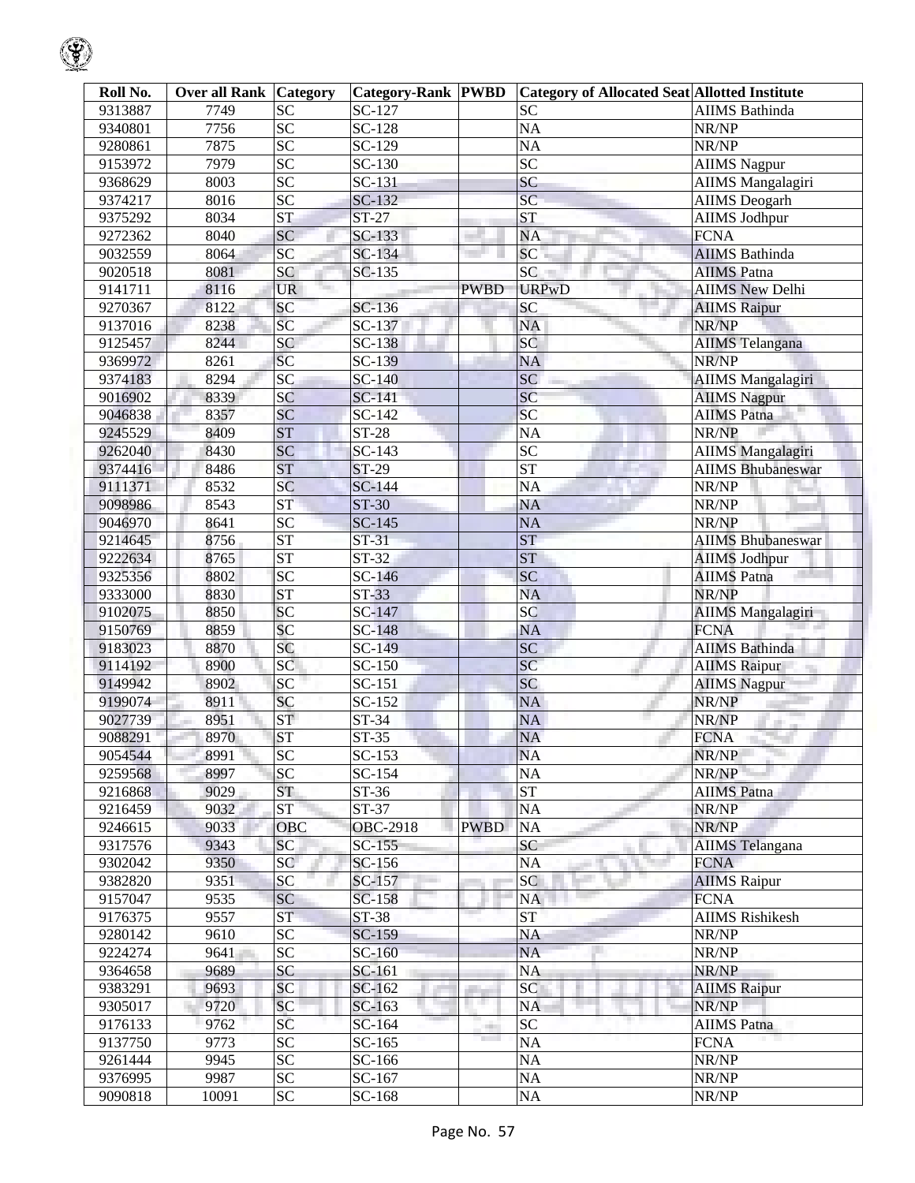| Roll No. | Over all Rank | Category | Category-Rank | PWBD | Category of Allocated Seat | Allotted Institute |
|---|---|---|---|---|---|---|
| 9313887 | 7749 | SC | SC-127 | | SC | AIIMS Bathinda |
| 9340801 | 7756 | SC | SC-128 | | NA | NR/NP |
| 9280861 | 7875 | SC | SC-129 | | NA | NR/NP |
| 9153972 | 7979 | SC | SC-130 | | SC | AIIMS Nagpur |
| 9368629 | 8003 | SC | SC-131 | | SC | AIIMS Mangalagiri |
| 9374217 | 8016 | SC | SC-132 | | SC | AIIMS Deogarh |
| 9375292 | 8034 | ST | ST-27 | | ST | AIIMS Jodhpur |
| 9272362 | 8040 | SC | SC-133 | | NA | FCNA |
| 9032559 | 8064 | SC | SC-134 | | SC | AIIMS Bathinda |
| 9020518 | 8081 | SC | SC-135 | | SC | AIIMS Patna |
| 9141711 | 8116 | UR | | PWBD | URPwD | AIIMS New Delhi |
| 9270367 | 8122 | SC | SC-136 | | SC | AIIMS Raipur |
| 9137016 | 8238 | SC | SC-137 | | NA | NR/NP |
| 9125457 | 8244 | SC | SC-138 | | SC | AIIMS Telangana |
| 9369972 | 8261 | SC | SC-139 | | NA | NR/NP |
| 9374183 | 8294 | SC | SC-140 | | SC | AIIMS Mangalagiri |
| 9016902 | 8339 | SC | SC-141 | | SC | AIIMS Nagpur |
| 9046838 | 8357 | SC | SC-142 | | SC | AIIMS Patna |
| 9245529 | 8409 | ST | ST-28 | | NA | NR/NP |
| 9262040 | 8430 | SC | SC-143 | | SC | AIIMS Mangalagiri |
| 9374416 | 8486 | ST | ST-29 | | ST | AIIMS Bhubaneswar |
| 9111371 | 8532 | SC | SC-144 | | NA | NR/NP |
| 9098986 | 8543 | ST | ST-30 | | NA | NR/NP |
| 9046970 | 8641 | SC | SC-145 | | NA | NR/NP |
| 9214645 | 8756 | ST | ST-31 | | ST | AIIMS Bhubaneswar |
| 9222634 | 8765 | ST | ST-32 | | ST | AIIMS Jodhpur |
| 9325356 | 8802 | SC | SC-146 | | SC | AIIMS Patna |
| 9333000 | 8830 | ST | ST-33 | | NA | NR/NP |
| 9102075 | 8850 | SC | SC-147 | | SC | AIIMS Mangalagiri |
| 9150769 | 8859 | SC | SC-148 | | NA | FCNA |
| 9183023 | 8870 | SC | SC-149 | | SC | AIIMS Bathinda |
| 9114192 | 8900 | SC | SC-150 | | SC | AIIMS Raipur |
| 9149942 | 8902 | SC | SC-151 | | SC | AIIMS Nagpur |
| 9199074 | 8911 | SC | SC-152 | | NA | NR/NP |
| 9027739 | 8951 | ST | ST-34 | | NA | NR/NP |
| 9088291 | 8970 | ST | ST-35 | | NA | FCNA |
| 9054544 | 8991 | SC | SC-153 | | NA | NR/NP |
| 9259568 | 8997 | SC | SC-154 | | NA | NR/NP |
| 9216868 | 9029 | ST | ST-36 | | ST | AIIMS Patna |
| 9216459 | 9032 | ST | ST-37 | | NA | NR/NP |
| 9246615 | 9033 | OBC | OBC-2918 | PWBD | NA | NR/NP |
| 9317576 | 9343 | SC | SC-155 | | SC | AIIMS Telangana |
| 9302042 | 9350 | SC | SC-156 | | NA | FCNA |
| 9382820 | 9351 | SC | SC-157 | | SC | AIIMS Raipur |
| 9157047 | 9535 | SC | SC-158 | | NA | FCNA |
| 9176375 | 9557 | ST | ST-38 | | ST | AIIMS Rishikesh |
| 9280142 | 9610 | SC | SC-159 | | NA | NR/NP |
| 9224274 | 9641 | SC | SC-160 | | NA | NR/NP |
| 9364658 | 9689 | SC | SC-161 | | NA | NR/NP |
| 9383291 | 9693 | SC | SC-162 | | SC | AIIMS Raipur |
| 9305017 | 9720 | SC | SC-163 | | NA | NR/NP |
| 9176133 | 9762 | SC | SC-164 | | SC | AIIMS Patna |
| 9137750 | 9773 | SC | SC-165 | | NA | FCNA |
| 9261444 | 9945 | SC | SC-166 | | NA | NR/NP |
| 9376995 | 9987 | SC | SC-167 | | NA | NR/NP |
| 9090818 | 10091 | SC | SC-168 | | NA | NR/NP |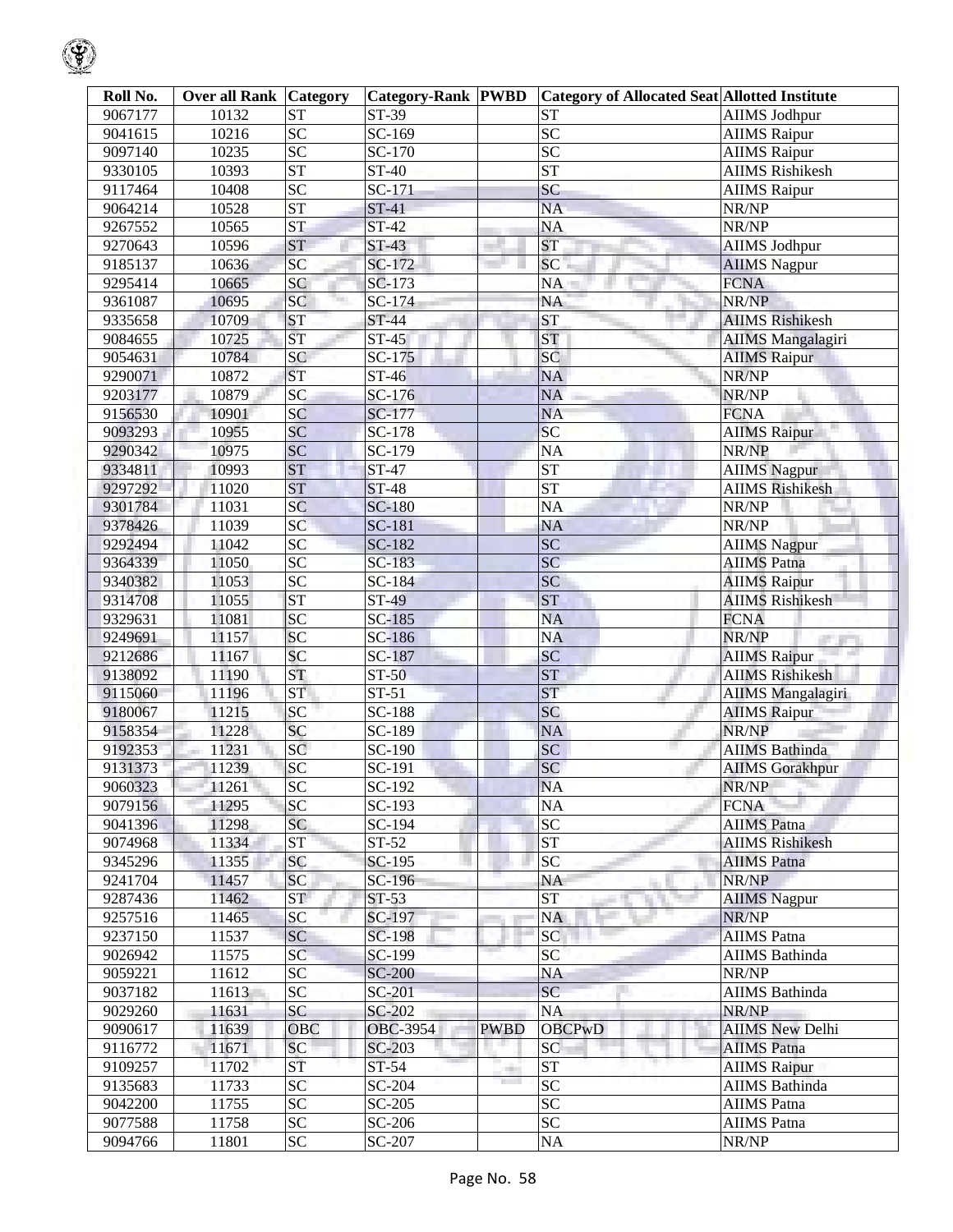| Roll No. | Over all Rank | Category | Category-Rank | PWBD | Category of Allocated Seat | Allotted Institute |
|---|---|---|---|---|---|---|
| 9067177 | 10132 | ST | ST-39 | | ST | AIIMS Jodhpur |
| 9041615 | 10216 | SC | SC-169 | | SC | AIIMS Raipur |
| 9097140 | 10235 | SC | SC-170 | | SC | AIIMS Raipur |
| 9330105 | 10393 | ST | ST-40 | | ST | AIIMS Rishikesh |
| 9117464 | 10408 | SC | SC-171 | | SC | AIIMS Raipur |
| 9064214 | 10528 | ST | ST-41 | | NA | NR/NP |
| 9267552 | 10565 | ST | ST-42 | | NA | NR/NP |
| 9270643 | 10596 | ST | ST-43 | | ST | AIIMS Jodhpur |
| 9185137 | 10636 | SC | SC-172 | | SC | AIIMS Nagpur |
| 9295414 | 10665 | SC | SC-173 | | NA | FCNA |
| 9361087 | 10695 | SC | SC-174 | | NA | NR/NP |
| 9335658 | 10709 | ST | ST-44 | | ST | AIIMS Rishikesh |
| 9084655 | 10725 | ST | ST-45 | | ST | AIIMS Mangalagiri |
| 9054631 | 10784 | SC | SC-175 | | SC | AIIMS Raipur |
| 9290071 | 10872 | ST | ST-46 | | NA | NR/NP |
| 9203177 | 10879 | SC | SC-176 | | NA | NR/NP |
| 9156530 | 10901 | SC | SC-177 | | NA | FCNA |
| 9093293 | 10955 | SC | SC-178 | | SC | AIIMS Raipur |
| 9290342 | 10975 | SC | SC-179 | | NA | NR/NP |
| 9334811 | 10993 | ST | ST-47 | | ST | AIIMS Nagpur |
| 9297292 | 11020 | ST | ST-48 | | ST | AIIMS Rishikesh |
| 9301784 | 11031 | SC | SC-180 | | NA | NR/NP |
| 9378426 | 11039 | SC | SC-181 | | NA | NR/NP |
| 9292494 | 11042 | SC | SC-182 | | SC | AIIMS Nagpur |
| 9364339 | 11050 | SC | SC-183 | | SC | AIIMS Patna |
| 9340382 | 11053 | SC | SC-184 | | SC | AIIMS Raipur |
| 9314708 | 11055 | ST | ST-49 | | ST | AIIMS Rishikesh |
| 9329631 | 11081 | SC | SC-185 | | NA | FCNA |
| 9249691 | 11157 | SC | SC-186 | | NA | NR/NP |
| 9212686 | 11167 | SC | SC-187 | | SC | AIIMS Raipur |
| 9138092 | 11190 | ST | ST-50 | | ST | AIIMS Rishikesh |
| 9115060 | 11196 | ST | ST-51 | | ST | AIIMS Mangalagiri |
| 9180067 | 11215 | SC | SC-188 | | SC | AIIMS Raipur |
| 9158354 | 11228 | SC | SC-189 | | NA | NR/NP |
| 9192353 | 11231 | SC | SC-190 | | SC | AIIMS Bathinda |
| 9131373 | 11239 | SC | SC-191 | | SC | AIIMS Gorakhpur |
| 9060323 | 11261 | SC | SC-192 | | NA | NR/NP |
| 9079156 | 11295 | SC | SC-193 | | NA | FCNA |
| 9041396 | 11298 | SC | SC-194 | | SC | AIIMS Patna |
| 9074968 | 11334 | ST | ST-52 | | ST | AIIMS Rishikesh |
| 9345296 | 11355 | SC | SC-195 | | SC | AIIMS Patna |
| 9241704 | 11457 | SC | SC-196 | | NA | NR/NP |
| 9287436 | 11462 | ST | ST-53 | | ST | AIIMS Nagpur |
| 9257516 | 11465 | SC | SC-197 | | NA | NR/NP |
| 9237150 | 11537 | SC | SC-198 | | SC | AIIMS Patna |
| 9026942 | 11575 | SC | SC-199 | | SC | AIIMS Bathinda |
| 9059221 | 11612 | SC | SC-200 | | NA | NR/NP |
| 9037182 | 11613 | SC | SC-201 | | SC | AIIMS Bathinda |
| 9029260 | 11631 | SC | SC-202 | | NA | NR/NP |
| 9090617 | 11639 | OBC | OBC-3954 | PWBD | OBCPwD | AIIMS New Delhi |
| 9116772 | 11671 | SC | SC-203 | | SC | AIIMS Patna |
| 9109257 | 11702 | ST | ST-54 | | ST | AIIMS Raipur |
| 9135683 | 11733 | SC | SC-204 | | SC | AIIMS Bathinda |
| 9042200 | 11755 | SC | SC-205 | | SC | AIIMS Patna |
| 9077588 | 11758 | SC | SC-206 | | SC | AIIMS Patna |
| 9094766 | 11801 | SC | SC-207 | | NA | NR/NP |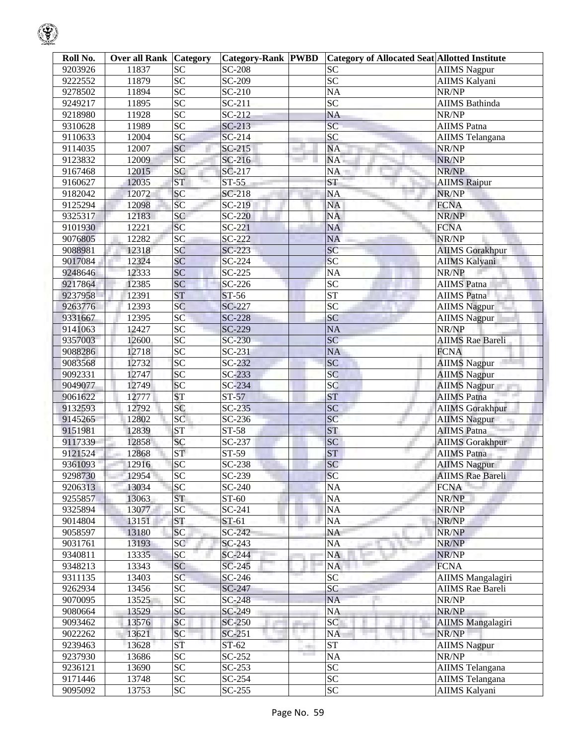| Roll No. | Over all Rank | Category | Category-Rank | PWBD | Category of Allocated Seat | Allotted Institute |
|---|---|---|---|---|---|---|
| 9203926 | 11837 | SC | SC-208 | | SC | AIIMS Nagpur |
| 9222552 | 11879 | SC | SC-209 | | SC | AIIMS Kalyani |
| 9278502 | 11894 | SC | SC-210 | | NA | NR/NP |
| 9249217 | 11895 | SC | SC-211 | | SC | AIIMS Bathinda |
| 9218980 | 11928 | SC | SC-212 | | NA | NR/NP |
| 9310628 | 11989 | SC | SC-213 | | SC | AIIMS Patna |
| 9110633 | 12004 | SC | SC-214 | | SC | AIIMS Telangana |
| 9114035 | 12007 | SC | SC-215 | | NA | NR/NP |
| 9123832 | 12009 | SC | SC-216 | | NA | NR/NP |
| 9167468 | 12015 | SC | SC-217 | | NA | NR/NP |
| 9160627 | 12035 | ST | ST-55 | | ST | AIIMS Raipur |
| 9182042 | 12072 | SC | SC-218 | | NA | NR/NP |
| 9125294 | 12098 | SC | SC-219 | | NA | FCNA |
| 9325317 | 12183 | SC | SC-220 | | NA | NR/NP |
| 9101930 | 12221 | SC | SC-221 | | NA | FCNA |
| 9076805 | 12282 | SC | SC-222 | | NA | NR/NP |
| 9088981 | 12318 | SC | SC-223 | | SC | AIIMS Gorakhpur |
| 9017084 | 12324 | SC | SC-224 | | SC | AIIMS Kalyani |
| 9248646 | 12333 | SC | SC-225 | | NA | NR/NP |
| 9217864 | 12385 | SC | SC-226 | | SC | AIIMS Patna |
| 9237958 | 12391 | ST | ST-56 | | ST | AIIMS Patna |
| 9263776 | 12393 | SC | SC-227 | | SC | AIIMS Nagpur |
| 9331667 | 12395 | SC | SC-228 | | SC | AIIMS Nagpur |
| 9141063 | 12427 | SC | SC-229 | | NA | NR/NP |
| 9357003 | 12600 | SC | SC-230 | | SC | AIIMS Rae Bareli |
| 9088286 | 12718 | SC | SC-231 | | NA | FCNA |
| 9083568 | 12732 | SC | SC-232 | | SC | AIIMS Nagpur |
| 9092331 | 12747 | SC | SC-233 | | SC | AIIMS Nagpur |
| 9049077 | 12749 | SC | SC-234 | | SC | AIIMS Nagpur |
| 9061622 | 12777 | ST | ST-57 | | ST | AIIMS Patna |
| 9132593 | 12792 | SC | SC-235 | | SC | AIIMS Gorakhpur |
| 9145265 | 12802 | SC | SC-236 | | SC | AIIMS Nagpur |
| 9151981 | 12839 | ST | ST-58 | | ST | AIIMS Patna |
| 9117339 | 12858 | SC | SC-237 | | SC | AIIMS Gorakhpur |
| 9121524 | 12868 | ST | ST-59 | | ST | AIIMS Patna |
| 9361093 | 12916 | SC | SC-238 | | SC | AIIMS Nagpur |
| 9298730 | 12954 | SC | SC-239 | | SC | AIIMS Rae Bareli |
| 9206313 | 13034 | SC | SC-240 | | NA | FCNA |
| 9255857 | 13063 | ST | ST-60 | | NA | NR/NP |
| 9325894 | 13077 | SC | SC-241 | | NA | NR/NP |
| 9014804 | 13151 | ST | ST-61 | | NA | NR/NP |
| 9058597 | 13180 | SC | SC-242 | | NA | NR/NP |
| 9031761 | 13193 | SC | SC-243 | | NA | NR/NP |
| 9340811 | 13335 | SC | SC-244 | | NA | NR/NP |
| 9348213 | 13343 | SC | SC-245 | | NA | FCNA |
| 9311135 | 13403 | SC | SC-246 | | SC | AIIMS Mangalagiri |
| 9262934 | 13456 | SC | SC-247 | | SC | AIIMS Rae Bareli |
| 9070095 | 13525 | SC | SC-248 | | NA | NR/NP |
| 9080664 | 13529 | SC | SC-249 | | NA | NR/NP |
| 9093462 | 13576 | SC | SC-250 | | SC | AIIMS Mangalagiri |
| 9022262 | 13621 | SC | SC-251 | | NA | NR/NP |
| 9239463 | 13628 | ST | ST-62 | | ST | AIIMS Nagpur |
| 9237930 | 13686 | SC | SC-252 | | NA | NR/NP |
| 9236121 | 13690 | SC | SC-253 | | SC | AIIMS Telangana |
| 9171446 | 13748 | SC | SC-254 | | SC | AIIMS Telangana |
| 9095092 | 13753 | SC | SC-255 | | SC | AIIMS Kalyani |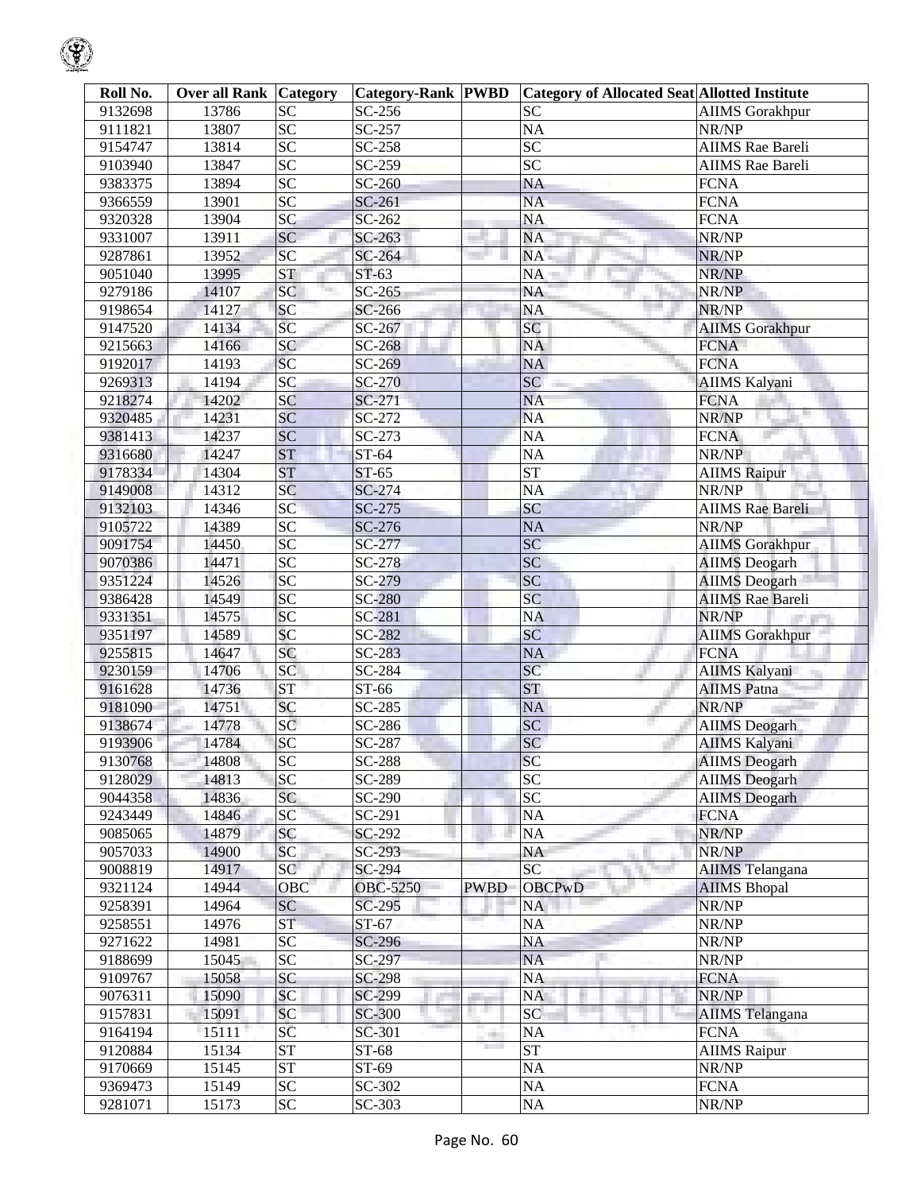| Roll No. | Over all Rank | Category | Category-Rank | PWBD | Category of Allocated Seat | Allotted Institute |
|---|---|---|---|---|---|---|
| 9132698 | 13786 | SC | SC-256 | | SC | AIIMS Gorakhpur |
| 9111821 | 13807 | SC | SC-257 | | NA | NR/NP |
| 9154747 | 13814 | SC | SC-258 | | SC | AIIMS Rae Bareli |
| 9103940 | 13847 | SC | SC-259 | | SC | AIIMS Rae Bareli |
| 9383375 | 13894 | SC | SC-260 | | NA | FCNA |
| 9366559 | 13901 | SC | SC-261 | | NA | FCNA |
| 9320328 | 13904 | SC | SC-262 | | NA | FCNA |
| 9331007 | 13911 | SC | SC-263 | | NA | NR/NP |
| 9287861 | 13952 | SC | SC-264 | | NA | NR/NP |
| 9051040 | 13995 | ST | ST-63 | | NA | NR/NP |
| 9279186 | 14107 | SC | SC-265 | | NA | NR/NP |
| 9198654 | 14127 | SC | SC-266 | | NA | NR/NP |
| 9147520 | 14134 | SC | SC-267 | | SC | AIIMS Gorakhpur |
| 9215663 | 14166 | SC | SC-268 | | NA | FCNA |
| 9192017 | 14193 | SC | SC-269 | | NA | FCNA |
| 9269313 | 14194 | SC | SC-270 | | SC | AIIMS Kalyani |
| 9218274 | 14202 | SC | SC-271 | | NA | FCNA |
| 9320485 | 14231 | SC | SC-272 | | NA | NR/NP |
| 9381413 | 14237 | SC | SC-273 | | NA | FCNA |
| 9316680 | 14247 | ST | ST-64 | | NA | NR/NP |
| 9178334 | 14304 | ST | ST-65 | | ST | AIIMS Raipur |
| 9149008 | 14312 | SC | SC-274 | | NA | NR/NP |
| 9132103 | 14346 | SC | SC-275 | | SC | AIIMS Rae Bareli |
| 9105722 | 14389 | SC | SC-276 | | NA | NR/NP |
| 9091754 | 14450 | SC | SC-277 | | SC | AIIMS Gorakhpur |
| 9070386 | 14471 | SC | SC-278 | | SC | AIIMS Deogarh |
| 9351224 | 14526 | SC | SC-279 | | SC | AIIMS Deogarh |
| 9386428 | 14549 | SC | SC-280 | | SC | AIIMS Rae Bareli |
| 9331351 | 14575 | SC | SC-281 | | NA | NR/NP |
| 9351197 | 14589 | SC | SC-282 | | SC | AIIMS Gorakhpur |
| 9255815 | 14647 | SC | SC-283 | | NA | FCNA |
| 9230159 | 14706 | SC | SC-284 | | SC | AIIMS Kalyani |
| 9161628 | 14736 | ST | ST-66 | | ST | AIIMS Patna |
| 9181090 | 14751 | SC | SC-285 | | NA | NR/NP |
| 9138674 | 14778 | SC | SC-286 | | SC | AIIMS Deogarh |
| 9193906 | 14784 | SC | SC-287 | | SC | AIIMS Kalyani |
| 9130768 | 14808 | SC | SC-288 | | SC | AIIMS Deogarh |
| 9128029 | 14813 | SC | SC-289 | | SC | AIIMS Deogarh |
| 9044358 | 14836 | SC | SC-290 | | SC | AIIMS Deogarh |
| 9243449 | 14846 | SC | SC-291 | | NA | FCNA |
| 9085065 | 14879 | SC | SC-292 | | NA | NR/NP |
| 9057033 | 14900 | SC | SC-293 | | NA | NR/NP |
| 9008819 | 14917 | SC | SC-294 | | SC | AIIMS Telangana |
| 9321124 | 14944 | OBC | OBC-5250 | PWBD | OBCPwD | AIIMS Bhopal |
| 9258391 | 14964 | SC | SC-295 | | NA | NR/NP |
| 9258551 | 14976 | ST | ST-67 | | NA | NR/NP |
| 9271622 | 14981 | SC | SC-296 | | NA | NR/NP |
| 9188699 | 15045 | SC | SC-297 | | NA | NR/NP |
| 9109767 | 15058 | SC | SC-298 | | NA | FCNA |
| 9076311 | 15090 | SC | SC-299 | | NA | NR/NP |
| 9157831 | 15091 | SC | SC-300 | | SC | AIIMS Telangana |
| 9164194 | 15111 | SC | SC-301 | | NA | FCNA |
| 9120884 | 15134 | ST | ST-68 | | ST | AIIMS Raipur |
| 9170669 | 15145 | ST | ST-69 | | NA | NR/NP |
| 9369473 | 15149 | SC | SC-302 | | NA | FCNA |
| 9281071 | 15173 | SC | SC-303 | | NA | NR/NP |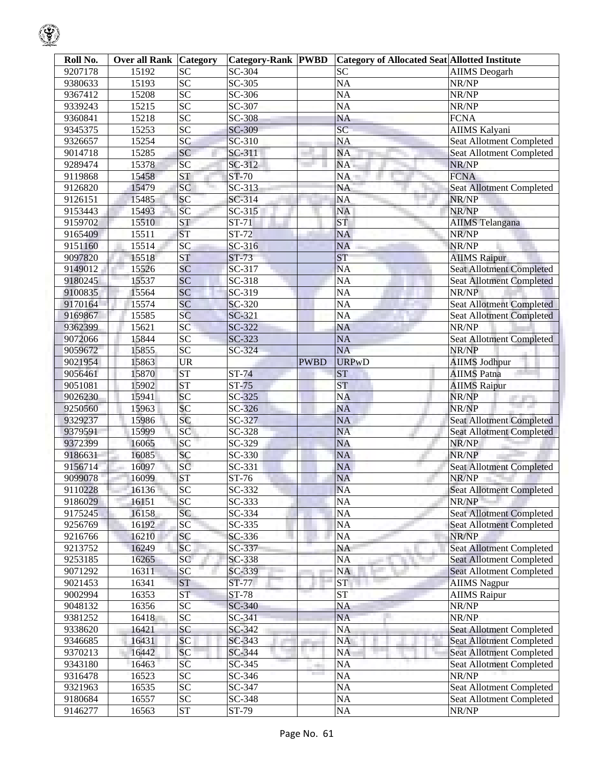| Roll No. | Over all Rank | Category | Category-Rank | PWBD | Category of Allocated Seat | Allotted Institute |
|---|---|---|---|---|---|---|
| 9207178 | 15192 | SC | SC-304 | | SC | AIIMS Deogarh |
| 9380633 | 15193 | SC | SC-305 | | NA | NR/NP |
| 9367412 | 15208 | SC | SC-306 | | NA | NR/NP |
| 9339243 | 15215 | SC | SC-307 | | NA | NR/NP |
| 9360841 | 15218 | SC | SC-308 | | NA | FCNA |
| 9345375 | 15253 | SC | SC-309 | | SC | AIIMS Kalyani |
| 9326657 | 15254 | SC | SC-310 | | NA | Seat Allotment Completed |
| 9014718 | 15285 | SC | SC-311 | | NA | Seat Allotment Completed |
| 9289474 | 15378 | SC | SC-312 | | NA | NR/NP |
| 9119868 | 15458 | ST | ST-70 | | NA | FCNA |
| 9126820 | 15479 | SC | SC-313 | | NA | Seat Allotment Completed |
| 9126151 | 15485 | SC | SC-314 | | NA | NR/NP |
| 9153443 | 15493 | SC | SC-315 | | NA | NR/NP |
| 9159702 | 15510 | ST | ST-71 | | ST | AIIMS Telangana |
| 9165409 | 15511 | ST | ST-72 | | NA | NR/NP |
| 9151160 | 15514 | SC | SC-316 | | NA | NR/NP |
| 9097820 | 15518 | ST | ST-73 | | ST | AIIMS Raipur |
| 9149012 | 15526 | SC | SC-317 | | NA | Seat Allotment Completed |
| 9180245 | 15537 | SC | SC-318 | | NA | Seat Allotment Completed |
| 9100835 | 15564 | SC | SC-319 | | NA | NR/NP |
| 9170164 | 15574 | SC | SC-320 | | NA | Seat Allotment Completed |
| 9169867 | 15585 | SC | SC-321 | | NA | Seat Allotment Completed |
| 9362399 | 15621 | SC | SC-322 | | NA | NR/NP |
| 9072066 | 15844 | SC | SC-323 | | NA | Seat Allotment Completed |
| 9059672 | 15855 | SC | SC-324 | | NA | NR/NP |
| 9021954 | 15863 | UR | | PWBD | URPwD | AIIMS Jodhpur |
| 9056461 | 15870 | ST | ST-74 | | ST | AIIMS Patna |
| 9051081 | 15902 | ST | ST-75 | | ST | AIIMS Raipur |
| 9026230 | 15941 | SC | SC-325 | | NA | NR/NP |
| 9250560 | 15963 | SC | SC-326 | | NA | NR/NP |
| 9329237 | 15986 | SC | SC-327 | | NA | Seat Allotment Completed |
| 9379591 | 15999 | SC | SC-328 | | NA | Seat Allotment Completed |
| 9372399 | 16065 | SC | SC-329 | | NA | NR/NP |
| 9186631 | 16085 | SC | SC-330 | | NA | NR/NP |
| 9156714 | 16097 | SC | SC-331 | | NA | Seat Allotment Completed |
| 9099078 | 16099 | ST | ST-76 | | NA | NR/NP |
| 9110228 | 16136 | SC | SC-332 | | NA | Seat Allotment Completed |
| 9186029 | 16151 | SC | SC-333 | | NA | NR/NP |
| 9175245 | 16158 | SC | SC-334 | | NA | Seat Allotment Completed |
| 9256769 | 16192 | SC | SC-335 | | NA | Seat Allotment Completed |
| 9216766 | 16210 | SC | SC-336 | | NA | NR/NP |
| 9213752 | 16249 | SC | SC-337 | | NA | Seat Allotment Completed |
| 9253185 | 16265 | SC | SC-338 | | NA | Seat Allotment Completed |
| 9071292 | 16311 | SC | SC-339 | | NA | Seat Allotment Completed |
| 9021453 | 16341 | ST | ST-77 | | ST | AIIMS Nagpur |
| 9002994 | 16353 | ST | ST-78 | | ST | AIIMS Raipur |
| 9048132 | 16356 | SC | SC-340 | | NA | NR/NP |
| 9381252 | 16418 | SC | SC-341 | | NA | NR/NP |
| 9338620 | 16421 | SC | SC-342 | | NA | Seat Allotment Completed |
| 9346685 | 16431 | SC | SC-343 | | NA | Seat Allotment Completed |
| 9370213 | 16442 | SC | SC-344 | | NA | Seat Allotment Completed |
| 9343180 | 16463 | SC | SC-345 | | NA | Seat Allotment Completed |
| 9316478 | 16523 | SC | SC-346 | | NA | NR/NP |
| 9321963 | 16535 | SC | SC-347 | | NA | Seat Allotment Completed |
| 9180684 | 16557 | SC | SC-348 | | NA | Seat Allotment Completed |
| 9146277 | 16563 | ST | ST-79 | | NA | NR/NP |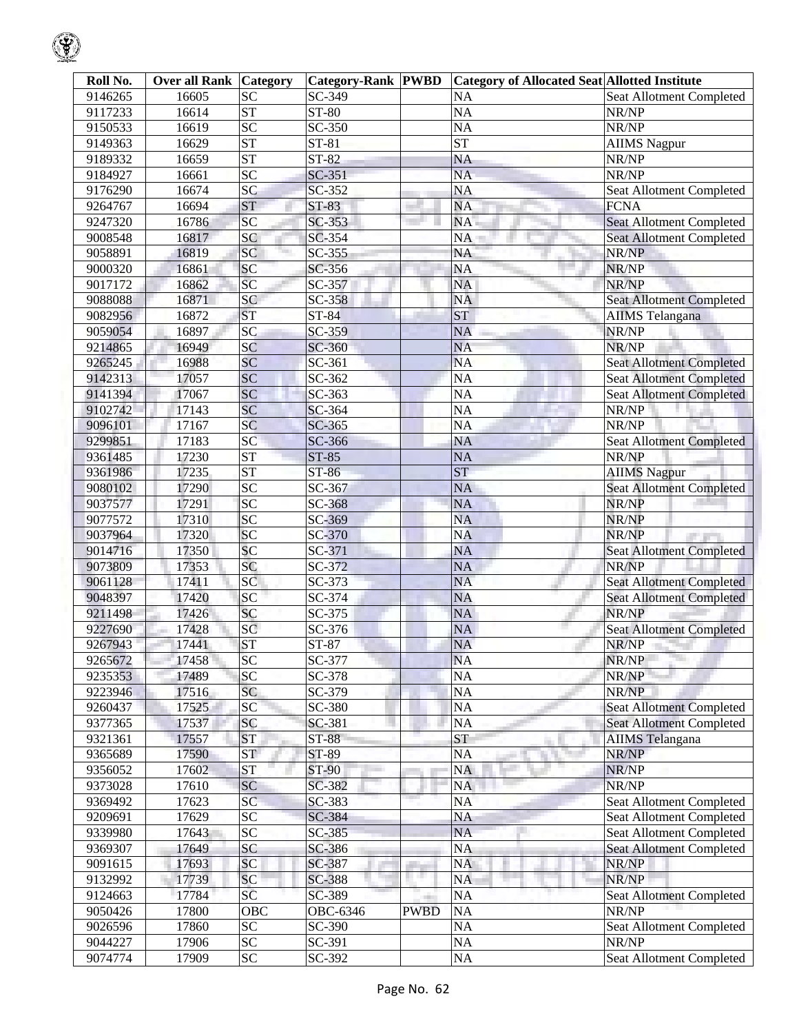| Roll No. | Over all Rank | Category | Category-Rank | PWBD | Category of Allocated Seat | Allotted Institute |
|---|---|---|---|---|---|---|
| 9146265 | 16605 | SC | SC-349 | | NA | Seat Allotment Completed |
| 9117233 | 16614 | ST | ST-80 | | NA | NR/NP |
| 9150533 | 16619 | SC | SC-350 | | NA | NR/NP |
| 9149363 | 16629 | ST | ST-81 | | ST | AIIMS Nagpur |
| 9189332 | 16659 | ST | ST-82 | | NA | NR/NP |
| 9184927 | 16661 | SC | SC-351 | | NA | NR/NP |
| 9176290 | 16674 | SC | SC-352 | | NA | Seat Allotment Completed |
| 9264767 | 16694 | ST | ST-83 | | NA | FCNA |
| 9247320 | 16786 | SC | SC-353 | | NA | Seat Allotment Completed |
| 9008548 | 16817 | SC | SC-354 | | NA | Seat Allotment Completed |
| 9058891 | 16819 | SC | SC-355 | | NA | NR/NP |
| 9000320 | 16861 | SC | SC-356 | | NA | NR/NP |
| 9017172 | 16862 | SC | SC-357 | | NA | NR/NP |
| 9088088 | 16871 | SC | SC-358 | | NA | Seat Allotment Completed |
| 9082956 | 16872 | ST | ST-84 | | ST | AIIMS Telangana |
| 9059054 | 16897 | SC | SC-359 | | NA | NR/NP |
| 9214865 | 16949 | SC | SC-360 | | NA | NR/NP |
| 9265245 | 16988 | SC | SC-361 | | NA | Seat Allotment Completed |
| 9142313 | 17057 | SC | SC-362 | | NA | Seat Allotment Completed |
| 9141394 | 17067 | SC | SC-363 | | NA | Seat Allotment Completed |
| 9102742 | 17143 | SC | SC-364 | | NA | NR/NP |
| 9096101 | 17167 | SC | SC-365 | | NA | NR/NP |
| 9299851 | 17183 | SC | SC-366 | | NA | Seat Allotment Completed |
| 9361485 | 17230 | ST | ST-85 | | NA | NR/NP |
| 9361986 | 17235 | ST | ST-86 | | ST | AIIMS Nagpur |
| 9080102 | 17290 | SC | SC-367 | | NA | Seat Allotment Completed |
| 9037577 | 17291 | SC | SC-368 | | NA | NR/NP |
| 9077572 | 17310 | SC | SC-369 | | NA | NR/NP |
| 9037964 | 17320 | SC | SC-370 | | NA | NR/NP |
| 9014716 | 17350 | SC | SC-371 | | NA | Seat Allotment Completed |
| 9073809 | 17353 | SC | SC-372 | | NA | NR/NP |
| 9061128 | 17411 | SC | SC-373 | | NA | Seat Allotment Completed |
| 9048397 | 17420 | SC | SC-374 | | NA | Seat Allotment Completed |
| 9211498 | 17426 | SC | SC-375 | | NA | NR/NP |
| 9227690 | 17428 | SC | SC-376 | | NA | Seat Allotment Completed |
| 9267943 | 17441 | ST | ST-87 | | NA | NR/NP |
| 9265672 | 17458 | SC | SC-377 | | NA | NR/NP |
| 9235353 | 17489 | SC | SC-378 | | NA | NR/NP |
| 9223946 | 17516 | SC | SC-379 | | NA | NR/NP |
| 9260437 | 17525 | SC | SC-380 | | NA | Seat Allotment Completed |
| 9377365 | 17537 | SC | SC-381 | | NA | Seat Allotment Completed |
| 9321361 | 17557 | ST | ST-88 | | ST | AIIMS Telangana |
| 9365689 | 17590 | ST | ST-89 | | NA | NR/NP |
| 9356052 | 17602 | ST | ST-90 | | NA | NR/NP |
| 9373028 | 17610 | SC | SC-382 | | NA | NR/NP |
| 9369492 | 17623 | SC | SC-383 | | NA | Seat Allotment Completed |
| 9209691 | 17629 | SC | SC-384 | | NA | Seat Allotment Completed |
| 9339980 | 17643 | SC | SC-385 | | NA | Seat Allotment Completed |
| 9369307 | 17649 | SC | SC-386 | | NA | Seat Allotment Completed |
| 9091615 | 17693 | SC | SC-387 | | NA | NR/NP |
| 9132992 | 17739 | SC | SC-388 | | NA | NR/NP |
| 9124663 | 17784 | SC | SC-389 | | NA | Seat Allotment Completed |
| 9050426 | 17800 | OBC | OBC-6346 | PWBD | NA | NR/NP |
| 9026596 | 17860 | SC | SC-390 | | NA | Seat Allotment Completed |
| 9044227 | 17906 | SC | SC-391 | | NA | NR/NP |
| 9074774 | 17909 | SC | SC-392 | | NA | Seat Allotment Completed |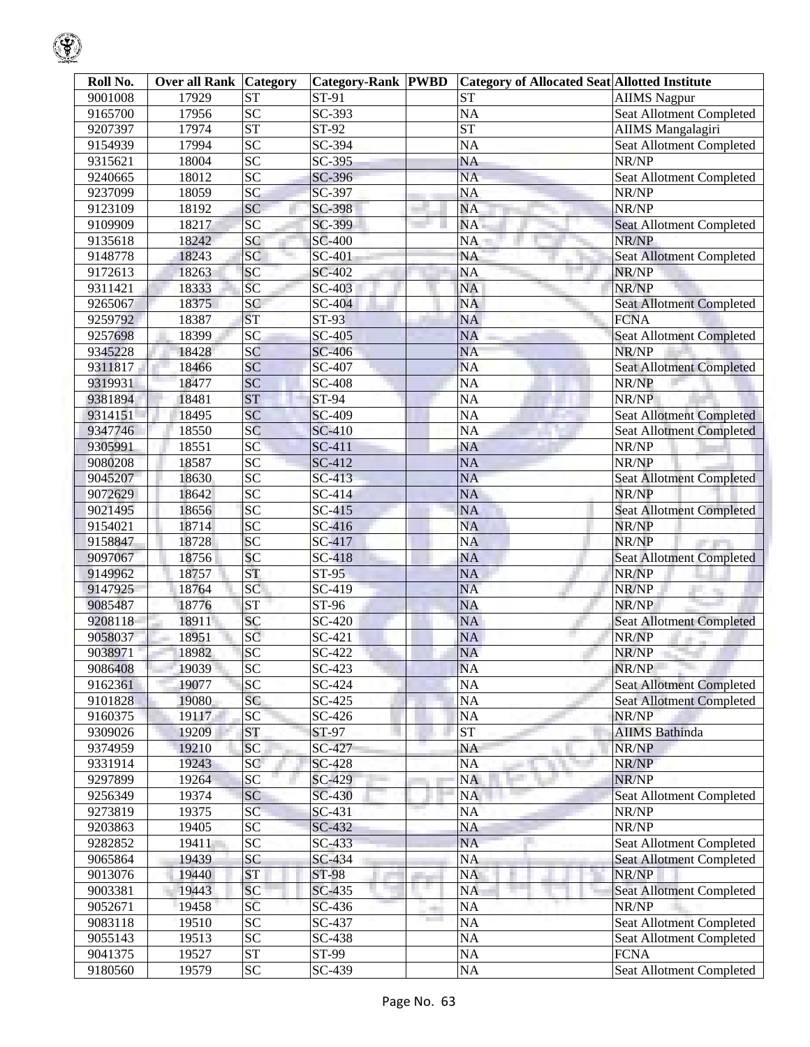| Roll No. | Over all Rank | Category | Category-Rank | PWBD | Category of Allocated Seat | Allotted Institute |
|---|---|---|---|---|---|---|
| 9001008 | 17929 | ST | ST-91 | | ST | AIIMS Nagpur |
| 9165700 | 17956 | SC | SC-393 | | NA | Seat Allotment Completed |
| 9207397 | 17974 | ST | ST-92 | | ST | AIIMS Mangalagiri |
| 9154939 | 17994 | SC | SC-394 | | NA | Seat Allotment Completed |
| 9315621 | 18004 | SC | SC-395 | | NA | NR/NP |
| 9240665 | 18012 | SC | SC-396 | | NA | Seat Allotment Completed |
| 9237099 | 18059 | SC | SC-397 | | NA | NR/NP |
| 9123109 | 18192 | SC | SC-398 | | NA | NR/NP |
| 9109909 | 18217 | SC | SC-399 | | NA | Seat Allotment Completed |
| 9135618 | 18242 | SC | SC-400 | | NA | NR/NP |
| 9148778 | 18243 | SC | SC-401 | | NA | Seat Allotment Completed |
| 9172613 | 18263 | SC | SC-402 | | NA | NR/NP |
| 9311421 | 18333 | SC | SC-403 | | NA | NR/NP |
| 9265067 | 18375 | SC | SC-404 | | NA | Seat Allotment Completed |
| 9259792 | 18387 | ST | ST-93 | | NA | FCNA |
| 9257698 | 18399 | SC | SC-405 | | NA | Seat Allotment Completed |
| 9345228 | 18428 | SC | SC-406 | | NA | NR/NP |
| 9311817 | 18466 | SC | SC-407 | | NA | Seat Allotment Completed |
| 9319931 | 18477 | SC | SC-408 | | NA | NR/NP |
| 9381894 | 18481 | ST | ST-94 | | NA | NR/NP |
| 9314151 | 18495 | SC | SC-409 | | NA | Seat Allotment Completed |
| 9347746 | 18550 | SC | SC-410 | | NA | Seat Allotment Completed |
| 9305991 | 18551 | SC | SC-411 | | NA | NR/NP |
| 9080208 | 18587 | SC | SC-412 | | NA | NR/NP |
| 9045207 | 18630 | SC | SC-413 | | NA | Seat Allotment Completed |
| 9072629 | 18642 | SC | SC-414 | | NA | NR/NP |
| 9021495 | 18656 | SC | SC-415 | | NA | Seat Allotment Completed |
| 9154021 | 18714 | SC | SC-416 | | NA | NR/NP |
| 9158847 | 18728 | SC | SC-417 | | NA | NR/NP |
| 9097067 | 18756 | SC | SC-418 | | NA | Seat Allotment Completed |
| 9149962 | 18757 | ST | ST-95 | | NA | NR/NP |
| 9147925 | 18764 | SC | SC-419 | | NA | NR/NP |
| 9085487 | 18776 | ST | ST-96 | | NA | NR/NP |
| 9208118 | 18911 | SC | SC-420 | | NA | Seat Allotment Completed |
| 9058037 | 18951 | SC | SC-421 | | NA | NR/NP |
| 9038971 | 18982 | SC | SC-422 | | NA | NR/NP |
| 9086408 | 19039 | SC | SC-423 | | NA | NR/NP |
| 9162361 | 19077 | SC | SC-424 | | NA | Seat Allotment Completed |
| 9101828 | 19080 | SC | SC-425 | | NA | Seat Allotment Completed |
| 9160375 | 19117 | SC | SC-426 | | NA | NR/NP |
| 9309026 | 19209 | ST | ST-97 | | ST | AIIMS Bathinda |
| 9374959 | 19210 | SC | SC-427 | | NA | NR/NP |
| 9331914 | 19243 | SC | SC-428 | | NA | NR/NP |
| 9297899 | 19264 | SC | SC-429 | | NA | NR/NP |
| 9256349 | 19374 | SC | SC-430 | | NA | Seat Allotment Completed |
| 9273819 | 19375 | SC | SC-431 | | NA | NR/NP |
| 9203863 | 19405 | SC | SC-432 | | NA | NR/NP |
| 9282852 | 19411 | SC | SC-433 | | NA | Seat Allotment Completed |
| 9065864 | 19439 | SC | SC-434 | | NA | Seat Allotment Completed |
| 9013076 | 19440 | ST | ST-98 | | NA | NR/NP |
| 9003381 | 19443 | SC | SC-435 | | NA | Seat Allotment Completed |
| 9052671 | 19458 | SC | SC-436 | | NA | NR/NP |
| 9083118 | 19510 | SC | SC-437 | | NA | Seat Allotment Completed |
| 9055143 | 19513 | SC | SC-438 | | NA | Seat Allotment Completed |
| 9041375 | 19527 | ST | ST-99 | | NA | FCNA |
| 9180560 | 19579 | SC | SC-439 | | NA | Seat Allotment Completed |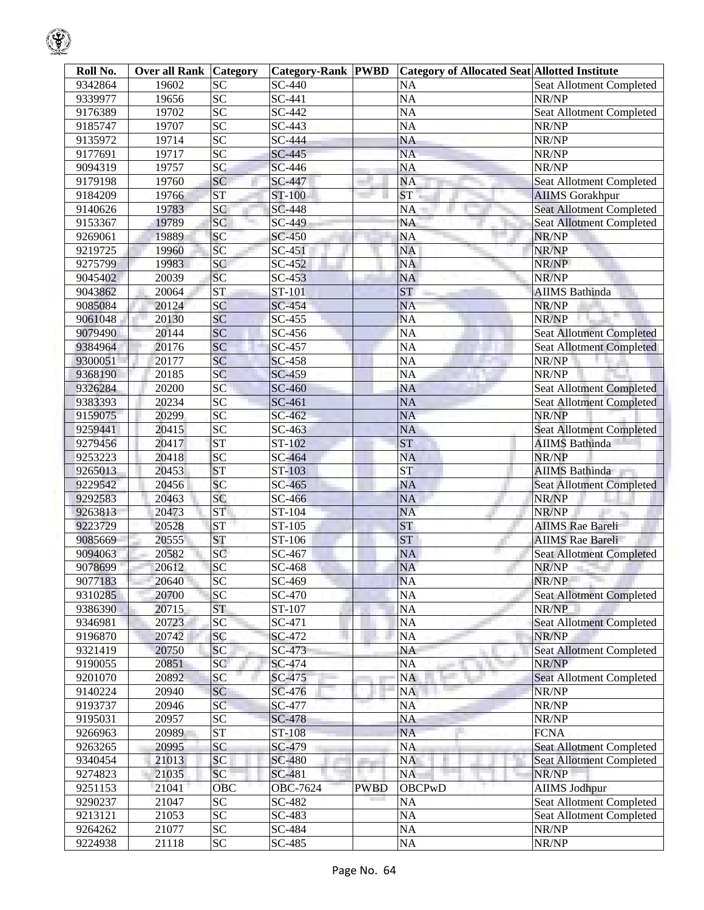| Roll No. | Over all Rank | Category | Category-Rank | PWBD | Category of Allocated Seat | Allotted Institute |
|---|---|---|---|---|---|---|
| 9342864 | 19602 | SC | SC-440 | | NA | Seat Allotment Completed |
| 9339977 | 19656 | SC | SC-441 | | NA | NR/NP |
| 9176389 | 19702 | SC | SC-442 | | NA | Seat Allotment Completed |
| 9185747 | 19707 | SC | SC-443 | | NA | NR/NP |
| 9135972 | 19714 | SC | SC-444 | | NA | NR/NP |
| 9177691 | 19717 | SC | SC-445 | | NA | NR/NP |
| 9094319 | 19757 | SC | SC-446 | | NA | NR/NP |
| 9179198 | 19760 | SC | SC-447 | | NA | Seat Allotment Completed |
| 9184209 | 19766 | ST | ST-100 | | ST | AIIMS Gorakhpur |
| 9140626 | 19783 | SC | SC-448 | | NA | Seat Allotment Completed |
| 9153367 | 19789 | SC | SC-449 | | NA | Seat Allotment Completed |
| 9269061 | 19889 | SC | SC-450 | | NA | NR/NP |
| 9219725 | 19960 | SC | SC-451 | | NA | NR/NP |
| 9275799 | 19983 | SC | SC-452 | | NA | NR/NP |
| 9045402 | 20039 | SC | SC-453 | | NA | NR/NP |
| 9043862 | 20064 | ST | ST-101 | | ST | AIIMS Bathinda |
| 9085084 | 20124 | SC | SC-454 | | NA | NR/NP |
| 9061048 | 20130 | SC | SC-455 | | NA | NR/NP |
| 9079490 | 20144 | SC | SC-456 | | NA | Seat Allotment Completed |
| 9384964 | 20176 | SC | SC-457 | | NA | Seat Allotment Completed |
| 9300051 | 20177 | SC | SC-458 | | NA | NR/NP |
| 9368190 | 20185 | SC | SC-459 | | NA | NR/NP |
| 9326284 | 20200 | SC | SC-460 | | NA | Seat Allotment Completed |
| 9383393 | 20234 | SC | SC-461 | | NA | Seat Allotment Completed |
| 9159075 | 20299 | SC | SC-462 | | NA | NR/NP |
| 9259441 | 20415 | SC | SC-463 | | NA | Seat Allotment Completed |
| 9279456 | 20417 | ST | ST-102 | | ST | AIIMS Bathinda |
| 9253223 | 20418 | SC | SC-464 | | NA | NR/NP |
| 9265013 | 20453 | ST | ST-103 | | ST | AIIMS Bathinda |
| 9229542 | 20456 | SC | SC-465 | | NA | Seat Allotment Completed |
| 9292583 | 20463 | SC | SC-466 | | NA | NR/NP |
| 9263813 | 20473 | ST | ST-104 | | NA | NR/NP |
| 9223729 | 20528 | ST | ST-105 | | ST | AIIMS Rae Bareli |
| 9085669 | 20555 | ST | ST-106 | | ST | AIIMS Rae Bareli |
| 9094063 | 20582 | SC | SC-467 | | NA | Seat Allotment Completed |
| 9078699 | 20612 | SC | SC-468 | | NA | NR/NP |
| 9077183 | 20640 | SC | SC-469 | | NA | NR/NP |
| 9310285 | 20700 | SC | SC-470 | | NA | Seat Allotment Completed |
| 9386390 | 20715 | ST | ST-107 | | NA | NR/NP |
| 9346981 | 20723 | SC | SC-471 | | NA | Seat Allotment Completed |
| 9196870 | 20742 | SC | SC-472 | | NA | NR/NP |
| 9321419 | 20750 | SC | SC-473 | | NA | Seat Allotment Completed |
| 9190055 | 20851 | SC | SC-474 | | NA | NR/NP |
| 9201070 | 20892 | SC | SC-475 | | NA | Seat Allotment Completed |
| 9140224 | 20940 | SC | SC-476 | | NA | NR/NP |
| 9193737 | 20946 | SC | SC-477 | | NA | NR/NP |
| 9195031 | 20957 | SC | SC-478 | | NA | NR/NP |
| 9266963 | 20989 | ST | ST-108 | | NA | FCNA |
| 9263265 | 20995 | SC | SC-479 | | NA | Seat Allotment Completed |
| 9340454 | 21013 | SC | SC-480 | | NA | Seat Allotment Completed |
| 9274823 | 21035 | SC | SC-481 | | NA | NR/NP |
| 9251153 | 21041 | OBC | OBC-7624 | PWBD | OBCPwD | AIIMS Jodhpur |
| 9290237 | 21047 | SC | SC-482 | | NA | Seat Allotment Completed |
| 9213121 | 21053 | SC | SC-483 | | NA | Seat Allotment Completed |
| 9264262 | 21077 | SC | SC-484 | | NA | NR/NP |
| 9224938 | 21118 | SC | SC-485 | | NA | NR/NP |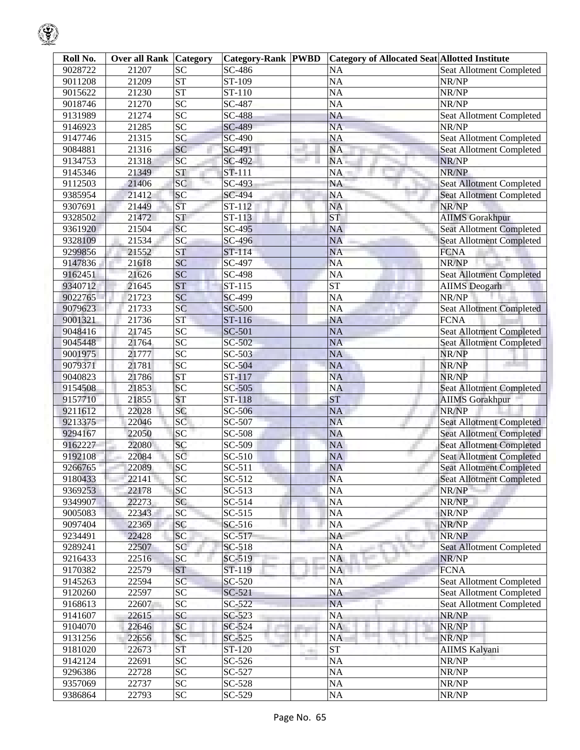| Roll No. | Over all Rank | Category | Category-Rank | PWBD | Category of Allocated Seat | Allotted Institute |
|---|---|---|---|---|---|---|
| 9028722 | 21207 | SC | SC-486 | | NA | Seat Allotment Completed |
| 9011208 | 21209 | ST | ST-109 | | NA | NR/NP |
| 9015622 | 21230 | ST | ST-110 | | NA | NR/NP |
| 9018746 | 21270 | SC | SC-487 | | NA | NR/NP |
| 9131989 | 21274 | SC | SC-488 | | NA | Seat Allotment Completed |
| 9146923 | 21285 | SC | SC-489 | | NA | NR/NP |
| 9147746 | 21315 | SC | SC-490 | | NA | Seat Allotment Completed |
| 9084881 | 21316 | SC | SC-491 | | NA | Seat Allotment Completed |
| 9134753 | 21318 | SC | SC-492 | | NA | NR/NP |
| 9145346 | 21349 | ST | ST-111 | | NA | NR/NP |
| 9112503 | 21406 | SC | SC-493 | | NA | Seat Allotment Completed |
| 9385954 | 21412 | SC | SC-494 | | NA | Seat Allotment Completed |
| 9307691 | 21449 | ST | ST-112 | | NA | NR/NP |
| 9328502 | 21472 | ST | ST-113 | | ST | AIIMS Gorakhpur |
| 9361920 | 21504 | SC | SC-495 | | NA | Seat Allotment Completed |
| 9328109 | 21534 | SC | SC-496 | | NA | Seat Allotment Completed |
| 9299856 | 21552 | ST | ST-114 | | NA | FCNA |
| 9147836 | 21618 | SC | SC-497 | | NA | NR/NP |
| 9162451 | 21626 | SC | SC-498 | | NA | Seat Allotment Completed |
| 9340712 | 21645 | ST | ST-115 | | ST | AIIMS Deogarh |
| 9022765 | 21723 | SC | SC-499 | | NA | NR/NP |
| 9079623 | 21733 | SC | SC-500 | | NA | Seat Allotment Completed |
| 9001321 | 21736 | ST | ST-116 | | NA | FCNA |
| 9048416 | 21745 | SC | SC-501 | | NA | Seat Allotment Completed |
| 9045448 | 21764 | SC | SC-502 | | NA | Seat Allotment Completed |
| 9001975 | 21777 | SC | SC-503 | | NA | NR/NP |
| 9079371 | 21781 | SC | SC-504 | | NA | NR/NP |
| 9040823 | 21786 | ST | ST-117 | | NA | NR/NP |
| 9154508 | 21853 | SC | SC-505 | | NA | Seat Allotment Completed |
| 9157710 | 21855 | ST | ST-118 | | ST | AIIMS Gorakhpur |
| 9211612 | 22028 | SC | SC-506 | | NA | NR/NP |
| 9213375 | 22046 | SC | SC-507 | | NA | Seat Allotment Completed |
| 9294167 | 22050 | SC | SC-508 | | NA | Seat Allotment Completed |
| 9162227 | 22080 | SC | SC-509 | | NA | Seat Allotment Completed |
| 9192108 | 22084 | SC | SC-510 | | NA | Seat Allotment Completed |
| 9266765 | 22089 | SC | SC-511 | | NA | Seat Allotment Completed |
| 9180433 | 22141 | SC | SC-512 | | NA | Seat Allotment Completed |
| 9369253 | 22178 | SC | SC-513 | | NA | NR/NP |
| 9349907 | 22273 | SC | SC-514 | | NA | NR/NP |
| 9005083 | 22343 | SC | SC-515 | | NA | NR/NP |
| 9097404 | 22369 | SC | SC-516 | | NA | NR/NP |
| 9234491 | 22428 | SC | SC-517 | | NA | NR/NP |
| 9289241 | 22507 | SC | SC-518 | | NA | Seat Allotment Completed |
| 9216433 | 22516 | SC | SC-519 | | NA | NR/NP |
| 9170382 | 22579 | ST | ST-119 | | NA | FCNA |
| 9145263 | 22594 | SC | SC-520 | | NA | Seat Allotment Completed |
| 9120260 | 22597 | SC | SC-521 | | NA | Seat Allotment Completed |
| 9168613 | 22607 | SC | SC-522 | | NA | Seat Allotment Completed |
| 9141607 | 22615 | SC | SC-523 | | NA | NR/NP |
| 9104070 | 22646 | SC | SC-524 | | NA | NR/NP |
| 9131256 | 22656 | SC | SC-525 | | NA | NR/NP |
| 9181020 | 22673 | ST | ST-120 | | ST | AIIMS Kalyani |
| 9142124 | 22691 | SC | SC-526 | | NA | NR/NP |
| 9296386 | 22728 | SC | SC-527 | | NA | NR/NP |
| 9357069 | 22737 | SC | SC-528 | | NA | NR/NP |
| 9386864 | 22793 | SC | SC-529 | | NA | NR/NP |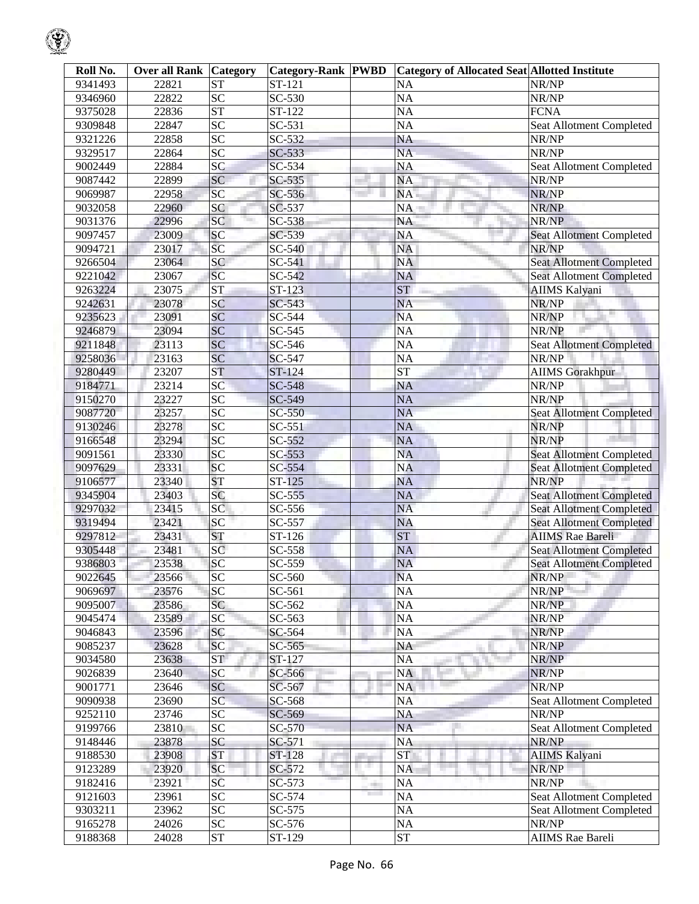| Roll No. | Over all Rank | Category | Category-Rank | PWBD | Category of Allocated Seat | Allotted Institute |
|---|---|---|---|---|---|---|
| 9341493 | 22821 | ST | ST-121 | | NA | NR/NP |
| 9346960 | 22822 | SC | SC-530 | | NA | NR/NP |
| 9375028 | 22836 | ST | ST-122 | | NA | FCNA |
| 9309848 | 22847 | SC | SC-531 | | NA | Seat Allotment Completed |
| 9321226 | 22858 | SC | SC-532 | | NA | NR/NP |
| 9329517 | 22864 | SC | SC-533 | | NA | NR/NP |
| 9002449 | 22884 | SC | SC-534 | | NA | Seat Allotment Completed |
| 9087442 | 22899 | SC | SC-535 | | NA | NR/NP |
| 9069987 | 22958 | SC | SC-536 | | NA | NR/NP |
| 9032058 | 22960 | SC | SC-537 | | NA | NR/NP |
| 9031376 | 22996 | SC | SC-538 | | NA | NR/NP |
| 9097457 | 23009 | SC | SC-539 | | NA | Seat Allotment Completed |
| 9094721 | 23017 | SC | SC-540 | | NA | NR/NP |
| 9266504 | 23064 | SC | SC-541 | | NA | Seat Allotment Completed |
| 9221042 | 23067 | SC | SC-542 | | NA | Seat Allotment Completed |
| 9263224 | 23075 | ST | ST-123 | | ST | AIIMS Kalyani |
| 9242631 | 23078 | SC | SC-543 | | NA | NR/NP |
| 9235623 | 23091 | SC | SC-544 | | NA | NR/NP |
| 9246879 | 23094 | SC | SC-545 | | NA | NR/NP |
| 9211848 | 23113 | SC | SC-546 | | NA | Seat Allotment Completed |
| 9258036 | 23163 | SC | SC-547 | | NA | NR/NP |
| 9280449 | 23207 | ST | ST-124 | | ST | AIIMS Gorakhpur |
| 9184771 | 23214 | SC | SC-548 | | NA | NR/NP |
| 9150270 | 23227 | SC | SC-549 | | NA | NR/NP |
| 9087720 | 23257 | SC | SC-550 | | NA | Seat Allotment Completed |
| 9130246 | 23278 | SC | SC-551 | | NA | NR/NP |
| 9166548 | 23294 | SC | SC-552 | | NA | NR/NP |
| 9091561 | 23330 | SC | SC-553 | | NA | Seat Allotment Completed |
| 9097629 | 23331 | SC | SC-554 | | NA | Seat Allotment Completed |
| 9106577 | 23340 | ST | ST-125 | | NA | NR/NP |
| 9345904 | 23403 | SC | SC-555 | | NA | Seat Allotment Completed |
| 9297032 | 23415 | SC | SC-556 | | NA | Seat Allotment Completed |
| 9319494 | 23421 | SC | SC-557 | | NA | Seat Allotment Completed |
| 9297812 | 23431 | ST | ST-126 | | ST | AIIMS Rae Bareli |
| 9305448 | 23481 | SC | SC-558 | | NA | Seat Allotment Completed |
| 9386803 | 23538 | SC | SC-559 | | NA | Seat Allotment Completed |
| 9022645 | 23566 | SC | SC-560 | | NA | NR/NP |
| 9069697 | 23576 | SC | SC-561 | | NA | NR/NP |
| 9095007 | 23586 | SC | SC-562 | | NA | NR/NP |
| 9045474 | 23589 | SC | SC-563 | | NA | NR/NP |
| 9046843 | 23596 | SC | SC-564 | | NA | NR/NP |
| 9085237 | 23628 | SC | SC-565 | | NA | NR/NP |
| 9034580 | 23638 | ST | ST-127 | | NA | NR/NP |
| 9026839 | 23640 | SC | SC-566 | | NA | NR/NP |
| 9001771 | 23646 | SC | SC-567 | | NA | NR/NP |
| 9090938 | 23690 | SC | SC-568 | | NA | Seat Allotment Completed |
| 9252110 | 23746 | SC | SC-569 | | NA | NR/NP |
| 9199766 | 23810 | SC | SC-570 | | NA | Seat Allotment Completed |
| 9148446 | 23878 | SC | SC-571 | | NA | NR/NP |
| 9188530 | 23908 | ST | ST-128 | | ST | AIIMS Kalyani |
| 9123289 | 23920 | SC | SC-572 | | NA | NR/NP |
| 9182416 | 23921 | SC | SC-573 | | NA | NR/NP |
| 9121603 | 23961 | SC | SC-574 | | NA | Seat Allotment Completed |
| 9303211 | 23962 | SC | SC-575 | | NA | Seat Allotment Completed |
| 9165278 | 24026 | SC | SC-576 | | NA | NR/NP |
| 9188368 | 24028 | ST | ST-129 | | ST | AIIMS Rae Bareli |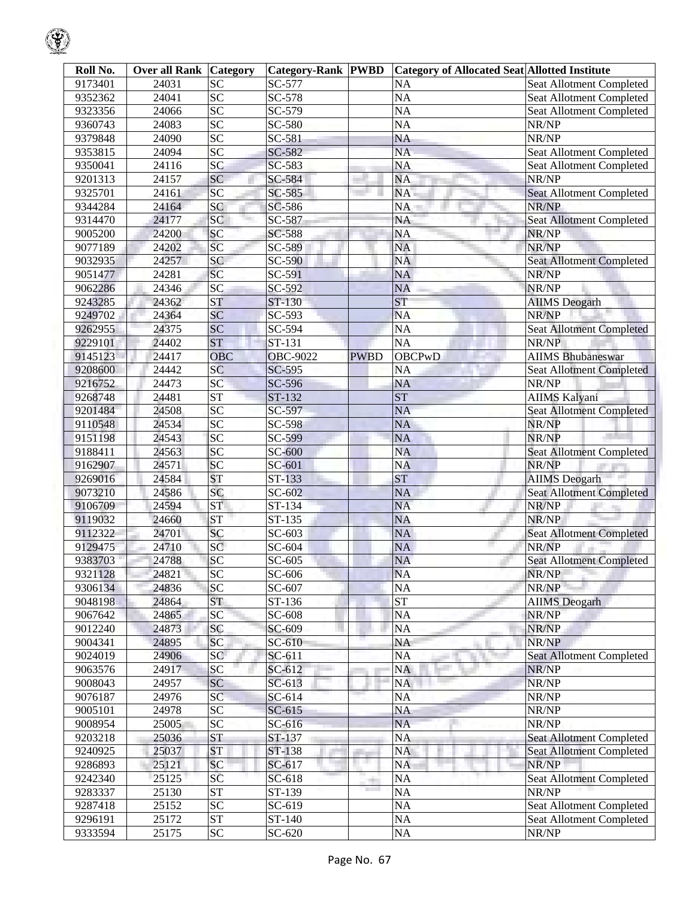| Roll No. | Over all Rank | Category | Category-Rank | PWBD | Category of Allocated Seat | Allotted Institute |
|---|---|---|---|---|---|---|
| 9173401 | 24031 | SC | SC-577 | | NA | Seat Allotment Completed |
| 9352362 | 24041 | SC | SC-578 | | NA | Seat Allotment Completed |
| 9323356 | 24066 | SC | SC-579 | | NA | Seat Allotment Completed |
| 9360743 | 24083 | SC | SC-580 | | NA | NR/NP |
| 9379848 | 24090 | SC | SC-581 | | NA | NR/NP |
| 9353815 | 24094 | SC | SC-582 | | NA | Seat Allotment Completed |
| 9350041 | 24116 | SC | SC-583 | | NA | Seat Allotment Completed |
| 9201313 | 24157 | SC | SC-584 | | NA | NR/NP |
| 9325701 | 24161 | SC | SC-585 | | NA | Seat Allotment Completed |
| 9344284 | 24164 | SC | SC-586 | | NA | NR/NP |
| 9314470 | 24177 | SC | SC-587 | | NA | Seat Allotment Completed |
| 9005200 | 24200 | SC | SC-588 | | NA | NR/NP |
| 9077189 | 24202 | SC | SC-589 | | NA | NR/NP |
| 9032935 | 24257 | SC | SC-590 | | NA | Seat Allotment Completed |
| 9051477 | 24281 | SC | SC-591 | | NA | NR/NP |
| 9062286 | 24346 | SC | SC-592 | | NA | NR/NP |
| 9243285 | 24362 | ST | ST-130 | | ST | AIIMS Deogarh |
| 9249702 | 24364 | SC | SC-593 | | NA | NR/NP |
| 9262955 | 24375 | SC | SC-594 | | NA | Seat Allotment Completed |
| 9229101 | 24402 | ST | ST-131 | | NA | NR/NP |
| 9145123 | 24417 | OBC | OBC-9022 | PWBD | OBCPwD | AIIMS Bhubaneswar |
| 9208600 | 24442 | SC | SC-595 | | NA | Seat Allotment Completed |
| 9216752 | 24473 | SC | SC-596 | | NA | NR/NP |
| 9268748 | 24481 | ST | ST-132 | | ST | AIIMS Kalyani |
| 9201484 | 24508 | SC | SC-597 | | NA | Seat Allotment Completed |
| 9110548 | 24534 | SC | SC-598 | | NA | NR/NP |
| 9151198 | 24543 | SC | SC-599 | | NA | NR/NP |
| 9188411 | 24563 | SC | SC-600 | | NA | Seat Allotment Completed |
| 9162907 | 24571 | SC | SC-601 | | NA | NR/NP |
| 9269016 | 24584 | ST | ST-133 | | ST | AIIMS Deogarh |
| 9073210 | 24586 | SC | SC-602 | | NA | Seat Allotment Completed |
| 9106709 | 24594 | ST | ST-134 | | NA | NR/NP |
| 9119032 | 24660 | ST | ST-135 | | NA | NR/NP |
| 9112322 | 24701 | SC | SC-603 | | NA | Seat Allotment Completed |
| 9129475 | 24710 | SC | SC-604 | | NA | NR/NP |
| 9383703 | 24788 | SC | SC-605 | | NA | Seat Allotment Completed |
| 9321128 | 24821 | SC | SC-606 | | NA | NR/NP |
| 9306134 | 24836 | SC | SC-607 | | NA | NR/NP |
| 9048198 | 24864 | ST | ST-136 | | ST | AIIMS Deogarh |
| 9067642 | 24865 | SC | SC-608 | | NA | NR/NP |
| 9012240 | 24873 | SC | SC-609 | | NA | NR/NP |
| 9004341 | 24895 | SC | SC-610 | | NA | NR/NP |
| 9024019 | 24906 | SC | SC-611 | | NA | Seat Allotment Completed |
| 9063576 | 24917 | SC | SC-612 | | NA | NR/NP |
| 9008043 | 24957 | SC | SC-613 | | NA | NR/NP |
| 9076187 | 24976 | SC | SC-614 | | NA | NR/NP |
| 9005101 | 24978 | SC | SC-615 | | NA | NR/NP |
| 9008954 | 25005 | SC | SC-616 | | NA | NR/NP |
| 9203218 | 25036 | ST | ST-137 | | NA | Seat Allotment Completed |
| 9240925 | 25037 | ST | ST-138 | | NA | Seat Allotment Completed |
| 9286893 | 25121 | SC | SC-617 | | NA | NR/NP |
| 9242340 | 25125 | SC | SC-618 | | NA | Seat Allotment Completed |
| 9283337 | 25130 | ST | ST-139 | | NA | NR/NP |
| 9287418 | 25152 | SC | SC-619 | | NA | Seat Allotment Completed |
| 9296191 | 25172 | ST | ST-140 | | NA | Seat Allotment Completed |
| 9333594 | 25175 | SC | SC-620 | | NA | NR/NP |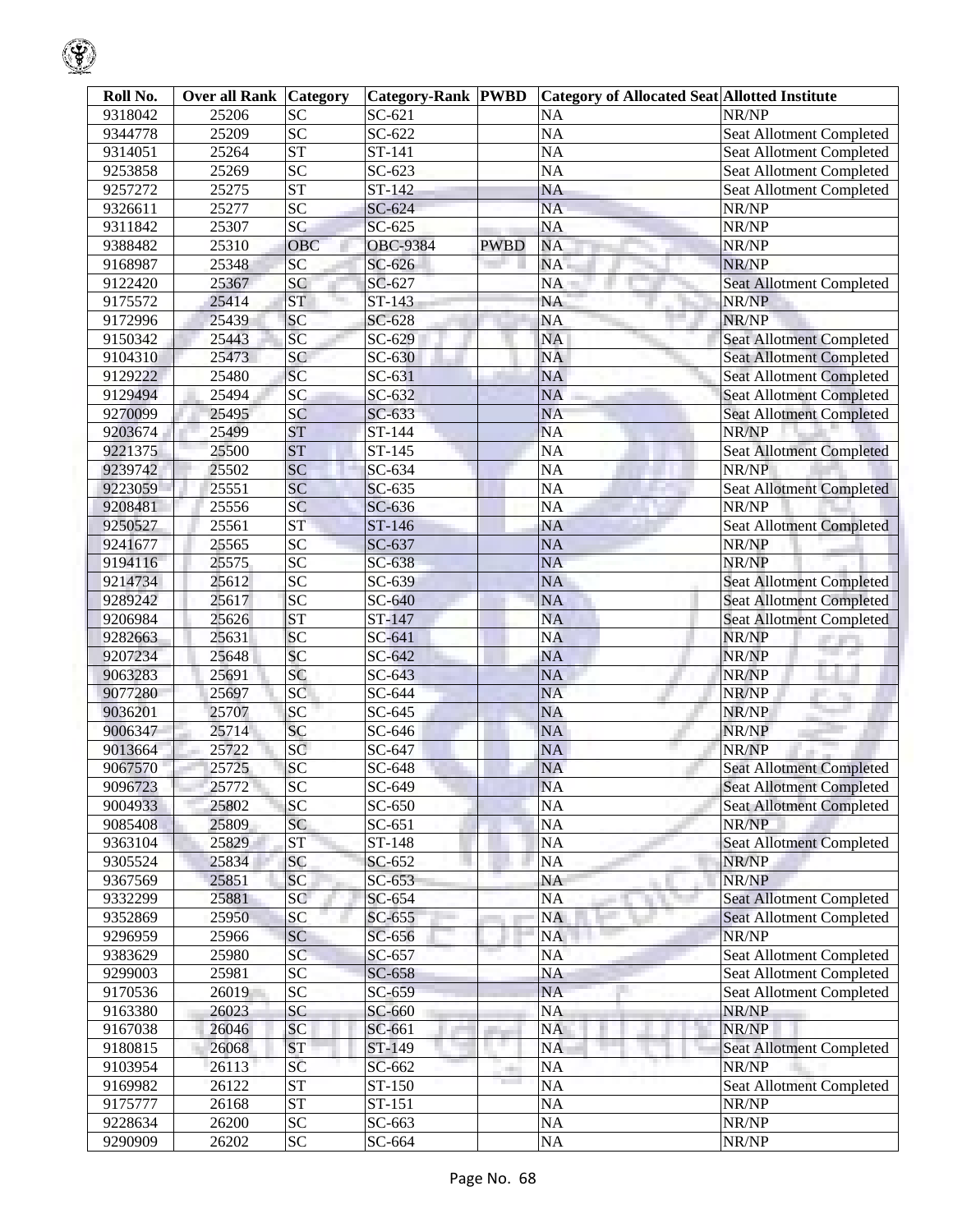| Roll No. | Over all Rank | Category | Category-Rank | PWBD | Category of Allocated Seat | Allotted Institute |
|---|---|---|---|---|---|---|
| 9318042 | 25206 | SC | SC-621 | | NA | NR/NP |
| 9344778 | 25209 | SC | SC-622 | | NA | Seat Allotment Completed |
| 9314051 | 25264 | ST | ST-141 | | NA | Seat Allotment Completed |
| 9253858 | 25269 | SC | SC-623 | | NA | Seat Allotment Completed |
| 9257272 | 25275 | ST | ST-142 | | NA | Seat Allotment Completed |
| 9326611 | 25277 | SC | SC-624 | | NA | NR/NP |
| 9311842 | 25307 | SC | SC-625 | | NA | NR/NP |
| 9388482 | 25310 | OBC | OBC-9384 | PWBD | NA | NR/NP |
| 9168987 | 25348 | SC | SC-626 | | NA | NR/NP |
| 9122420 | 25367 | SC | SC-627 | | NA | Seat Allotment Completed |
| 9175572 | 25414 | ST | ST-143 | | NA | NR/NP |
| 9172996 | 25439 | SC | SC-628 | | NA | NR/NP |
| 9150342 | 25443 | SC | SC-629 | | NA | Seat Allotment Completed |
| 9104310 | 25473 | SC | SC-630 | | NA | Seat Allotment Completed |
| 9129222 | 25480 | SC | SC-631 | | NA | Seat Allotment Completed |
| 9129494 | 25494 | SC | SC-632 | | NA | Seat Allotment Completed |
| 9270099 | 25495 | SC | SC-633 | | NA | Seat Allotment Completed |
| 9203674 | 25499 | ST | ST-144 | | NA | NR/NP |
| 9221375 | 25500 | ST | ST-145 | | NA | Seat Allotment Completed |
| 9239742 | 25502 | SC | SC-634 | | NA | NR/NP |
| 9223059 | 25551 | SC | SC-635 | | NA | Seat Allotment Completed |
| 9208481 | 25556 | SC | SC-636 | | NA | NR/NP |
| 9250527 | 25561 | ST | ST-146 | | NA | Seat Allotment Completed |
| 9241677 | 25565 | SC | SC-637 | | NA | NR/NP |
| 9194116 | 25575 | SC | SC-638 | | NA | NR/NP |
| 9214734 | 25612 | SC | SC-639 | | NA | Seat Allotment Completed |
| 9289242 | 25617 | SC | SC-640 | | NA | Seat Allotment Completed |
| 9206984 | 25626 | ST | ST-147 | | NA | Seat Allotment Completed |
| 9282663 | 25631 | SC | SC-641 | | NA | NR/NP |
| 9207234 | 25648 | SC | SC-642 | | NA | NR/NP |
| 9063283 | 25691 | SC | SC-643 | | NA | NR/NP |
| 9077280 | 25697 | SC | SC-644 | | NA | NR/NP |
| 9036201 | 25707 | SC | SC-645 | | NA | NR/NP |
| 9006347 | 25714 | SC | SC-646 | | NA | NR/NP |
| 9013664 | 25722 | SC | SC-647 | | NA | NR/NP |
| 9067570 | 25725 | SC | SC-648 | | NA | Seat Allotment Completed |
| 9096723 | 25772 | SC | SC-649 | | NA | Seat Allotment Completed |
| 9004933 | 25802 | SC | SC-650 | | NA | Seat Allotment Completed |
| 9085408 | 25809 | SC | SC-651 | | NA | NR/NP |
| 9363104 | 25829 | ST | ST-148 | | NA | Seat Allotment Completed |
| 9305524 | 25834 | SC | SC-652 | | NA | NR/NP |
| 9367569 | 25851 | SC | SC-653 | | NA | NR/NP |
| 9332299 | 25881 | SC | SC-654 | | NA | Seat Allotment Completed |
| 9352869 | 25950 | SC | SC-655 | | NA | Seat Allotment Completed |
| 9296959 | 25966 | SC | SC-656 | | NA | NR/NP |
| 9383629 | 25980 | SC | SC-657 | | NA | Seat Allotment Completed |
| 9299003 | 25981 | SC | SC-658 | | NA | Seat Allotment Completed |
| 9170536 | 26019 | SC | SC-659 | | NA | Seat Allotment Completed |
| 9163380 | 26023 | SC | SC-660 | | NA | NR/NP |
| 9167038 | 26046 | SC | SC-661 | | NA | NR/NP |
| 9180815 | 26068 | ST | ST-149 | | NA | Seat Allotment Completed |
| 9103954 | 26113 | SC | SC-662 | | NA | NR/NP |
| 9169982 | 26122 | ST | ST-150 | | NA | Seat Allotment Completed |
| 9175777 | 26168 | ST | ST-151 | | NA | NR/NP |
| 9228634 | 26200 | SC | SC-663 | | NA | NR/NP |
| 9290909 | 26202 | SC | SC-664 | | NA | NR/NP |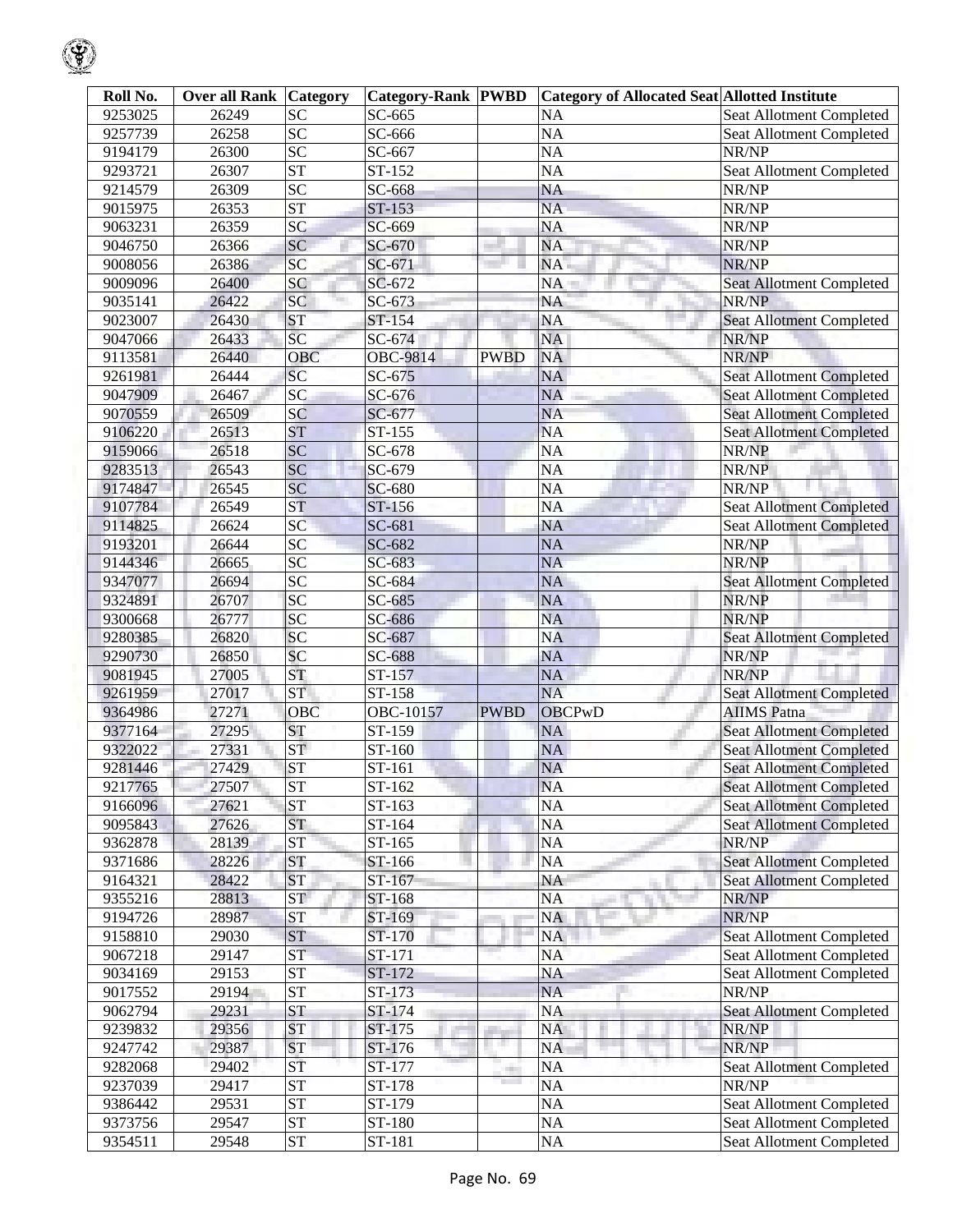| Roll No. | Over all Rank | Category | Category-Rank | PWBD | Category of Allocated Seat | Allotted Institute |
|---|---|---|---|---|---|---|
| 9253025 | 26249 | SC | SC-665 | | NA | Seat Allotment Completed |
| 9257739 | 26258 | SC | SC-666 | | NA | Seat Allotment Completed |
| 9194179 | 26300 | SC | SC-667 | | NA | NR/NP |
| 9293721 | 26307 | ST | ST-152 | | NA | Seat Allotment Completed |
| 9214579 | 26309 | SC | SC-668 | | NA | NR/NP |
| 9015975 | 26353 | ST | ST-153 | | NA | NR/NP |
| 9063231 | 26359 | SC | SC-669 | | NA | NR/NP |
| 9046750 | 26366 | SC | SC-670 | | NA | NR/NP |
| 9008056 | 26386 | SC | SC-671 | | NA | NR/NP |
| 9009096 | 26400 | SC | SC-672 | | NA | Seat Allotment Completed |
| 9035141 | 26422 | SC | SC-673 | | NA | NR/NP |
| 9023007 | 26430 | ST | ST-154 | | NA | Seat Allotment Completed |
| 9047066 | 26433 | SC | SC-674 | | NA | NR/NP |
| 9113581 | 26440 | OBC | OBC-9814 | PWBD | NA | NR/NP |
| 9261981 | 26444 | SC | SC-675 | | NA | Seat Allotment Completed |
| 9047909 | 26467 | SC | SC-676 | | NA | Seat Allotment Completed |
| 9070559 | 26509 | SC | SC-677 | | NA | Seat Allotment Completed |
| 9106220 | 26513 | ST | ST-155 | | NA | Seat Allotment Completed |
| 9159066 | 26518 | SC | SC-678 | | NA | NR/NP |
| 9283513 | 26543 | SC | SC-679 | | NA | NR/NP |
| 9174847 | 26545 | SC | SC-680 | | NA | NR/NP |
| 9107784 | 26549 | ST | ST-156 | | NA | Seat Allotment Completed |
| 9114825 | 26624 | SC | SC-681 | | NA | Seat Allotment Completed |
| 9193201 | 26644 | SC | SC-682 | | NA | NR/NP |
| 9144346 | 26665 | SC | SC-683 | | NA | NR/NP |
| 9347077 | 26694 | SC | SC-684 | | NA | Seat Allotment Completed |
| 9324891 | 26707 | SC | SC-685 | | NA | NR/NP |
| 9300668 | 26777 | SC | SC-686 | | NA | NR/NP |
| 9280385 | 26820 | SC | SC-687 | | NA | Seat Allotment Completed |
| 9290730 | 26850 | SC | SC-688 | | NA | NR/NP |
| 9081945 | 27005 | ST | ST-157 | | NA | NR/NP |
| 9261959 | 27017 | ST | ST-158 | | NA | Seat Allotment Completed |
| 9364986 | 27271 | OBC | OBC-10157 | PWBD | OBCPwD | AIIMS Patna |
| 9377164 | 27295 | ST | ST-159 | | NA | Seat Allotment Completed |
| 9322022 | 27331 | ST | ST-160 | | NA | Seat Allotment Completed |
| 9281446 | 27429 | ST | ST-161 | | NA | Seat Allotment Completed |
| 9217765 | 27507 | ST | ST-162 | | NA | Seat Allotment Completed |
| 9166096 | 27621 | ST | ST-163 | | NA | Seat Allotment Completed |
| 9095843 | 27626 | ST | ST-164 | | NA | Seat Allotment Completed |
| 9362878 | 28139 | ST | ST-165 | | NA | NR/NP |
| 9371686 | 28226 | ST | ST-166 | | NA | Seat Allotment Completed |
| 9164321 | 28422 | ST | ST-167 | | NA | Seat Allotment Completed |
| 9355216 | 28813 | ST | ST-168 | | NA | NR/NP |
| 9194726 | 28987 | ST | ST-169 | | NA | NR/NP |
| 9158810 | 29030 | ST | ST-170 | | NA | Seat Allotment Completed |
| 9067218 | 29147 | ST | ST-171 | | NA | Seat Allotment Completed |
| 9034169 | 29153 | ST | ST-172 | | NA | Seat Allotment Completed |
| 9017552 | 29194 | ST | ST-173 | | NA | NR/NP |
| 9062794 | 29231 | ST | ST-174 | | NA | Seat Allotment Completed |
| 9239832 | 29356 | ST | ST-175 | | NA | NR/NP |
| 9247742 | 29387 | ST | ST-176 | | NA | NR/NP |
| 9282068 | 29402 | ST | ST-177 | | NA | Seat Allotment Completed |
| 9237039 | 29417 | ST | ST-178 | | NA | NR/NP |
| 9386442 | 29531 | ST | ST-179 | | NA | Seat Allotment Completed |
| 9373756 | 29547 | ST | ST-180 | | NA | Seat Allotment Completed |
| 9354511 | 29548 | ST | ST-181 | | NA | Seat Allotment Completed |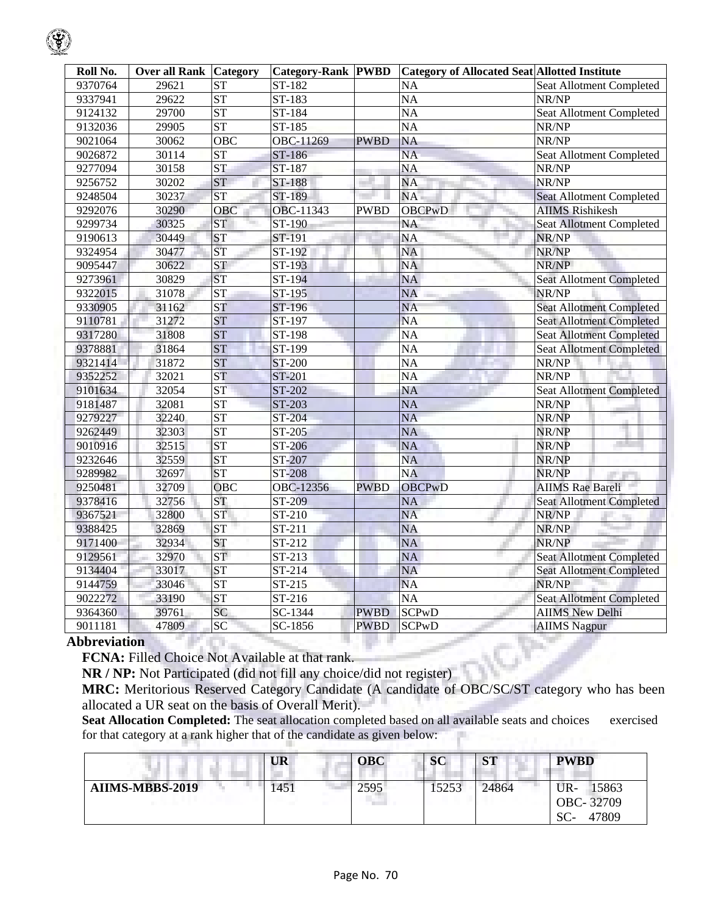| Roll No. | Over all Rank | Category | Category-Rank | PWBD | Category of Allocated Seat | Allotted Institute |
|---|---|---|---|---|---|---|
| 9370764 | 29621 | ST | ST-182 | | NA | Seat Allotment Completed |
| 9337941 | 29622 | ST | ST-183 | | NA | NR/NP |
| 9124132 | 29700 | ST | ST-184 | | NA | Seat Allotment Completed |
| 9132036 | 29905 | ST | ST-185 | | NA | NR/NP |
| 9021064 | 30062 | OBC | OBC-11269 | PWBD | NA | NR/NP |
| 9026872 | 30114 | ST | ST-186 | | NA | Seat Allotment Completed |
| 9277094 | 30158 | ST | ST-187 | | NA | NR/NP |
| 9256752 | 30202 | ST | ST-188 | | NA | NR/NP |
| 9248504 | 30237 | ST | ST-189 | | NA | Seat Allotment Completed |
| 9292076 | 30290 | OBC | OBC-11343 | PWBD | OBCPwD | AIIMS Rishikesh |
| 9299734 | 30325 | ST | ST-190 | | NA | Seat Allotment Completed |
| 9190613 | 30449 | ST | ST-191 | | NA | NR/NP |
| 9324954 | 30477 | ST | ST-192 | | NA | NR/NP |
| 9095447 | 30622 | ST | ST-193 | | NA | NR/NP |
| 9273961 | 30829 | ST | ST-194 | | NA | Seat Allotment Completed |
| 9322015 | 31078 | ST | ST-195 | | NA | NR/NP |
| 9330905 | 31162 | ST | ST-196 | | NA | Seat Allotment Completed |
| 9110781 | 31272 | ST | ST-197 | | NA | Seat Allotment Completed |
| 9317280 | 31808 | ST | ST-198 | | NA | Seat Allotment Completed |
| 9378881 | 31864 | ST | ST-199 | | NA | Seat Allotment Completed |
| 9321414 | 31872 | ST | ST-200 | | NA | NR/NP |
| 9352252 | 32021 | ST | ST-201 | | NA | NR/NP |
| 9101634 | 32054 | ST | ST-202 | | NA | Seat Allotment Completed |
| 9181487 | 32081 | ST | ST-203 | | NA | NR/NP |
| 9279227 | 32240 | ST | ST-204 | | NA | NR/NP |
| 9262449 | 32303 | ST | ST-205 | | NA | NR/NP |
| 9010916 | 32515 | ST | ST-206 | | NA | NR/NP |
| 9232646 | 32559 | ST | ST-207 | | NA | NR/NP |
| 9289982 | 32697 | ST | ST-208 | | NA | NR/NP |
| 9250481 | 32709 | OBC | OBC-12356 | PWBD | OBCPwD | AIIMS Rae Bareli |
| 9378416 | 32756 | ST | ST-209 | | NA | Seat Allotment Completed |
| 9367521 | 32800 | ST | ST-210 | | NA | NR/NP |
| 9388425 | 32869 | ST | ST-211 | | NA | NR/NP |
| 9171400 | 32934 | ST | ST-212 | | NA | NR/NP |
| 9129561 | 32970 | ST | ST-213 | | NA | Seat Allotment Completed |
| 9134404 | 33017 | ST | ST-214 | | NA | Seat Allotment Completed |
| 9144759 | 33046 | ST | ST-215 | | NA | NR/NP |
| 9022272 | 33190 | ST | ST-216 | | NA | Seat Allotment Completed |
| 9364360 | 39761 | SC | SC-1344 | PWBD | SCPwD | AIIMS New Delhi |
| 9011181 | 47809 | SC | SC-1856 | PWBD | SCPwD | AIIMS Nagpur |

**Abbreviation**

**FCNA:** Filled Choice Not Available at that rank.

**NR / NP:** Not Participated (did not fill any choice/did not register)

**MRC:** Meritorious Reserved Category Candidate (A candidate of OBC/SC/ST category who has been allocated a UR seat on the basis of Overall Merit).

**Seat Allocation Completed:** The seat allocation completed based on all available seats and choices exercised for that category at a rank higher that of the candidate as given below:

| | UR | OBC | SC | ST | PWBD |
|---|---|---|---|---|---|
| **AIIMS-MBBS-2019** | 1451 | 2595 | 15253 | 24864 | UR- 15863<br>OBC- 32709<br>SC- 47809 |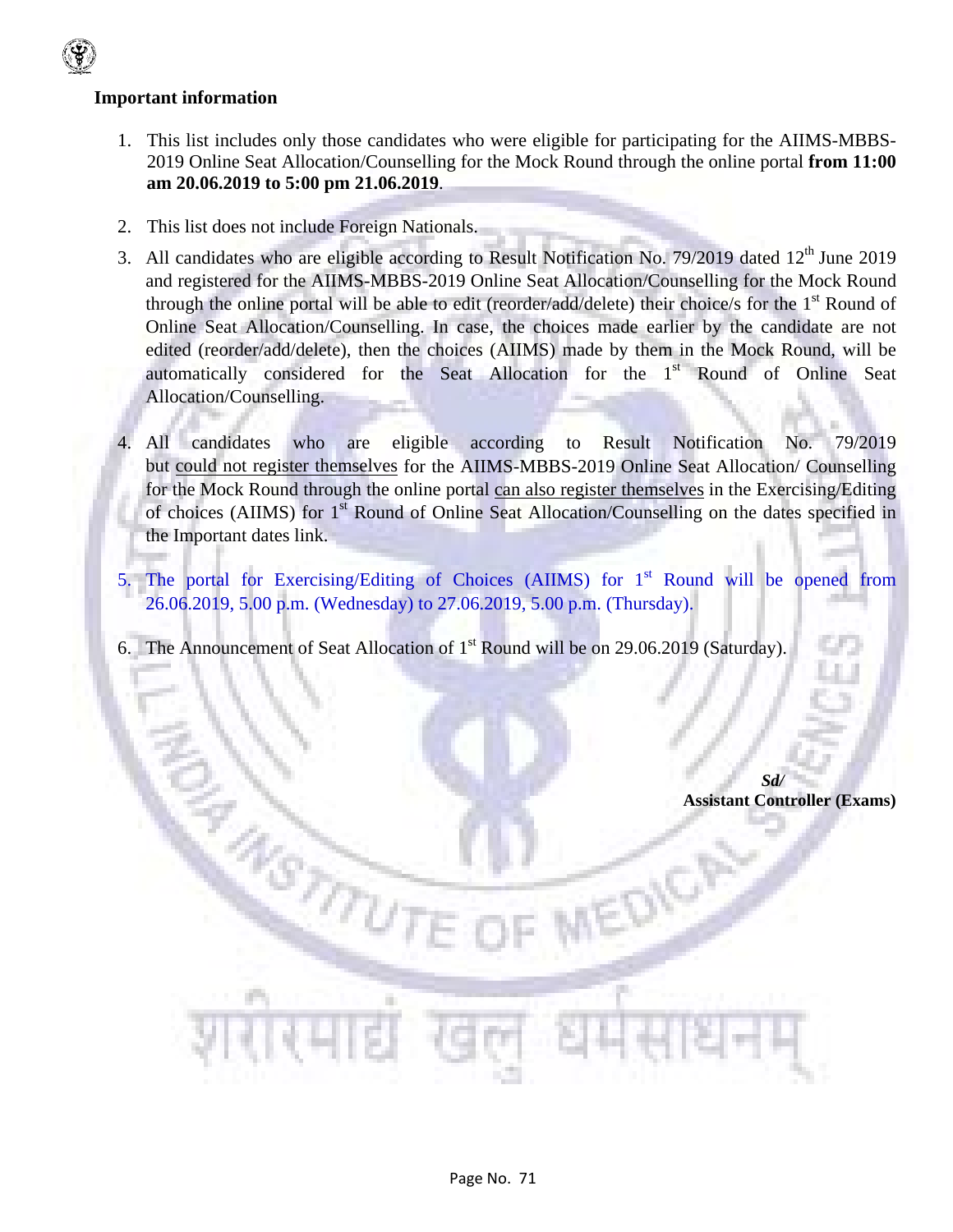**Important information**

1. This list includes only those candidates who were eligible for participating for the AIIMS-MBBS-2019 Online Seat Allocation/Counselling for the Mock Round through the online portal **from 11:00 am 20.06.2019 to 5:00 pm 21.06.2019**.

2. This list does not include Foreign Nationals.

3. All candidates who are eligible according to Result Notification No. 79/2019 dated 12th June 2019 and registered for the AIIMS-MBBS-2019 Online Seat Allocation/Counselling for the Mock Round through the online portal will be able to edit (reorder/add/delete) their choice/s for the 1st Round of Online Seat Allocation/Counselling. In case, the choices made earlier by the candidate are not edited (reorder/add/delete), then the choices (AIIMS) made by them in the Mock Round, will be automatically considered for the Seat Allocation for the 1st Round of Online Seat Allocation/Counselling.

4. All candidates who are eligible according to Result Notification No. 79/2019 but could not register themselves for the AIIMS-MBBS-2019 Online Seat Allocation/ Counselling for the Mock Round through the online portal can also register themselves in the Exercising/Editing of choices (AIIMS) for 1st Round of Online Seat Allocation/Counselling on the dates specified in the Important dates link.

5. The portal for Exercising/Editing of Choices (AIIMS) for 1st Round will be opened from 26.06.2019, 5.00 p.m. (Wednesday) to 27.06.2019, 5.00 p.m. (Thursday).

6. The Announcement of Seat Allocation of 1st Round will be on 29.06.2019 (Saturday).

***Sd/***

**Assistant Controller (Exams)**